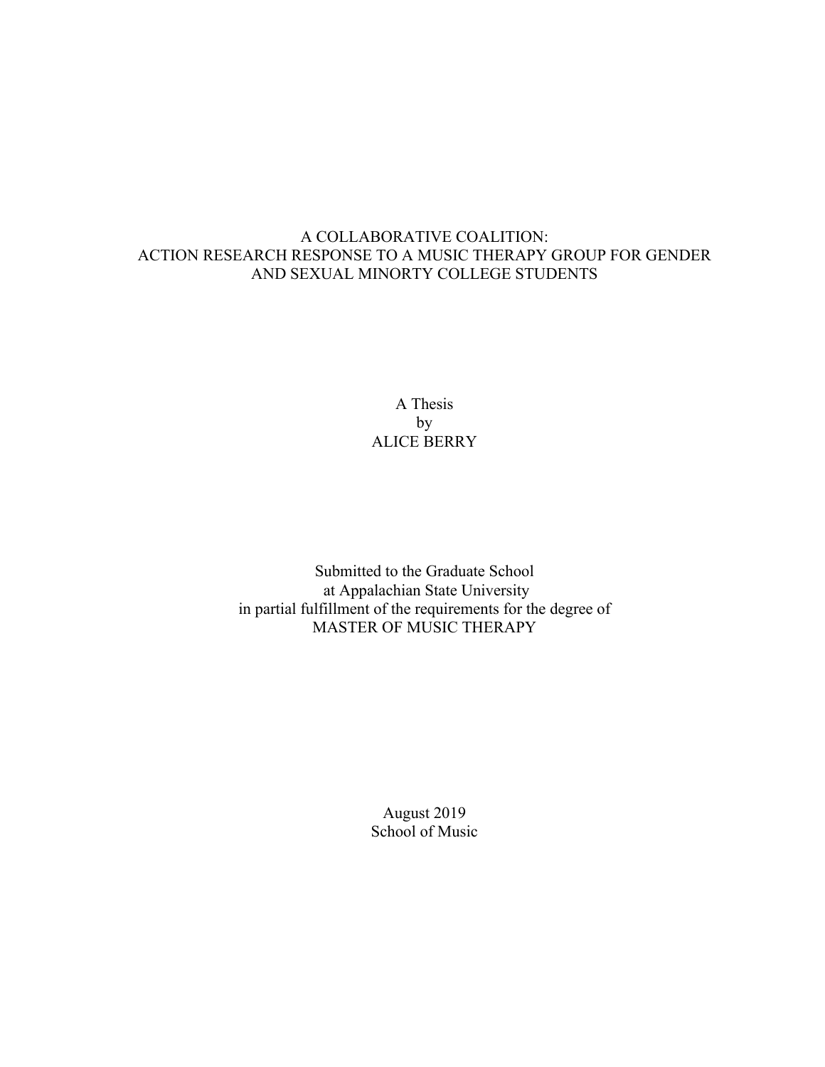# A COLLABORATIVE COALITION:
# ACTION RESEARCH RESPONSE TO A MUSIC THERAPY GROUP FOR GENDER AND SEXUAL MINORTY COLLEGE STUDENTS

A Thesis
by
ALICE BERRY

Submitted to the Graduate School
at Appalachian State University
in partial fulfillment of the requirements for the degree of
MASTER OF MUSIC THERAPY

August 2019
School of Music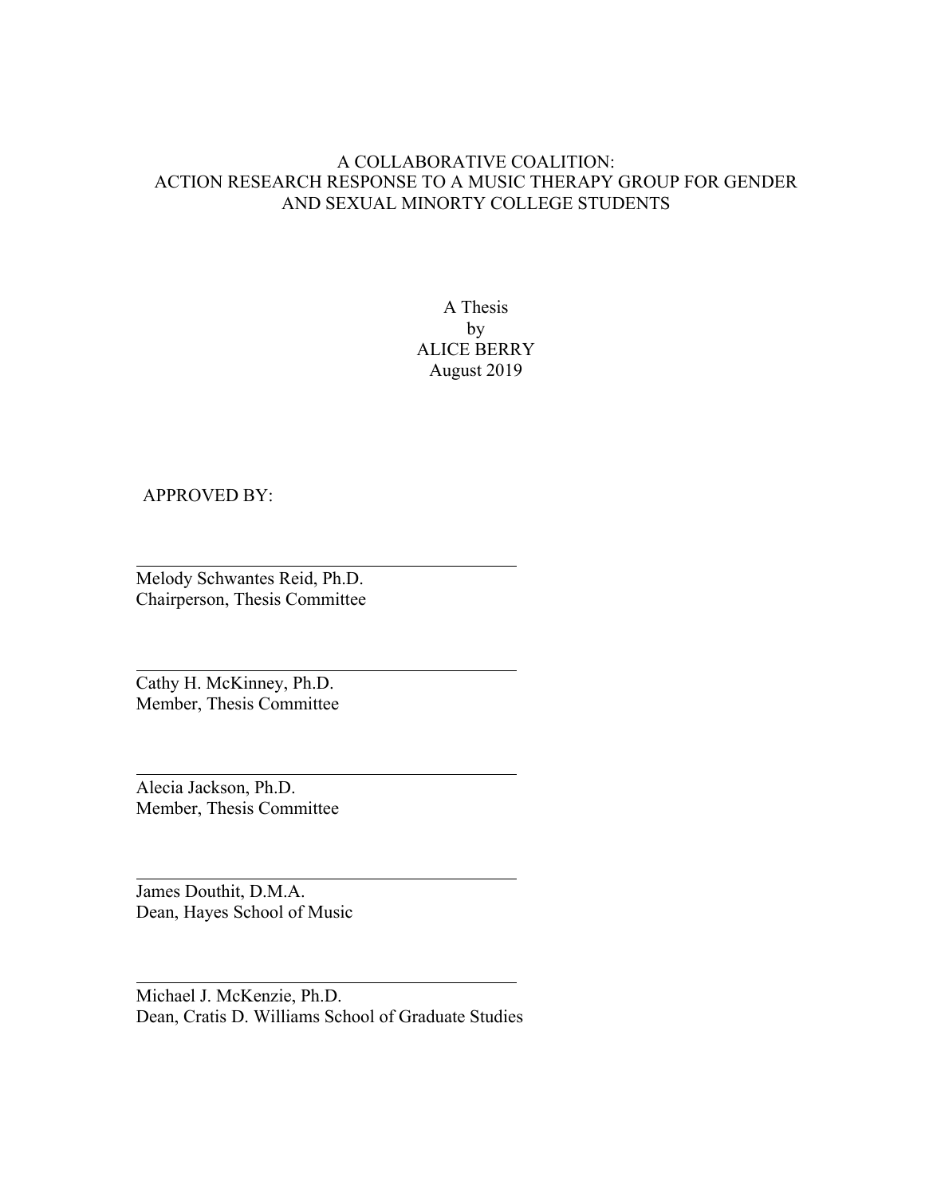A COLLABORATIVE COALITION:
ACTION RESEARCH RESPONSE TO A MUSIC THERAPY GROUP FOR GENDER AND SEXUAL MINORTY COLLEGE STUDENTS

A Thesis
by
ALICE BERRY
August 2019

APPROVED BY:

Melody Schwantes Reid, Ph.D.
Chairperson, Thesis Committee

Cathy H. McKinney, Ph.D.
Member, Thesis Committee

Alecia Jackson, Ph.D.
Member, Thesis Committee

James Douthit, D.M.A.
Dean, Hayes School of Music

Michael J. McKenzie, Ph.D.
Dean, Cratis D. Williams School of Graduate Studies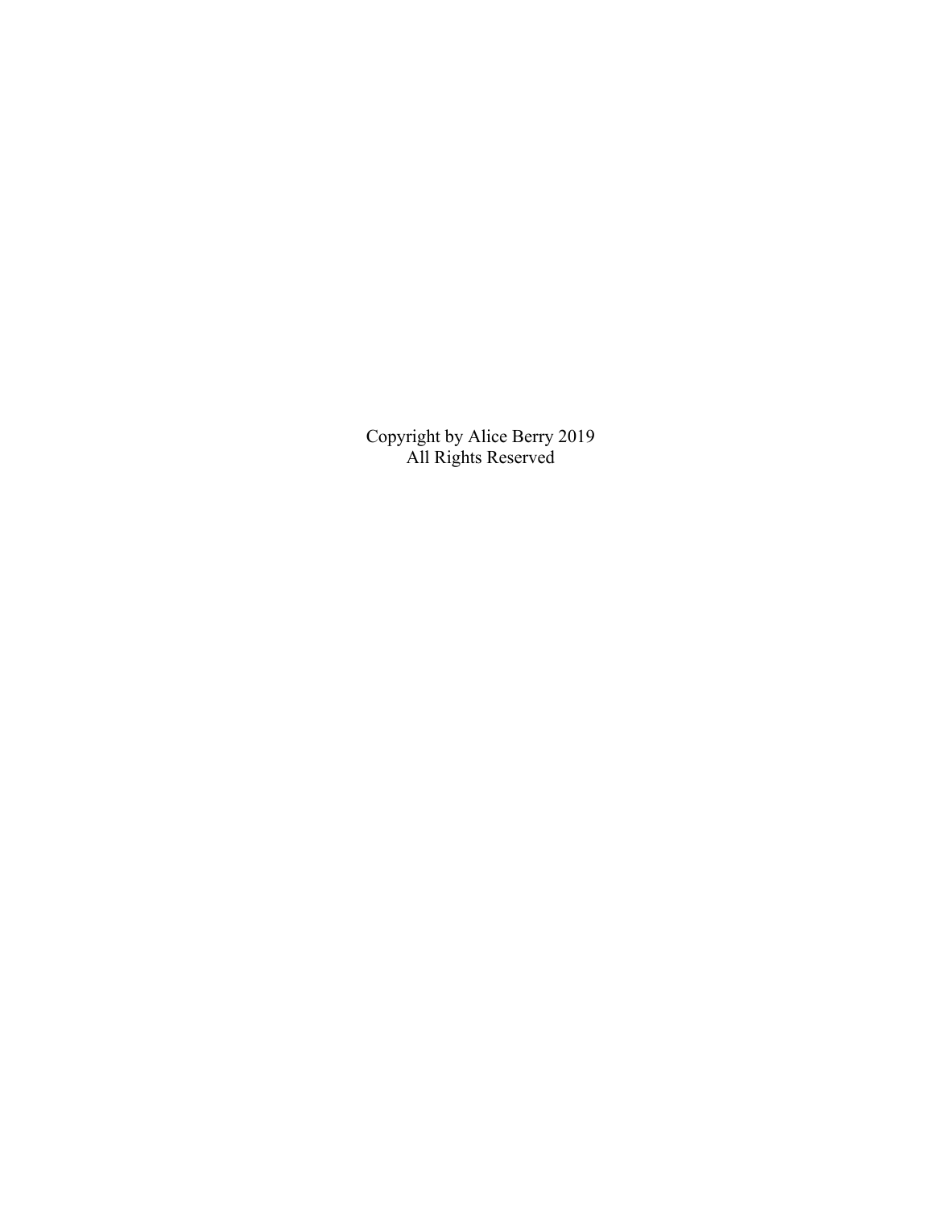Copyright by Alice Berry 2019
All Rights Reserved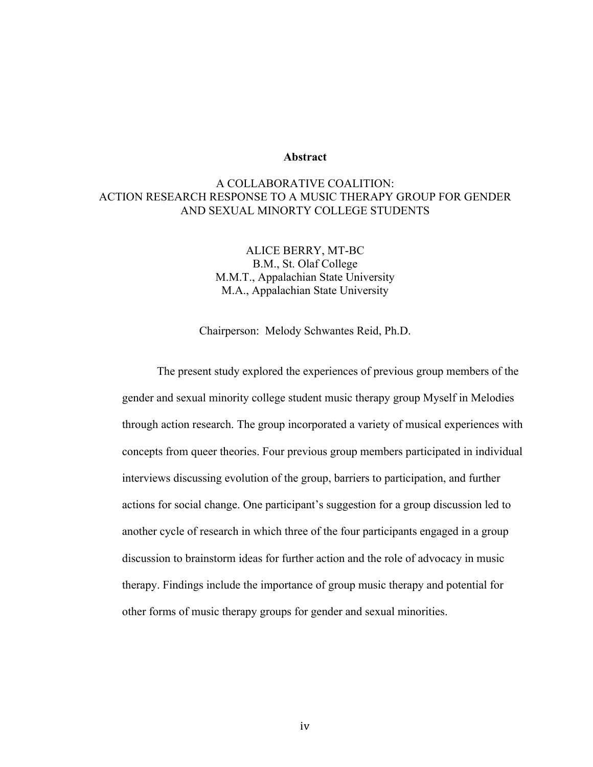# Abstract

A COLLABORATIVE COALITION:
ACTION RESEARCH RESPONSE TO A MUSIC THERAPY GROUP FOR GENDER AND SEXUAL MINORTY COLLEGE STUDENTS

ALICE BERRY, MT-BC
B.M., St. Olaf College
M.M.T., Appalachian State University
M.A., Appalachian State University

Chairperson: Melody Schwantes Reid, Ph.D.

The present study explored the experiences of previous group members of the gender and sexual minority college student music therapy group Myself in Melodies through action research. The group incorporated a variety of musical experiences with concepts from queer theories. Four previous group members participated in individual interviews discussing evolution of the group, barriers to participation, and further actions for social change. One participant's suggestion for a group discussion led to another cycle of research in which three of the four participants engaged in a group discussion to brainstorm ideas for further action and the role of advocacy in music therapy. Findings include the importance of group music therapy and potential for other forms of music therapy groups for gender and sexual minorities.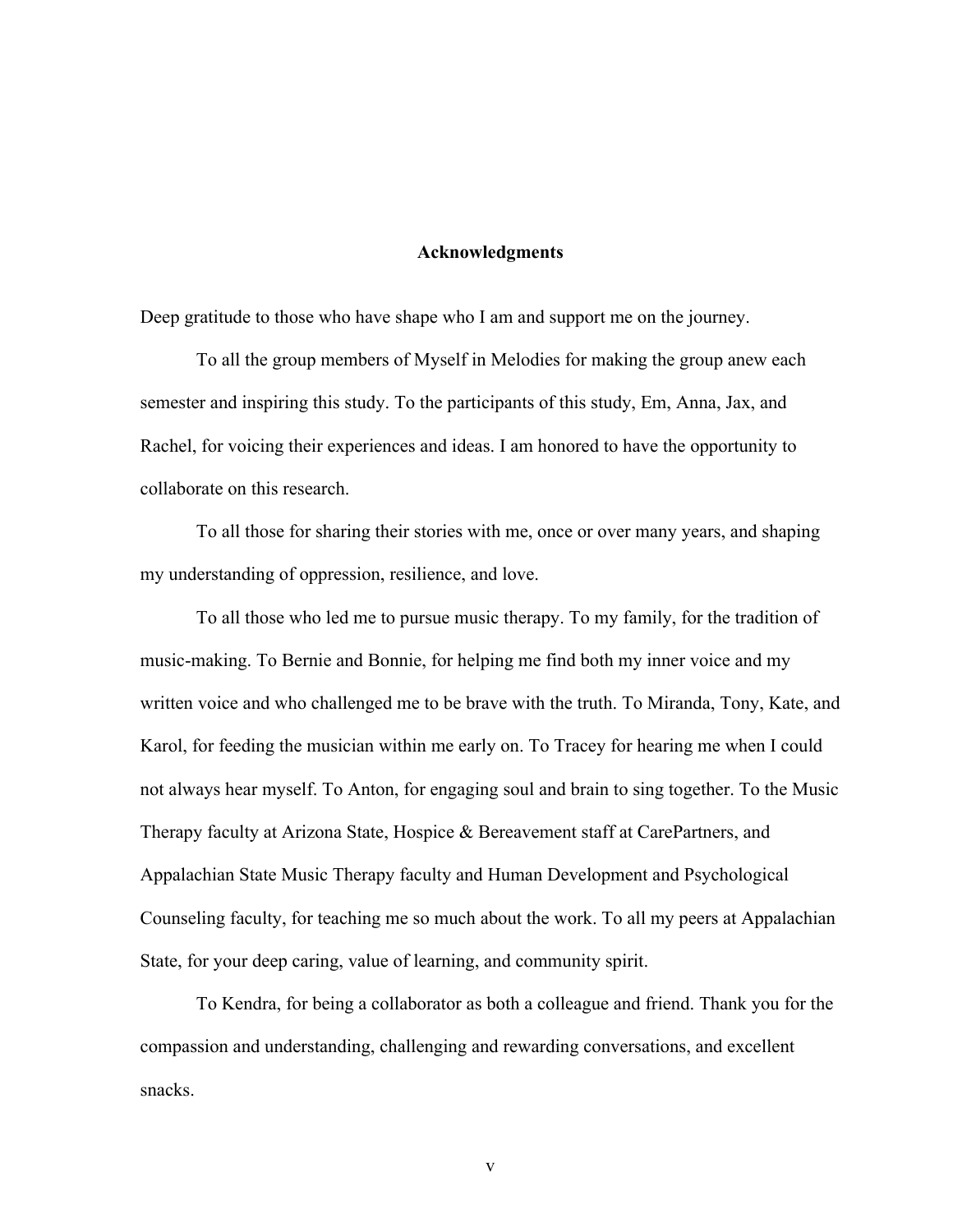## Acknowledgments

Deep gratitude to those who have shape who I am and support me on the journey.

To all the group members of Myself in Melodies for making the group anew each semester and inspiring this study. To the participants of this study, Em, Anna, Jax, and Rachel, for voicing their experiences and ideas. I am honored to have the opportunity to collaborate on this research.

To all those for sharing their stories with me, once or over many years, and shaping my understanding of oppression, resilience, and love.

To all those who led me to pursue music therapy. To my family, for the tradition of music-making. To Bernie and Bonnie, for helping me find both my inner voice and my written voice and who challenged me to be brave with the truth. To Miranda, Tony, Kate, and Karol, for feeding the musician within me early on. To Tracey for hearing me when I could not always hear myself. To Anton, for engaging soul and brain to sing together. To the Music Therapy faculty at Arizona State, Hospice & Bereavement staff at CarePartners, and Appalachian State Music Therapy faculty and Human Development and Psychological Counseling faculty, for teaching me so much about the work. To all my peers at Appalachian State, for your deep caring, value of learning, and community spirit.

To Kendra, for being a collaborator as both a colleague and friend. Thank you for the compassion and understanding, challenging and rewarding conversations, and excellent snacks.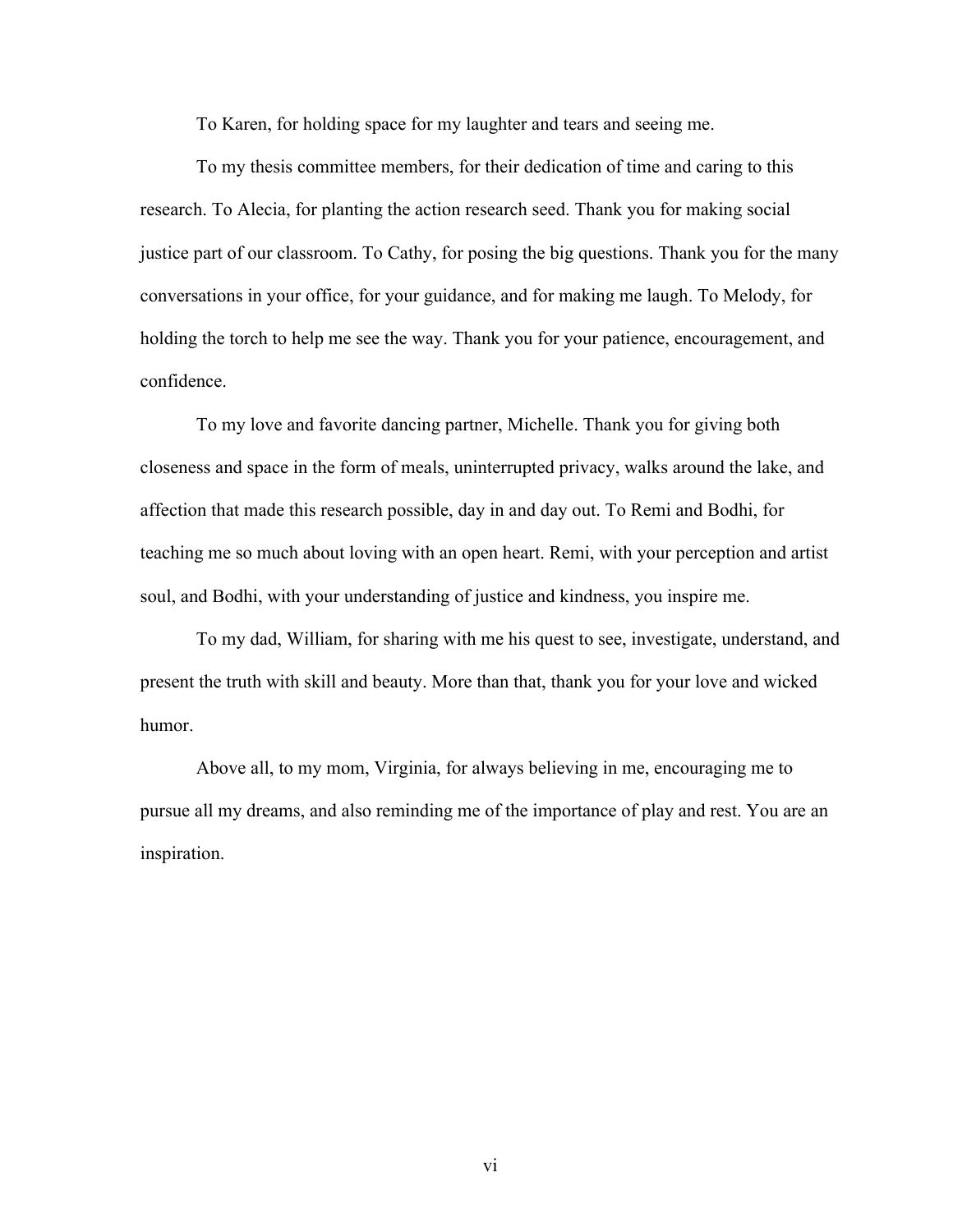To Karen, for holding space for my laughter and tears and seeing me.

To my thesis committee members, for their dedication of time and caring to this research. To Alecia, for planting the action research seed. Thank you for making social justice part of our classroom. To Cathy, for posing the big questions. Thank you for the many conversations in your office, for your guidance, and for making me laugh. To Melody, for holding the torch to help me see the way. Thank you for your patience, encouragement, and confidence.

To my love and favorite dancing partner, Michelle. Thank you for giving both closeness and space in the form of meals, uninterrupted privacy, walks around the lake, and affection that made this research possible, day in and day out. To Remi and Bodhi, for teaching me so much about loving with an open heart. Remi, with your perception and artist soul, and Bodhi, with your understanding of justice and kindness, you inspire me.

To my dad, William, for sharing with me his quest to see, investigate, understand, and present the truth with skill and beauty. More than that, thank you for your love and wicked humor.

Above all, to my mom, Virginia, for always believing in me, encouraging me to pursue all my dreams, and also reminding me of the importance of play and rest. You are an inspiration.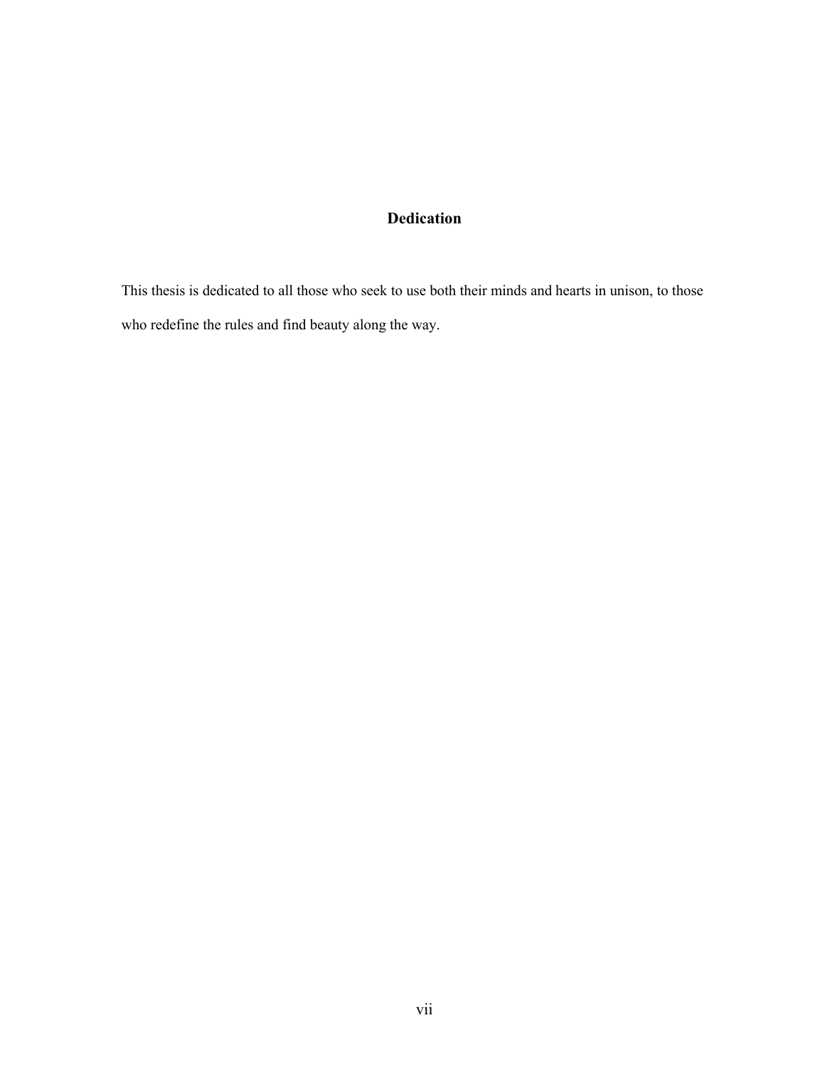# Dedication

This thesis is dedicated to all those who seek to use both their minds and hearts in unison, to those who redefine the rules and find beauty along the way.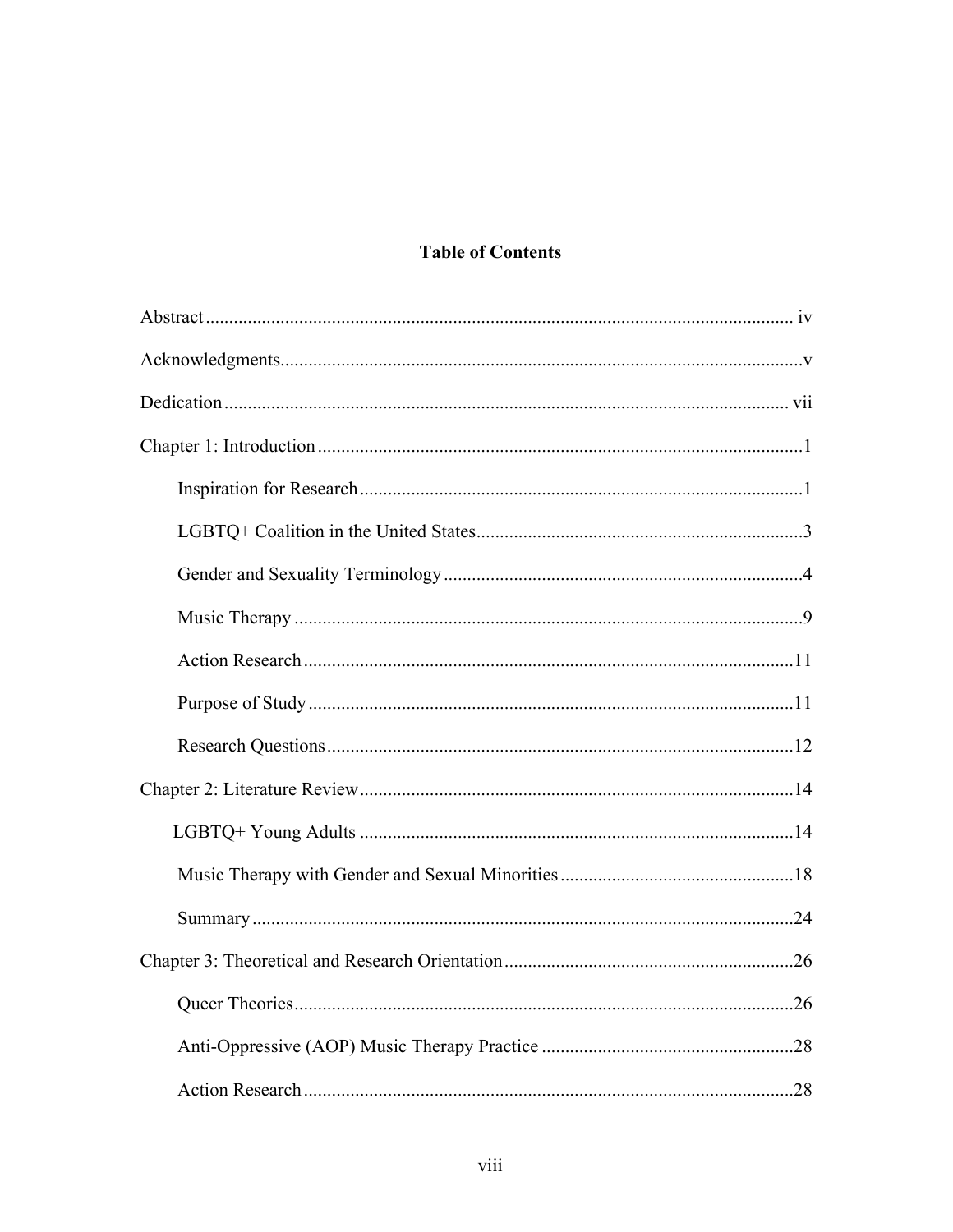# Table of Contents

Abstract ... iv

Acknowledgments ... v

Dedication ... vii

Chapter 1: Introduction ... 1

- Inspiration for Research ... 1
- LGBTQ+ Coalition in the United States ... 3
- Gender and Sexuality Terminology ... 4
- Music Therapy ... 9
- Action Research ... 11
- Purpose of Study ... 11
- Research Questions ... 12

Chapter 2: Literature Review ... 14

- LGBTQ+ Young Adults ... 14
- Music Therapy with Gender and Sexual Minorities ... 18
- Summary ... 24

Chapter 3: Theoretical and Research Orientation ... 26

- Queer Theories ... 26
- Anti-Oppressive (AOP) Music Therapy Practice ... 28
- Action Research ... 28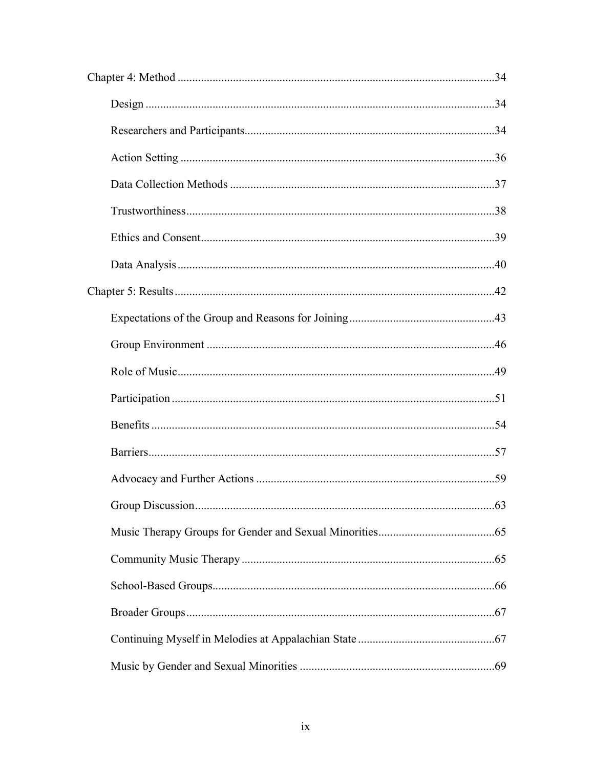Chapter 4: Method ....................................................................................................34

Design ....................................................................................................34

Researchers and Participants....................................................................................................34

Action Setting ....................................................................................................36

Data Collection Methods ....................................................................................................37

Trustworthiness....................................................................................................38

Ethics and Consent....................................................................................................39

Data Analysis ....................................................................................................40

Chapter 5: Results....................................................................................................42

Expectations of the Group and Reasons for Joining....................................................................................................43

Group Environment ....................................................................................................46

Role of Music....................................................................................................49

Participation ....................................................................................................51

Benefits ....................................................................................................54

Barriers....................................................................................................57

Advocacy and Further Actions ....................................................................................................59

Group Discussion....................................................................................................63

Music Therapy Groups for Gender and Sexual Minorities....................................................................................................65

Community Music Therapy ....................................................................................................65

School-Based Groups....................................................................................................66

Broader Groups....................................................................................................67

Continuing Myself in Melodies at Appalachian State ....................................................................................................67

Music by Gender and Sexual Minorities ....................................................................................................69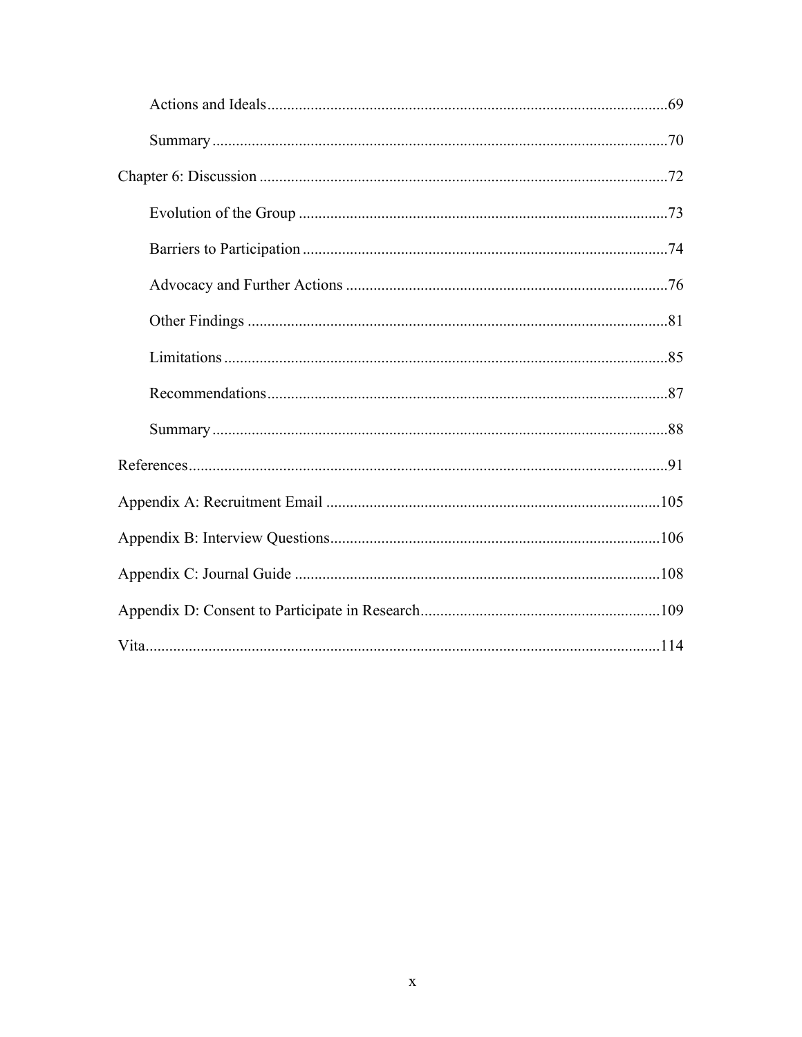Actions and Ideals ....................................................................................................69

Summary ...................................................................................................................70

Chapter 6: Discussion .......................................................................................................72

Evolution of the Group .............................................................................................73

Barriers to Participation ............................................................................................74

Advocacy and Further Actions .................................................................................76

Other Findings ..........................................................................................................81

Limitations ................................................................................................................85

Recommendations .....................................................................................................87

Summary ...................................................................................................................88

References .........................................................................................................................91

Appendix A: Recruitment Email ....................................................................................105

Appendix B: Interview Questions ...................................................................................106

Appendix C: Journal Guide ............................................................................................108

Appendix D: Consent to Participate in Research ............................................................109

Vita .................................................................................................................................114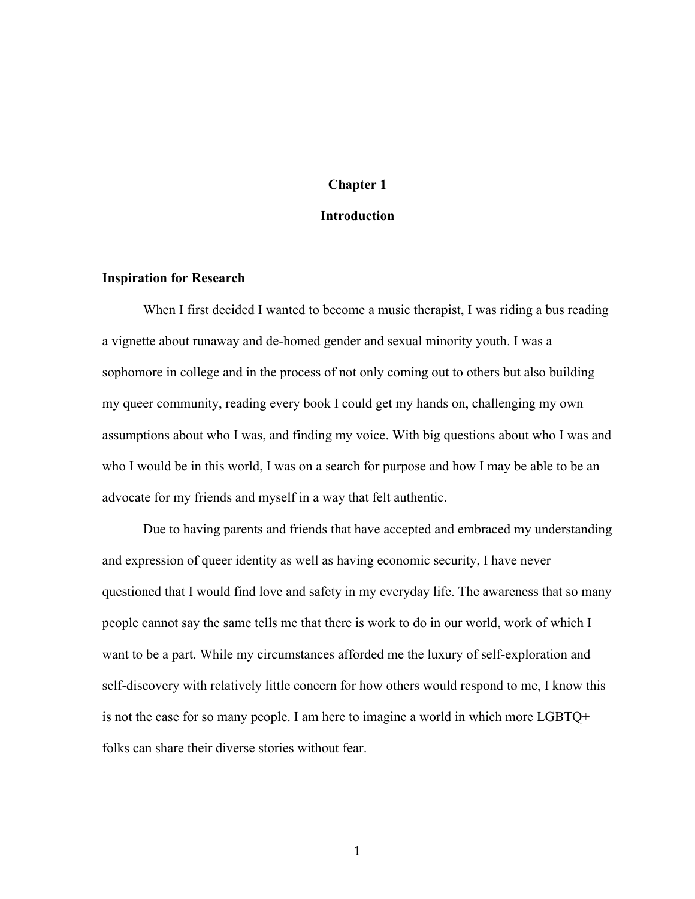# Chapter 1

# Introduction

## Inspiration for Research

When I first decided I wanted to become a music therapist, I was riding a bus reading a vignette about runaway and de-homed gender and sexual minority youth. I was a sophomore in college and in the process of not only coming out to others but also building my queer community, reading every book I could get my hands on, challenging my own assumptions about who I was, and finding my voice. With big questions about who I was and who I would be in this world, I was on a search for purpose and how I may be able to be an advocate for my friends and myself in a way that felt authentic.

Due to having parents and friends that have accepted and embraced my understanding and expression of queer identity as well as having economic security, I have never questioned that I would find love and safety in my everyday life. The awareness that so many people cannot say the same tells me that there is work to do in our world, work of which I want to be a part. While my circumstances afforded me the luxury of self-exploration and self-discovery with relatively little concern for how others would respond to me, I know this is not the case for so many people. I am here to imagine a world in which more LGBTQ+ folks can share their diverse stories without fear.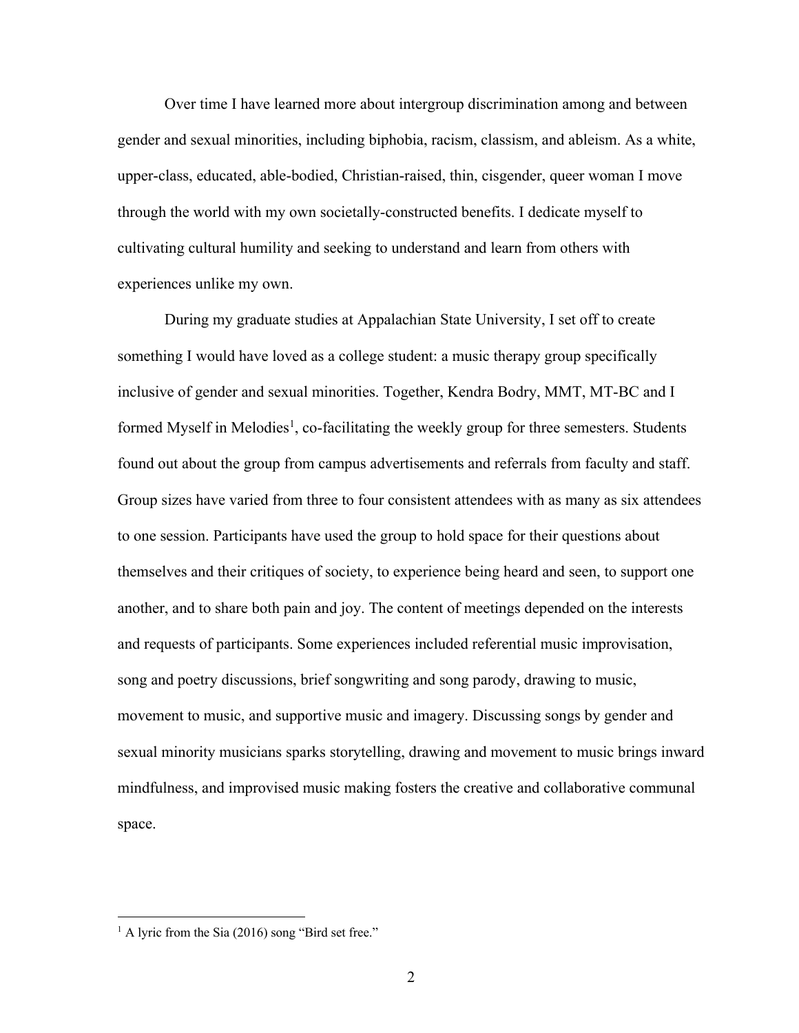Over time I have learned more about intergroup discrimination among and between gender and sexual minorities, including biphobia, racism, classism, and ableism. As a white, upper-class, educated, able-bodied, Christian-raised, thin, cisgender, queer woman I move through the world with my own societally-constructed benefits. I dedicate myself to cultivating cultural humility and seeking to understand and learn from others with experiences unlike my own.

During my graduate studies at Appalachian State University, I set off to create something I would have loved as a college student: a music therapy group specifically inclusive of gender and sexual minorities. Together, Kendra Bodry, MMT, MT-BC and I formed Myself in Melodies[1], co-facilitating the weekly group for three semesters. Students found out about the group from campus advertisements and referrals from faculty and staff. Group sizes have varied from three to four consistent attendees with as many as six attendees to one session. Participants have used the group to hold space for their questions about themselves and their critiques of society, to experience being heard and seen, to support one another, and to share both pain and joy. The content of meetings depended on the interests and requests of participants. Some experiences included referential music improvisation, song and poetry discussions, brief songwriting and song parody, drawing to music, movement to music, and supportive music and imagery. Discussing songs by gender and sexual minority musicians sparks storytelling, drawing and movement to music brings inward mindfulness, and improvised music making fosters the creative and collaborative communal space.

[1] A lyric from the Sia (2016) song "Bird set free."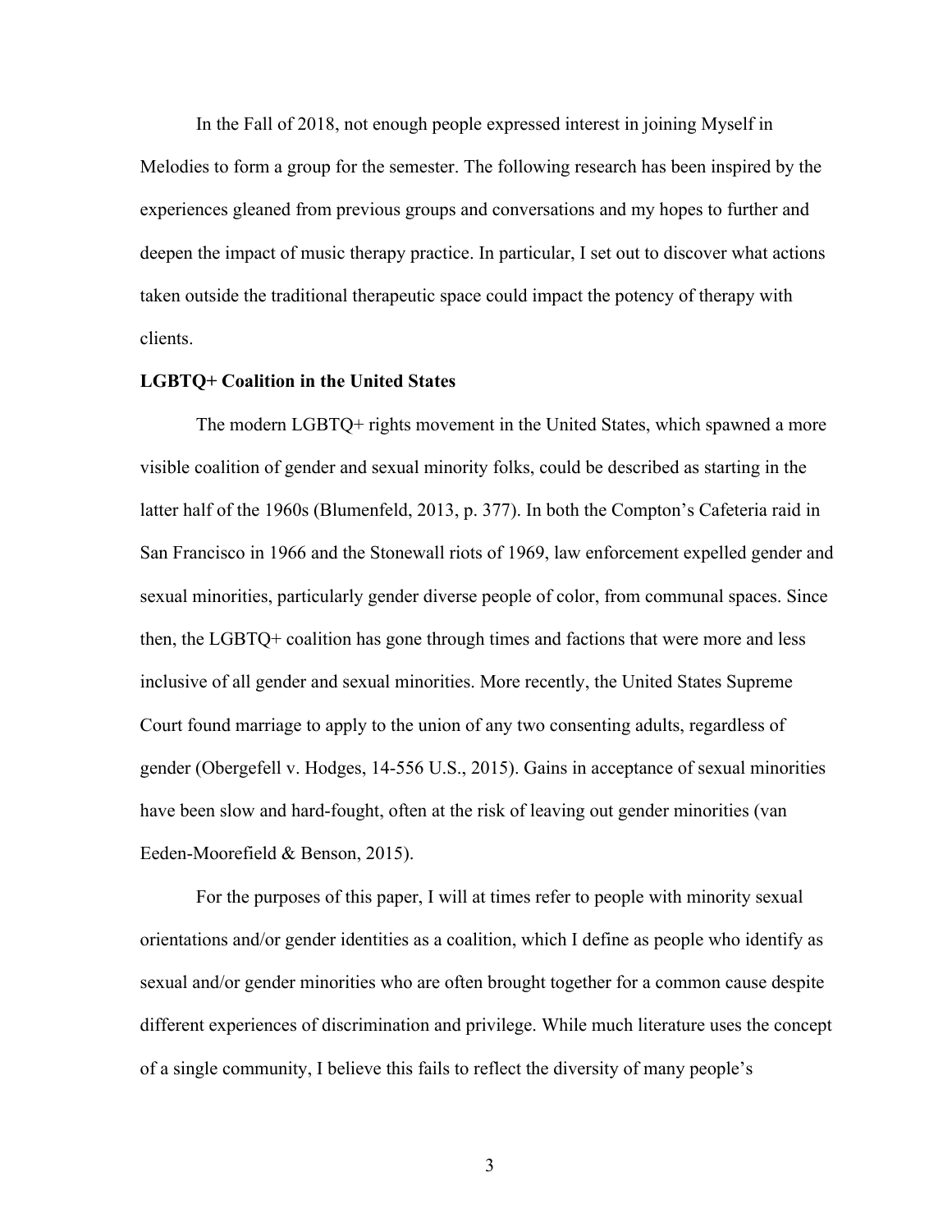In the Fall of 2018, not enough people expressed interest in joining Myself in Melodies to form a group for the semester. The following research has been inspired by the experiences gleaned from previous groups and conversations and my hopes to further and deepen the impact of music therapy practice. In particular, I set out to discover what actions taken outside the traditional therapeutic space could impact the potency of therapy with clients.

**LGBTQ+ Coalition in the United States**

The modern LGBTQ+ rights movement in the United States, which spawned a more visible coalition of gender and sexual minority folks, could be described as starting in the latter half of the 1960s (Blumenfeld, 2013, p. 377). In both the Compton's Cafeteria raid in San Francisco in 1966 and the Stonewall riots of 1969, law enforcement expelled gender and sexual minorities, particularly gender diverse people of color, from communal spaces. Since then, the LGBTQ+ coalition has gone through times and factions that were more and less inclusive of all gender and sexual minorities. More recently, the United States Supreme Court found marriage to apply to the union of any two consenting adults, regardless of gender (Obergefell v. Hodges, 14-556 U.S., 2015). Gains in acceptance of sexual minorities have been slow and hard-fought, often at the risk of leaving out gender minorities (van Eeden-Moorefield & Benson, 2015).

For the purposes of this paper, I will at times refer to people with minority sexual orientations and/or gender identities as a coalition, which I define as people who identify as sexual and/or gender minorities who are often brought together for a common cause despite different experiences of discrimination and privilege. While much literature uses the concept of a single community, I believe this fails to reflect the diversity of many people's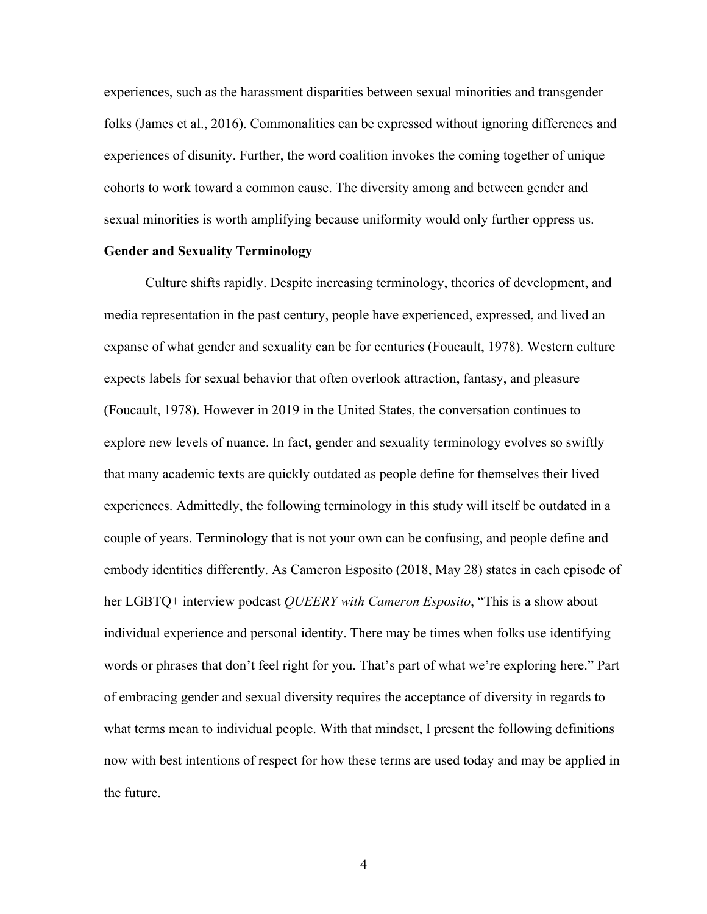experiences, such as the harassment disparities between sexual minorities and transgender folks (James et al., 2016). Commonalities can be expressed without ignoring differences and experiences of disunity. Further, the word coalition invokes the coming together of unique cohorts to work toward a common cause. The diversity among and between gender and sexual minorities is worth amplifying because uniformity would only further oppress us.

**Gender and Sexuality Terminology**

Culture shifts rapidly. Despite increasing terminology, theories of development, and media representation in the past century, people have experienced, expressed, and lived an expanse of what gender and sexuality can be for centuries (Foucault, 1978). Western culture expects labels for sexual behavior that often overlook attraction, fantasy, and pleasure (Foucault, 1978). However in 2019 in the United States, the conversation continues to explore new levels of nuance. In fact, gender and sexuality terminology evolves so swiftly that many academic texts are quickly outdated as people define for themselves their lived experiences. Admittedly, the following terminology in this study will itself be outdated in a couple of years. Terminology that is not your own can be confusing, and people define and embody identities differently. As Cameron Esposito (2018, May 28) states in each episode of her LGBTQ+ interview podcast *QUEERY with Cameron Esposito*, "This is a show about individual experience and personal identity. There may be times when folks use identifying words or phrases that don't feel right for you. That's part of what we're exploring here." Part of embracing gender and sexual diversity requires the acceptance of diversity in regards to what terms mean to individual people. With that mindset, I present the following definitions now with best intentions of respect for how these terms are used today and may be applied in the future.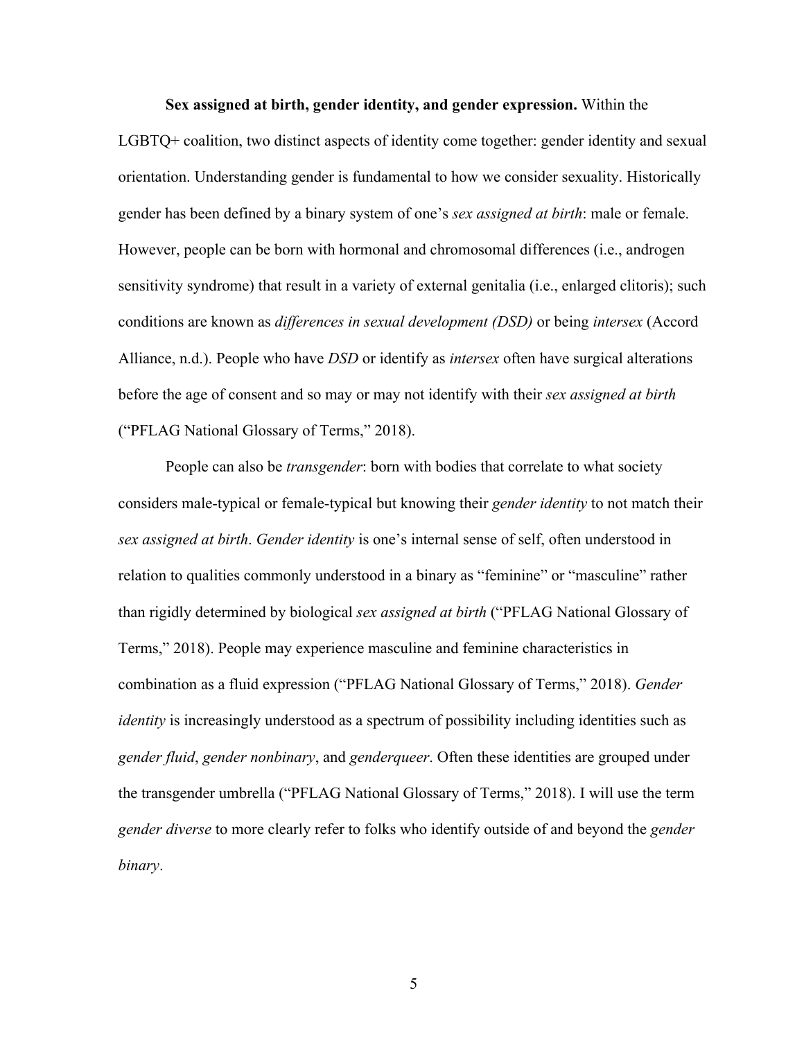**Sex assigned at birth, gender identity, and gender expression.** Within the LGBTQ+ coalition, two distinct aspects of identity come together: gender identity and sexual orientation. Understanding gender is fundamental to how we consider sexuality. Historically gender has been defined by a binary system of one's *sex assigned at birth*: male or female. However, people can be born with hormonal and chromosomal differences (i.e., androgen sensitivity syndrome) that result in a variety of external genitalia (i.e., enlarged clitoris); such conditions are known as *differences in sexual development (DSD)* or being *intersex* (Accord Alliance, n.d.). People who have *DSD* or identify as *intersex* often have surgical alterations before the age of consent and so may or may not identify with their *sex assigned at birth* ("PFLAG National Glossary of Terms," 2018).

People can also be *transgender*: born with bodies that correlate to what society considers male-typical or female-typical but knowing their *gender identity* to not match their *sex assigned at birth*. *Gender identity* is one's internal sense of self, often understood in relation to qualities commonly understood in a binary as "feminine" or "masculine" rather than rigidly determined by biological *sex assigned at birth* ("PFLAG National Glossary of Terms," 2018). People may experience masculine and feminine characteristics in combination as a fluid expression ("PFLAG National Glossary of Terms," 2018). *Gender identity* is increasingly understood as a spectrum of possibility including identities such as *gender fluid*, *gender nonbinary*, and *genderqueer*. Often these identities are grouped under the transgender umbrella ("PFLAG National Glossary of Terms," 2018). I will use the term *gender diverse* to more clearly refer to folks who identify outside of and beyond the *gender binary*.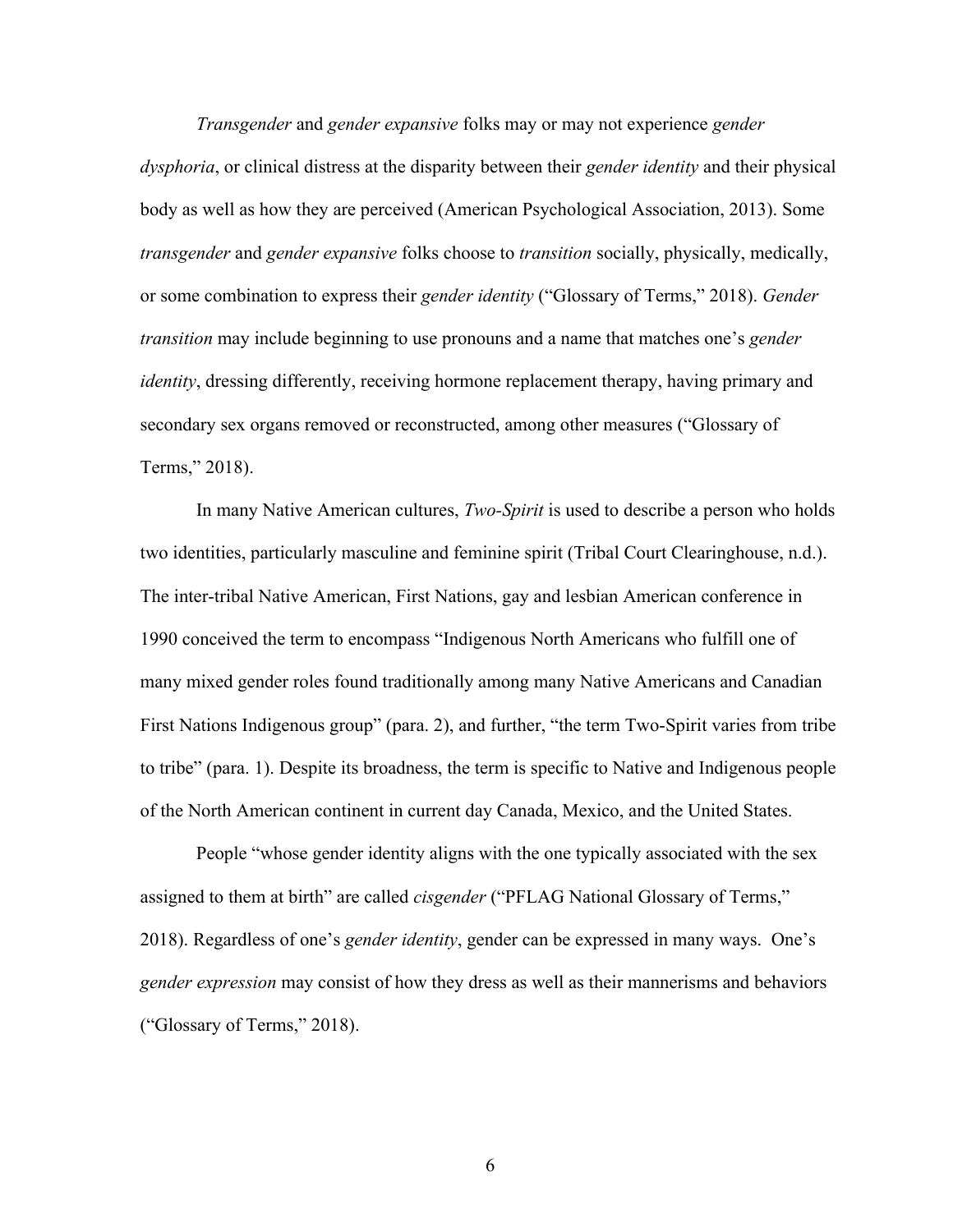*Transgender* and *gender expansive* folks may or may not experience *gender dysphoria*, or clinical distress at the disparity between their *gender identity* and their physical body as well as how they are perceived (American Psychological Association, 2013). Some *transgender* and *gender expansive* folks choose to *transition* socially, physically, medically, or some combination to express their *gender identity* ("Glossary of Terms," 2018). *Gender transition* may include beginning to use pronouns and a name that matches one's *gender identity*, dressing differently, receiving hormone replacement therapy, having primary and secondary sex organs removed or reconstructed, among other measures ("Glossary of Terms," 2018).

In many Native American cultures, *Two-Spirit* is used to describe a person who holds two identities, particularly masculine and feminine spirit (Tribal Court Clearinghouse, n.d.). The inter-tribal Native American, First Nations, gay and lesbian American conference in 1990 conceived the term to encompass "Indigenous North Americans who fulfill one of many mixed gender roles found traditionally among many Native Americans and Canadian First Nations Indigenous group" (para. 2), and further, "the term Two-Spirit varies from tribe to tribe" (para. 1). Despite its broadness, the term is specific to Native and Indigenous people of the North American continent in current day Canada, Mexico, and the United States.

People "whose gender identity aligns with the one typically associated with the sex assigned to them at birth" are called *cisgender* ("PFLAG National Glossary of Terms," 2018). Regardless of one's *gender identity*, gender can be expressed in many ways. One's *gender expression* may consist of how they dress as well as their mannerisms and behaviors ("Glossary of Terms," 2018).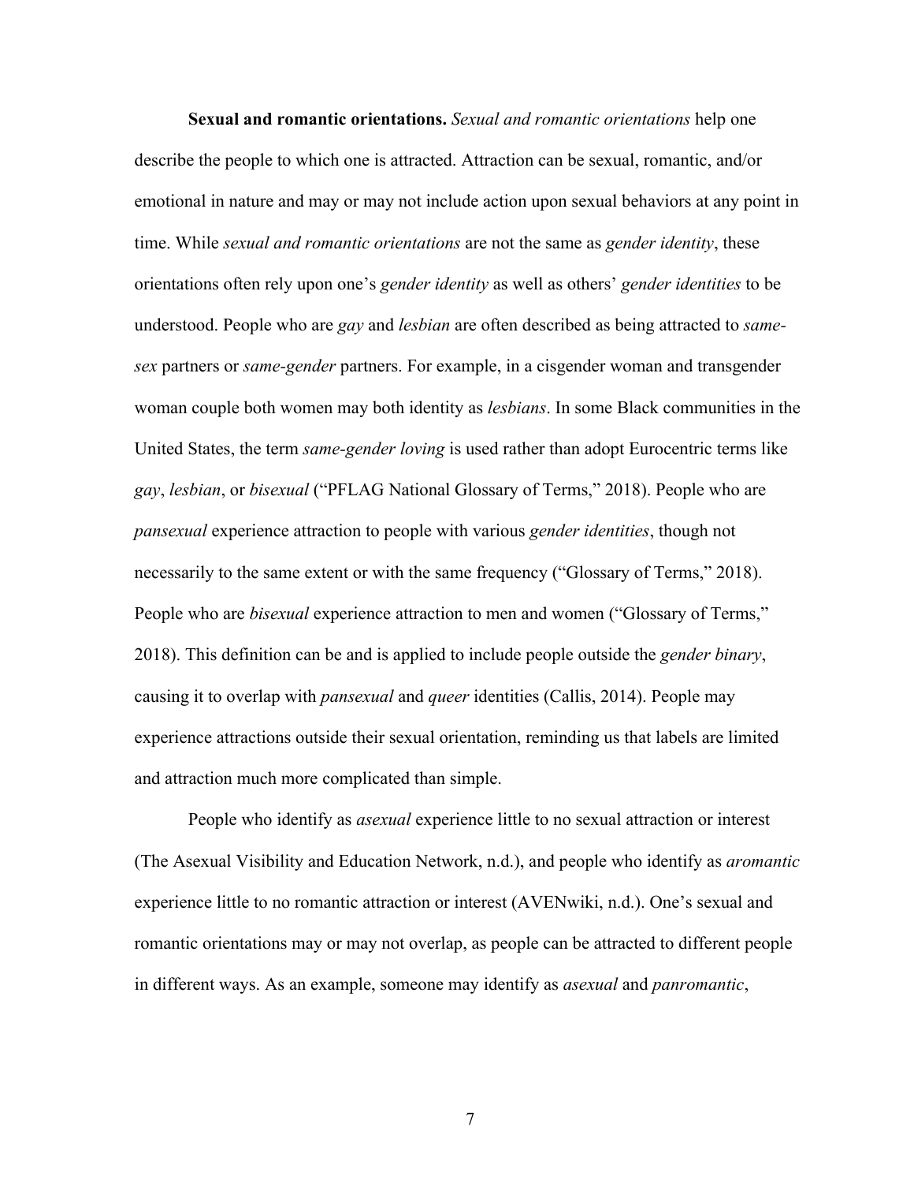**Sexual and romantic orientations.** *Sexual and romantic orientations* help one describe the people to which one is attracted. Attraction can be sexual, romantic, and/or emotional in nature and may or may not include action upon sexual behaviors at any point in time. While *sexual and romantic orientations* are not the same as *gender identity*, these orientations often rely upon one's *gender identity* as well as others' *gender identities* to be understood. People who are *gay* and *lesbian* are often described as being attracted to *same-sex* partners or *same-gender* partners. For example, in a cisgender woman and transgender woman couple both women may both identity as *lesbians*. In some Black communities in the United States, the term *same-gender loving* is used rather than adopt Eurocentric terms like *gay*, *lesbian*, or *bisexual* ("PFLAG National Glossary of Terms," 2018). People who are *pansexual* experience attraction to people with various *gender identities*, though not necessarily to the same extent or with the same frequency ("Glossary of Terms," 2018). People who are *bisexual* experience attraction to men and women ("Glossary of Terms," 2018). This definition can be and is applied to include people outside the *gender binary*, causing it to overlap with *pansexual* and *queer* identities (Callis, 2014). People may experience attractions outside their sexual orientation, reminding us that labels are limited and attraction much more complicated than simple.

People who identify as *asexual* experience little to no sexual attraction or interest (The Asexual Visibility and Education Network, n.d.), and people who identify as *aromantic* experience little to no romantic attraction or interest (AVENwiki, n.d.). One's sexual and romantic orientations may or may not overlap, as people can be attracted to different people in different ways. As an example, someone may identify as *asexual* and *panromantic*,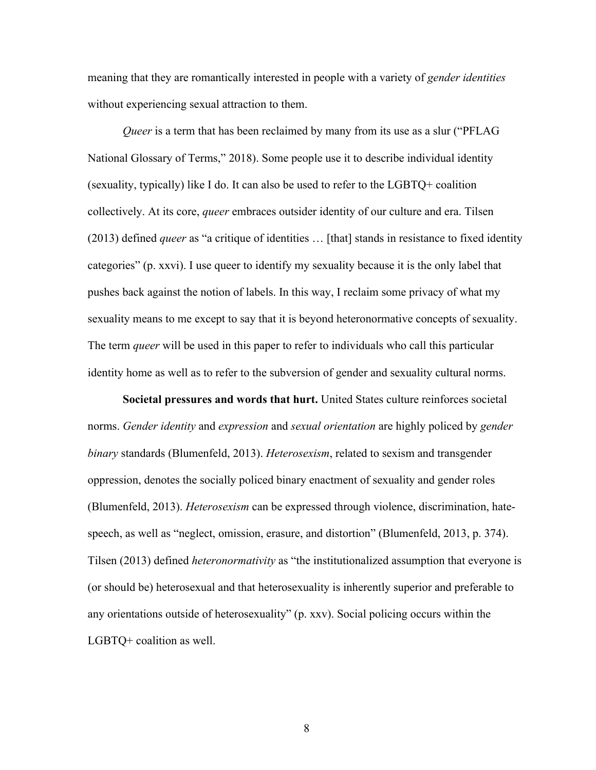meaning that they are romantically interested in people with a variety of *gender identities* without experiencing sexual attraction to them.

*Queer* is a term that has been reclaimed by many from its use as a slur ("PFLAG National Glossary of Terms," 2018). Some people use it to describe individual identity (sexuality, typically) like I do. It can also be used to refer to the LGBTQ+ coalition collectively. At its core, *queer* embraces outsider identity of our culture and era. Tilsen (2013) defined *queer* as "a critique of identities … [that] stands in resistance to fixed identity categories" (p. xxvi). I use queer to identify my sexuality because it is the only label that pushes back against the notion of labels. In this way, I reclaim some privacy of what my sexuality means to me except to say that it is beyond heteronormative concepts of sexuality. The term *queer* will be used in this paper to refer to individuals who call this particular identity home as well as to refer to the subversion of gender and sexuality cultural norms.

**Societal pressures and words that hurt.** United States culture reinforces societal norms. *Gender identity* and *expression* and *sexual orientation* are highly policed by *gender binary* standards (Blumenfeld, 2013). *Heterosexism*, related to sexism and transgender oppression, denotes the socially policed binary enactment of sexuality and gender roles (Blumenfeld, 2013). *Heterosexism* can be expressed through violence, discrimination, hate-speech, as well as "neglect, omission, erasure, and distortion" (Blumenfeld, 2013, p. 374). Tilsen (2013) defined *heteronormativity* as "the institutionalized assumption that everyone is (or should be) heterosexual and that heterosexuality is inherently superior and preferable to any orientations outside of heterosexuality" (p. xxv). Social policing occurs within the LGBTQ+ coalition as well.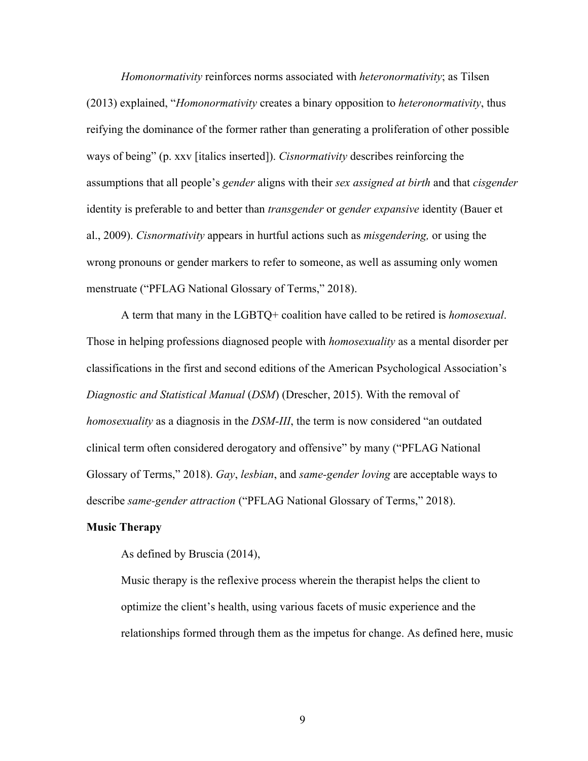*Homonormativity* reinforces norms associated with *heteronormativity*; as Tilsen (2013) explained, "*Homonormativity* creates a binary opposition to *heteronormativity*, thus reifying the dominance of the former rather than generating a proliferation of other possible ways of being" (p. xxv [italics inserted]). *Cisnormativity* describes reinforcing the assumptions that all people's *gender* aligns with their *sex assigned at birth* and that *cisgender* identity is preferable to and better than *transgender* or *gender expansive* identity (Bauer et al., 2009). *Cisnormativity* appears in hurtful actions such as *misgendering,* or using the wrong pronouns or gender markers to refer to someone, as well as assuming only women menstruate ("PFLAG National Glossary of Terms," 2018).

A term that many in the LGBTQ+ coalition have called to be retired is *homosexual*. Those in helping professions diagnosed people with *homosexuality* as a mental disorder per classifications in the first and second editions of the American Psychological Association's *Diagnostic and Statistical Manual* (*DSM*) (Drescher, 2015). With the removal of *homosexuality* as a diagnosis in the *DSM-III*, the term is now considered "an outdated clinical term often considered derogatory and offensive" by many ("PFLAG National Glossary of Terms," 2018). *Gay*, *lesbian*, and *same-gender loving* are acceptable ways to describe *same-gender attraction* ("PFLAG National Glossary of Terms," 2018).

**Music Therapy**

As defined by Bruscia (2014),

> Music therapy is the reflexive process wherein the therapist helps the client to optimize the client's health, using various facets of music experience and the relationships formed through them as the impetus for change. As defined here, music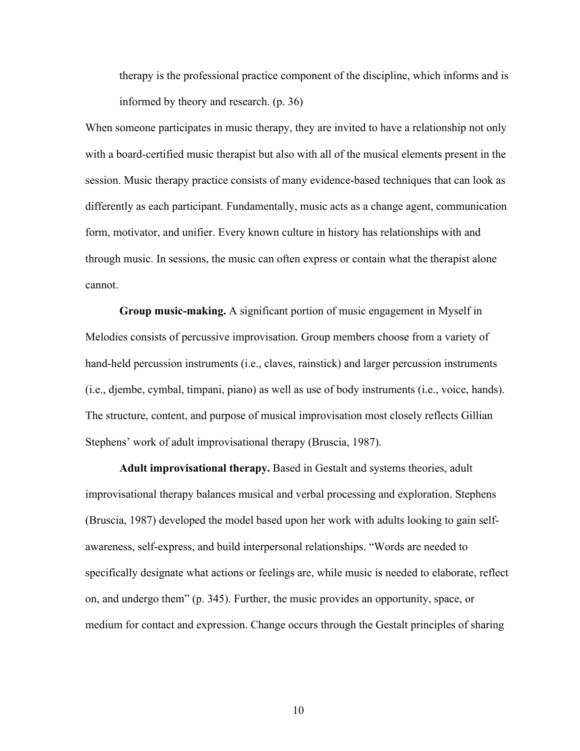therapy is the professional practice component of the discipline, which informs and is informed by theory and research. (p. 36)

When someone participates in music therapy, they are invited to have a relationship not only with a board-certified music therapist but also with all of the musical elements present in the session. Music therapy practice consists of many evidence-based techniques that can look as differently as each participant. Fundamentally, music acts as a change agent, communication form, motivator, and unifier. Every known culture in history has relationships with and through music. In sessions, the music can often express or contain what the therapist alone cannot.

**Group music-making.** A significant portion of music engagement in Myself in Melodies consists of percussive improvisation. Group members choose from a variety of hand-held percussion instruments (i.e., claves, rainstick) and larger percussion instruments (i.e., djembe, cymbal, timpani, piano) as well as use of body instruments (i.e., voice, hands). The structure, content, and purpose of musical improvisation most closely reflects Gillian Stephens' work of adult improvisational therapy (Bruscia, 1987).

**Adult improvisational therapy.** Based in Gestalt and systems theories, adult improvisational therapy balances musical and verbal processing and exploration. Stephens (Bruscia, 1987) developed the model based upon her work with adults looking to gain self-awareness, self-express, and build interpersonal relationships. "Words are needed to specifically designate what actions or feelings are, while music is needed to elaborate, reflect on, and undergo them" (p. 345). Further, the music provides an opportunity, space, or medium for contact and expression. Change occurs through the Gestalt principles of sharing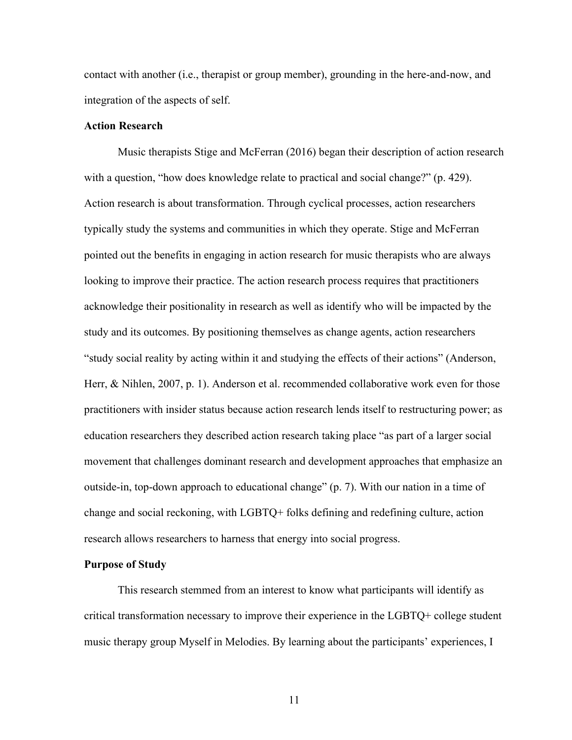contact with another (i.e., therapist or group member), grounding in the here-and-now, and integration of the aspects of self.

**Action Research**

Music therapists Stige and McFerran (2016) began their description of action research with a question, "how does knowledge relate to practical and social change?" (p. 429). Action research is about transformation. Through cyclical processes, action researchers typically study the systems and communities in which they operate. Stige and McFerran pointed out the benefits in engaging in action research for music therapists who are always looking to improve their practice. The action research process requires that practitioners acknowledge their positionality in research as well as identify who will be impacted by the study and its outcomes. By positioning themselves as change agents, action researchers "study social reality by acting within it and studying the effects of their actions" (Anderson, Herr, & Nihlen, 2007, p. 1). Anderson et al. recommended collaborative work even for those practitioners with insider status because action research lends itself to restructuring power; as education researchers they described action research taking place "as part of a larger social movement that challenges dominant research and development approaches that emphasize an outside-in, top-down approach to educational change" (p. 7). With our nation in a time of change and social reckoning, with LGBTQ+ folks defining and redefining culture, action research allows researchers to harness that energy into social progress.

**Purpose of Study**

This research stemmed from an interest to know what participants will identify as critical transformation necessary to improve their experience in the LGBTQ+ college student music therapy group Myself in Melodies. By learning about the participants' experiences, I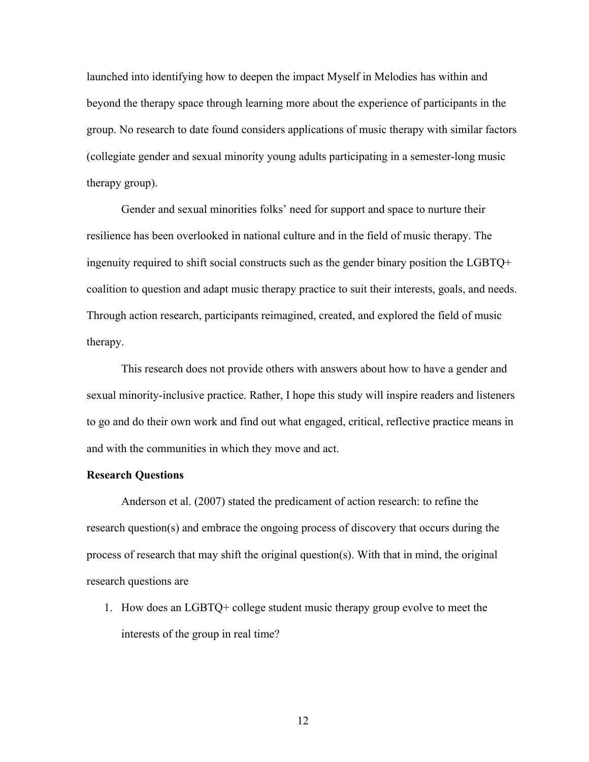launched into identifying how to deepen the impact Myself in Melodies has within and beyond the therapy space through learning more about the experience of participants in the group. No research to date found considers applications of music therapy with similar factors (collegiate gender and sexual minority young adults participating in a semester-long music therapy group).

Gender and sexual minorities folks' need for support and space to nurture their resilience has been overlooked in national culture and in the field of music therapy. The ingenuity required to shift social constructs such as the gender binary position the LGBTQ+ coalition to question and adapt music therapy practice to suit their interests, goals, and needs. Through action research, participants reimagined, created, and explored the field of music therapy.

This research does not provide others with answers about how to have a gender and sexual minority-inclusive practice. Rather, I hope this study will inspire readers and listeners to go and do their own work and find out what engaged, critical, reflective practice means in and with the communities in which they move and act.

**Research Questions**

Anderson et al. (2007) stated the predicament of action research: to refine the research question(s) and embrace the ongoing process of discovery that occurs during the process of research that may shift the original question(s). With that in mind, the original research questions are

1. How does an LGBTQ+ college student music therapy group evolve to meet the interests of the group in real time?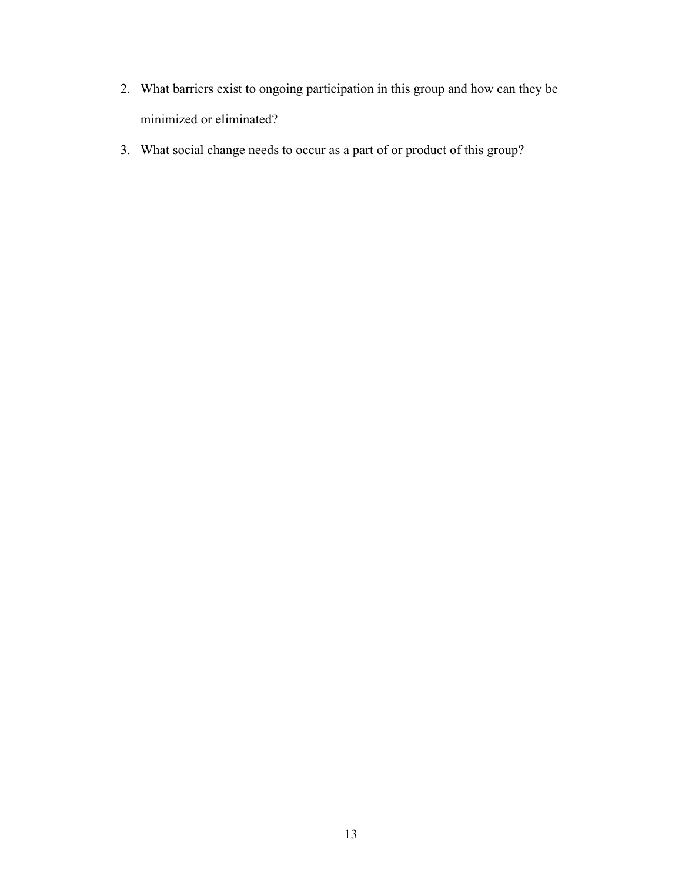2. What barriers exist to ongoing participation in this group and how can they be minimized or eliminated?
3. What social change needs to occur as a part of or product of this group?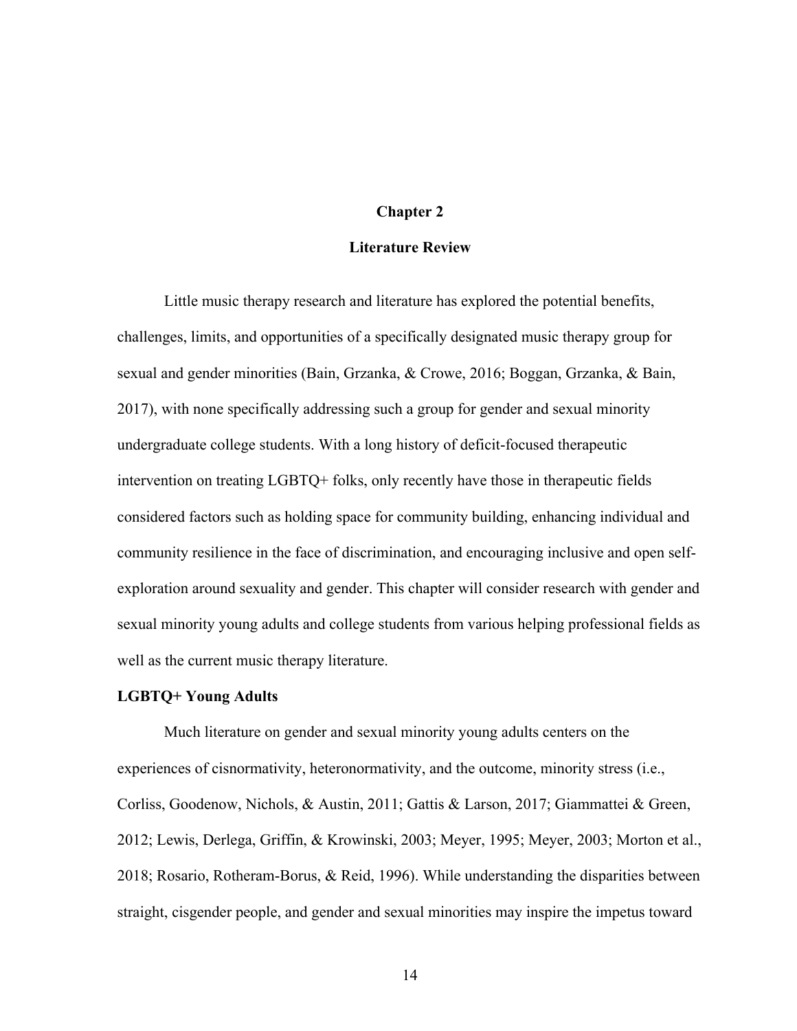# Chapter 2

# Literature Review

Little music therapy research and literature has explored the potential benefits, challenges, limits, and opportunities of a specifically designated music therapy group for sexual and gender minorities (Bain, Grzanka, & Crowe, 2016; Boggan, Grzanka, & Bain, 2017), with none specifically addressing such a group for gender and sexual minority undergraduate college students. With a long history of deficit-focused therapeutic intervention on treating LGBTQ+ folks, only recently have those in therapeutic fields considered factors such as holding space for community building, enhancing individual and community resilience in the face of discrimination, and encouraging inclusive and open self-exploration around sexuality and gender. This chapter will consider research with gender and sexual minority young adults and college students from various helping professional fields as well as the current music therapy literature.

## LGBTQ+ Young Adults

Much literature on gender and sexual minority young adults centers on the experiences of cisnormativity, heteronormativity, and the outcome, minority stress (i.e., Corliss, Goodenow, Nichols, & Austin, 2011; Gattis & Larson, 2017; Giammattei & Green, 2012; Lewis, Derlega, Griffin, & Krowinski, 2003; Meyer, 1995; Meyer, 2003; Morton et al., 2018; Rosario, Rotheram-Borus, & Reid, 1996). While understanding the disparities between straight, cisgender people, and gender and sexual minorities may inspire the impetus toward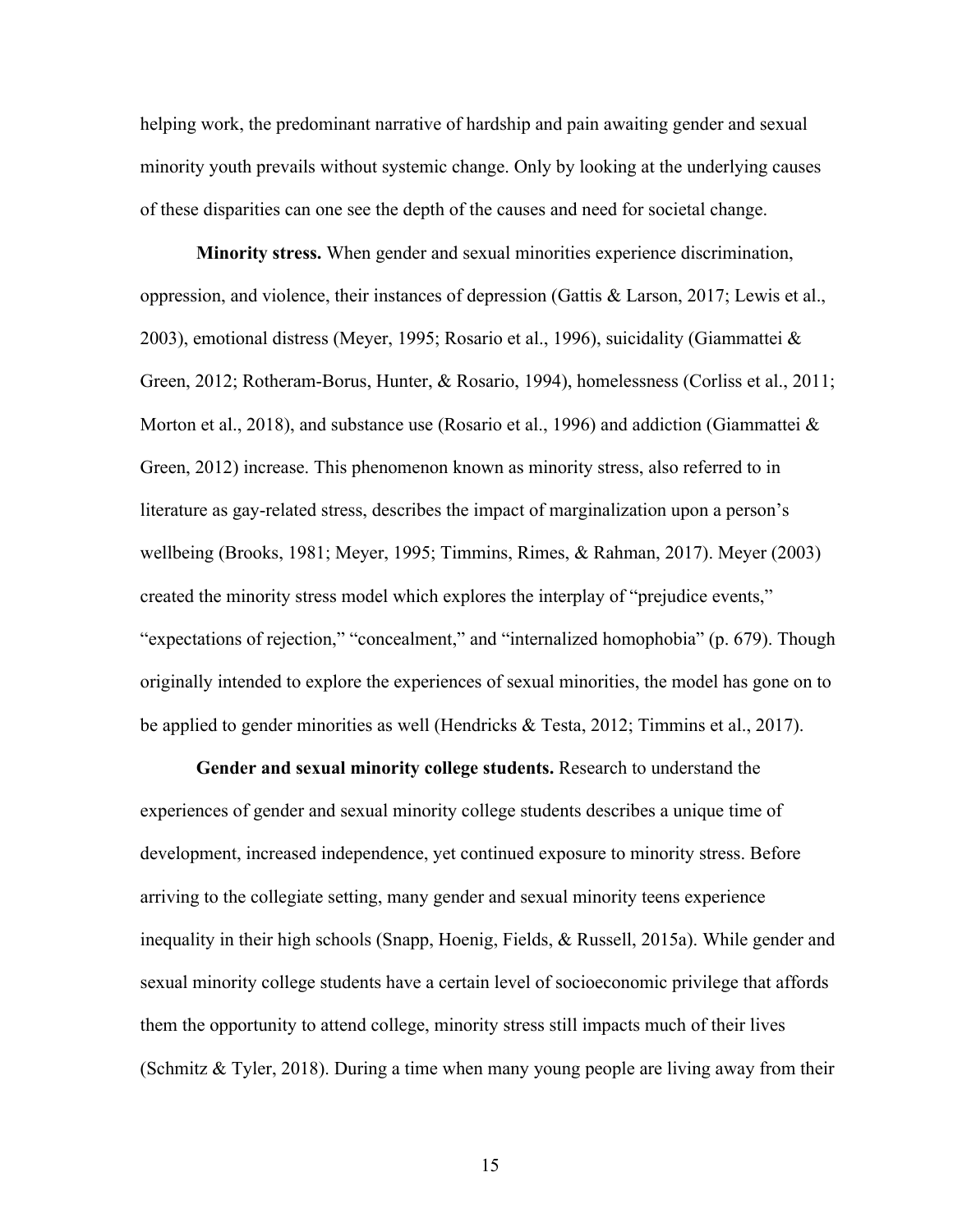helping work, the predominant narrative of hardship and pain awaiting gender and sexual minority youth prevails without systemic change. Only by looking at the underlying causes of these disparities can one see the depth of the causes and need for societal change.

**Minority stress.** When gender and sexual minorities experience discrimination, oppression, and violence, their instances of depression (Gattis & Larson, 2017; Lewis et al., 2003), emotional distress (Meyer, 1995; Rosario et al., 1996), suicidality (Giammattei & Green, 2012; Rotheram-Borus, Hunter, & Rosario, 1994), homelessness (Corliss et al., 2011; Morton et al., 2018), and substance use (Rosario et al., 1996) and addiction (Giammattei & Green, 2012) increase. This phenomenon known as minority stress, also referred to in literature as gay-related stress, describes the impact of marginalization upon a person's wellbeing (Brooks, 1981; Meyer, 1995; Timmins, Rimes, & Rahman, 2017). Meyer (2003) created the minority stress model which explores the interplay of "prejudice events," "expectations of rejection," "concealment," and "internalized homophobia" (p. 679). Though originally intended to explore the experiences of sexual minorities, the model has gone on to be applied to gender minorities as well (Hendricks & Testa, 2012; Timmins et al., 2017).

**Gender and sexual minority college students.** Research to understand the experiences of gender and sexual minority college students describes a unique time of development, increased independence, yet continued exposure to minority stress. Before arriving to the collegiate setting, many gender and sexual minority teens experience inequality in their high schools (Snapp, Hoenig, Fields, & Russell, 2015a). While gender and sexual minority college students have a certain level of socioeconomic privilege that affords them the opportunity to attend college, minority stress still impacts much of their lives (Schmitz & Tyler, 2018). During a time when many young people are living away from their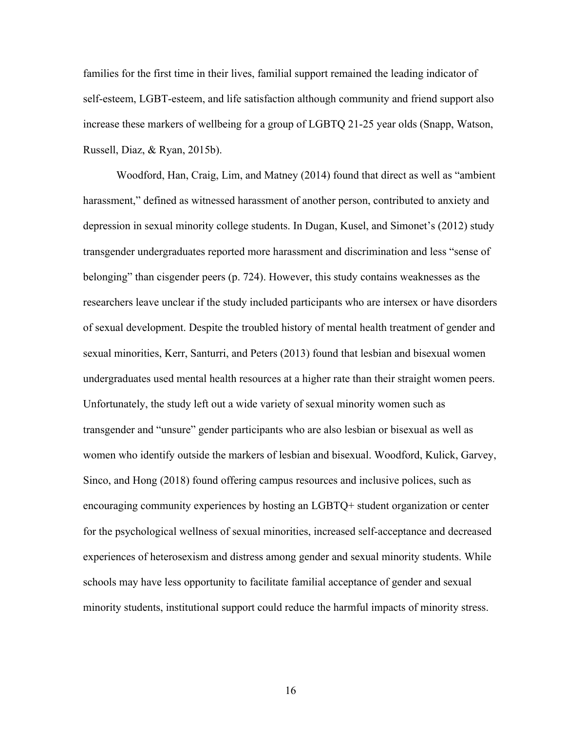families for the first time in their lives, familial support remained the leading indicator of self-esteem, LGBT-esteem, and life satisfaction although community and friend support also increase these markers of wellbeing for a group of LGBTQ 21-25 year olds (Snapp, Watson, Russell, Diaz, & Ryan, 2015b).

Woodford, Han, Craig, Lim, and Matney (2014) found that direct as well as "ambient harassment," defined as witnessed harassment of another person, contributed to anxiety and depression in sexual minority college students. In Dugan, Kusel, and Simonet's (2012) study transgender undergraduates reported more harassment and discrimination and less "sense of belonging" than cisgender peers (p. 724). However, this study contains weaknesses as the researchers leave unclear if the study included participants who are intersex or have disorders of sexual development. Despite the troubled history of mental health treatment of gender and sexual minorities, Kerr, Santurri, and Peters (2013) found that lesbian and bisexual women undergraduates used mental health resources at a higher rate than their straight women peers. Unfortunately, the study left out a wide variety of sexual minority women such as transgender and "unsure" gender participants who are also lesbian or bisexual as well as women who identify outside the markers of lesbian and bisexual. Woodford, Kulick, Garvey, Sinco, and Hong (2018) found offering campus resources and inclusive polices, such as encouraging community experiences by hosting an LGBTQ+ student organization or center for the psychological wellness of sexual minorities, increased self-acceptance and decreased experiences of heterosexism and distress among gender and sexual minority students. While schools may have less opportunity to facilitate familial acceptance of gender and sexual minority students, institutional support could reduce the harmful impacts of minority stress.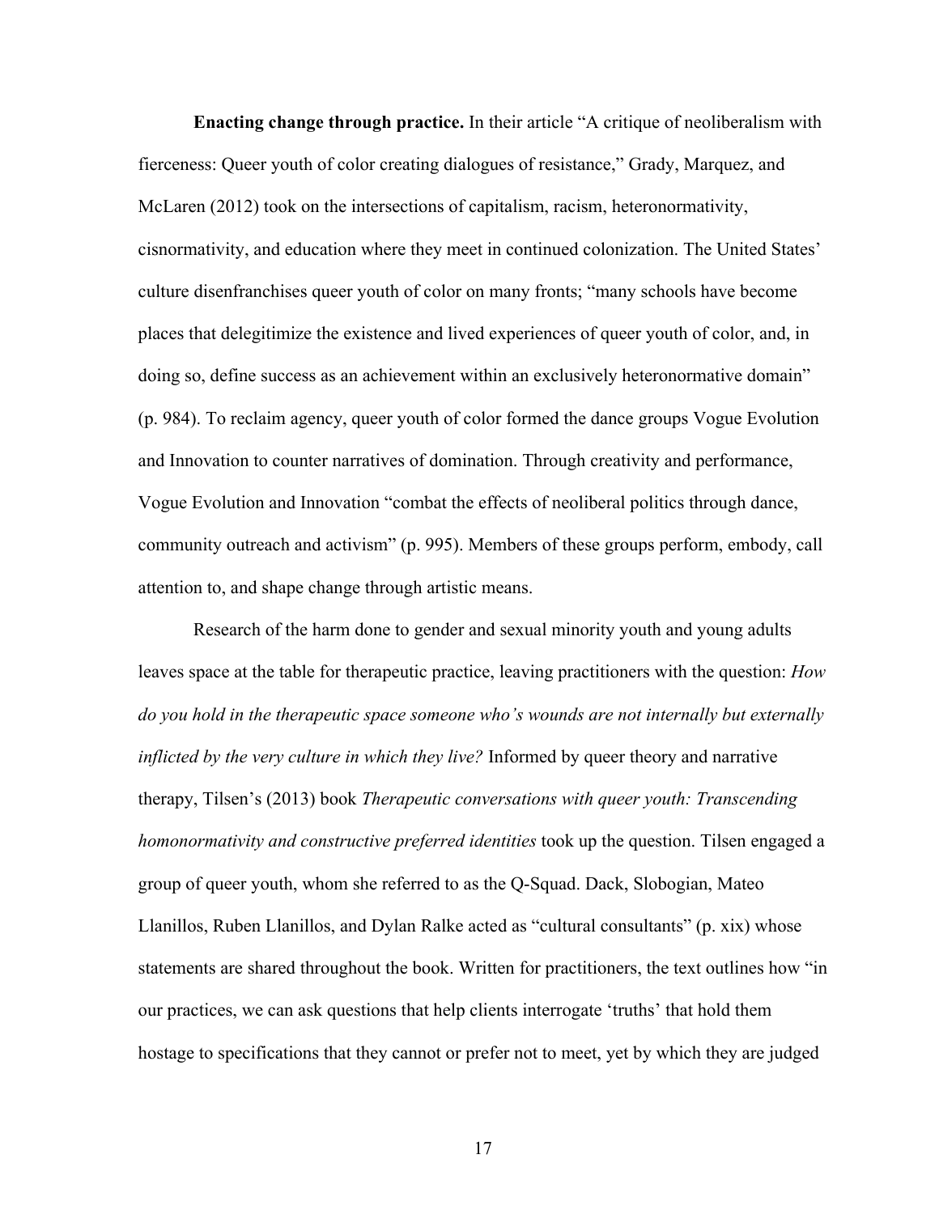**Enacting change through practice.** In their article "A critique of neoliberalism with fierceness: Queer youth of color creating dialogues of resistance," Grady, Marquez, and McLaren (2012) took on the intersections of capitalism, racism, heteronormativity, cisnormativity, and education where they meet in continued colonization. The United States' culture disenfranchises queer youth of color on many fronts; "many schools have become places that delegitimize the existence and lived experiences of queer youth of color, and, in doing so, define success as an achievement within an exclusively heteronormative domain" (p. 984). To reclaim agency, queer youth of color formed the dance groups Vogue Evolution and Innovation to counter narratives of domination. Through creativity and performance, Vogue Evolution and Innovation "combat the effects of neoliberal politics through dance, community outreach and activism" (p. 995). Members of these groups perform, embody, call attention to, and shape change through artistic means.

Research of the harm done to gender and sexual minority youth and young adults leaves space at the table for therapeutic practice, leaving practitioners with the question: *How do you hold in the therapeutic space someone who's wounds are not internally but externally inflicted by the very culture in which they live?* Informed by queer theory and narrative therapy, Tilsen's (2013) book *Therapeutic conversations with queer youth: Transcending homonormativity and constructive preferred identities* took up the question. Tilsen engaged a group of queer youth, whom she referred to as the Q-Squad. Dack, Slobogian, Mateo Llanillos, Ruben Llanillos, and Dylan Ralke acted as "cultural consultants" (p. xix) whose statements are shared throughout the book. Written for practitioners, the text outlines how "in our practices, we can ask questions that help clients interrogate 'truths' that hold them hostage to specifications that they cannot or prefer not to meet, yet by which they are judged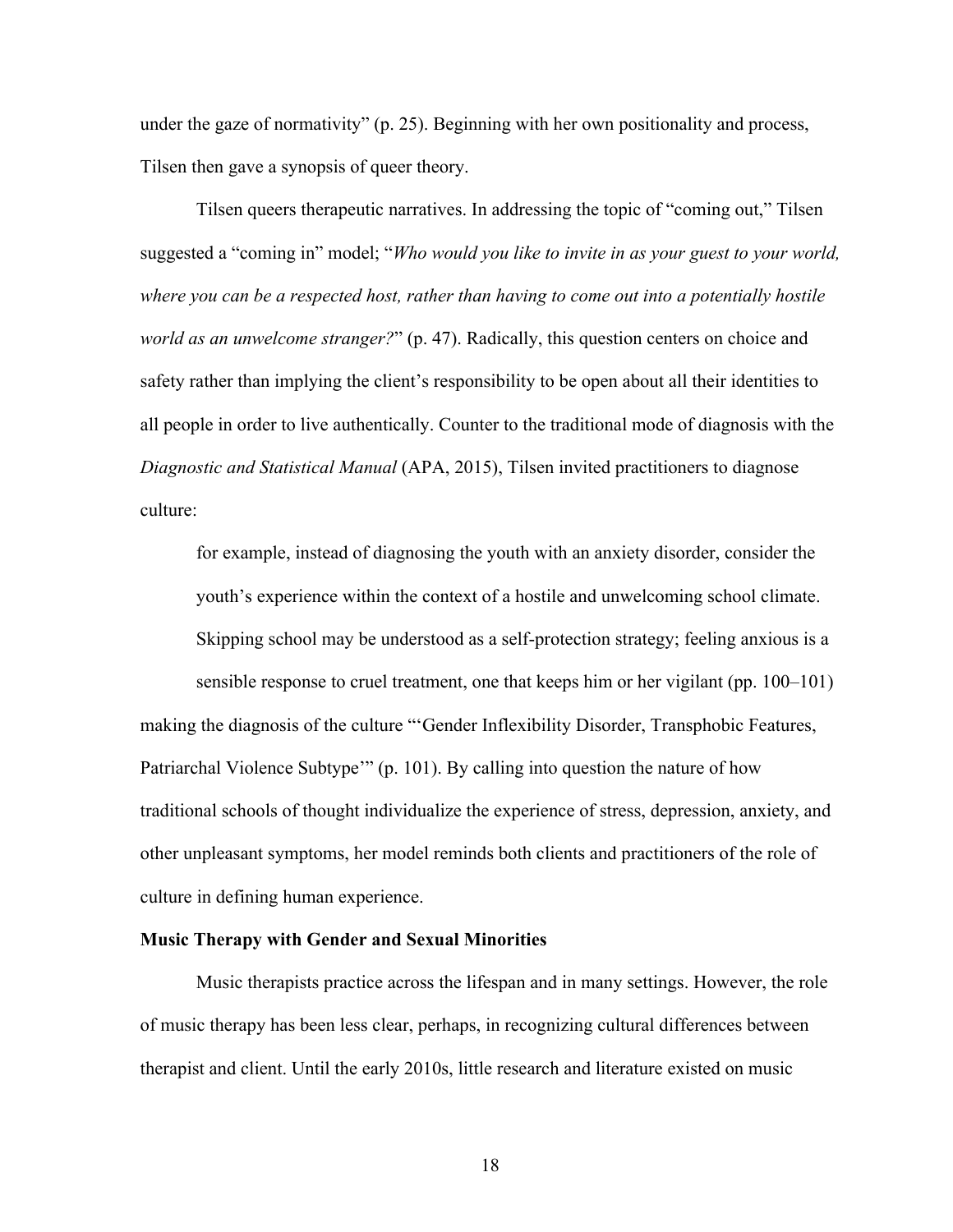under the gaze of normativity" (p. 25). Beginning with her own positionality and process, Tilsen then gave a synopsis of queer theory.

Tilsen queers therapeutic narratives. In addressing the topic of "coming out," Tilsen suggested a "coming in" model; "*Who would you like to invite in as your guest to your world, where you can be a respected host, rather than having to come out into a potentially hostile world as an unwelcome stranger?*" (p. 47). Radically, this question centers on choice and safety rather than implying the client's responsibility to be open about all their identities to all people in order to live authentically. Counter to the traditional mode of diagnosis with the *Diagnostic and Statistical Manual* (APA, 2015), Tilsen invited practitioners to diagnose culture:

> for example, instead of diagnosing the youth with an anxiety disorder, consider the youth's experience within the context of a hostile and unwelcoming school climate. Skipping school may be understood as a self-protection strategy; feeling anxious is a sensible response to cruel treatment, one that keeps him or her vigilant (pp. 100–101)

making the diagnosis of the culture "'Gender Inflexibility Disorder, Transphobic Features, Patriarchal Violence Subtype'" (p. 101). By calling into question the nature of how traditional schools of thought individualize the experience of stress, depression, anxiety, and other unpleasant symptoms, her model reminds both clients and practitioners of the role of culture in defining human experience.

**Music Therapy with Gender and Sexual Minorities**

Music therapists practice across the lifespan and in many settings. However, the role of music therapy has been less clear, perhaps, in recognizing cultural differences between therapist and client. Until the early 2010s, little research and literature existed on music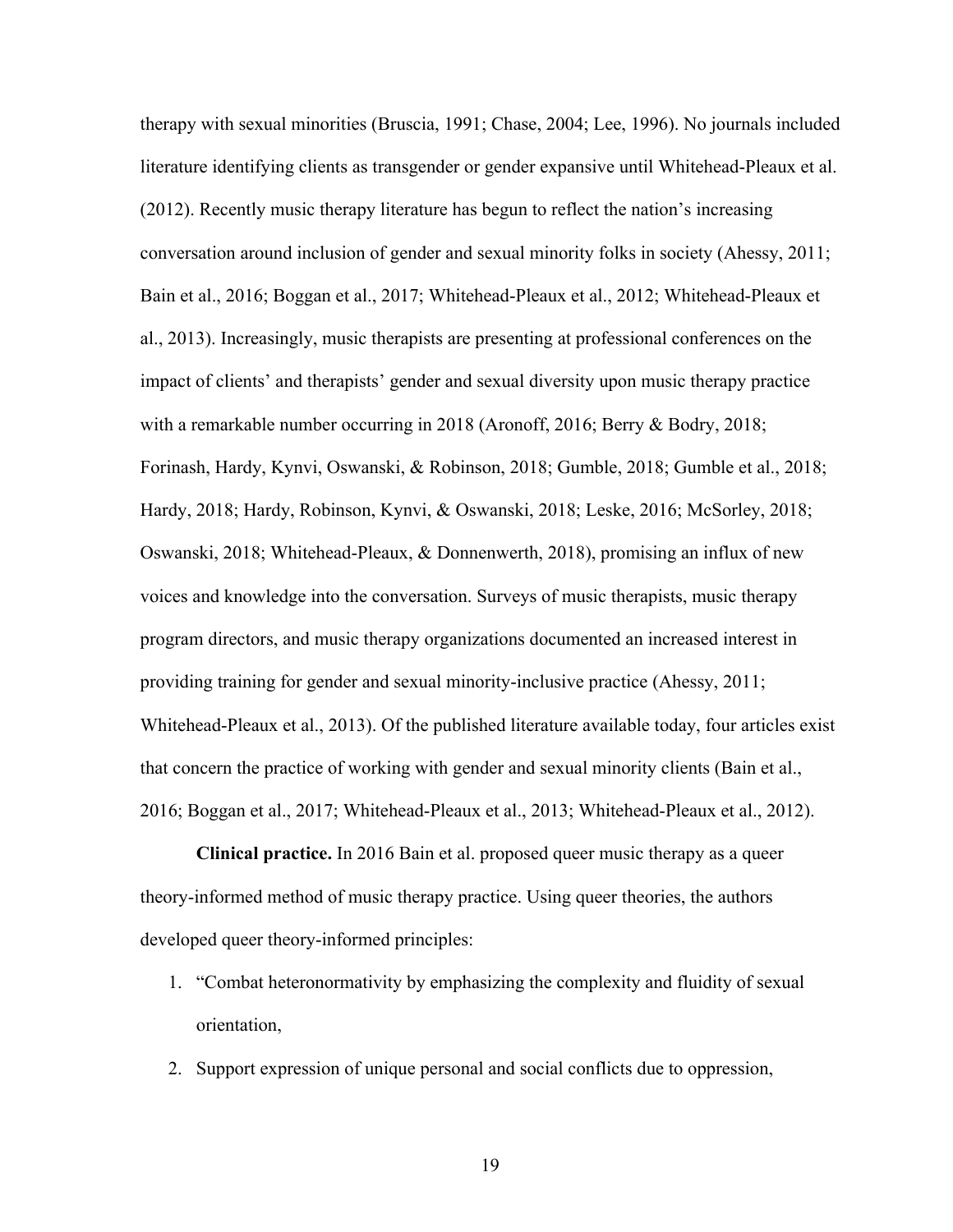therapy with sexual minorities (Bruscia, 1991; Chase, 2004; Lee, 1996). No journals included literature identifying clients as transgender or gender expansive until Whitehead-Pleaux et al. (2012). Recently music therapy literature has begun to reflect the nation's increasing conversation around inclusion of gender and sexual minority folks in society (Ahessy, 2011; Bain et al., 2016; Boggan et al., 2017; Whitehead-Pleaux et al., 2012; Whitehead-Pleaux et al., 2013). Increasingly, music therapists are presenting at professional conferences on the impact of clients' and therapists' gender and sexual diversity upon music therapy practice with a remarkable number occurring in 2018 (Aronoff, 2016; Berry & Bodry, 2018; Forinash, Hardy, Kynvi, Oswanski, & Robinson, 2018; Gumble, 2018; Gumble et al., 2018; Hardy, 2018; Hardy, Robinson, Kynvi, & Oswanski, 2018; Leske, 2016; McSorley, 2018; Oswanski, 2018; Whitehead-Pleaux, & Donnenwerth, 2018), promising an influx of new voices and knowledge into the conversation. Surveys of music therapists, music therapy program directors, and music therapy organizations documented an increased interest in providing training for gender and sexual minority-inclusive practice (Ahessy, 2011; Whitehead-Pleaux et al., 2013). Of the published literature available today, four articles exist that concern the practice of working with gender and sexual minority clients (Bain et al., 2016; Boggan et al., 2017; Whitehead-Pleaux et al., 2013; Whitehead-Pleaux et al., 2012).

**Clinical practice.** In 2016 Bain et al. proposed queer music therapy as a queer theory-informed method of music therapy practice. Using queer theories, the authors developed queer theory-informed principles:

1. "Combat heteronormativity by emphasizing the complexity and fluidity of sexual orientation,
2. Support expression of unique personal and social conflicts due to oppression,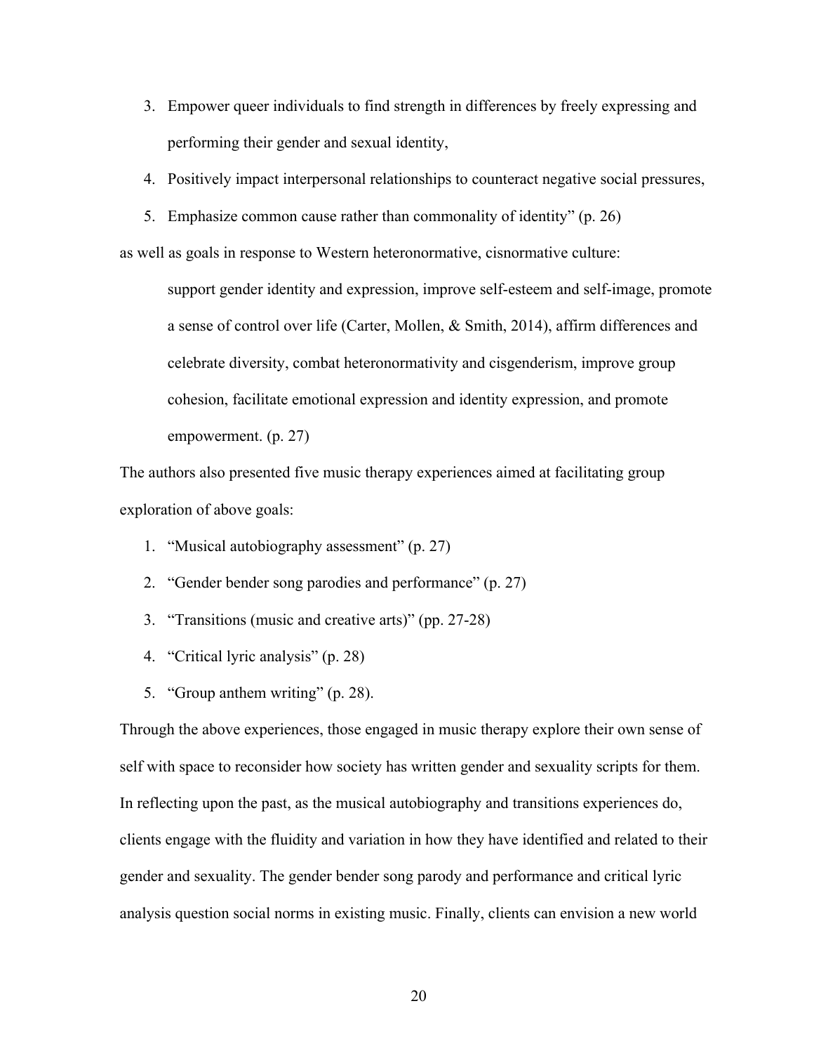3. Empower queer individuals to find strength in differences by freely expressing and performing their gender and sexual identity,
4. Positively impact interpersonal relationships to counteract negative social pressures,
5. Emphasize common cause rather than commonality of identity" (p. 26)

as well as goals in response to Western heteronormative, cisnormative culture:

> support gender identity and expression, improve self-esteem and self-image, promote a sense of control over life (Carter, Mollen, & Smith, 2014), affirm differences and celebrate diversity, combat heteronormativity and cisgenderism, improve group cohesion, facilitate emotional expression and identity expression, and promote empowerment. (p. 27)

The authors also presented five music therapy experiences aimed at facilitating group exploration of above goals:

1. "Musical autobiography assessment" (p. 27)
2. "Gender bender song parodies and performance" (p. 27)
3. "Transitions (music and creative arts)" (pp. 27-28)
4. "Critical lyric analysis" (p. 28)
5. "Group anthem writing" (p. 28).

Through the above experiences, those engaged in music therapy explore their own sense of self with space to reconsider how society has written gender and sexuality scripts for them. In reflecting upon the past, as the musical autobiography and transitions experiences do, clients engage with the fluidity and variation in how they have identified and related to their gender and sexuality. The gender bender song parody and performance and critical lyric analysis question social norms in existing music. Finally, clients can envision a new world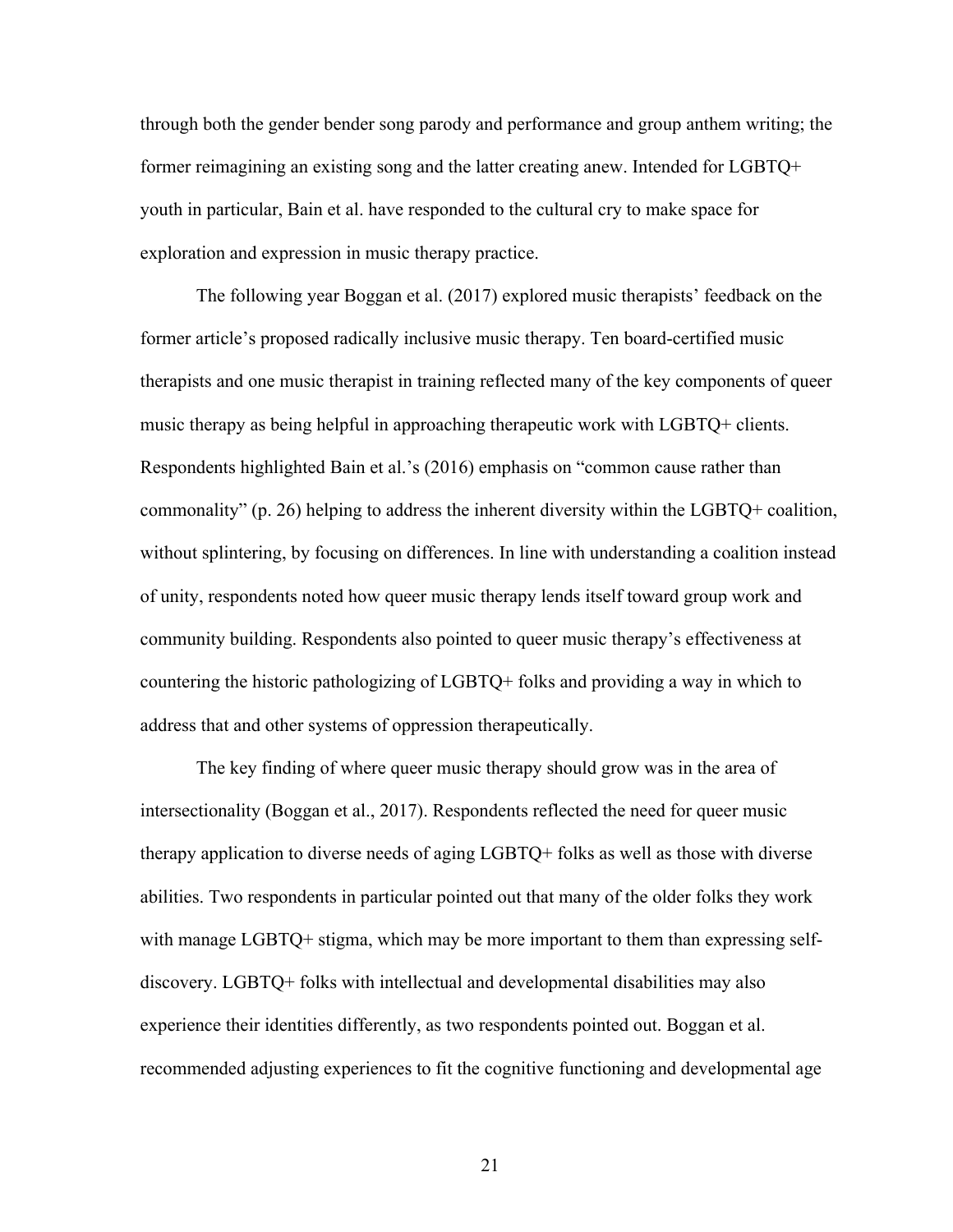through both the gender bender song parody and performance and group anthem writing; the former reimagining an existing song and the latter creating anew. Intended for LGBTQ+ youth in particular, Bain et al. have responded to the cultural cry to make space for exploration and expression in music therapy practice.

The following year Boggan et al. (2017) explored music therapists' feedback on the former article's proposed radically inclusive music therapy. Ten board-certified music therapists and one music therapist in training reflected many of the key components of queer music therapy as being helpful in approaching therapeutic work with LGBTQ+ clients. Respondents highlighted Bain et al.'s (2016) emphasis on "common cause rather than commonality" (p. 26) helping to address the inherent diversity within the LGBTQ+ coalition, without splintering, by focusing on differences. In line with understanding a coalition instead of unity, respondents noted how queer music therapy lends itself toward group work and community building. Respondents also pointed to queer music therapy's effectiveness at countering the historic pathologizing of LGBTQ+ folks and providing a way in which to address that and other systems of oppression therapeutically.

The key finding of where queer music therapy should grow was in the area of intersectionality (Boggan et al., 2017). Respondents reflected the need for queer music therapy application to diverse needs of aging LGBTQ+ folks as well as those with diverse abilities. Two respondents in particular pointed out that many of the older folks they work with manage LGBTQ+ stigma, which may be more important to them than expressing self-discovery. LGBTQ+ folks with intellectual and developmental disabilities may also experience their identities differently, as two respondents pointed out. Boggan et al. recommended adjusting experiences to fit the cognitive functioning and developmental age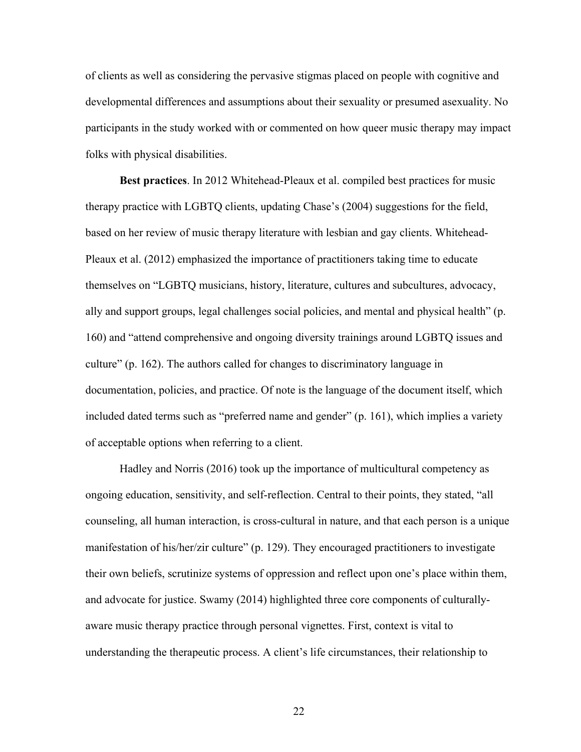of clients as well as considering the pervasive stigmas placed on people with cognitive and developmental differences and assumptions about their sexuality or presumed asexuality. No participants in the study worked with or commented on how queer music therapy may impact folks with physical disabilities.

**Best practices**. In 2012 Whitehead-Pleaux et al. compiled best practices for music therapy practice with LGBTQ clients, updating Chase's (2004) suggestions for the field, based on her review of music therapy literature with lesbian and gay clients. Whitehead-Pleaux et al. (2012) emphasized the importance of practitioners taking time to educate themselves on "LGBTQ musicians, history, literature, cultures and subcultures, advocacy, ally and support groups, legal challenges social policies, and mental and physical health" (p. 160) and "attend comprehensive and ongoing diversity trainings around LGBTQ issues and culture" (p. 162). The authors called for changes to discriminatory language in documentation, policies, and practice. Of note is the language of the document itself, which included dated terms such as "preferred name and gender" (p. 161), which implies a variety of acceptable options when referring to a client.

Hadley and Norris (2016) took up the importance of multicultural competency as ongoing education, sensitivity, and self-reflection. Central to their points, they stated, "all counseling, all human interaction, is cross-cultural in nature, and that each person is a unique manifestation of his/her/zir culture" (p. 129). They encouraged practitioners to investigate their own beliefs, scrutinize systems of oppression and reflect upon one's place within them, and advocate for justice. Swamy (2014) highlighted three core components of culturally-aware music therapy practice through personal vignettes. First, context is vital to understanding the therapeutic process. A client's life circumstances, their relationship to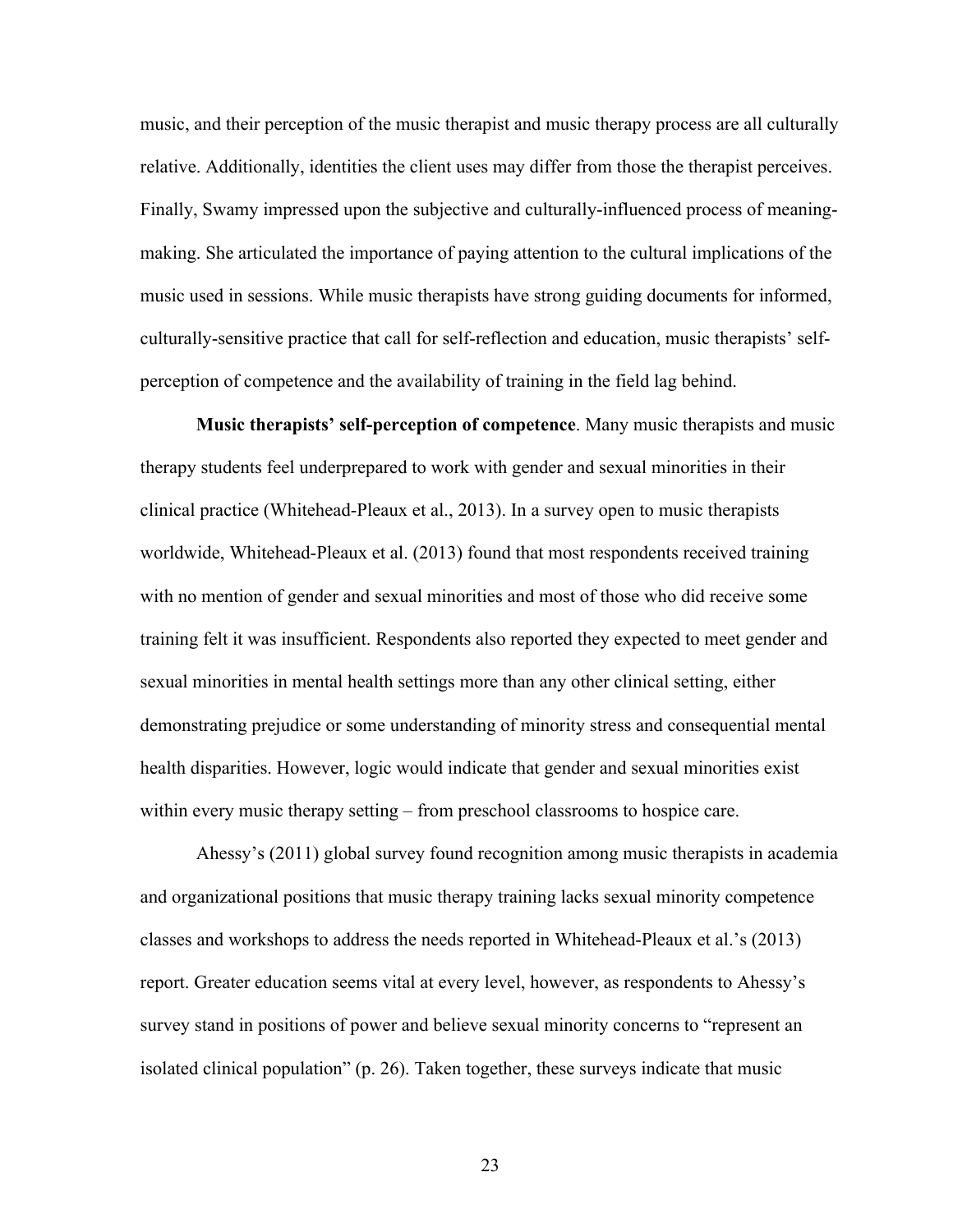music, and their perception of the music therapist and music therapy process are all culturally relative. Additionally, identities the client uses may differ from those the therapist perceives. Finally, Swamy impressed upon the subjective and culturally-influenced process of meaning-making. She articulated the importance of paying attention to the cultural implications of the music used in sessions. While music therapists have strong guiding documents for informed, culturally-sensitive practice that call for self-reflection and education, music therapists' self-perception of competence and the availability of training in the field lag behind.

**Music therapists' self-perception of competence**. Many music therapists and music therapy students feel underprepared to work with gender and sexual minorities in their clinical practice (Whitehead-Pleaux et al., 2013). In a survey open to music therapists worldwide, Whitehead-Pleaux et al. (2013) found that most respondents received training with no mention of gender and sexual minorities and most of those who did receive some training felt it was insufficient. Respondents also reported they expected to meet gender and sexual minorities in mental health settings more than any other clinical setting, either demonstrating prejudice or some understanding of minority stress and consequential mental health disparities. However, logic would indicate that gender and sexual minorities exist within every music therapy setting – from preschool classrooms to hospice care.

Ahessy's (2011) global survey found recognition among music therapists in academia and organizational positions that music therapy training lacks sexual minority competence classes and workshops to address the needs reported in Whitehead-Pleaux et al.'s (2013) report. Greater education seems vital at every level, however, as respondents to Ahessy's survey stand in positions of power and believe sexual minority concerns to "represent an isolated clinical population" (p. 26). Taken together, these surveys indicate that music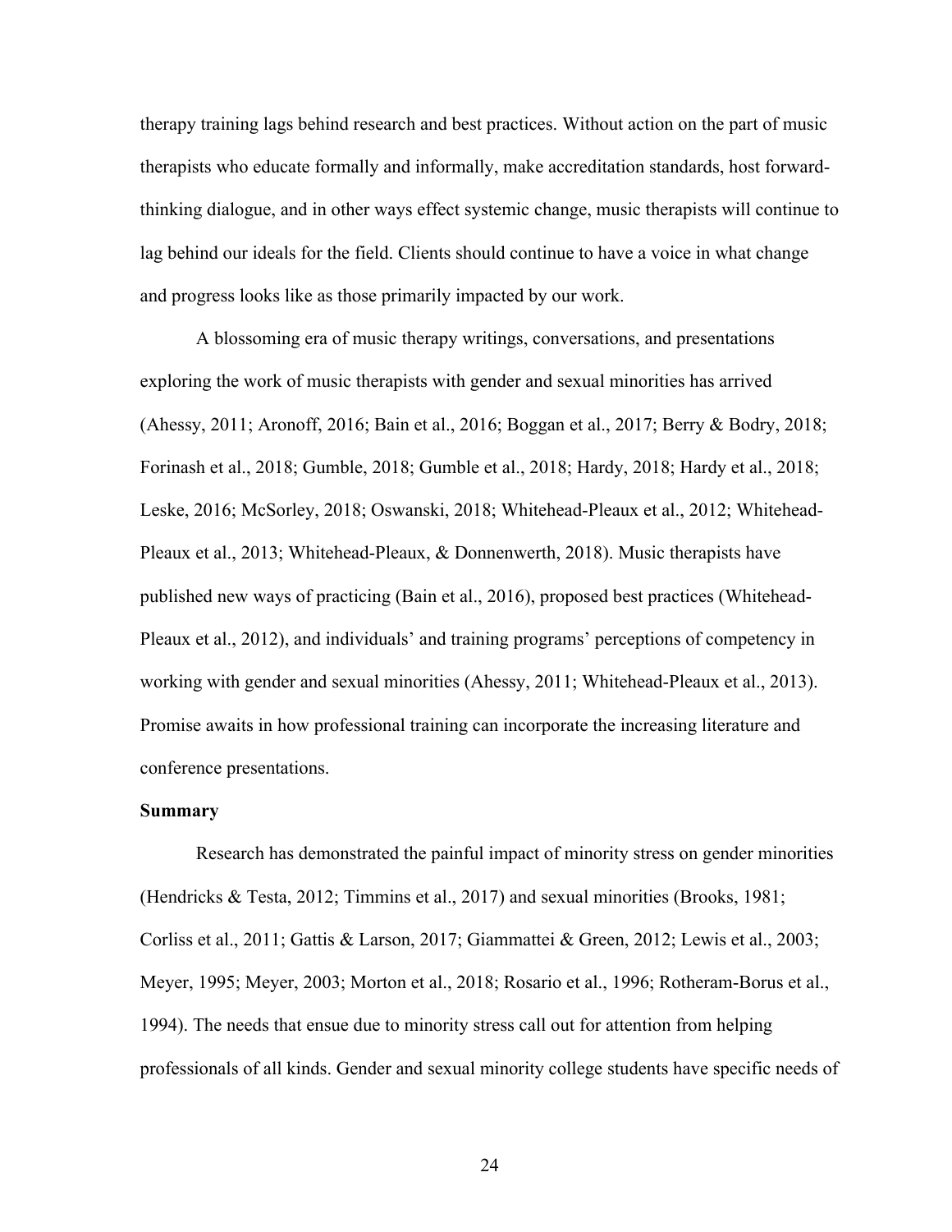therapy training lags behind research and best practices. Without action on the part of music therapists who educate formally and informally, make accreditation standards, host forward-thinking dialogue, and in other ways effect systemic change, music therapists will continue to lag behind our ideals for the field. Clients should continue to have a voice in what change and progress looks like as those primarily impacted by our work.

A blossoming era of music therapy writings, conversations, and presentations exploring the work of music therapists with gender and sexual minorities has arrived (Ahessy, 2011; Aronoff, 2016; Bain et al., 2016; Boggan et al., 2017; Berry & Bodry, 2018; Forinash et al., 2018; Gumble, 2018; Gumble et al., 2018; Hardy, 2018; Hardy et al., 2018; Leske, 2016; McSorley, 2018; Oswanski, 2018; Whitehead-Pleaux et al., 2012; Whitehead-Pleaux et al., 2013; Whitehead-Pleaux, & Donnenwerth, 2018). Music therapists have published new ways of practicing (Bain et al., 2016), proposed best practices (Whitehead-Pleaux et al., 2012), and individuals' and training programs' perceptions of competency in working with gender and sexual minorities (Ahessy, 2011; Whitehead-Pleaux et al., 2013). Promise awaits in how professional training can incorporate the increasing literature and conference presentations.

**Summary**

Research has demonstrated the painful impact of minority stress on gender minorities (Hendricks & Testa, 2012; Timmins et al., 2017) and sexual minorities (Brooks, 1981; Corliss et al., 2011; Gattis & Larson, 2017; Giammattei & Green, 2012; Lewis et al., 2003; Meyer, 1995; Meyer, 2003; Morton et al., 2018; Rosario et al., 1996; Rotheram-Borus et al., 1994). The needs that ensue due to minority stress call out for attention from helping professionals of all kinds. Gender and sexual minority college students have specific needs of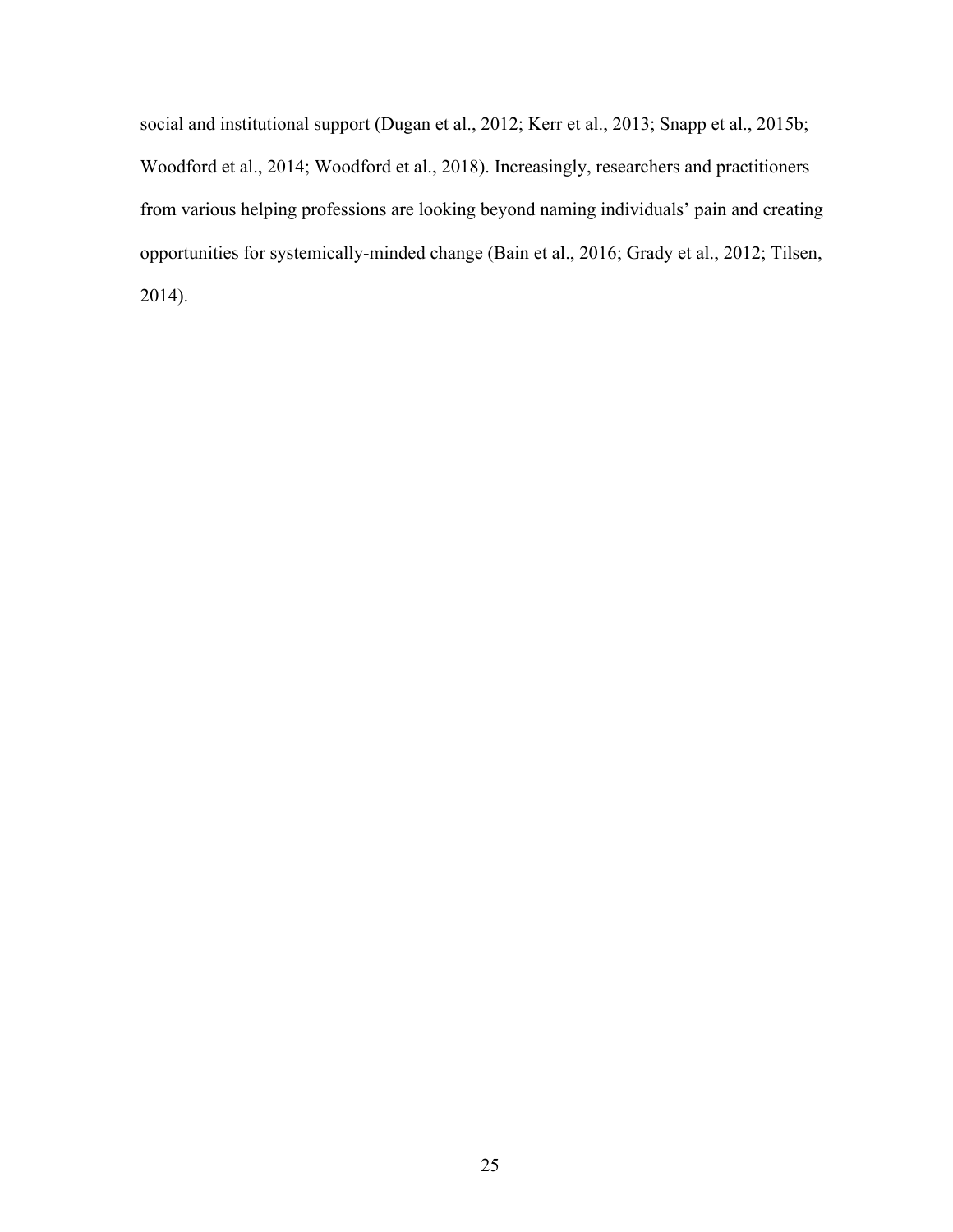social and institutional support (Dugan et al., 2012; Kerr et al., 2013; Snapp et al., 2015b; Woodford et al., 2014; Woodford et al., 2018). Increasingly, researchers and practitioners from various helping professions are looking beyond naming individuals' pain and creating opportunities for systemically-minded change (Bain et al., 2016; Grady et al., 2012; Tilsen, 2014).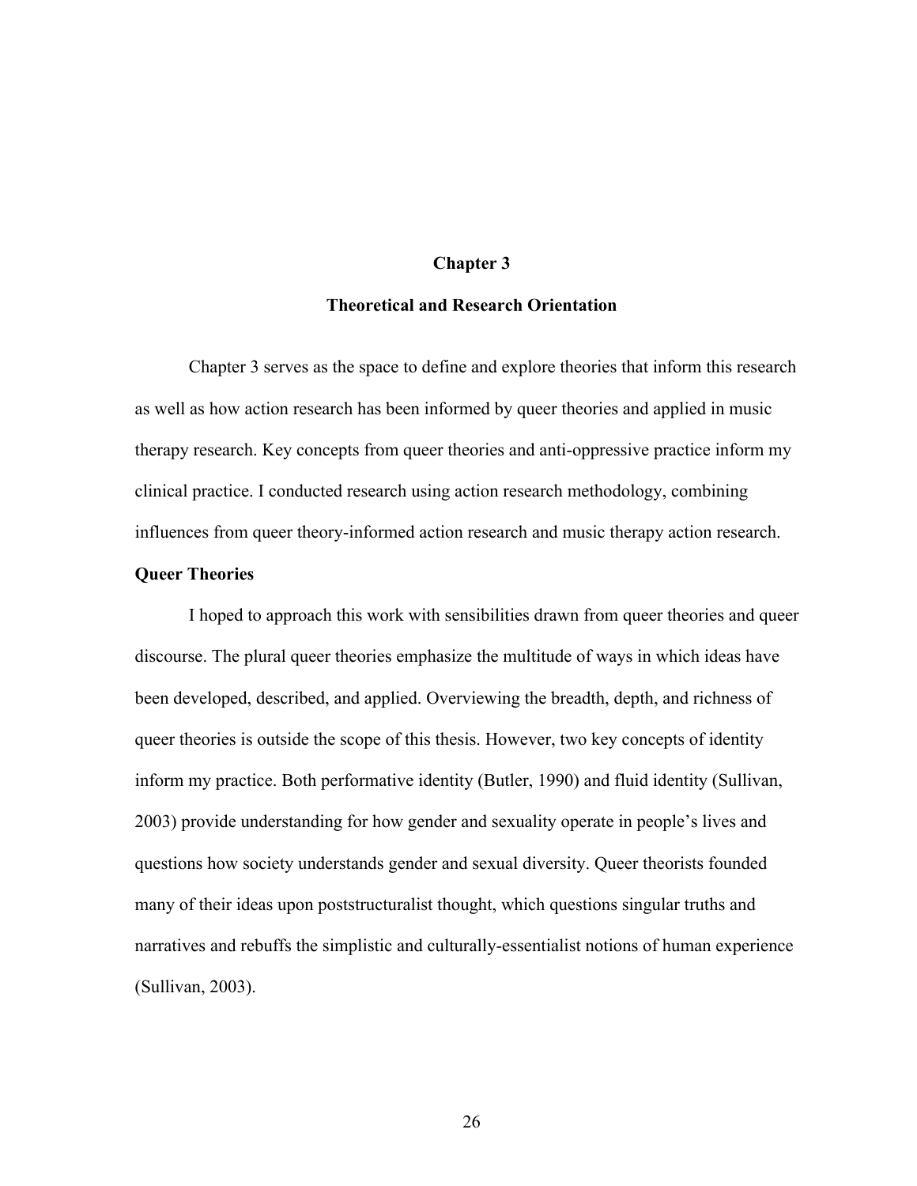# Chapter 3

## Theoretical and Research Orientation

Chapter 3 serves as the space to define and explore theories that inform this research as well as how action research has been informed by queer theories and applied in music therapy research. Key concepts from queer theories and anti-oppressive practice inform my clinical practice. I conducted research using action research methodology, combining influences from queer theory-informed action research and music therapy action research.

### Queer Theories

I hoped to approach this work with sensibilities drawn from queer theories and queer discourse. The plural queer theories emphasize the multitude of ways in which ideas have been developed, described, and applied. Overviewing the breadth, depth, and richness of queer theories is outside the scope of this thesis. However, two key concepts of identity inform my practice. Both performative identity (Butler, 1990) and fluid identity (Sullivan, 2003) provide understanding for how gender and sexuality operate in people's lives and questions how society understands gender and sexual diversity. Queer theorists founded many of their ideas upon poststructuralist thought, which questions singular truths and narratives and rebuffs the simplistic and culturally-essentialist notions of human experience (Sullivan, 2003).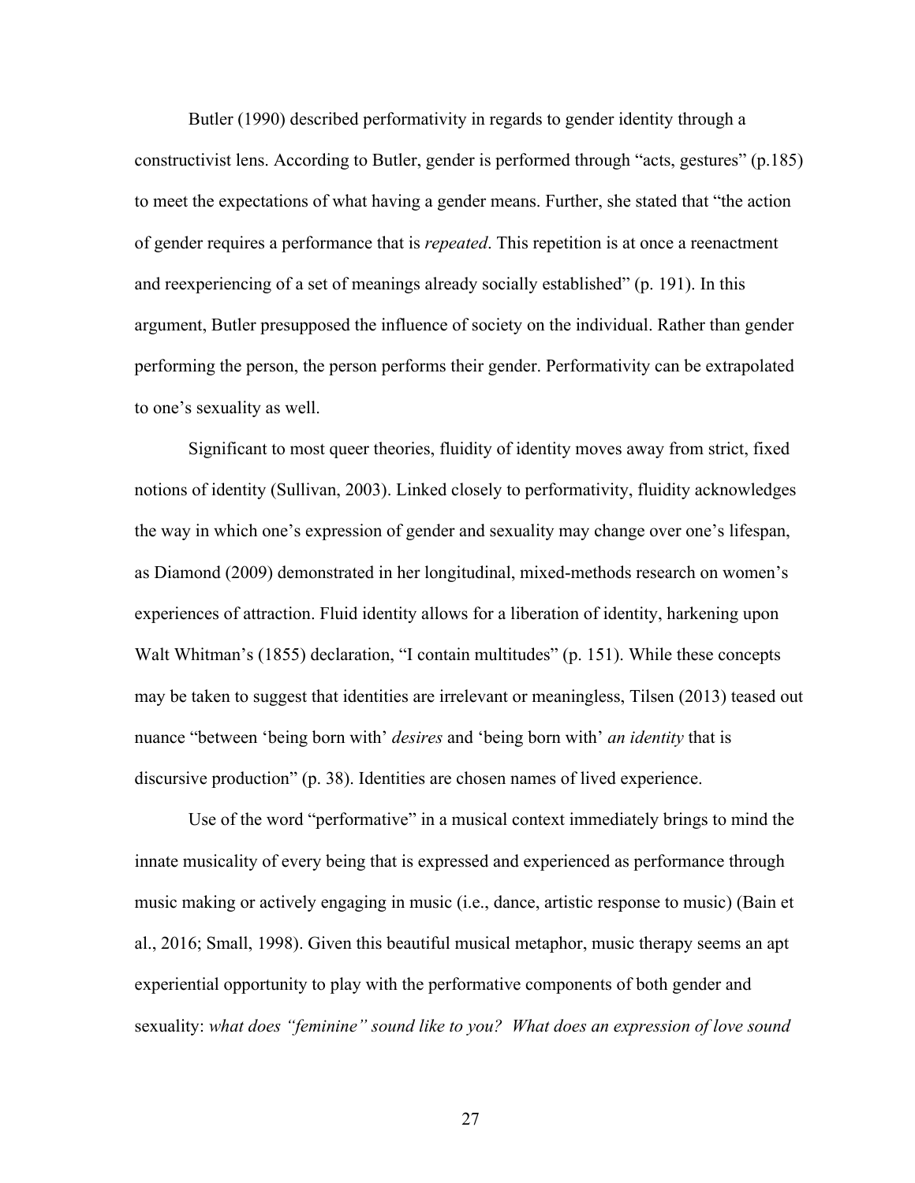Butler (1990) described performativity in regards to gender identity through a constructivist lens. According to Butler, gender is performed through "acts, gestures" (p.185) to meet the expectations of what having a gender means. Further, she stated that "the action of gender requires a performance that is *repeated*. This repetition is at once a reenactment and reexperiencing of a set of meanings already socially established" (p. 191). In this argument, Butler presupposed the influence of society on the individual. Rather than gender performing the person, the person performs their gender. Performativity can be extrapolated to one's sexuality as well.

Significant to most queer theories, fluidity of identity moves away from strict, fixed notions of identity (Sullivan, 2003). Linked closely to performativity, fluidity acknowledges the way in which one's expression of gender and sexuality may change over one's lifespan, as Diamond (2009) demonstrated in her longitudinal, mixed-methods research on women's experiences of attraction. Fluid identity allows for a liberation of identity, harkening upon Walt Whitman's (1855) declaration, "I contain multitudes" (p. 151). While these concepts may be taken to suggest that identities are irrelevant or meaningless, Tilsen (2013) teased out nuance "between 'being born with' *desires* and 'being born with' *an identity* that is discursive production" (p. 38). Identities are chosen names of lived experience.

Use of the word "performative" in a musical context immediately brings to mind the innate musicality of every being that is expressed and experienced as performance through music making or actively engaging in music (i.e., dance, artistic response to music) (Bain et al., 2016; Small, 1998). Given this beautiful musical metaphor, music therapy seems an apt experiential opportunity to play with the performative components of both gender and sexuality: *what does "feminine" sound like to you? What does an expression of love sound*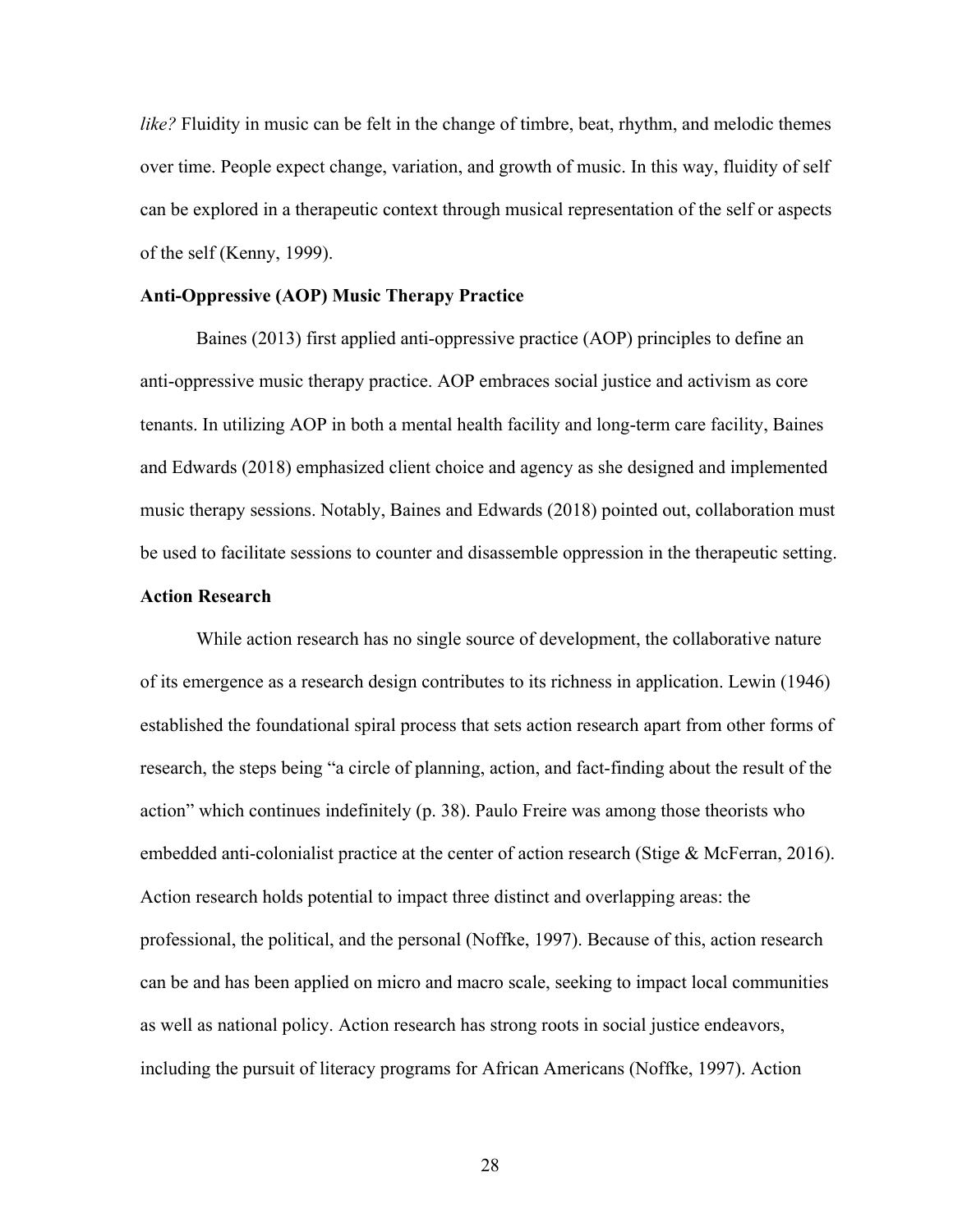*like?* Fluidity in music can be felt in the change of timbre, beat, rhythm, and melodic themes over time. People expect change, variation, and growth of music. In this way, fluidity of self can be explored in a therapeutic context through musical representation of the self or aspects of the self (Kenny, 1999).

### Anti-Oppressive (AOP) Music Therapy Practice

Baines (2013) first applied anti-oppressive practice (AOP) principles to define an anti-oppressive music therapy practice. AOP embraces social justice and activism as core tenants. In utilizing AOP in both a mental health facility and long-term care facility, Baines and Edwards (2018) emphasized client choice and agency as she designed and implemented music therapy sessions. Notably, Baines and Edwards (2018) pointed out, collaboration must be used to facilitate sessions to counter and disassemble oppression in the therapeutic setting.

### Action Research

While action research has no single source of development, the collaborative nature of its emergence as a research design contributes to its richness in application. Lewin (1946) established the foundational spiral process that sets action research apart from other forms of research, the steps being "a circle of planning, action, and fact-finding about the result of the action" which continues indefinitely (p. 38). Paulo Freire was among those theorists who embedded anti-colonialist practice at the center of action research (Stige & McFerran, 2016). Action research holds potential to impact three distinct and overlapping areas: the professional, the political, and the personal (Noffke, 1997). Because of this, action research can be and has been applied on micro and macro scale, seeking to impact local communities as well as national policy. Action research has strong roots in social justice endeavors, including the pursuit of literacy programs for African Americans (Noffke, 1997). Action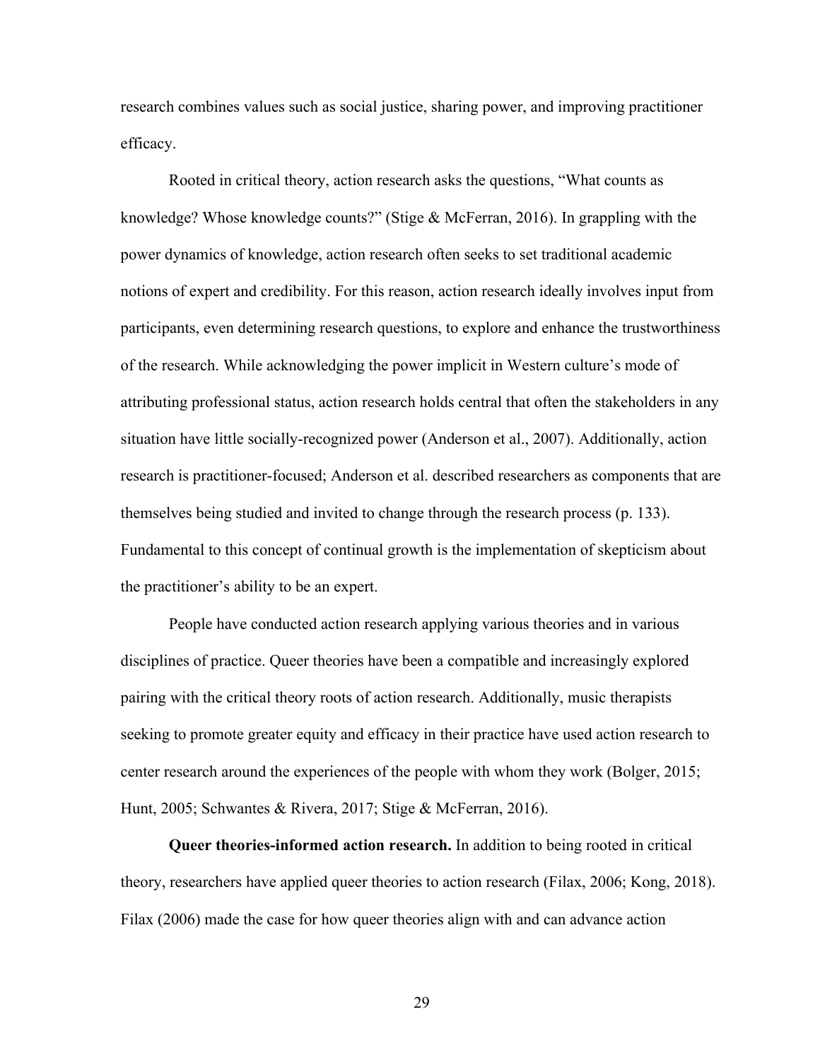research combines values such as social justice, sharing power, and improving practitioner efficacy.

Rooted in critical theory, action research asks the questions, "What counts as knowledge? Whose knowledge counts?" (Stige & McFerran, 2016). In grappling with the power dynamics of knowledge, action research often seeks to set traditional academic notions of expert and credibility. For this reason, action research ideally involves input from participants, even determining research questions, to explore and enhance the trustworthiness of the research. While acknowledging the power implicit in Western culture's mode of attributing professional status, action research holds central that often the stakeholders in any situation have little socially-recognized power (Anderson et al., 2007). Additionally, action research is practitioner-focused; Anderson et al. described researchers as components that are themselves being studied and invited to change through the research process (p. 133). Fundamental to this concept of continual growth is the implementation of skepticism about the practitioner's ability to be an expert.

People have conducted action research applying various theories and in various disciplines of practice. Queer theories have been a compatible and increasingly explored pairing with the critical theory roots of action research. Additionally, music therapists seeking to promote greater equity and efficacy in their practice have used action research to center research around the experiences of the people with whom they work (Bolger, 2015; Hunt, 2005; Schwantes & Rivera, 2017; Stige & McFerran, 2016).

**Queer theories-informed action research.** In addition to being rooted in critical theory, researchers have applied queer theories to action research (Filax, 2006; Kong, 2018). Filax (2006) made the case for how queer theories align with and can advance action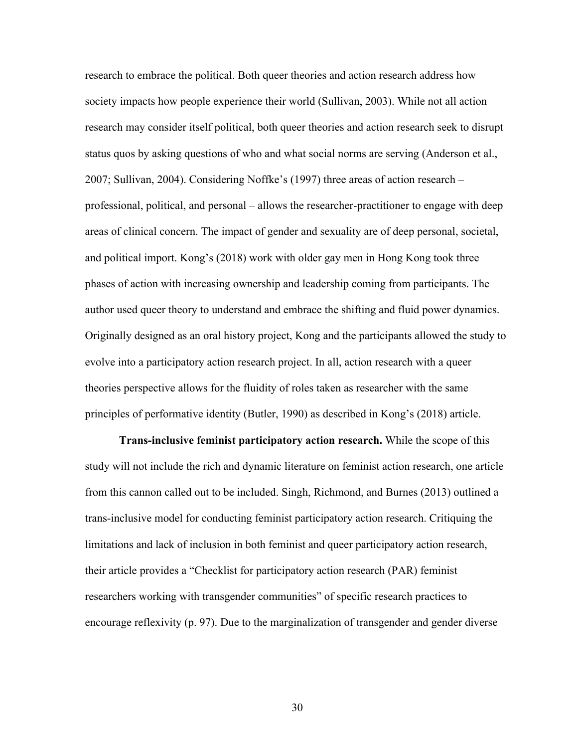research to embrace the political. Both queer theories and action research address how society impacts how people experience their world (Sullivan, 2003). While not all action research may consider itself political, both queer theories and action research seek to disrupt status quos by asking questions of who and what social norms are serving (Anderson et al., 2007; Sullivan, 2004). Considering Noffke's (1997) three areas of action research – professional, political, and personal – allows the researcher-practitioner to engage with deep areas of clinical concern. The impact of gender and sexuality are of deep personal, societal, and political import. Kong's (2018) work with older gay men in Hong Kong took three phases of action with increasing ownership and leadership coming from participants. The author used queer theory to understand and embrace the shifting and fluid power dynamics. Originally designed as an oral history project, Kong and the participants allowed the study to evolve into a participatory action research project. In all, action research with a queer theories perspective allows for the fluidity of roles taken as researcher with the same principles of performative identity (Butler, 1990) as described in Kong's (2018) article.

**Trans-inclusive feminist participatory action research.** While the scope of this study will not include the rich and dynamic literature on feminist action research, one article from this cannon called out to be included. Singh, Richmond, and Burnes (2013) outlined a trans-inclusive model for conducting feminist participatory action research. Critiquing the limitations and lack of inclusion in both feminist and queer participatory action research, their article provides a "Checklist for participatory action research (PAR) feminist researchers working with transgender communities" of specific research practices to encourage reflexivity (p. 97). Due to the marginalization of transgender and gender diverse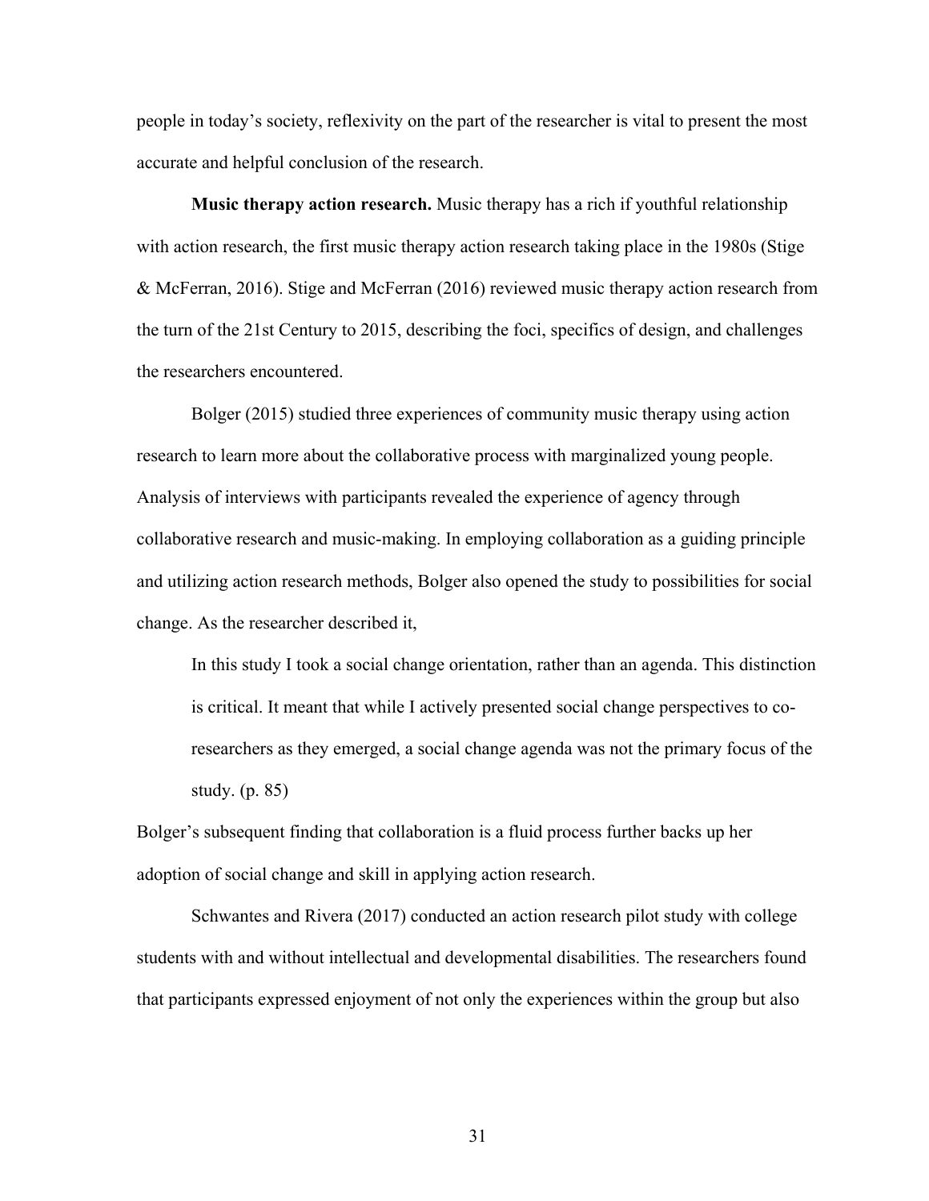people in today's society, reflexivity on the part of the researcher is vital to present the most accurate and helpful conclusion of the research.

**Music therapy action research.** Music therapy has a rich if youthful relationship with action research, the first music therapy action research taking place in the 1980s (Stige & McFerran, 2016). Stige and McFerran (2016) reviewed music therapy action research from the turn of the 21st Century to 2015, describing the foci, specifics of design, and challenges the researchers encountered.

Bolger (2015) studied three experiences of community music therapy using action research to learn more about the collaborative process with marginalized young people. Analysis of interviews with participants revealed the experience of agency through collaborative research and music-making. In employing collaboration as a guiding principle and utilizing action research methods, Bolger also opened the study to possibilities for social change. As the researcher described it,

> In this study I took a social change orientation, rather than an agenda. This distinction is critical. It meant that while I actively presented social change perspectives to co-researchers as they emerged, a social change agenda was not the primary focus of the study. (p. 85)

Bolger's subsequent finding that collaboration is a fluid process further backs up her adoption of social change and skill in applying action research.

Schwantes and Rivera (2017) conducted an action research pilot study with college students with and without intellectual and developmental disabilities. The researchers found that participants expressed enjoyment of not only the experiences within the group but also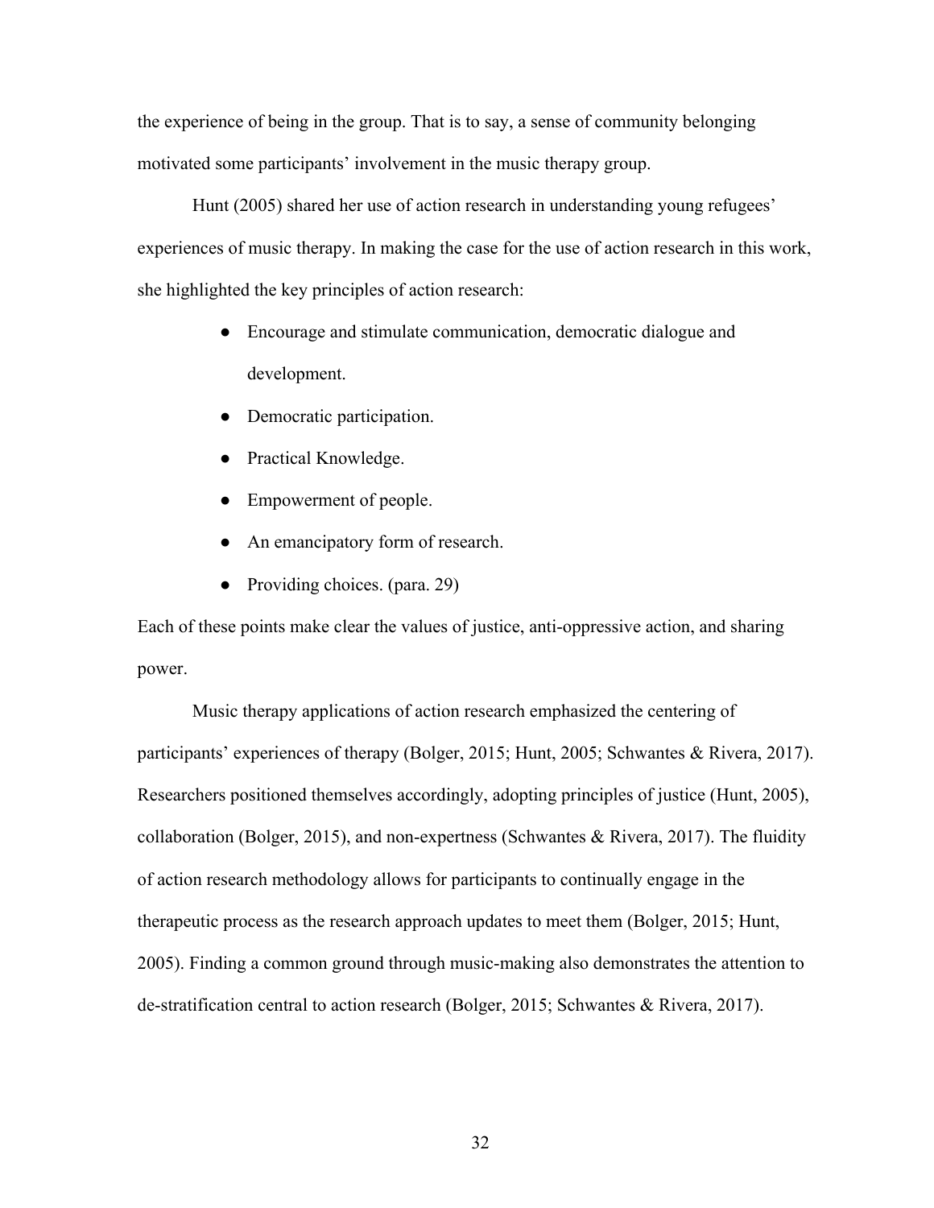the experience of being in the group. That is to say, a sense of community belonging motivated some participants' involvement in the music therapy group.

Hunt (2005) shared her use of action research in understanding young refugees' experiences of music therapy. In making the case for the use of action research in this work, she highlighted the key principles of action research:

- Encourage and stimulate communication, democratic dialogue and development.
- Democratic participation.
- Practical Knowledge.
- Empowerment of people.
- An emancipatory form of research.
- Providing choices. (para. 29)

Each of these points make clear the values of justice, anti-oppressive action, and sharing power.

Music therapy applications of action research emphasized the centering of participants' experiences of therapy (Bolger, 2015; Hunt, 2005; Schwantes & Rivera, 2017). Researchers positioned themselves accordingly, adopting principles of justice (Hunt, 2005), collaboration (Bolger, 2015), and non-expertness (Schwantes & Rivera, 2017). The fluidity of action research methodology allows for participants to continually engage in the therapeutic process as the research approach updates to meet them (Bolger, 2015; Hunt, 2005). Finding a common ground through music-making also demonstrates the attention to de-stratification central to action research (Bolger, 2015; Schwantes & Rivera, 2017).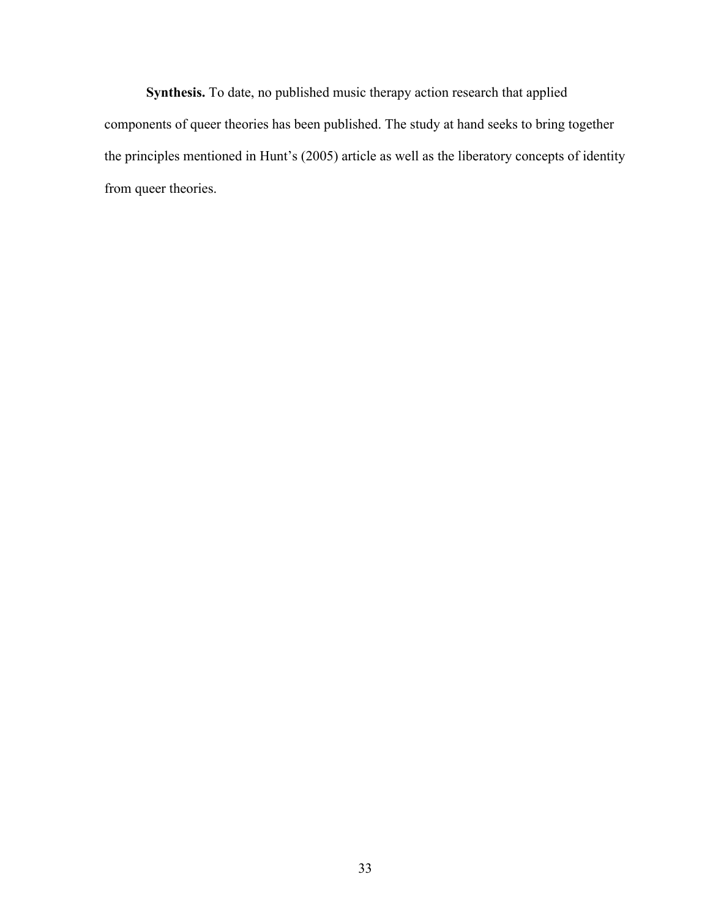**Synthesis.** To date, no published music therapy action research that applied components of queer theories has been published. The study at hand seeks to bring together the principles mentioned in Hunt's (2005) article as well as the liberatory concepts of identity from queer theories.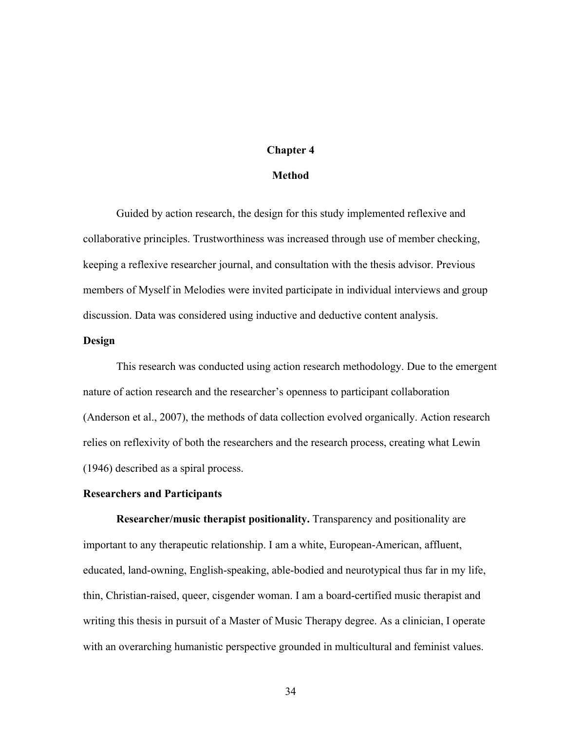# Chapter 4

# Method

Guided by action research, the design for this study implemented reflexive and collaborative principles. Trustworthiness was increased through use of member checking, keeping a reflexive researcher journal, and consultation with the thesis advisor. Previous members of Myself in Melodies were invited participate in individual interviews and group discussion. Data was considered using inductive and deductive content analysis.

## Design

This research was conducted using action research methodology. Due to the emergent nature of action research and the researcher's openness to participant collaboration (Anderson et al., 2007), the methods of data collection evolved organically. Action research relies on reflexivity of both the researchers and the research process, creating what Lewin (1946) described as a spiral process.

## Researchers and Participants

**Researcher/music therapist positionality.** Transparency and positionality are important to any therapeutic relationship. I am a white, European-American, affluent, educated, land-owning, English-speaking, able-bodied and neurotypical thus far in my life, thin, Christian-raised, queer, cisgender woman. I am a board-certified music therapist and writing this thesis in pursuit of a Master of Music Therapy degree. As a clinician, I operate with an overarching humanistic perspective grounded in multicultural and feminist values.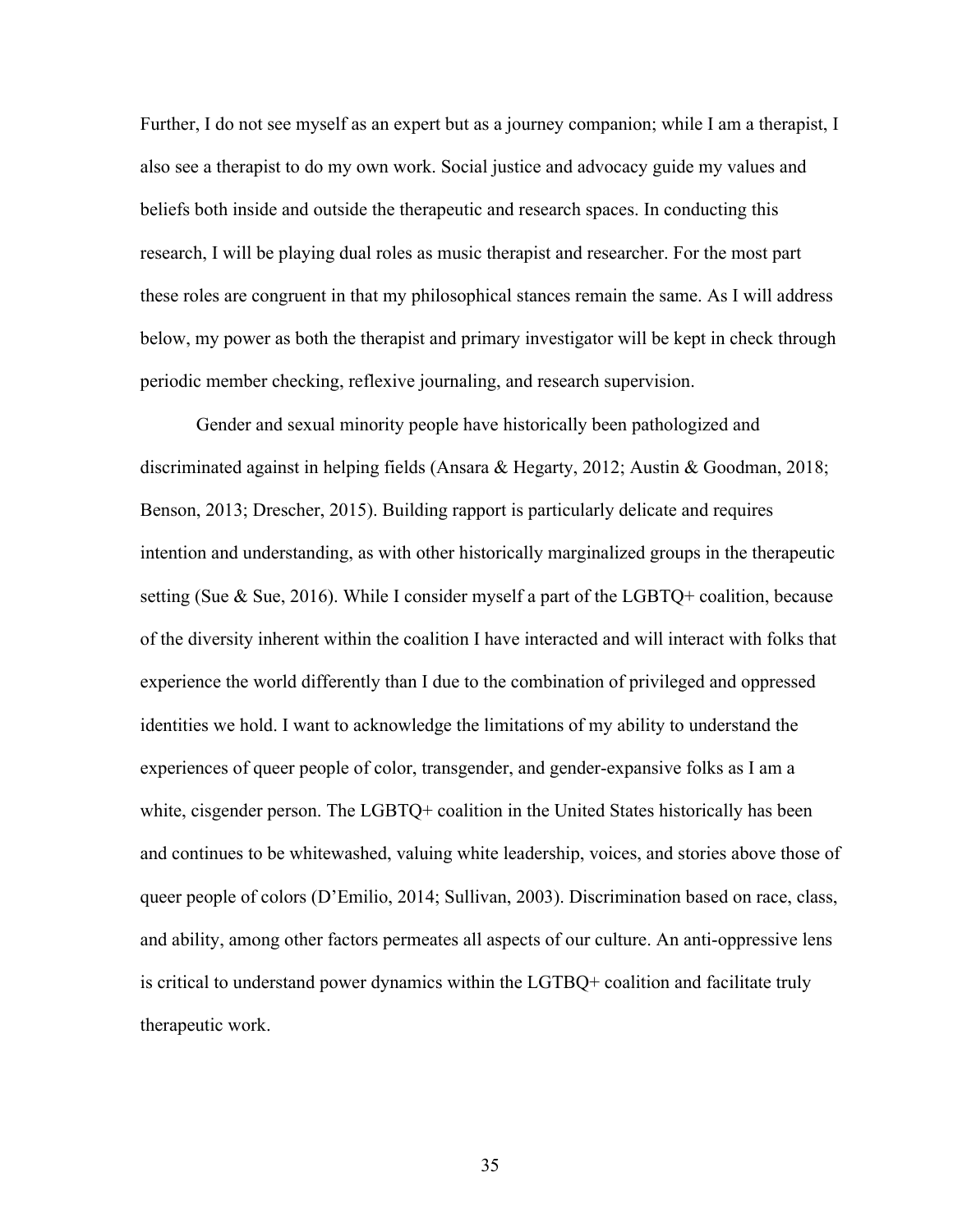Further, I do not see myself as an expert but as a journey companion; while I am a therapist, I also see a therapist to do my own work. Social justice and advocacy guide my values and beliefs both inside and outside the therapeutic and research spaces. In conducting this research, I will be playing dual roles as music therapist and researcher. For the most part these roles are congruent in that my philosophical stances remain the same. As I will address below, my power as both the therapist and primary investigator will be kept in check through periodic member checking, reflexive journaling, and research supervision.

Gender and sexual minority people have historically been pathologized and discriminated against in helping fields (Ansara & Hegarty, 2012; Austin & Goodman, 2018; Benson, 2013; Drescher, 2015). Building rapport is particularly delicate and requires intention and understanding, as with other historically marginalized groups in the therapeutic setting (Sue & Sue, 2016). While I consider myself a part of the LGBTQ+ coalition, because of the diversity inherent within the coalition I have interacted and will interact with folks that experience the world differently than I due to the combination of privileged and oppressed identities we hold. I want to acknowledge the limitations of my ability to understand the experiences of queer people of color, transgender, and gender-expansive folks as I am a white, cisgender person. The LGBTQ+ coalition in the United States historically has been and continues to be whitewashed, valuing white leadership, voices, and stories above those of queer people of colors (D'Emilio, 2014; Sullivan, 2003). Discrimination based on race, class, and ability, among other factors permeates all aspects of our culture. An anti-oppressive lens is critical to understand power dynamics within the LGTBQ+ coalition and facilitate truly therapeutic work.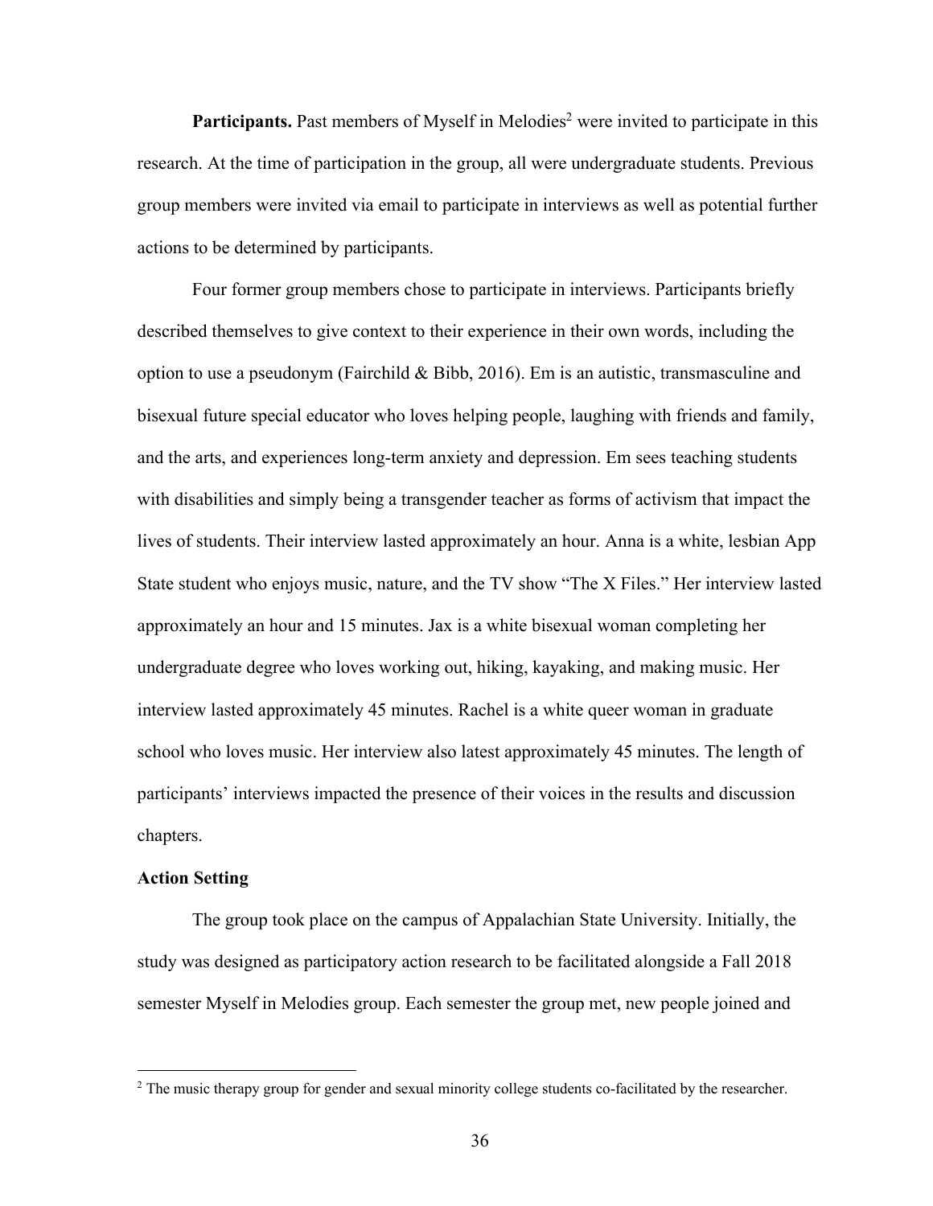**Participants.** Past members of Myself in Melodies[2] were invited to participate in this research. At the time of participation in the group, all were undergraduate students. Previous group members were invited via email to participate in interviews as well as potential further actions to be determined by participants.

Four former group members chose to participate in interviews. Participants briefly described themselves to give context to their experience in their own words, including the option to use a pseudonym (Fairchild & Bibb, 2016). Em is an autistic, transmasculine and bisexual future special educator who loves helping people, laughing with friends and family, and the arts, and experiences long-term anxiety and depression. Em sees teaching students with disabilities and simply being a transgender teacher as forms of activism that impact the lives of students. Their interview lasted approximately an hour. Anna is a white, lesbian App State student who enjoys music, nature, and the TV show "The X Files." Her interview lasted approximately an hour and 15 minutes. Jax is a white bisexual woman completing her undergraduate degree who loves working out, hiking, kayaking, and making music. Her interview lasted approximately 45 minutes. Rachel is a white queer woman in graduate school who loves music. Her interview also latest approximately 45 minutes. The length of participants' interviews impacted the presence of their voices in the results and discussion chapters.

**Action Setting**

The group took place on the campus of Appalachian State University. Initially, the study was designed as participatory action research to be facilitated alongside a Fall 2018 semester Myself in Melodies group. Each semester the group met, new people joined and

[2] The music therapy group for gender and sexual minority college students co-facilitated by the researcher.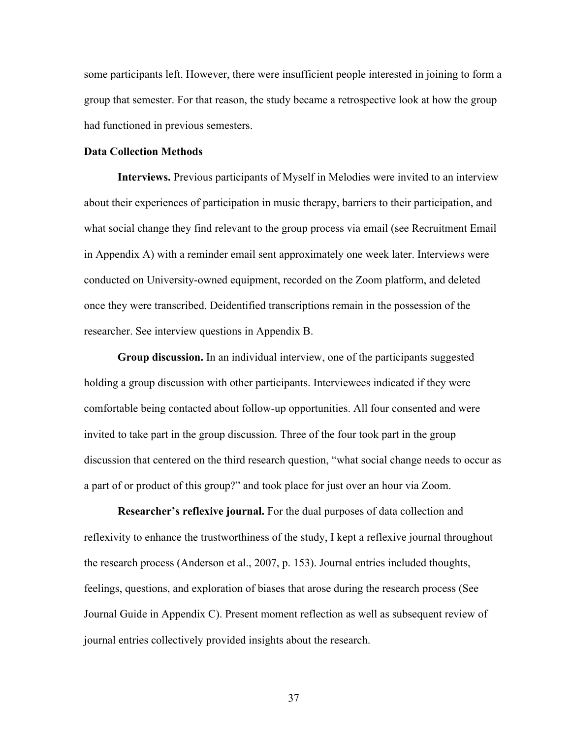some participants left. However, there were insufficient people interested in joining to form a group that semester. For that reason, the study became a retrospective look at how the group had functioned in previous semesters.

**Data Collection Methods**

**Interviews.** Previous participants of Myself in Melodies were invited to an interview about their experiences of participation in music therapy, barriers to their participation, and what social change they find relevant to the group process via email (see Recruitment Email in Appendix A) with a reminder email sent approximately one week later. Interviews were conducted on University-owned equipment, recorded on the Zoom platform, and deleted once they were transcribed. Deidentified transcriptions remain in the possession of the researcher. See interview questions in Appendix B.

**Group discussion.** In an individual interview, one of the participants suggested holding a group discussion with other participants. Interviewees indicated if they were comfortable being contacted about follow-up opportunities. All four consented and were invited to take part in the group discussion. Three of the four took part in the group discussion that centered on the third research question, "what social change needs to occur as a part of or product of this group?" and took place for just over an hour via Zoom.

**Researcher's reflexive journal.** For the dual purposes of data collection and reflexivity to enhance the trustworthiness of the study, I kept a reflexive journal throughout the research process (Anderson et al., 2007, p. 153). Journal entries included thoughts, feelings, questions, and exploration of biases that arose during the research process (See Journal Guide in Appendix C). Present moment reflection as well as subsequent review of journal entries collectively provided insights about the research.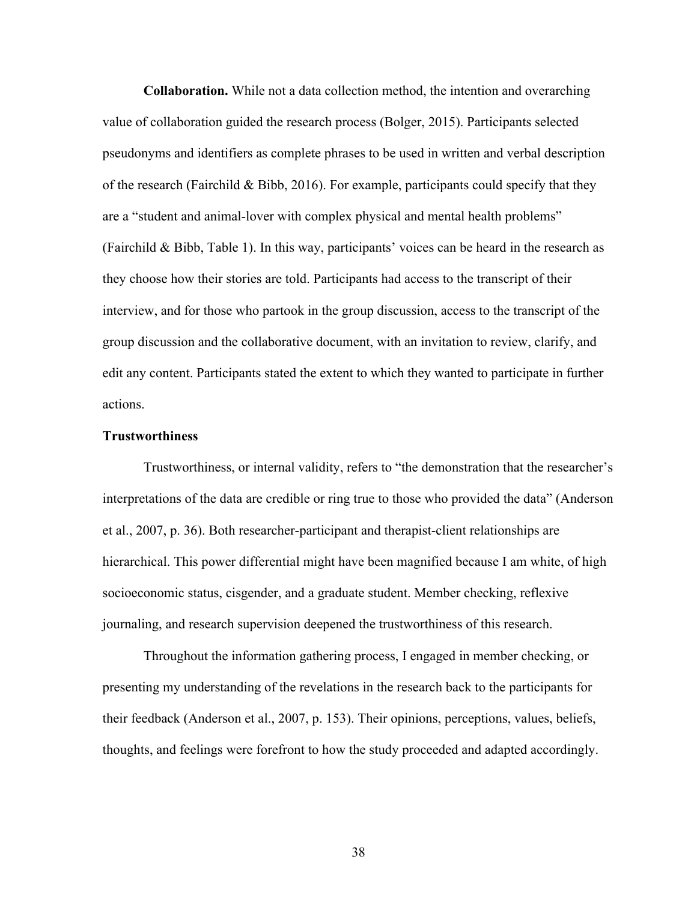**Collaboration.** While not a data collection method, the intention and overarching value of collaboration guided the research process (Bolger, 2015). Participants selected pseudonyms and identifiers as complete phrases to be used in written and verbal description of the research (Fairchild & Bibb, 2016). For example, participants could specify that they are a "student and animal-lover with complex physical and mental health problems" (Fairchild & Bibb, Table 1). In this way, participants' voices can be heard in the research as they choose how their stories are told. Participants had access to the transcript of their interview, and for those who partook in the group discussion, access to the transcript of the group discussion and the collaborative document, with an invitation to review, clarify, and edit any content. Participants stated the extent to which they wanted to participate in further actions.

### Trustworthiness

Trustworthiness, or internal validity, refers to "the demonstration that the researcher's interpretations of the data are credible or ring true to those who provided the data" (Anderson et al., 2007, p. 36). Both researcher-participant and therapist-client relationships are hierarchical. This power differential might have been magnified because I am white, of high socioeconomic status, cisgender, and a graduate student. Member checking, reflexive journaling, and research supervision deepened the trustworthiness of this research.

Throughout the information gathering process, I engaged in member checking, or presenting my understanding of the revelations in the research back to the participants for their feedback (Anderson et al., 2007, p. 153). Their opinions, perceptions, values, beliefs, thoughts, and feelings were forefront to how the study proceeded and adapted accordingly.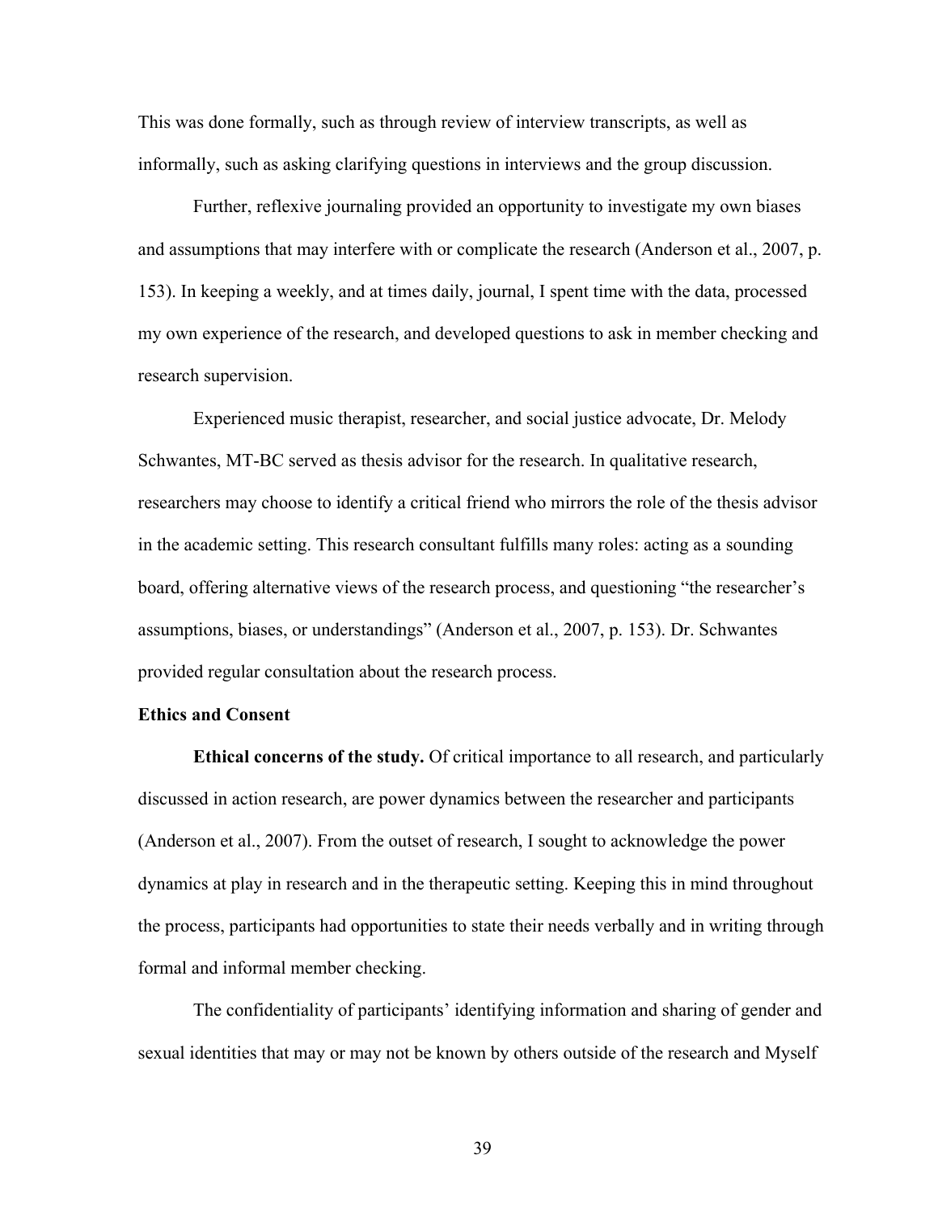This was done formally, such as through review of interview transcripts, as well as informally, such as asking clarifying questions in interviews and the group discussion.

Further, reflexive journaling provided an opportunity to investigate my own biases and assumptions that may interfere with or complicate the research (Anderson et al., 2007, p. 153). In keeping a weekly, and at times daily, journal, I spent time with the data, processed my own experience of the research, and developed questions to ask in member checking and research supervision.

Experienced music therapist, researcher, and social justice advocate, Dr. Melody Schwantes, MT-BC served as thesis advisor for the research. In qualitative research, researchers may choose to identify a critical friend who mirrors the role of the thesis advisor in the academic setting. This research consultant fulfills many roles: acting as a sounding board, offering alternative views of the research process, and questioning "the researcher's assumptions, biases, or understandings" (Anderson et al., 2007, p. 153). Dr. Schwantes provided regular consultation about the research process.

**Ethics and Consent**

**Ethical concerns of the study.** Of critical importance to all research, and particularly discussed in action research, are power dynamics between the researcher and participants (Anderson et al., 2007). From the outset of research, I sought to acknowledge the power dynamics at play in research and in the therapeutic setting. Keeping this in mind throughout the process, participants had opportunities to state their needs verbally and in writing through formal and informal member checking.

The confidentiality of participants' identifying information and sharing of gender and sexual identities that may or may not be known by others outside of the research and Myself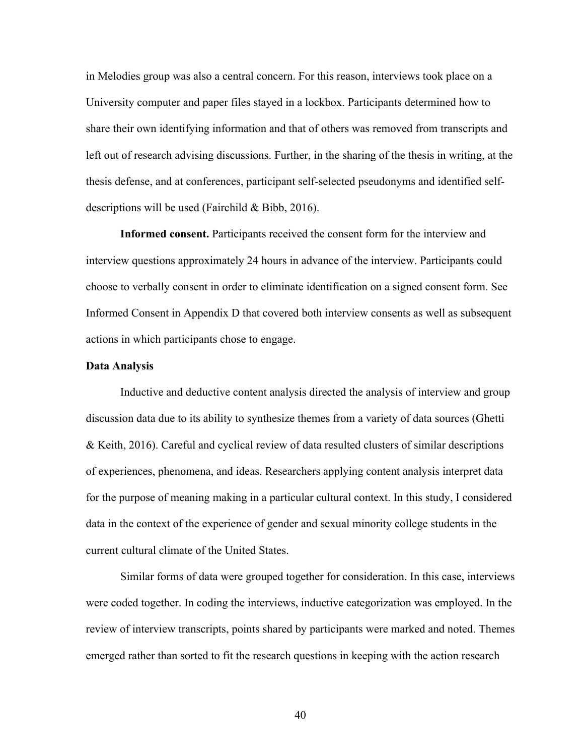in Melodies group was also a central concern. For this reason, interviews took place on a University computer and paper files stayed in a lockbox. Participants determined how to share their own identifying information and that of others was removed from transcripts and left out of research advising discussions. Further, in the sharing of the thesis in writing, at the thesis defense, and at conferences, participant self-selected pseudonyms and identified self-descriptions will be used (Fairchild & Bibb, 2016).

**Informed consent.** Participants received the consent form for the interview and interview questions approximately 24 hours in advance of the interview. Participants could choose to verbally consent in order to eliminate identification on a signed consent form. See Informed Consent in Appendix D that covered both interview consents as well as subsequent actions in which participants chose to engage.

**Data Analysis**

Inductive and deductive content analysis directed the analysis of interview and group discussion data due to its ability to synthesize themes from a variety of data sources (Ghetti & Keith, 2016). Careful and cyclical review of data resulted clusters of similar descriptions of experiences, phenomena, and ideas. Researchers applying content analysis interpret data for the purpose of meaning making in a particular cultural context. In this study, I considered data in the context of the experience of gender and sexual minority college students in the current cultural climate of the United States.

Similar forms of data were grouped together for consideration. In this case, interviews were coded together. In coding the interviews, inductive categorization was employed. In the review of interview transcripts, points shared by participants were marked and noted. Themes emerged rather than sorted to fit the research questions in keeping with the action research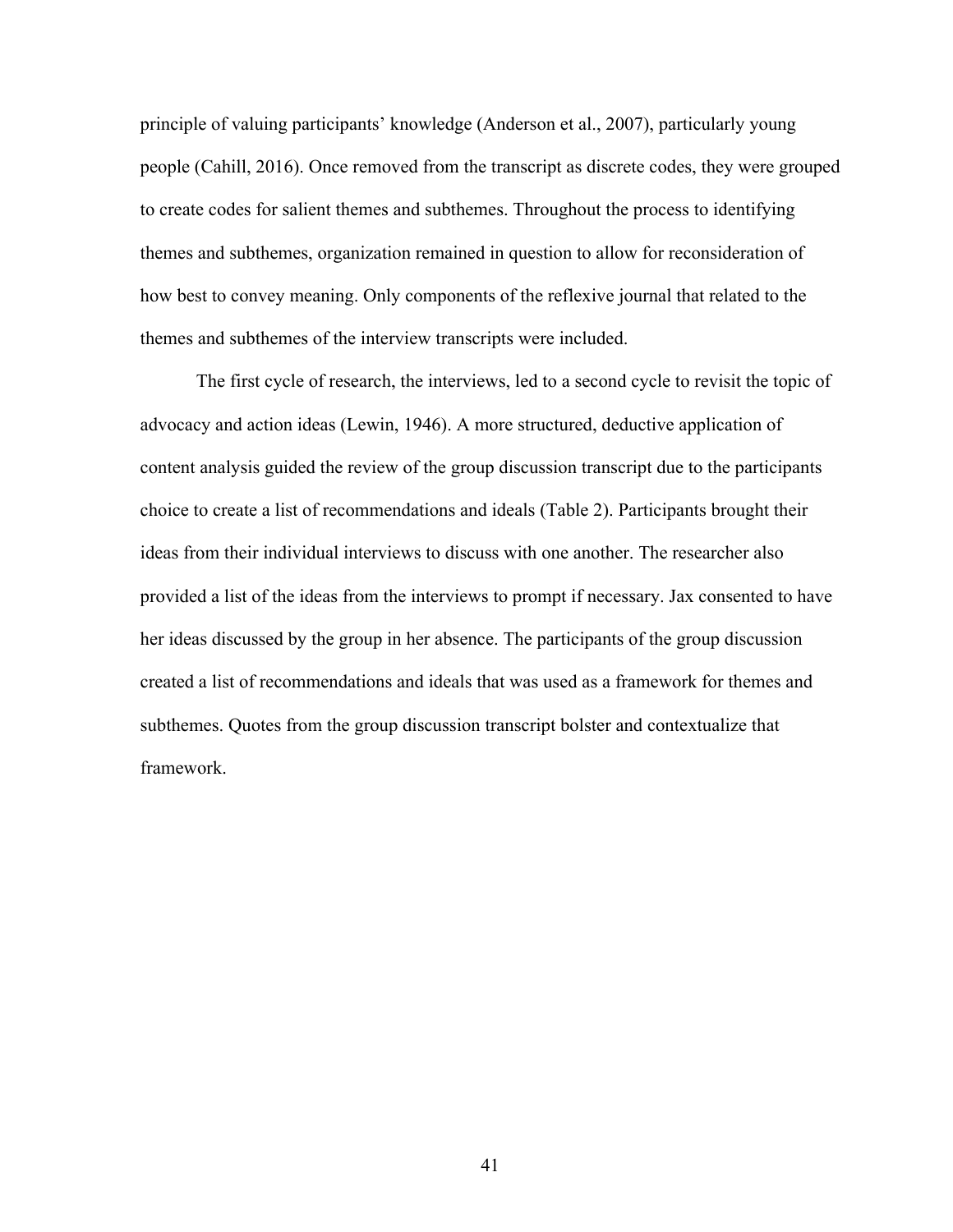principle of valuing participants' knowledge (Anderson et al., 2007), particularly young people (Cahill, 2016). Once removed from the transcript as discrete codes, they were grouped to create codes for salient themes and subthemes. Throughout the process to identifying themes and subthemes, organization remained in question to allow for reconsideration of how best to convey meaning. Only components of the reflexive journal that related to the themes and subthemes of the interview transcripts were included.

The first cycle of research, the interviews, led to a second cycle to revisit the topic of advocacy and action ideas (Lewin, 1946). A more structured, deductive application of content analysis guided the review of the group discussion transcript due to the participants choice to create a list of recommendations and ideals (Table 2). Participants brought their ideas from their individual interviews to discuss with one another. The researcher also provided a list of the ideas from the interviews to prompt if necessary. Jax consented to have her ideas discussed by the group in her absence. The participants of the group discussion created a list of recommendations and ideals that was used as a framework for themes and subthemes. Quotes from the group discussion transcript bolster and contextualize that framework.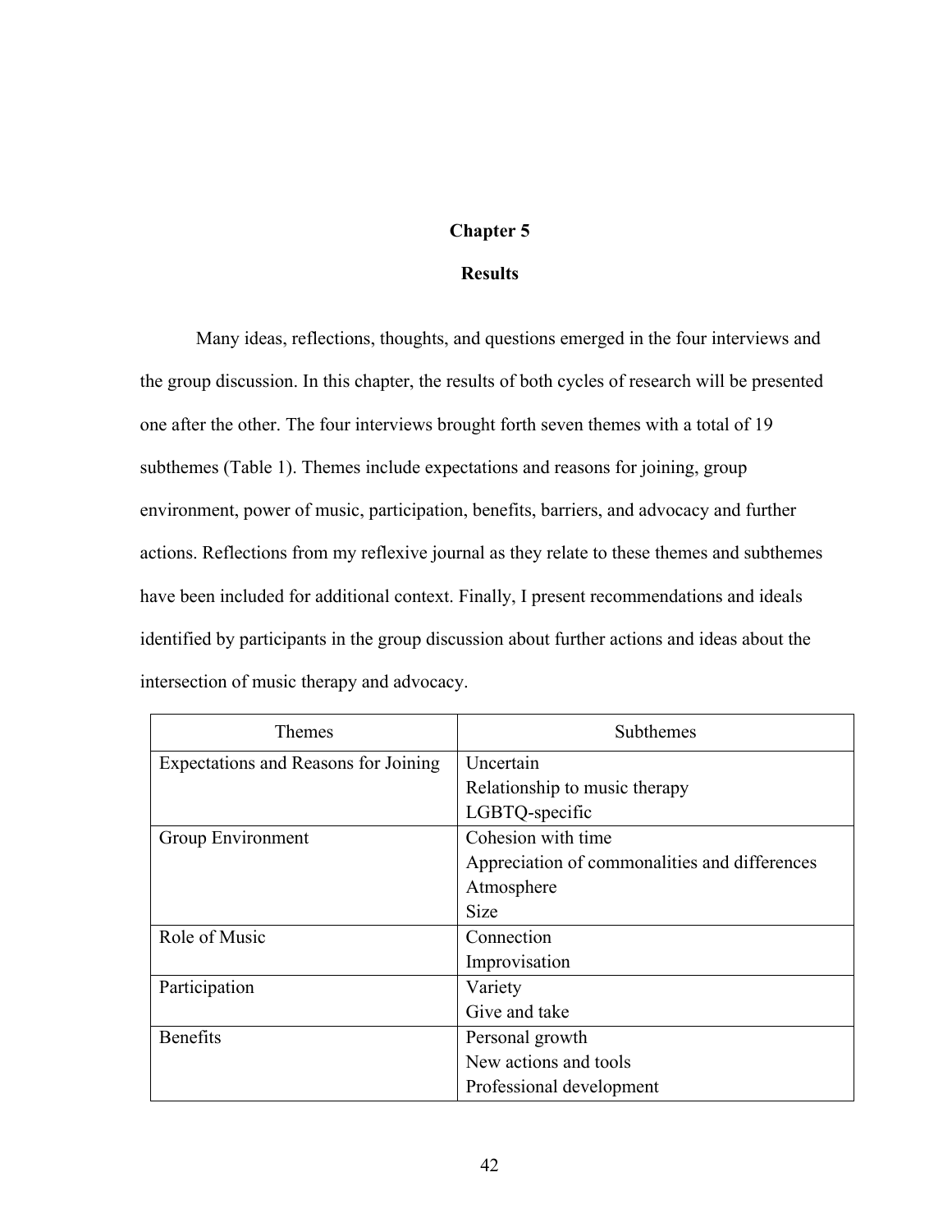# Chapter 5

## Results

Many ideas, reflections, thoughts, and questions emerged in the four interviews and the group discussion. In this chapter, the results of both cycles of research will be presented one after the other. The four interviews brought forth seven themes with a total of 19 subthemes (Table 1). Themes include expectations and reasons for joining, group environment, power of music, participation, benefits, barriers, and advocacy and further actions. Reflections from my reflexive journal as they relate to these themes and subthemes have been included for additional context. Finally, I present recommendations and ideals identified by participants in the group discussion about further actions and ideas about the intersection of music therapy and advocacy.

| Themes | Subthemes |
| --- | --- |
| Expectations and Reasons for Joining | Uncertain<br>Relationship to music therapy<br>LGBTQ-specific |
| Group Environment | Cohesion with time<br>Appreciation of commonalities and differences<br>Atmosphere<br>Size |
| Role of Music | Connection<br>Improvisation |
| Participation | Variety<br>Give and take |
| Benefits | Personal growth<br>New actions and tools<br>Professional development |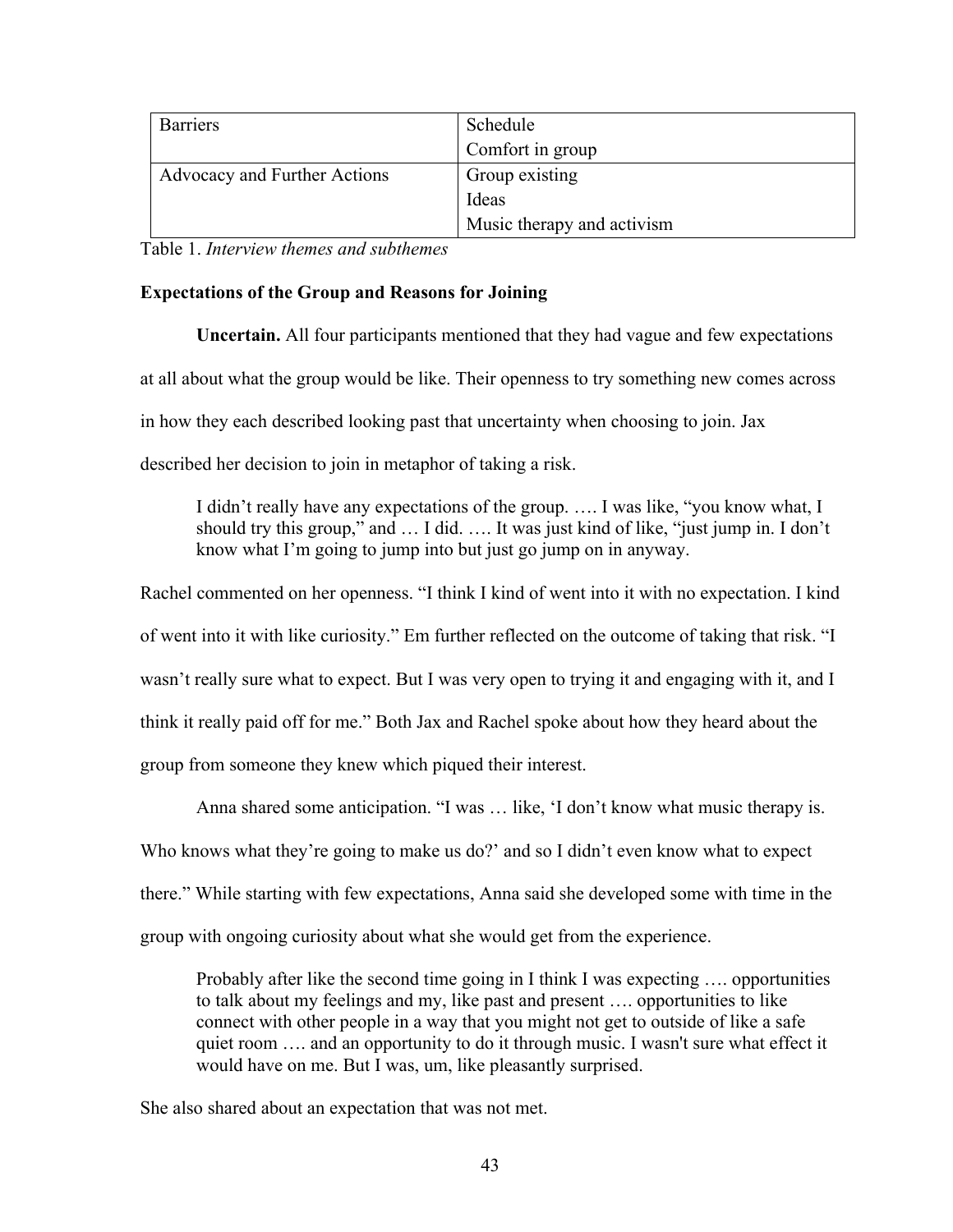| Barriers | Schedule<br>Comfort in group |
|---|---|
| Advocacy and Further Actions | Group existing<br>Ideas<br>Music therapy and activism |

Table 1. *Interview themes and subthemes*

**Expectations of the Group and Reasons for Joining**

**Uncertain.** All four participants mentioned that they had vague and few expectations at all about what the group would be like. Their openness to try something new comes across in how they each described looking past that uncertainty when choosing to join. Jax described her decision to join in metaphor of taking a risk.

> I didn't really have any expectations of the group. …. I was like, "you know what, I should try this group," and … I did. …. It was just kind of like, "just jump in. I don't know what I'm going to jump into but just go jump on in anyway.

Rachel commented on her openness. "I think I kind of went into it with no expectation. I kind of went into it with like curiosity." Em further reflected on the outcome of taking that risk. "I wasn't really sure what to expect. But I was very open to trying it and engaging with it, and I think it really paid off for me." Both Jax and Rachel spoke about how they heard about the group from someone they knew which piqued their interest.

Anna shared some anticipation. "I was … like, 'I don't know what music therapy is. Who knows what they're going to make us do?' and so I didn't even know what to expect there." While starting with few expectations, Anna said she developed some with time in the group with ongoing curiosity about what she would get from the experience.

> Probably after like the second time going in I think I was expecting …. opportunities to talk about my feelings and my, like past and present …. opportunities to like connect with other people in a way that you might not get to outside of like a safe quiet room …. and an opportunity to do it through music. I wasn't sure what effect it would have on me. But I was, um, like pleasantly surprised.

She also shared about an expectation that was not met.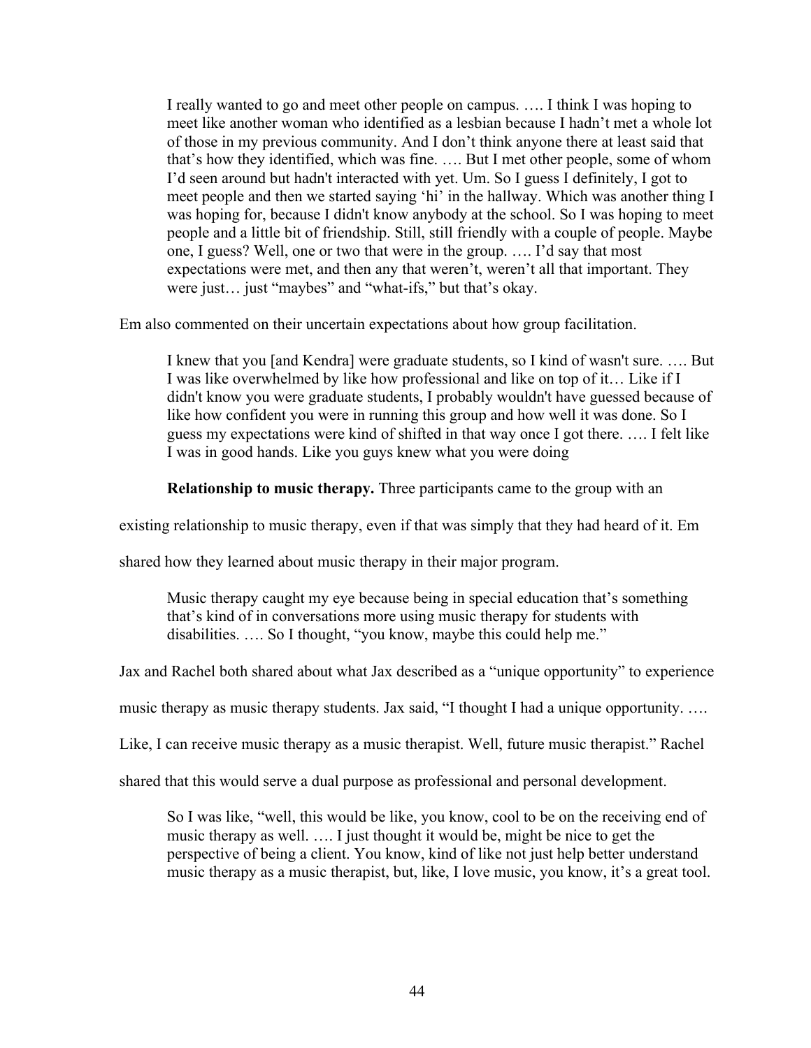> I really wanted to go and meet other people on campus. …. I think I was hoping to meet like another woman who identified as a lesbian because I hadn't met a whole lot of those in my previous community. And I don't think anyone there at least said that that's how they identified, which was fine. …. But I met other people, some of whom I'd seen around but hadn't interacted with yet. Um. So I guess I definitely, I got to meet people and then we started saying 'hi' in the hallway. Which was another thing I was hoping for, because I didn't know anybody at the school. So I was hoping to meet people and a little bit of friendship. Still, still friendly with a couple of people. Maybe one, I guess? Well, one or two that were in the group. …. I'd say that most expectations were met, and then any that weren't, weren't all that important. They were just… just "maybes" and "what-ifs," but that's okay.

Em also commented on their uncertain expectations about how group facilitation.

> I knew that you [and Kendra] were graduate students, so I kind of wasn't sure. …. But I was like overwhelmed by like how professional and like on top of it… Like if I didn't know you were graduate students, I probably wouldn't have guessed because of like how confident you were in running this group and how well it was done. So I guess my expectations were kind of shifted in that way once I got there. …. I felt like I was in good hands. Like you guys knew what you were doing

**Relationship to music therapy.** Three participants came to the group with an existing relationship to music therapy, even if that was simply that they had heard of it. Em shared how they learned about music therapy in their major program.

> Music therapy caught my eye because being in special education that's something that's kind of in conversations more using music therapy for students with disabilities. …. So I thought, "you know, maybe this could help me."

Jax and Rachel both shared about what Jax described as a "unique opportunity" to experience music therapy as music therapy students. Jax said, "I thought I had a unique opportunity. …. Like, I can receive music therapy as a music therapist. Well, future music therapist." Rachel shared that this would serve a dual purpose as professional and personal development.

> So I was like, "well, this would be like, you know, cool to be on the receiving end of music therapy as well. …. I just thought it would be, might be nice to get the perspective of being a client. You know, kind of like not just help better understand music therapy as a music therapist, but, like, I love music, you know, it's a great tool.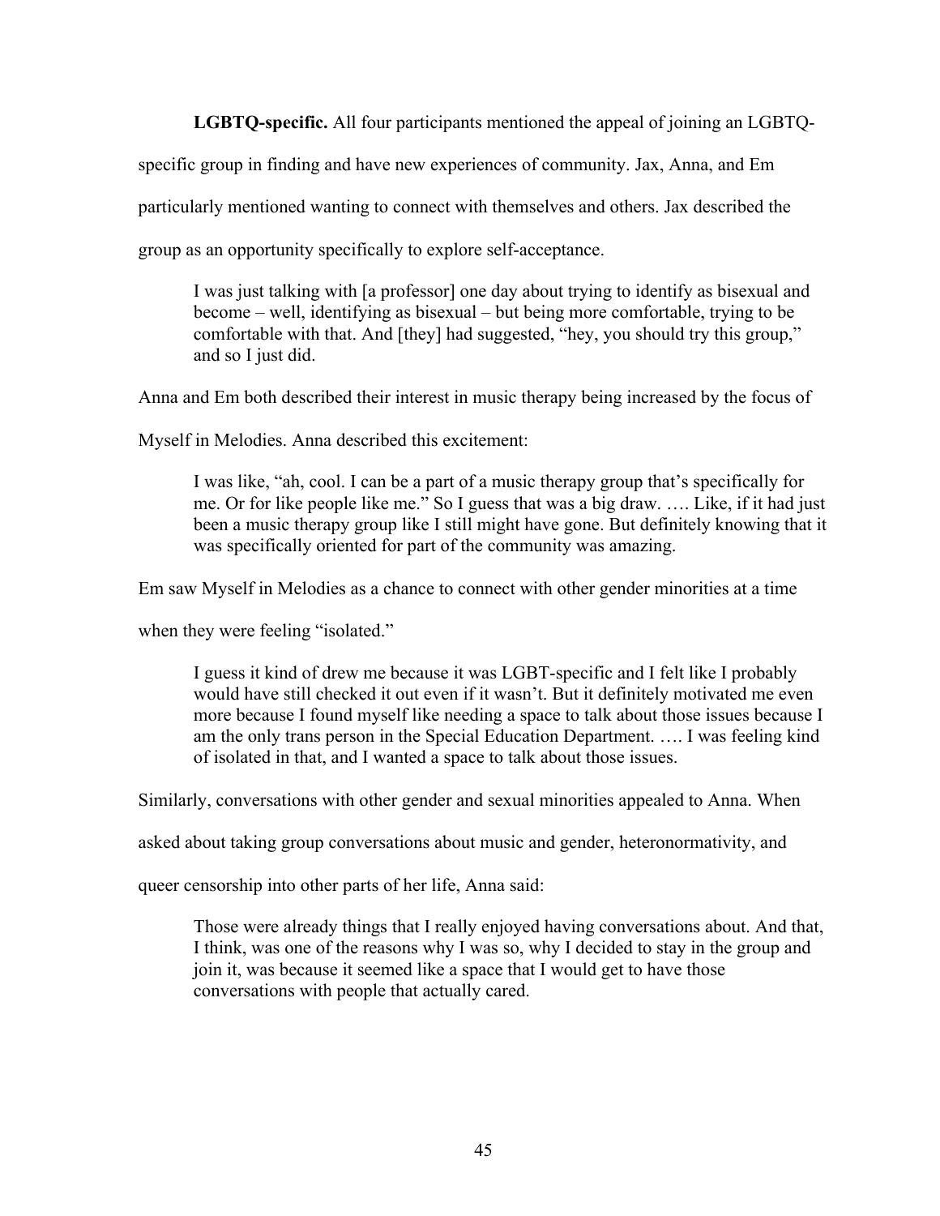**LGBTQ-specific.** All four participants mentioned the appeal of joining an LGBTQ-specific group in finding and have new experiences of community. Jax, Anna, and Em particularly mentioned wanting to connect with themselves and others. Jax described the group as an opportunity specifically to explore self-acceptance.

> I was just talking with [a professor] one day about trying to identify as bisexual and become – well, identifying as bisexual – but being more comfortable, trying to be comfortable with that. And [they] had suggested, "hey, you should try this group," and so I just did.

Anna and Em both described their interest in music therapy being increased by the focus of Myself in Melodies. Anna described this excitement:

> I was like, "ah, cool. I can be a part of a music therapy group that's specifically for me. Or for like people like me." So I guess that was a big draw. …. Like, if it had just been a music therapy group like I still might have gone. But definitely knowing that it was specifically oriented for part of the community was amazing.

Em saw Myself in Melodies as a chance to connect with other gender minorities at a time when they were feeling "isolated."

> I guess it kind of drew me because it was LGBT-specific and I felt like I probably would have still checked it out even if it wasn't. But it definitely motivated me even more because I found myself like needing a space to talk about those issues because I am the only trans person in the Special Education Department. …. I was feeling kind of isolated in that, and I wanted a space to talk about those issues.

Similarly, conversations with other gender and sexual minorities appealed to Anna. When asked about taking group conversations about music and gender, heteronormativity, and queer censorship into other parts of her life, Anna said:

> Those were already things that I really enjoyed having conversations about. And that, I think, was one of the reasons why I was so, why I decided to stay in the group and join it, was because it seemed like a space that I would get to have those conversations with people that actually cared.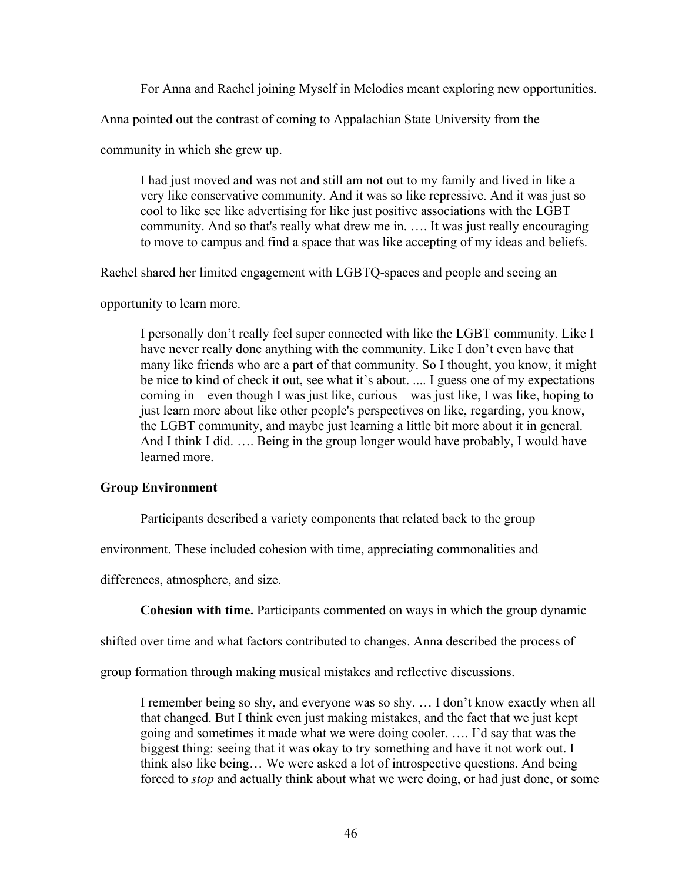For Anna and Rachel joining Myself in Melodies meant exploring new opportunities. Anna pointed out the contrast of coming to Appalachian State University from the community in which she grew up.

> I had just moved and was not and still am not out to my family and lived in like a very like conservative community. And it was so like repressive. And it was just so cool to like see like advertising for like just positive associations with the LGBT community. And so that's really what drew me in. …. It was just really encouraging to move to campus and find a space that was like accepting of my ideas and beliefs.

Rachel shared her limited engagement with LGBTQ-spaces and people and seeing an opportunity to learn more.

> I personally don't really feel super connected with like the LGBT community. Like I have never really done anything with the community. Like I don't even have that many like friends who are a part of that community. So I thought, you know, it might be nice to kind of check it out, see what it's about. .... I guess one of my expectations coming in – even though I was just like, curious – was just like, I was like, hoping to just learn more about like other people's perspectives on like, regarding, you know, the LGBT community, and maybe just learning a little bit more about it in general. And I think I did. …. Being in the group longer would have probably, I would have learned more.

### Group Environment

Participants described a variety components that related back to the group environment. These included cohesion with time, appreciating commonalities and differences, atmosphere, and size.

**Cohesion with time.** Participants commented on ways in which the group dynamic shifted over time and what factors contributed to changes. Anna described the process of group formation through making musical mistakes and reflective discussions.

> I remember being so shy, and everyone was so shy. … I don't know exactly when all that changed. But I think even just making mistakes, and the fact that we just kept going and sometimes it made what we were doing cooler. …. I'd say that was the biggest thing: seeing that it was okay to try something and have it not work out. I think also like being… We were asked a lot of introspective questions. And being forced to *stop* and actually think about what we were doing, or had just done, or some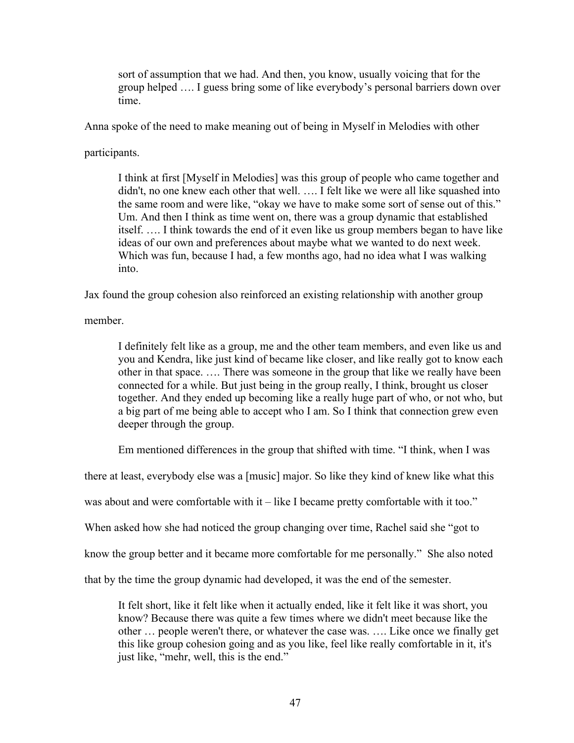> sort of assumption that we had. And then, you know, usually voicing that for the group helped …. I guess bring some of like everybody's personal barriers down over time.

Anna spoke of the need to make meaning out of being in Myself in Melodies with other participants.

> I think at first [Myself in Melodies] was this group of people who came together and didn't, no one knew each other that well. …. I felt like we were all like squashed into the same room and were like, "okay we have to make some sort of sense out of this." Um. And then I think as time went on, there was a group dynamic that established itself. …. I think towards the end of it even like us group members began to have like ideas of our own and preferences about maybe what we wanted to do next week. Which was fun, because I had, a few months ago, had no idea what I was walking into.

Jax found the group cohesion also reinforced an existing relationship with another group member.

> I definitely felt like as a group, me and the other team members, and even like us and you and Kendra, like just kind of became like closer, and like really got to know each other in that space. …. There was someone in the group that like we really have been connected for a while. But just being in the group really, I think, brought us closer together. And they ended up becoming like a really huge part of who, or not who, but a big part of me being able to accept who I am. So I think that connection grew even deeper through the group.

Em mentioned differences in the group that shifted with time. "I think, when I was there at least, everybody else was a [music] major. So like they kind of knew like what this was about and were comfortable with it – like I became pretty comfortable with it too." When asked how she had noticed the group changing over time, Rachel said she "got to know the group better and it became more comfortable for me personally." She also noted that by the time the group dynamic had developed, it was the end of the semester.

> It felt short, like it felt like when it actually ended, like it felt like it was short, you know? Because there was quite a few times where we didn't meet because like the other … people weren't there, or whatever the case was. …. Like once we finally get this like group cohesion going and as you like, feel like really comfortable in it, it's just like, "mehr, well, this is the end."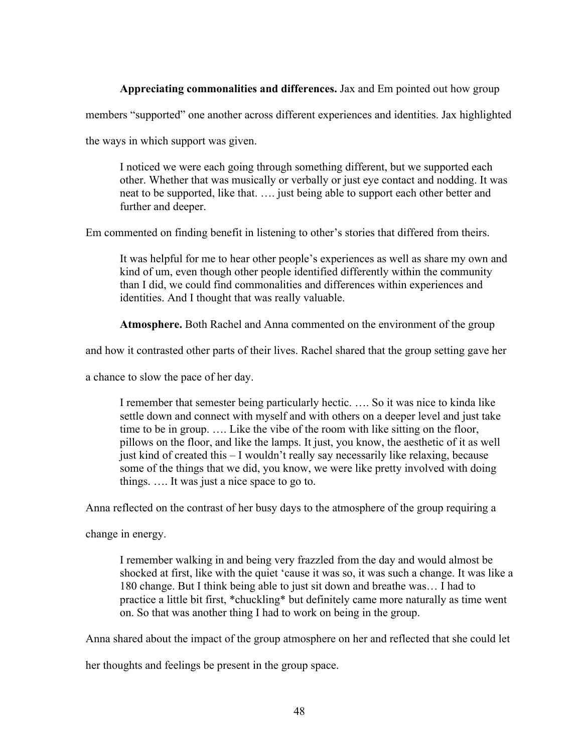**Appreciating commonalities and differences.** Jax and Em pointed out how group members "supported" one another across different experiences and identities. Jax highlighted the ways in which support was given.

> I noticed we were each going through something different, but we supported each other. Whether that was musically or verbally or just eye contact and nodding. It was neat to be supported, like that. …. just being able to support each other better and further and deeper.

Em commented on finding benefit in listening to other's stories that differed from theirs.

> It was helpful for me to hear other people's experiences as well as share my own and kind of um, even though other people identified differently within the community than I did, we could find commonalities and differences within experiences and identities. And I thought that was really valuable.

**Atmosphere.** Both Rachel and Anna commented on the environment of the group and how it contrasted other parts of their lives. Rachel shared that the group setting gave her a chance to slow the pace of her day.

> I remember that semester being particularly hectic. …. So it was nice to kinda like settle down and connect with myself and with others on a deeper level and just take time to be in group. …. Like the vibe of the room with like sitting on the floor, pillows on the floor, and like the lamps. It just, you know, the aesthetic of it as well just kind of created this – I wouldn't really say necessarily like relaxing, because some of the things that we did, you know, we were like pretty involved with doing things. …. It was just a nice space to go to.

Anna reflected on the contrast of her busy days to the atmosphere of the group requiring a change in energy.

> I remember walking in and being very frazzled from the day and would almost be shocked at first, like with the quiet 'cause it was so, it was such a change. It was like a 180 change. But I think being able to just sit down and breathe was… I had to practice a little bit first, *chuckling* but definitely came more naturally as time went on. So that was another thing I had to work on being in the group.

Anna shared about the impact of the group atmosphere on her and reflected that she could let her thoughts and feelings be present in the group space.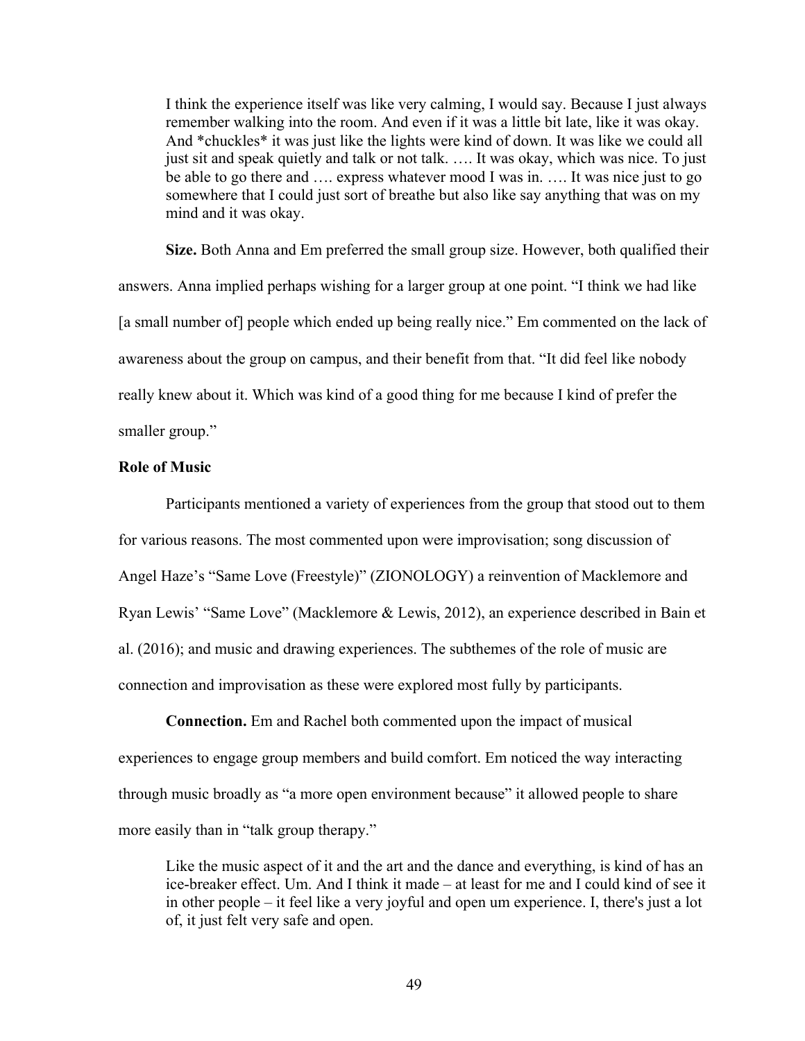> I think the experience itself was like very calming, I would say. Because I just always remember walking into the room. And even if it was a little bit late, like it was okay. And *chuckles* it was just like the lights were kind of down. It was like we could all just sit and speak quietly and talk or not talk. …. It was okay, which was nice. To just be able to go there and …. express whatever mood I was in. …. It was nice just to go somewhere that I could just sort of breathe but also like say anything that was on my mind and it was okay.

**Size.** Both Anna and Em preferred the small group size. However, both qualified their answers. Anna implied perhaps wishing for a larger group at one point. "I think we had like [a small number of] people which ended up being really nice." Em commented on the lack of awareness about the group on campus, and their benefit from that. "It did feel like nobody really knew about it. Which was kind of a good thing for me because I kind of prefer the smaller group."

### Role of Music

Participants mentioned a variety of experiences from the group that stood out to them for various reasons. The most commented upon were improvisation; song discussion of Angel Haze's "Same Love (Freestyle)" (ZIONOLOGY) a reinvention of Macklemore and Ryan Lewis' "Same Love" (Macklemore & Lewis, 2012), an experience described in Bain et al. (2016); and music and drawing experiences. The subthemes of the role of music are connection and improvisation as these were explored most fully by participants.

**Connection.** Em and Rachel both commented upon the impact of musical experiences to engage group members and build comfort. Em noticed the way interacting through music broadly as "a more open environment because" it allowed people to share more easily than in "talk group therapy."

> Like the music aspect of it and the art and the dance and everything, is kind of has an ice-breaker effect. Um. And I think it made – at least for me and I could kind of see it in other people – it feel like a very joyful and open um experience. I, there's just a lot of, it just felt very safe and open.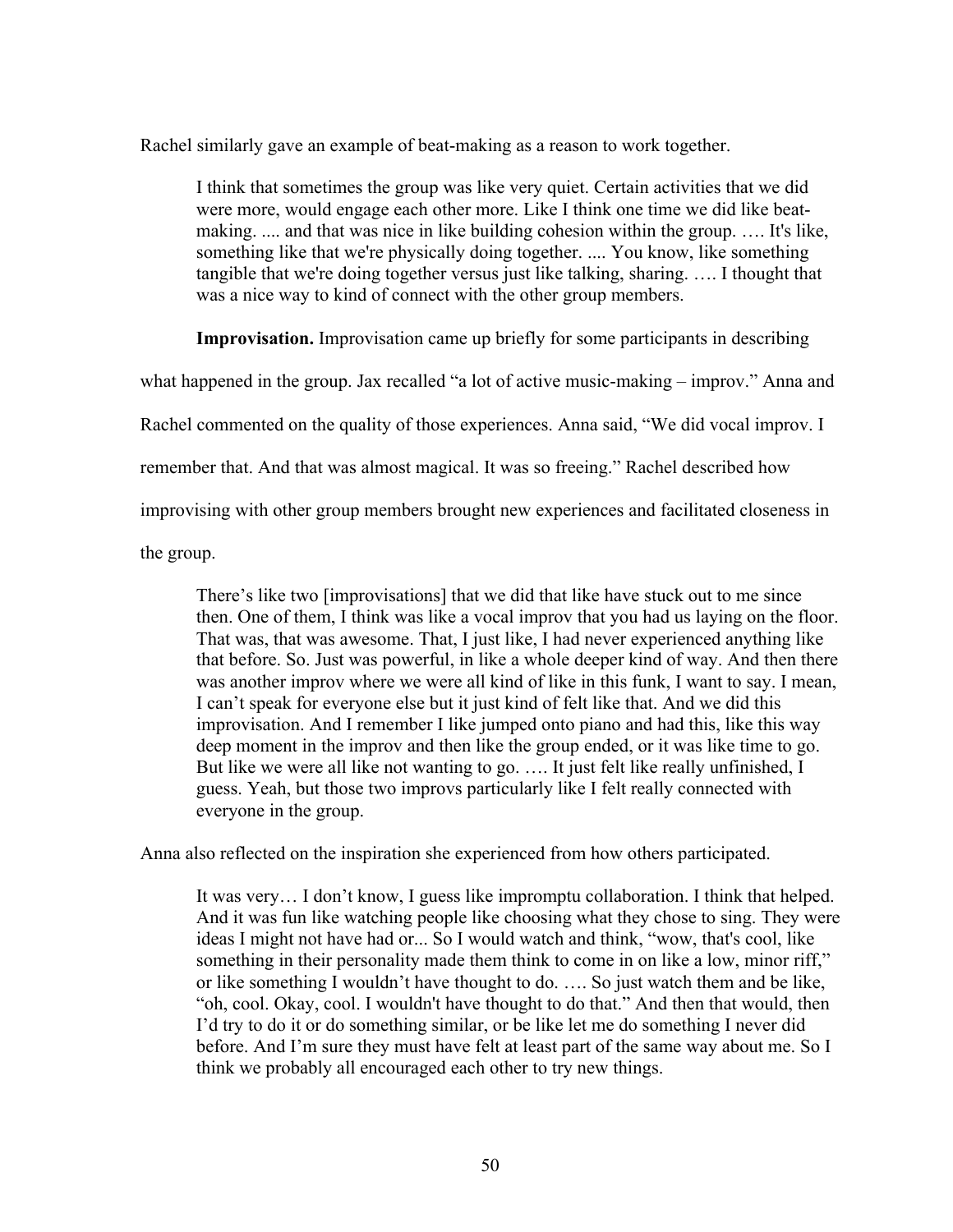Rachel similarly gave an example of beat-making as a reason to work together.

> I think that sometimes the group was like very quiet. Certain activities that we did were more, would engage each other more. Like I think one time we did like beat-making. .... and that was nice in like building cohesion within the group. …. It's like, something like that we're physically doing together. .... You know, like something tangible that we're doing together versus just like talking, sharing. …. I thought that was a nice way to kind of connect with the other group members.

**Improvisation.** Improvisation came up briefly for some participants in describing what happened in the group. Jax recalled "a lot of active music-making – improv." Anna and Rachel commented on the quality of those experiences. Anna said, "We did vocal improv. I remember that. And that was almost magical. It was so freeing." Rachel described how improvising with other group members brought new experiences and facilitated closeness in the group.

> There's like two [improvisations] that we did that like have stuck out to me since then. One of them, I think was like a vocal improv that you had us laying on the floor. That was, that was awesome. That, I just like, I had never experienced anything like that before. So. Just was powerful, in like a whole deeper kind of way. And then there was another improv where we were all kind of like in this funk, I want to say. I mean, I can't speak for everyone else but it just kind of felt like that. And we did this improvisation. And I remember I like jumped onto piano and had this, like this way deep moment in the improv and then like the group ended, or it was like time to go. But like we were all like not wanting to go. …. It just felt like really unfinished, I guess. Yeah, but those two improvs particularly like I felt really connected with everyone in the group.

Anna also reflected on the inspiration she experienced from how others participated.

> It was very… I don't know, I guess like impromptu collaboration. I think that helped. And it was fun like watching people like choosing what they chose to sing. They were ideas I might not have had or... So I would watch and think, "wow, that's cool, like something in their personality made them think to come in on like a low, minor riff," or like something I wouldn't have thought to do. …. So just watch them and be like, "oh, cool. Okay, cool. I wouldn't have thought to do that." And then that would, then I'd try to do it or do something similar, or be like let me do something I never did before. And I'm sure they must have felt at least part of the same way about me. So I think we probably all encouraged each other to try new things.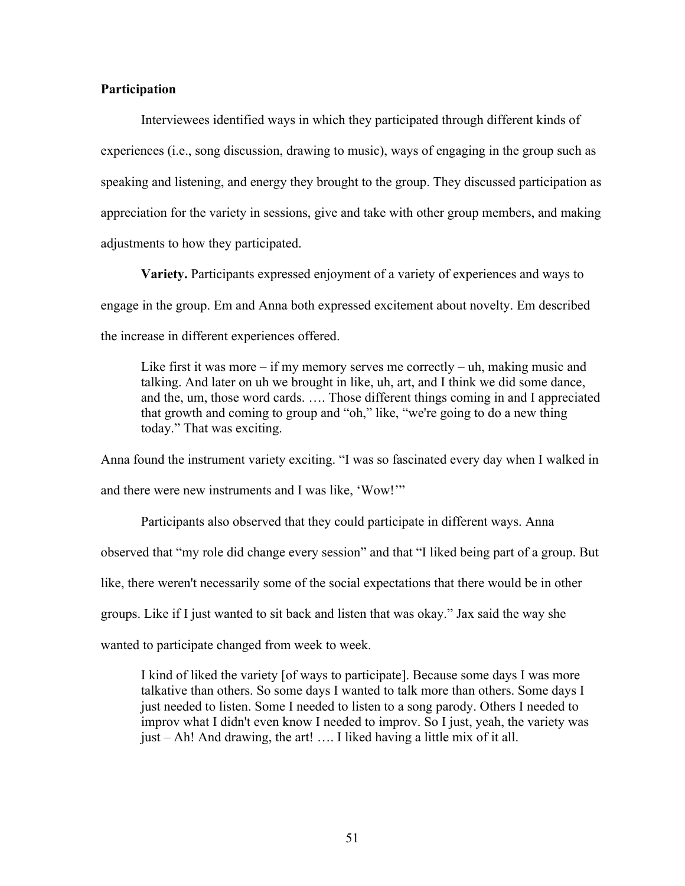**Participation**

Interviewees identified ways in which they participated through different kinds of experiences (i.e., song discussion, drawing to music), ways of engaging in the group such as speaking and listening, and energy they brought to the group. They discussed participation as appreciation for the variety in sessions, give and take with other group members, and making adjustments to how they participated.

**Variety.** Participants expressed enjoyment of a variety of experiences and ways to engage in the group. Em and Anna both expressed excitement about novelty. Em described the increase in different experiences offered.

> Like first it was more – if my memory serves me correctly – uh, making music and talking. And later on uh we brought in like, uh, art, and I think we did some dance, and the, um, those word cards. …. Those different things coming in and I appreciated that growth and coming to group and “oh,” like, “we're going to do a new thing today.” That was exciting.

Anna found the instrument variety exciting. “I was so fascinated every day when I walked in and there were new instruments and I was like, ‘Wow!’”

Participants also observed that they could participate in different ways. Anna observed that “my role did change every session” and that “I liked being part of a group. But like, there weren't necessarily some of the social expectations that there would be in other groups. Like if I just wanted to sit back and listen that was okay.” Jax said the way she wanted to participate changed from week to week.

> I kind of liked the variety [of ways to participate]. Because some days I was more talkative than others. So some days I wanted to talk more than others. Some days I just needed to listen. Some I needed to listen to a song parody. Others I needed to improv what I didn't even know I needed to improv. So I just, yeah, the variety was just – Ah! And drawing, the art! …. I liked having a little mix of it all.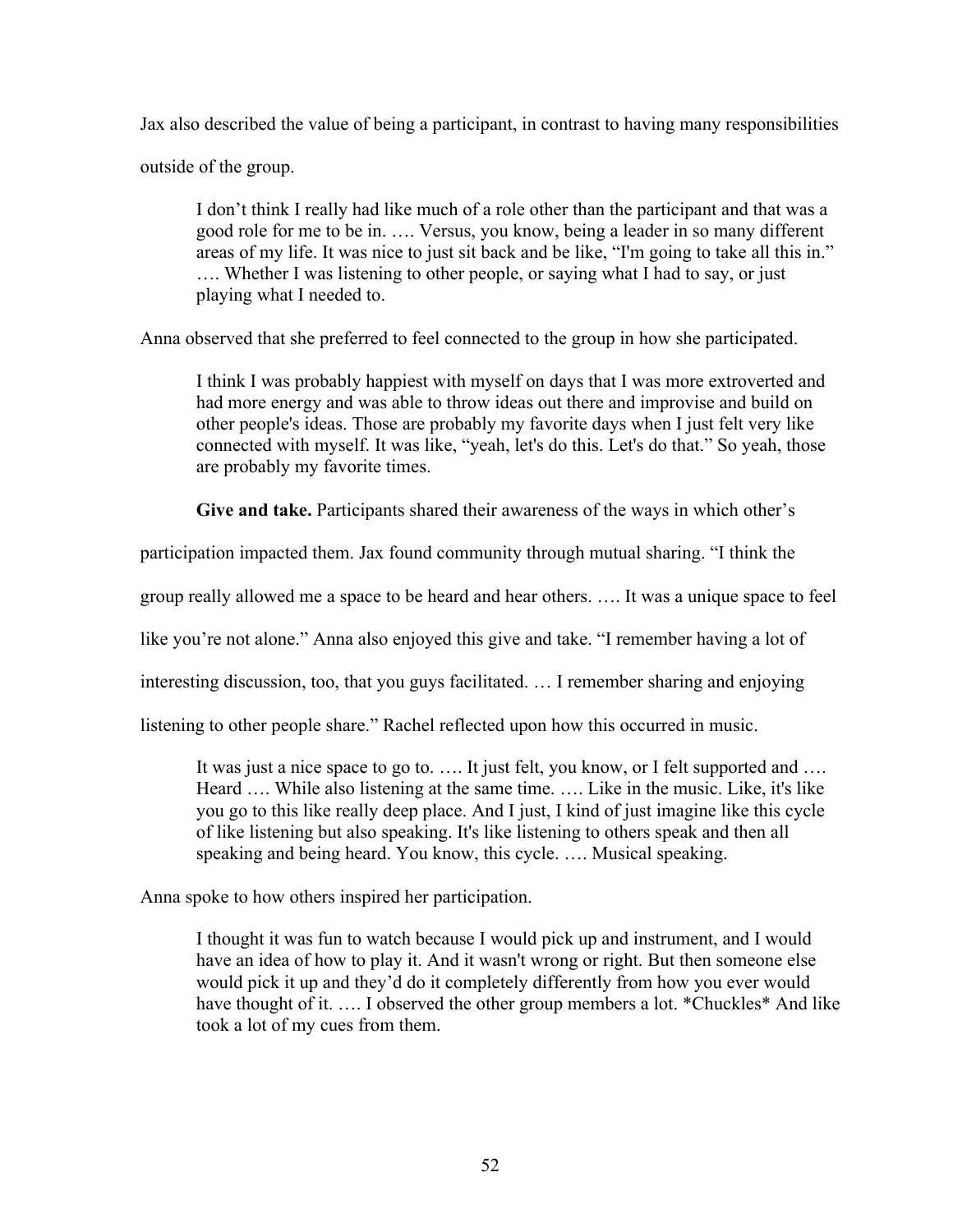Jax also described the value of being a participant, in contrast to having many responsibilities outside of the group.

> I don't think I really had like much of a role other than the participant and that was a good role for me to be in. …. Versus, you know, being a leader in so many different areas of my life. It was nice to just sit back and be like, "I'm going to take all this in." …. Whether I was listening to other people, or saying what I had to say, or just playing what I needed to.

Anna observed that she preferred to feel connected to the group in how she participated.

> I think I was probably happiest with myself on days that I was more extroverted and had more energy and was able to throw ideas out there and improvise and build on other people's ideas. Those are probably my favorite days when I just felt very like connected with myself. It was like, "yeah, let's do this. Let's do that." So yeah, those are probably my favorite times.

**Give and take.** Participants shared their awareness of the ways in which other's participation impacted them. Jax found community through mutual sharing. "I think the group really allowed me a space to be heard and hear others. …. It was a unique space to feel like you're not alone." Anna also enjoyed this give and take. "I remember having a lot of interesting discussion, too, that you guys facilitated. … I remember sharing and enjoying listening to other people share." Rachel reflected upon how this occurred in music.

> It was just a nice space to go to. …. It just felt, you know, or I felt supported and …. Heard …. While also listening at the same time. …. Like in the music. Like, it's like you go to this like really deep place. And I just, I kind of just imagine like this cycle of like listening but also speaking. It's like listening to others speak and then all speaking and being heard. You know, this cycle. …. Musical speaking.

Anna spoke to how others inspired her participation.

> I thought it was fun to watch because I would pick up and instrument, and I would have an idea of how to play it. And it wasn't wrong or right. But then someone else would pick it up and they'd do it completely differently from how you ever would have thought of it. …. I observed the other group members a lot. *Chuckles* And like took a lot of my cues from them.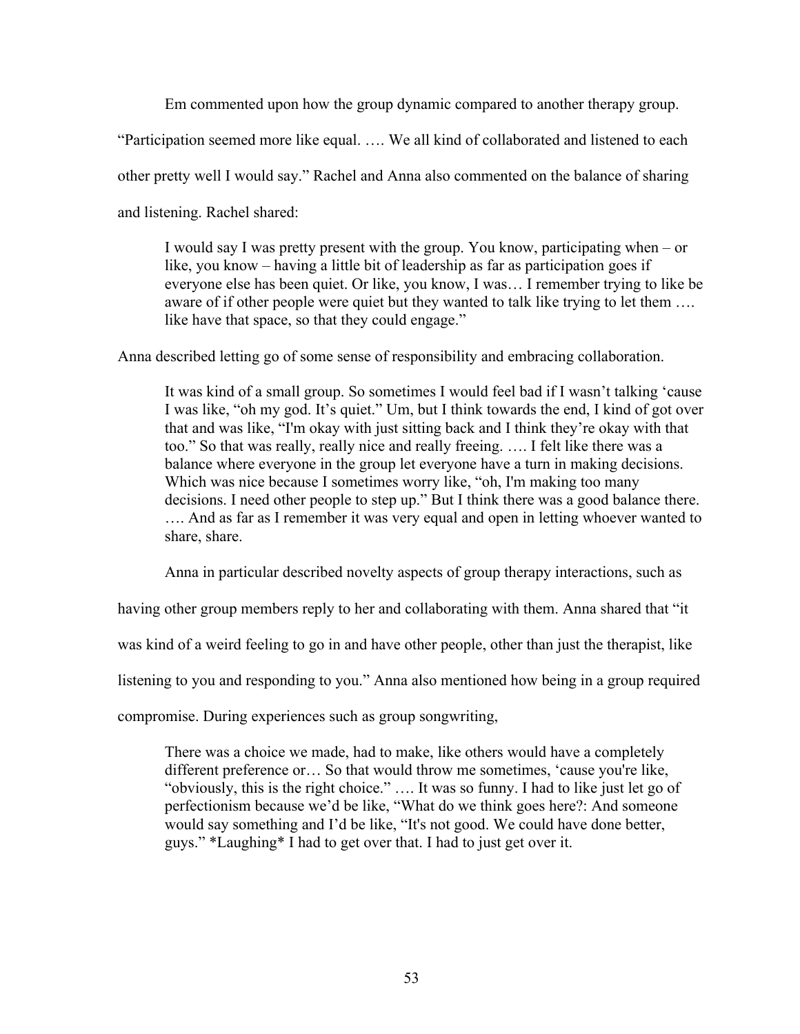Em commented upon how the group dynamic compared to another therapy group. "Participation seemed more like equal. …. We all kind of collaborated and listened to each other pretty well I would say." Rachel and Anna also commented on the balance of sharing and listening. Rachel shared:

> I would say I was pretty present with the group. You know, participating when – or like, you know – having a little bit of leadership as far as participation goes if everyone else has been quiet. Or like, you know, I was… I remember trying to like be aware of if other people were quiet but they wanted to talk like trying to let them …. like have that space, so that they could engage."

Anna described letting go of some sense of responsibility and embracing collaboration.

> It was kind of a small group. So sometimes I would feel bad if I wasn't talking 'cause I was like, "oh my god. It's quiet." Um, but I think towards the end, I kind of got over that and was like, "I'm okay with just sitting back and I think they're okay with that too." So that was really, really nice and really freeing. …. I felt like there was a balance where everyone in the group let everyone have a turn in making decisions. Which was nice because I sometimes worry like, "oh, I'm making too many decisions. I need other people to step up." But I think there was a good balance there. …. And as far as I remember it was very equal and open in letting whoever wanted to share, share.

Anna in particular described novelty aspects of group therapy interactions, such as having other group members reply to her and collaborating with them. Anna shared that "it was kind of a weird feeling to go in and have other people, other than just the therapist, like listening to you and responding to you." Anna also mentioned how being in a group required compromise. During experiences such as group songwriting,

> There was a choice we made, had to make, like others would have a completely different preference or… So that would throw me sometimes, 'cause you're like, "obviously, this is the right choice." …. It was so funny. I had to like just let go of perfectionism because we'd be like, "What do we think goes here?: And someone would say something and I'd be like, "It's not good. We could have done better, guys." *Laughing* I had to get over that. I had to just get over it.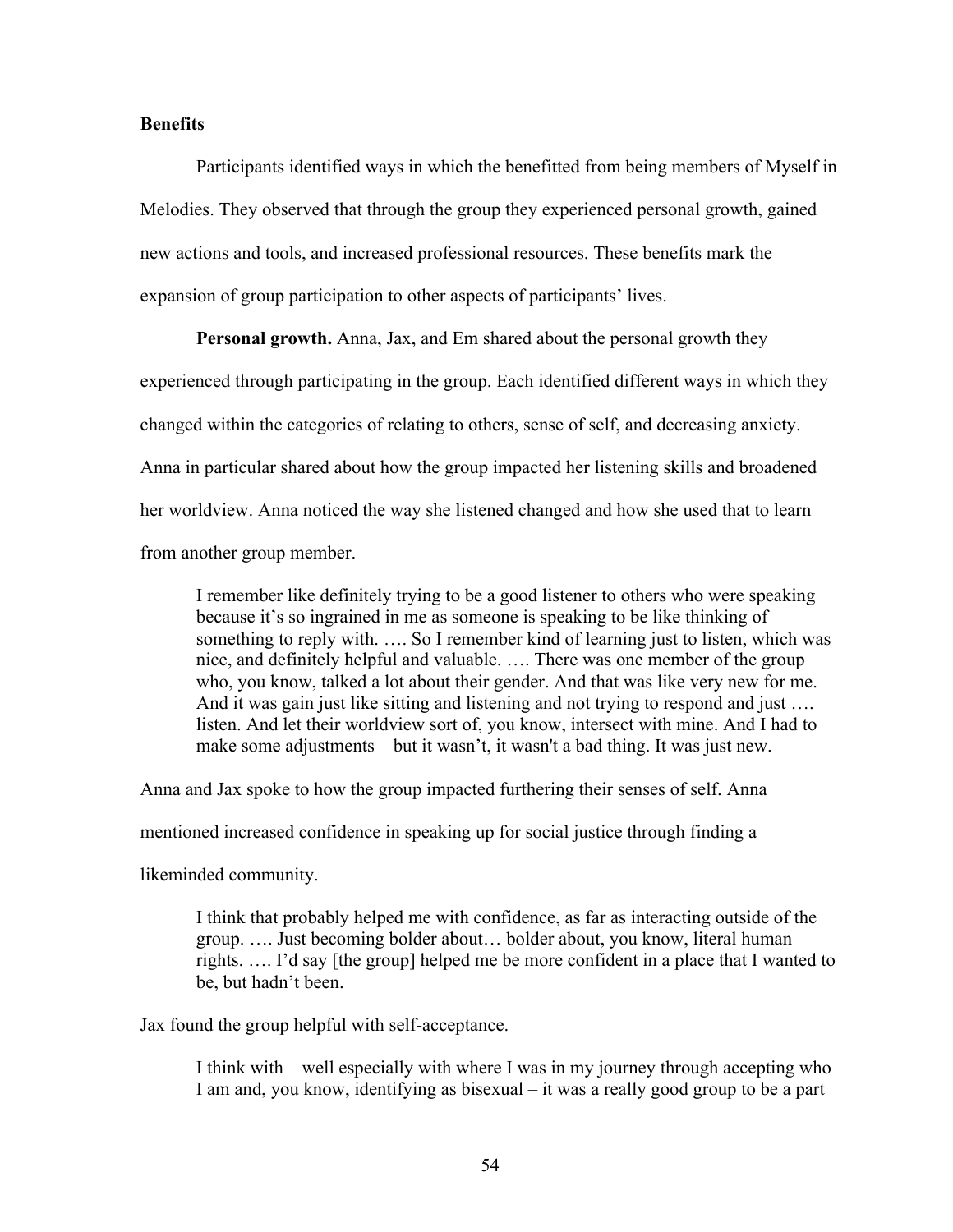**Benefits**

Participants identified ways in which the benefitted from being members of Myself in Melodies. They observed that through the group they experienced personal growth, gained new actions and tools, and increased professional resources. These benefits mark the expansion of group participation to other aspects of participants' lives.

**Personal growth.** Anna, Jax, and Em shared about the personal growth they experienced through participating in the group. Each identified different ways in which they changed within the categories of relating to others, sense of self, and decreasing anxiety. Anna in particular shared about how the group impacted her listening skills and broadened her worldview. Anna noticed the way she listened changed and how she used that to learn from another group member.

> I remember like definitely trying to be a good listener to others who were speaking because it's so ingrained in me as someone is speaking to be like thinking of something to reply with. …. So I remember kind of learning just to listen, which was nice, and definitely helpful and valuable. …. There was one member of the group who, you know, talked a lot about their gender. And that was like very new for me. And it was gain just like sitting and listening and not trying to respond and just …. listen. And let their worldview sort of, you know, intersect with mine. And I had to make some adjustments – but it wasn't, it wasn't a bad thing. It was just new.

Anna and Jax spoke to how the group impacted furthering their senses of self. Anna mentioned increased confidence in speaking up for social justice through finding a likeminded community.

> I think that probably helped me with confidence, as far as interacting outside of the group. …. Just becoming bolder about… bolder about, you know, literal human rights. …. I'd say [the group] helped me be more confident in a place that I wanted to be, but hadn't been.

Jax found the group helpful with self-acceptance.

> I think with – well especially with where I was in my journey through accepting who I am and, you know, identifying as bisexual – it was a really good group to be a part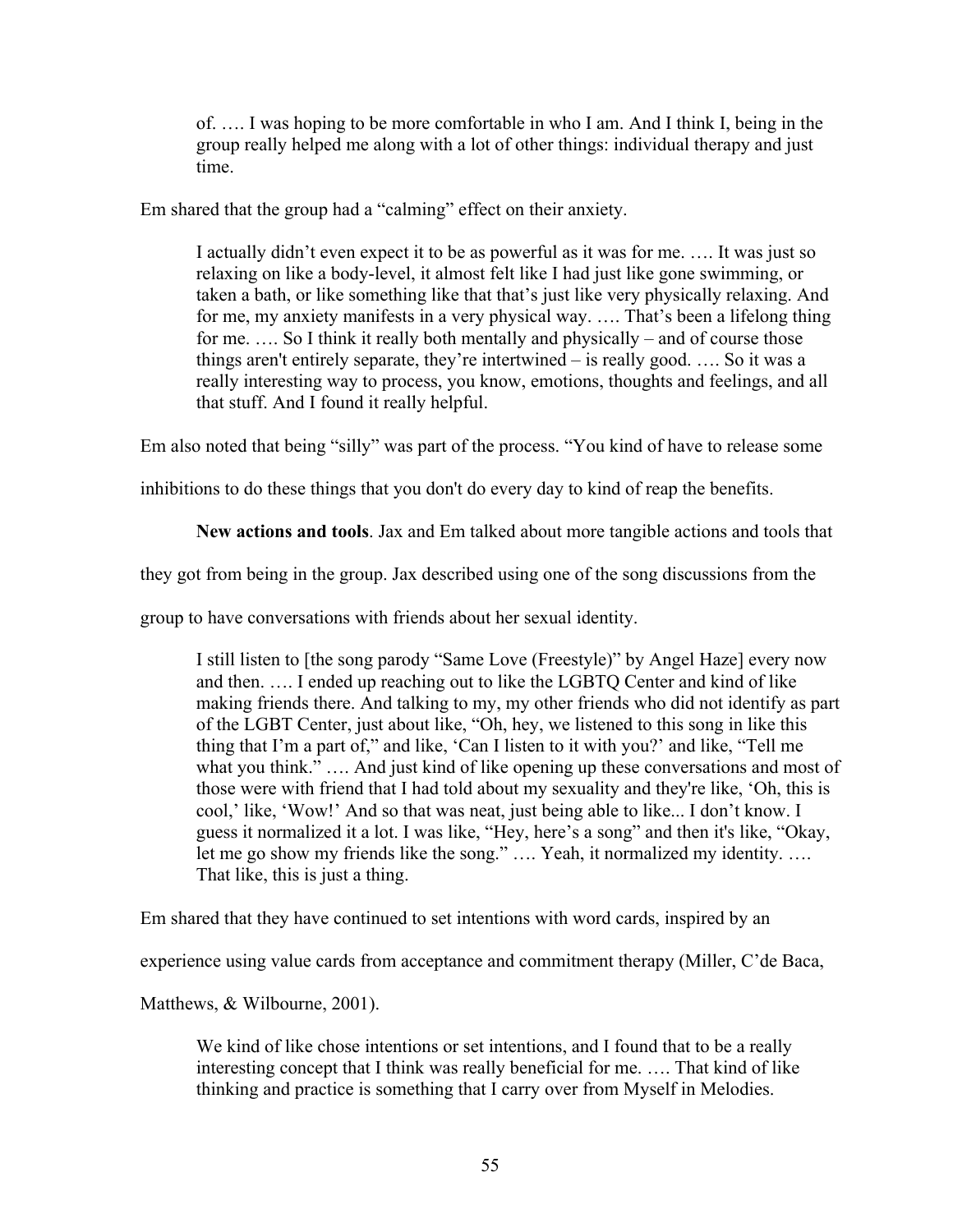> of. …. I was hoping to be more comfortable in who I am. And I think I, being in the group really helped me along with a lot of other things: individual therapy and just time.

Em shared that the group had a "calming" effect on their anxiety.

> I actually didn't even expect it to be as powerful as it was for me. …. It was just so relaxing on like a body-level, it almost felt like I had just like gone swimming, or taken a bath, or like something like that that's just like very physically relaxing. And for me, my anxiety manifests in a very physical way. …. That's been a lifelong thing for me. …. So I think it really both mentally and physically – and of course those things aren't entirely separate, they're intertwined – is really good. …. So it was a really interesting way to process, you know, emotions, thoughts and feelings, and all that stuff. And I found it really helpful.

Em also noted that being "silly" was part of the process. "You kind of have to release some inhibitions to do these things that you don't do every day to kind of reap the benefits.

**New actions and tools**. Jax and Em talked about more tangible actions and tools that they got from being in the group. Jax described using one of the song discussions from the group to have conversations with friends about her sexual identity.

> I still listen to [the song parody "Same Love (Freestyle)" by Angel Haze] every now and then. …. I ended up reaching out to like the LGBTQ Center and kind of like making friends there. And talking to my, my other friends who did not identify as part of the LGBT Center, just about like, "Oh, hey, we listened to this song in like this thing that I'm a part of," and like, 'Can I listen to it with you?' and like, "Tell me what you think." …. And just kind of like opening up these conversations and most of those were with friend that I had told about my sexuality and they're like, 'Oh, this is cool,' like, 'Wow!' And so that was neat, just being able to like... I don't know. I guess it normalized it a lot. I was like, "Hey, here's a song" and then it's like, "Okay, let me go show my friends like the song." …. Yeah, it normalized my identity. …. That like, this is just a thing.

Em shared that they have continued to set intentions with word cards, inspired by an experience using value cards from acceptance and commitment therapy (Miller, C'de Baca, Matthews, & Wilbourne, 2001).

> We kind of like chose intentions or set intentions, and I found that to be a really interesting concept that I think was really beneficial for me. …. That kind of like thinking and practice is something that I carry over from Myself in Melodies.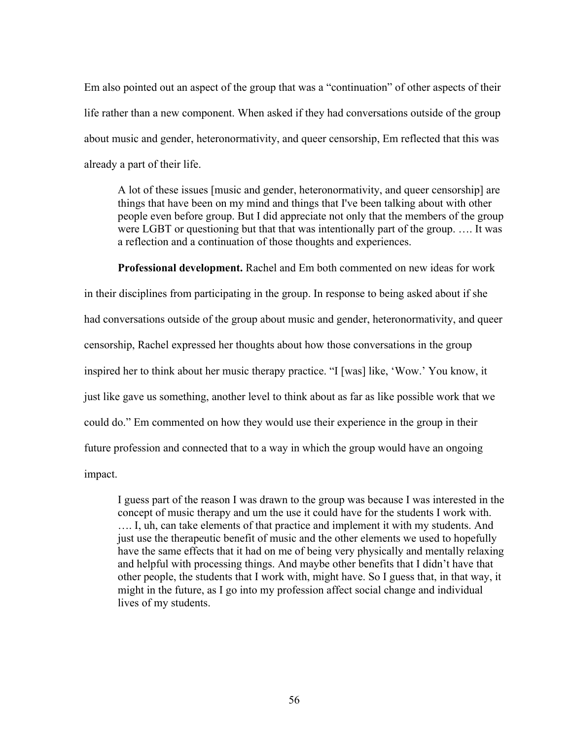Em also pointed out an aspect of the group that was a "continuation" of other aspects of their life rather than a new component. When asked if they had conversations outside of the group about music and gender, heteronormativity, and queer censorship, Em reflected that this was already a part of their life.

> A lot of these issues [music and gender, heteronormativity, and queer censorship] are things that have been on my mind and things that I've been talking about with other people even before group. But I did appreciate not only that the members of the group were LGBT or questioning but that that was intentionally part of the group. …. It was a reflection and a continuation of those thoughts and experiences.

**Professional development.** Rachel and Em both commented on new ideas for work in their disciplines from participating in the group. In response to being asked about if she had conversations outside of the group about music and gender, heteronormativity, and queer censorship, Rachel expressed her thoughts about how those conversations in the group inspired her to think about her music therapy practice. "I [was] like, 'Wow.' You know, it just like gave us something, another level to think about as far as like possible work that we could do." Em commented on how they would use their experience in the group in their future profession and connected that to a way in which the group would have an ongoing impact.

> I guess part of the reason I was drawn to the group was because I was interested in the concept of music therapy and um the use it could have for the students I work with. …. I, uh, can take elements of that practice and implement it with my students. And just use the therapeutic benefit of music and the other elements we used to hopefully have the same effects that it had on me of being very physically and mentally relaxing and helpful with processing things. And maybe other benefits that I didn't have that other people, the students that I work with, might have. So I guess that, in that way, it might in the future, as I go into my profession affect social change and individual lives of my students.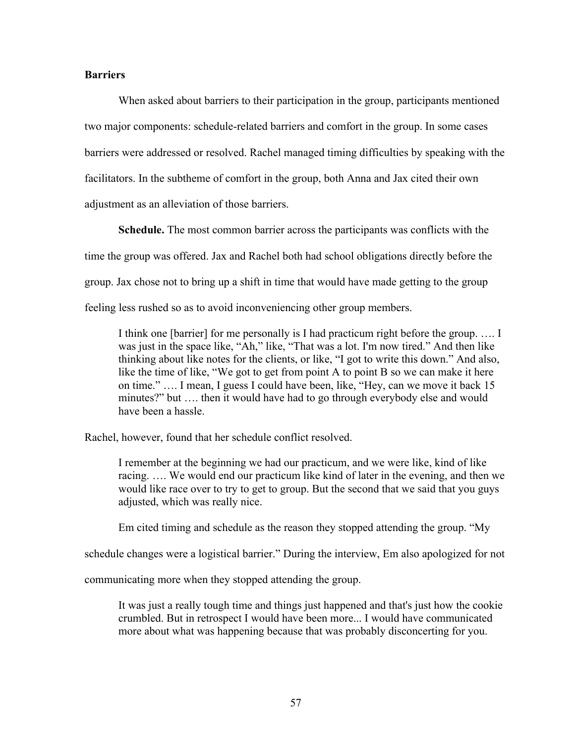**Barriers**

When asked about barriers to their participation in the group, participants mentioned two major components: schedule-related barriers and comfort in the group. In some cases barriers were addressed or resolved. Rachel managed timing difficulties by speaking with the facilitators. In the subtheme of comfort in the group, both Anna and Jax cited their own adjustment as an alleviation of those barriers.

**Schedule.** The most common barrier across the participants was conflicts with the time the group was offered. Jax and Rachel both had school obligations directly before the group. Jax chose not to bring up a shift in time that would have made getting to the group feeling less rushed so as to avoid inconveniencing other group members.

> I think one [barrier] for me personally is I had practicum right before the group. …. I was just in the space like, "Ah," like, "That was a lot. I'm now tired." And then like thinking about like notes for the clients, or like, "I got to write this down." And also, like the time of like, "We got to get from point A to point B so we can make it here on time." …. I mean, I guess I could have been, like, "Hey, can we move it back 15 minutes?" but …. then it would have had to go through everybody else and would have been a hassle.

Rachel, however, found that her schedule conflict resolved.

> I remember at the beginning we had our practicum, and we were like, kind of like racing. …. We would end our practicum like kind of later in the evening, and then we would like race over to try to get to group. But the second that we said that you guys adjusted, which was really nice.
>
> Em cited timing and schedule as the reason they stopped attending the group. "My

schedule changes were a logistical barrier." During the interview, Em also apologized for not communicating more when they stopped attending the group.

> It was just a really tough time and things just happened and that's just how the cookie crumbled. But in retrospect I would have been more... I would have communicated more about what was happening because that was probably disconcerting for you.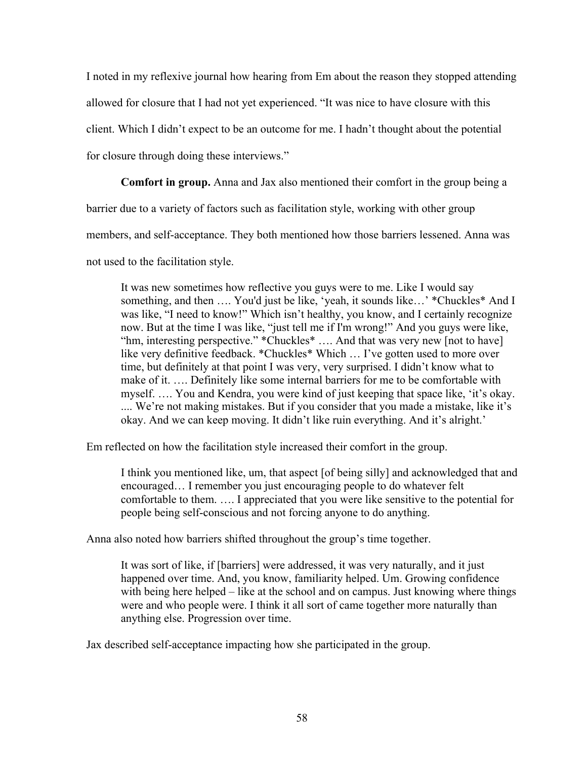I noted in my reflexive journal how hearing from Em about the reason they stopped attending allowed for closure that I had not yet experienced. "It was nice to have closure with this client. Which I didn't expect to be an outcome for me. I hadn't thought about the potential for closure through doing these interviews."

**Comfort in group.** Anna and Jax also mentioned their comfort in the group being a barrier due to a variety of factors such as facilitation style, working with other group members, and self-acceptance. They both mentioned how those barriers lessened. Anna was not used to the facilitation style.

> It was new sometimes how reflective you guys were to me. Like I would say something, and then …. You'd just be like, 'yeah, it sounds like…' *Chuckles* And I was like, "I need to know!" Which isn't healthy, you know, and I certainly recognize now. But at the time I was like, "just tell me if I'm wrong!" And you guys were like, "hm, interesting perspective." *Chuckles* …. And that was very new [not to have] like very definitive feedback. *Chuckles* Which … I've gotten used to more over time, but definitely at that point I was very, very surprised. I didn't know what to make of it. …. Definitely like some internal barriers for me to be comfortable with myself. …. You and Kendra, you were kind of just keeping that space like, 'it's okay. .... We're not making mistakes. But if you consider that you made a mistake, like it's okay. And we can keep moving. It didn't like ruin everything. And it's alright.'

Em reflected on how the facilitation style increased their comfort in the group.

> I think you mentioned like, um, that aspect [of being silly] and acknowledged that and encouraged… I remember you just encouraging people to do whatever felt comfortable to them. …. I appreciated that you were like sensitive to the potential for people being self-conscious and not forcing anyone to do anything.

Anna also noted how barriers shifted throughout the group's time together.

> It was sort of like, if [barriers] were addressed, it was very naturally, and it just happened over time. And, you know, familiarity helped. Um. Growing confidence with being here helped – like at the school and on campus. Just knowing where things were and who people were. I think it all sort of came together more naturally than anything else. Progression over time.

Jax described self-acceptance impacting how she participated in the group.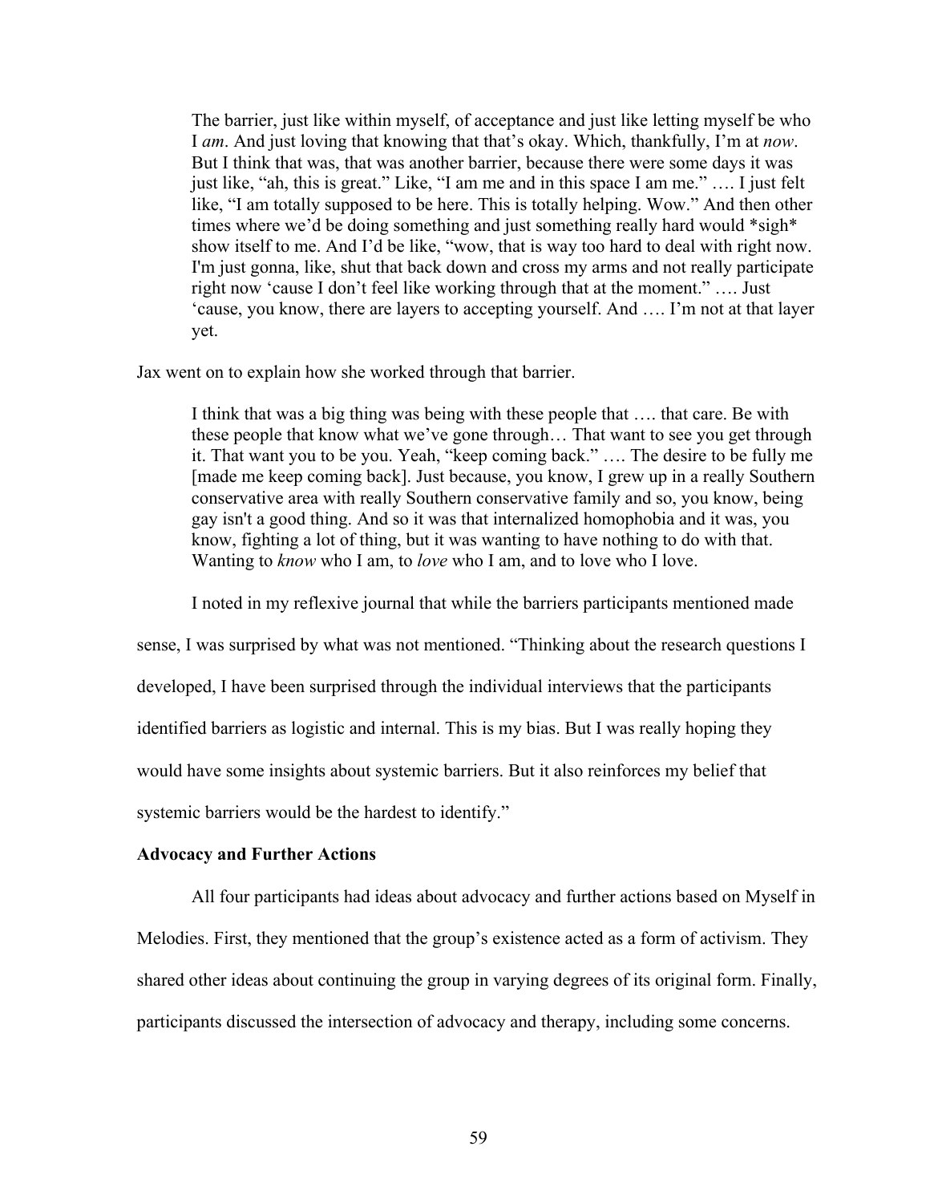> The barrier, just like within myself, of acceptance and just like letting myself be who I *am*. And just loving that knowing that that's okay. Which, thankfully, I'm at *now*. But I think that was, that was another barrier, because there were some days it was just like, "ah, this is great." Like, "I am me and in this space I am me." …. I just felt like, "I am totally supposed to be here. This is totally helping. Wow." And then other times where we'd be doing something and just something really hard would *sigh* show itself to me. And I'd be like, "wow, that is way too hard to deal with right now. I'm just gonna, like, shut that back down and cross my arms and not really participate right now 'cause I don't feel like working through that at the moment." …. Just 'cause, you know, there are layers to accepting yourself. And …. I'm not at that layer yet.

Jax went on to explain how she worked through that barrier.

> I think that was a big thing was being with these people that …. that care. Be with these people that know what we've gone through… That want to see you get through it. That want you to be you. Yeah, "keep coming back." …. The desire to be fully me [made me keep coming back]. Just because, you know, I grew up in a really Southern conservative area with really Southern conservative family and so, you know, being gay isn't a good thing. And so it was that internalized homophobia and it was, you know, fighting a lot of thing, but it was wanting to have nothing to do with that. Wanting to *know* who I am, to *love* who I am, and to love who I love.

I noted in my reflexive journal that while the barriers participants mentioned made sense, I was surprised by what was not mentioned. "Thinking about the research questions I developed, I have been surprised through the individual interviews that the participants identified barriers as logistic and internal. This is my bias. But I was really hoping they would have some insights about systemic barriers. But it also reinforces my belief that systemic barriers would be the hardest to identify."

### Advocacy and Further Actions

All four participants had ideas about advocacy and further actions based on Myself in Melodies. First, they mentioned that the group's existence acted as a form of activism. They shared other ideas about continuing the group in varying degrees of its original form. Finally, participants discussed the intersection of advocacy and therapy, including some concerns.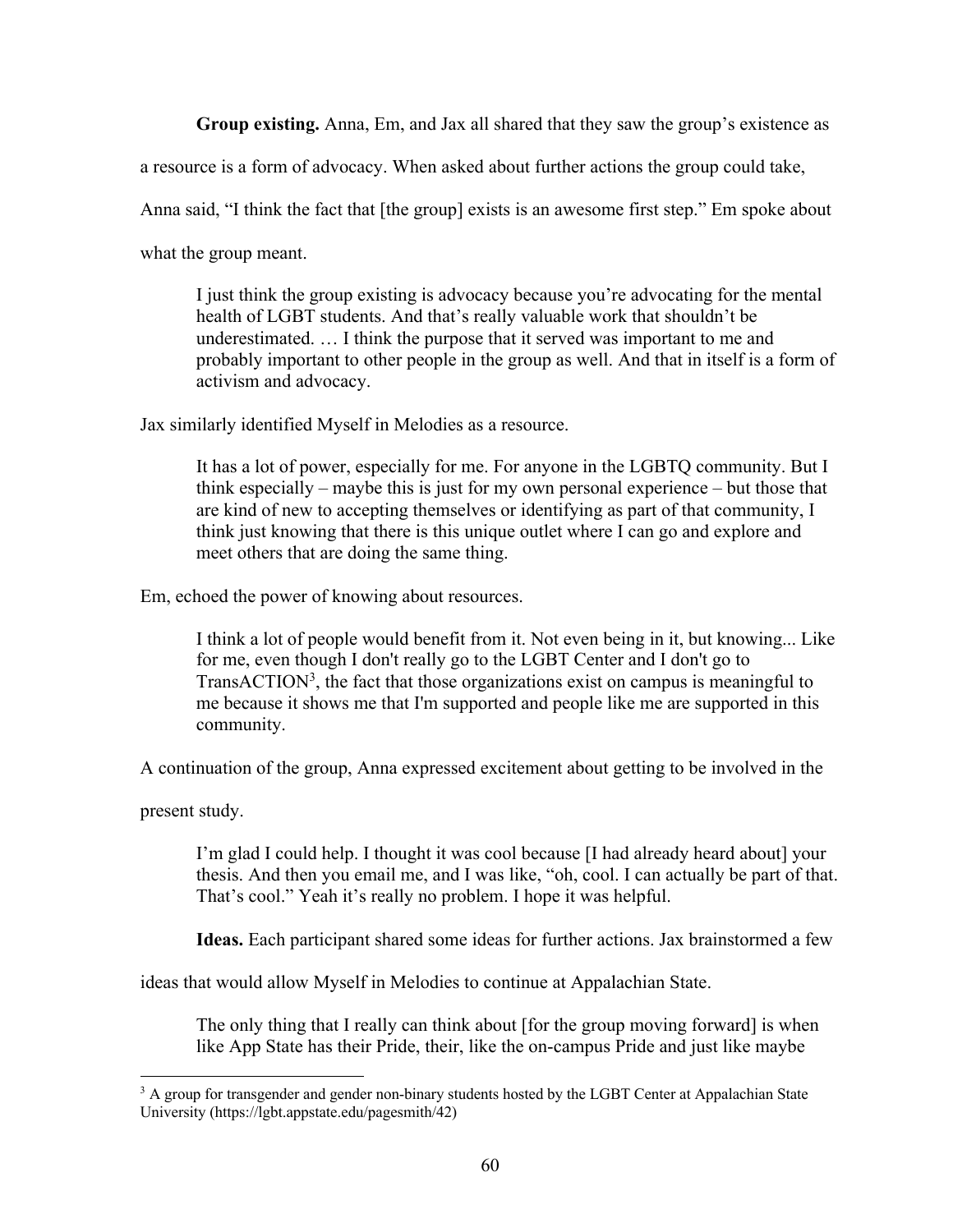**Group existing.** Anna, Em, and Jax all shared that they saw the group's existence as a resource is a form of advocacy. When asked about further actions the group could take, Anna said, "I think the fact that [the group] exists is an awesome first step." Em spoke about what the group meant.

> I just think the group existing is advocacy because you're advocating for the mental health of LGBT students. And that's really valuable work that shouldn't be underestimated. … I think the purpose that it served was important to me and probably important to other people in the group as well. And that in itself is a form of activism and advocacy.

Jax similarly identified Myself in Melodies as a resource.

> It has a lot of power, especially for me. For anyone in the LGBTQ community. But I think especially – maybe this is just for my own personal experience – but those that are kind of new to accepting themselves or identifying as part of that community, I think just knowing that there is this unique outlet where I can go and explore and meet others that are doing the same thing.

Em, echoed the power of knowing about resources.

> I think a lot of people would benefit from it. Not even being in it, but knowing... Like for me, even though I don't really go to the LGBT Center and I don't go to TransACTION[3], the fact that those organizations exist on campus is meaningful to me because it shows me that I'm supported and people like me are supported in this community.

A continuation of the group, Anna expressed excitement about getting to be involved in the present study.

> I'm glad I could help. I thought it was cool because [I had already heard about] your thesis. And then you email me, and I was like, "oh, cool. I can actually be part of that. That's cool." Yeah it's really no problem. I hope it was helpful.

**Ideas.** Each participant shared some ideas for further actions. Jax brainstormed a few ideas that would allow Myself in Melodies to continue at Appalachian State.

> The only thing that I really can think about [for the group moving forward] is when like App State has their Pride, their, like the on-campus Pride and just like maybe

[3] A group for transgender and gender non-binary students hosted by the LGBT Center at Appalachian State University (https://lgbt.appstate.edu/pagesmith/42)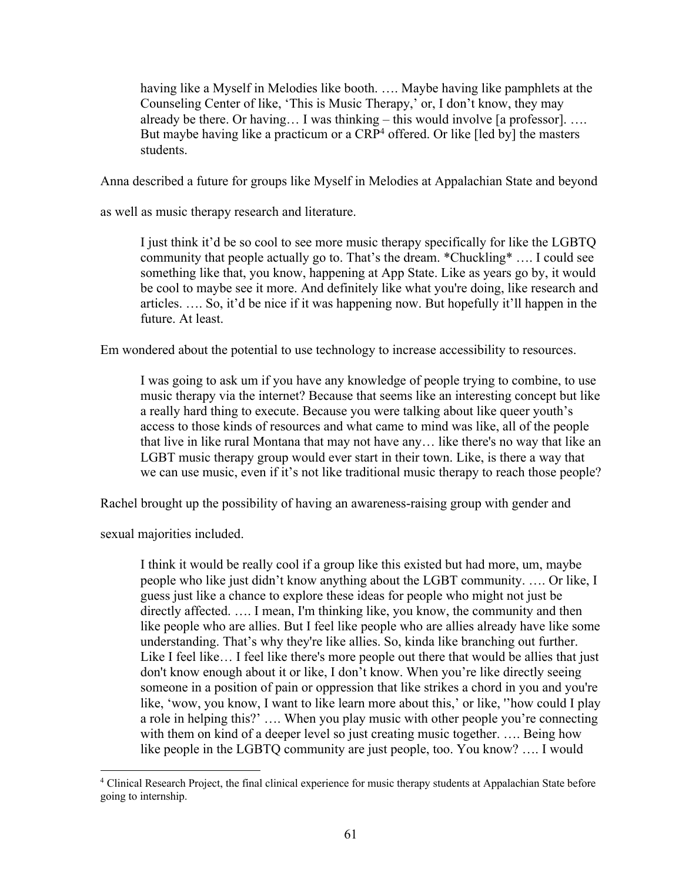> having like a Myself in Melodies like booth. …. Maybe having like pamphlets at the Counseling Center of like, 'This is Music Therapy,' or, I don't know, they may already be there. Or having… I was thinking – this would involve [a professor]. …. But maybe having like a practicum or a CRP[4] offered. Or like [led by] the masters students.

Anna described a future for groups like Myself in Melodies at Appalachian State and beyond as well as music therapy research and literature.

> I just think it'd be so cool to see more music therapy specifically for like the LGBTQ community that people actually go to. That's the dream. *Chuckling* …. I could see something like that, you know, happening at App State. Like as years go by, it would be cool to maybe see it more. And definitely like what you're doing, like research and articles. …. So, it'd be nice if it was happening now. But hopefully it'll happen in the future. At least.

Em wondered about the potential to use technology to increase accessibility to resources.

> I was going to ask um if you have any knowledge of people trying to combine, to use music therapy via the internet? Because that seems like an interesting concept but like a really hard thing to execute. Because you were talking about like queer youth's access to those kinds of resources and what came to mind was like, all of the people that live in like rural Montana that may not have any… like there's no way that like an LGBT music therapy group would ever start in their town. Like, is there a way that we can use music, even if it's not like traditional music therapy to reach those people?

Rachel brought up the possibility of having an awareness-raising group with gender and sexual majorities included.

> I think it would be really cool if a group like this existed but had more, um, maybe people who like just didn't know anything about the LGBT community. …. Or like, I guess just like a chance to explore these ideas for people who might not just be directly affected. …. I mean, I'm thinking like, you know, the community and then like people who are allies. But I feel like people who are allies already have like some understanding. That's why they're like allies. So, kinda like branching out further. Like I feel like… I feel like there's more people out there that would be allies that just don't know enough about it or like, I don't know. When you're like directly seeing someone in a position of pain or oppression that like strikes a chord in you and you're like, 'wow, you know, I want to like learn more about this,' or like, ''how could I play a role in helping this?' …. When you play music with other people you're connecting with them on kind of a deeper level so just creating music together. …. Being how like people in the LGBTQ community are just people, too. You know? …. I would

[4] Clinical Research Project, the final clinical experience for music therapy students at Appalachian State before going to internship.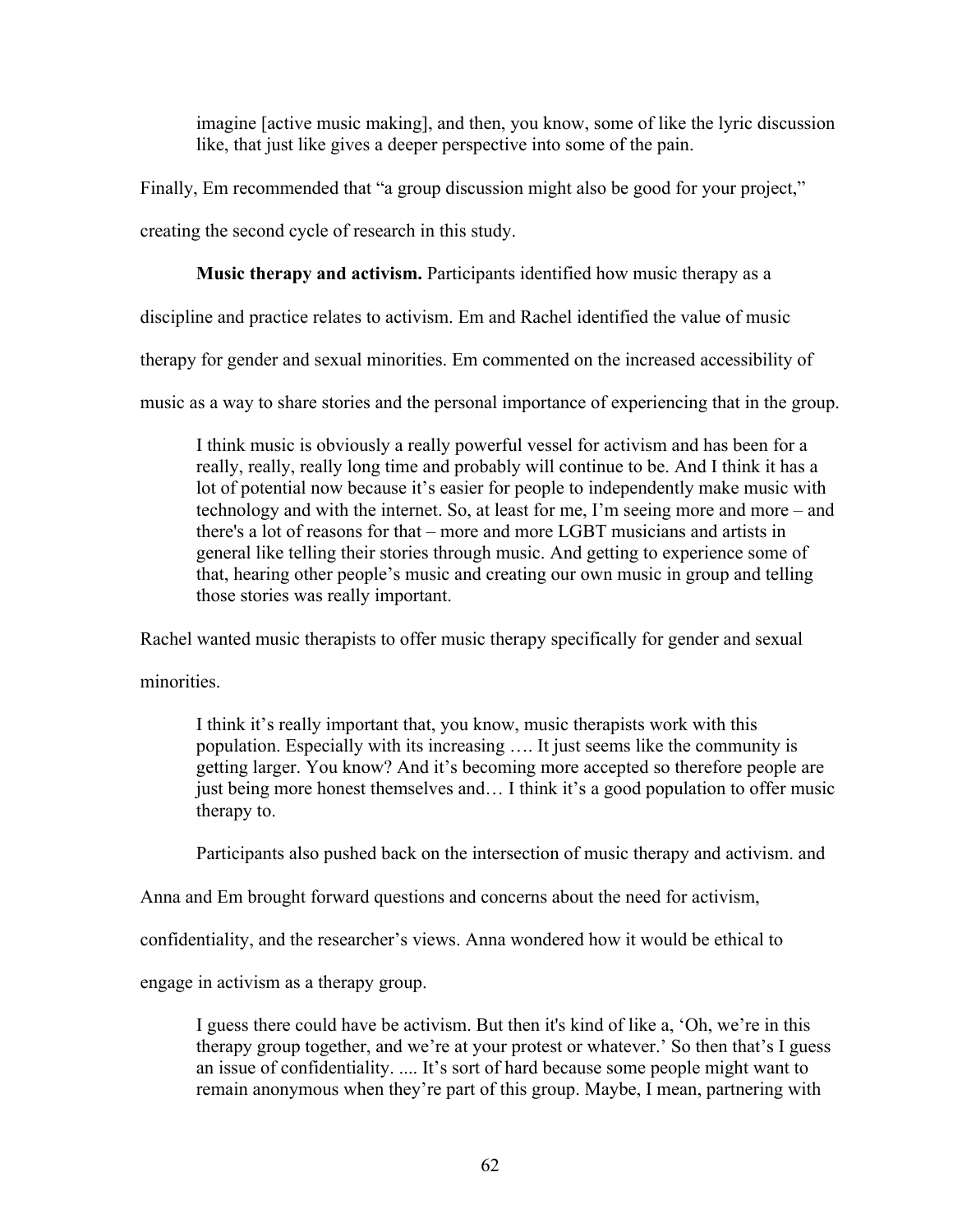> imagine [active music making], and then, you know, some of like the lyric discussion like, that just like gives a deeper perspective into some of the pain.

Finally, Em recommended that "a group discussion might also be good for your project," creating the second cycle of research in this study.

**Music therapy and activism.** Participants identified how music therapy as a discipline and practice relates to activism. Em and Rachel identified the value of music therapy for gender and sexual minorities. Em commented on the increased accessibility of music as a way to share stories and the personal importance of experiencing that in the group.

> I think music is obviously a really powerful vessel for activism and has been for a really, really, really long time and probably will continue to be. And I think it has a lot of potential now because it's easier for people to independently make music with technology and with the internet. So, at least for me, I'm seeing more and more – and there's a lot of reasons for that – more and more LGBT musicians and artists in general like telling their stories through music. And getting to experience some of that, hearing other people's music and creating our own music in group and telling those stories was really important.

Rachel wanted music therapists to offer music therapy specifically for gender and sexual minorities.

> I think it's really important that, you know, music therapists work with this population. Especially with its increasing …. It just seems like the community is getting larger. You know? And it's becoming more accepted so therefore people are just being more honest themselves and… I think it's a good population to offer music therapy to.

Participants also pushed back on the intersection of music therapy and activism. and Anna and Em brought forward questions and concerns about the need for activism, confidentiality, and the researcher's views. Anna wondered how it would be ethical to engage in activism as a therapy group.

> I guess there could have be activism. But then it's kind of like a, 'Oh, we're in this therapy group together, and we're at your protest or whatever.' So then that's I guess an issue of confidentiality. .... It's sort of hard because some people might want to remain anonymous when they're part of this group. Maybe, I mean, partnering with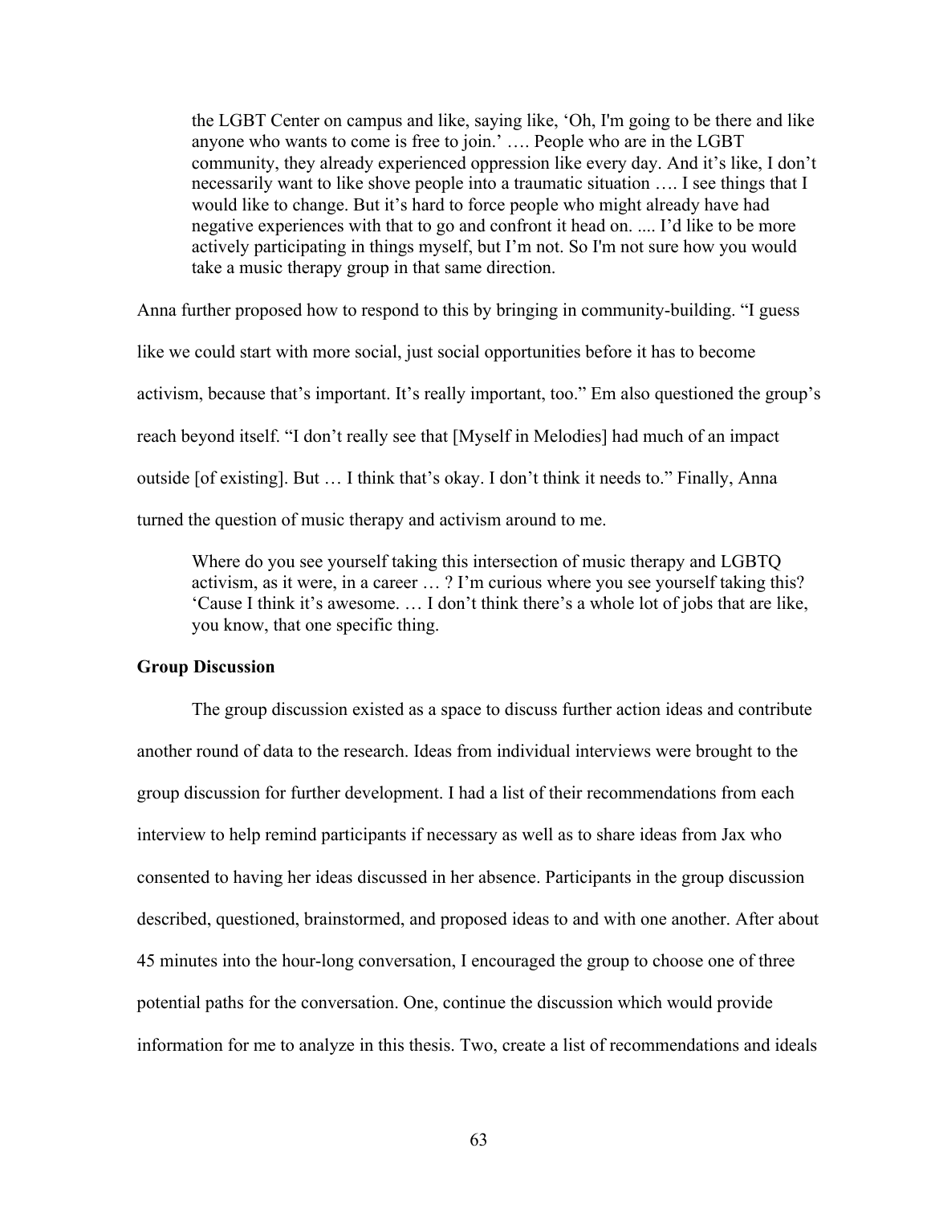> the LGBT Center on campus and like, saying like, 'Oh, I'm going to be there and like anyone who wants to come is free to join.' …. People who are in the LGBT community, they already experienced oppression like every day. And it's like, I don't necessarily want to like shove people into a traumatic situation …. I see things that I would like to change. But it's hard to force people who might already have had negative experiences with that to go and confront it head on. .... I'd like to be more actively participating in things myself, but I'm not. So I'm not sure how you would take a music therapy group in that same direction.

Anna further proposed how to respond to this by bringing in community-building. "I guess like we could start with more social, just social opportunities before it has to become activism, because that's important. It's really important, too." Em also questioned the group's reach beyond itself. "I don't really see that [Myself in Melodies] had much of an impact outside [of existing]. But … I think that's okay. I don't think it needs to." Finally, Anna turned the question of music therapy and activism around to me.

> Where do you see yourself taking this intersection of music therapy and LGBTQ activism, as it were, in a career … ? I'm curious where you see yourself taking this? 'Cause I think it's awesome. … I don't think there's a whole lot of jobs that are like, you know, that one specific thing.

### Group Discussion

The group discussion existed as a space to discuss further action ideas and contribute another round of data to the research. Ideas from individual interviews were brought to the group discussion for further development. I had a list of their recommendations from each interview to help remind participants if necessary as well as to share ideas from Jax who consented to having her ideas discussed in her absence. Participants in the group discussion described, questioned, brainstormed, and proposed ideas to and with one another. After about 45 minutes into the hour-long conversation, I encouraged the group to choose one of three potential paths for the conversation. One, continue the discussion which would provide information for me to analyze in this thesis. Two, create a list of recommendations and ideals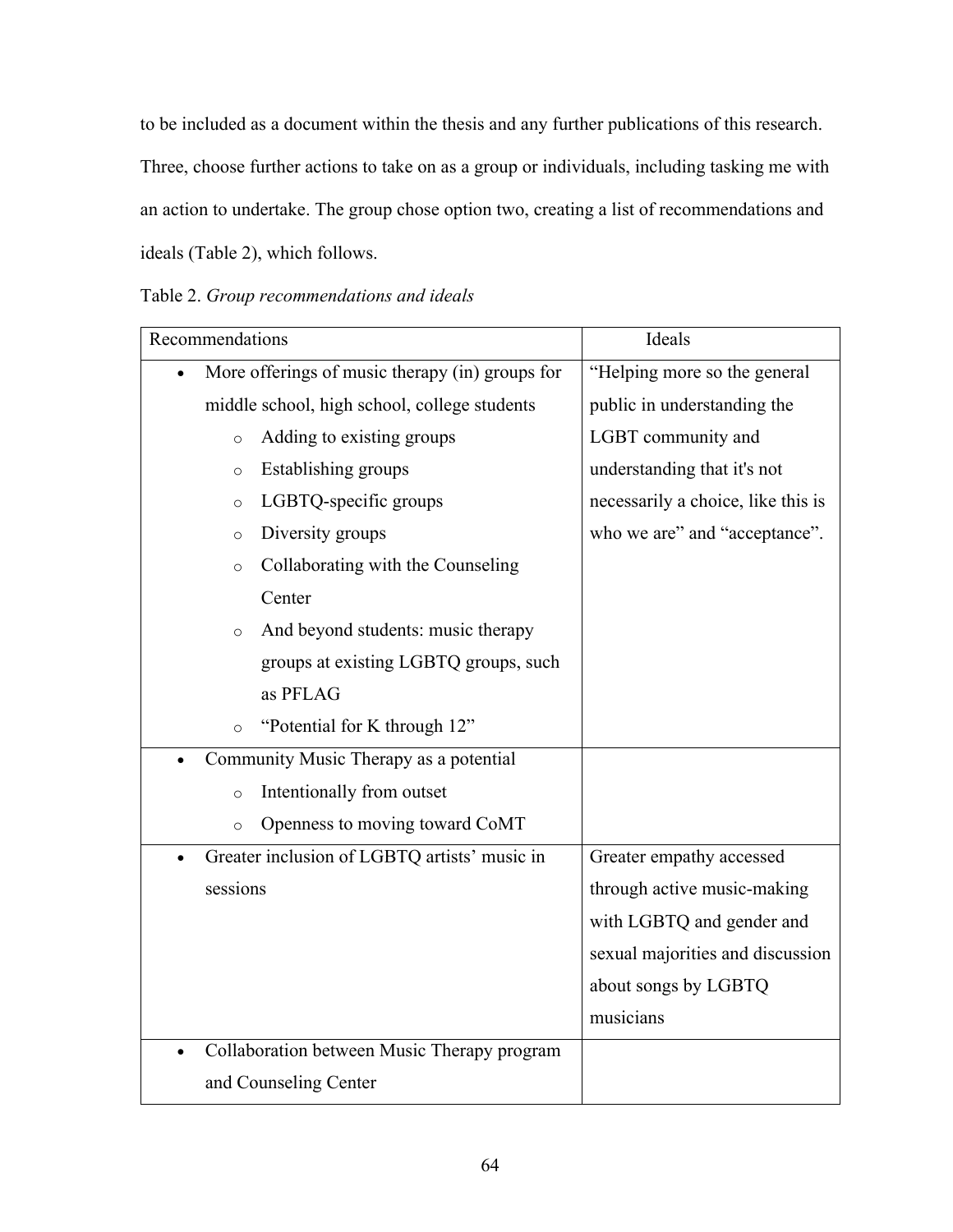to be included as a document within the thesis and any further publications of this research. Three, choose further actions to take on as a group or individuals, including tasking me with an action to undertake. The group chose option two, creating a list of recommendations and ideals (Table 2), which follows.

Table 2. *Group recommendations and ideals*

| Recommendations | Ideals |
|---|---|
| • More offerings of music therapy (in) groups for middle school, high school, college students<br>  ○ Adding to existing groups<br>  ○ Establishing groups<br>  ○ LGBTQ-specific groups<br>  ○ Diversity groups<br>  ○ Collaborating with the Counseling Center<br>  ○ And beyond students: music therapy groups at existing LGBTQ groups, such as PFLAG<br>  ○ "Potential for K through 12" | "Helping more so the general public in understanding the LGBT community and understanding that it's not necessarily a choice, like this is who we are" and "acceptance". |
| • Community Music Therapy as a potential<br>  ○ Intentionally from outset<br>  ○ Openness to moving toward CoMT | |
| • Greater inclusion of LGBTQ artists' music in sessions | Greater empathy accessed through active music-making with LGBTQ and gender and sexual majorities and discussion about songs by LGBTQ musicians |
| • Collaboration between Music Therapy program and Counseling Center | |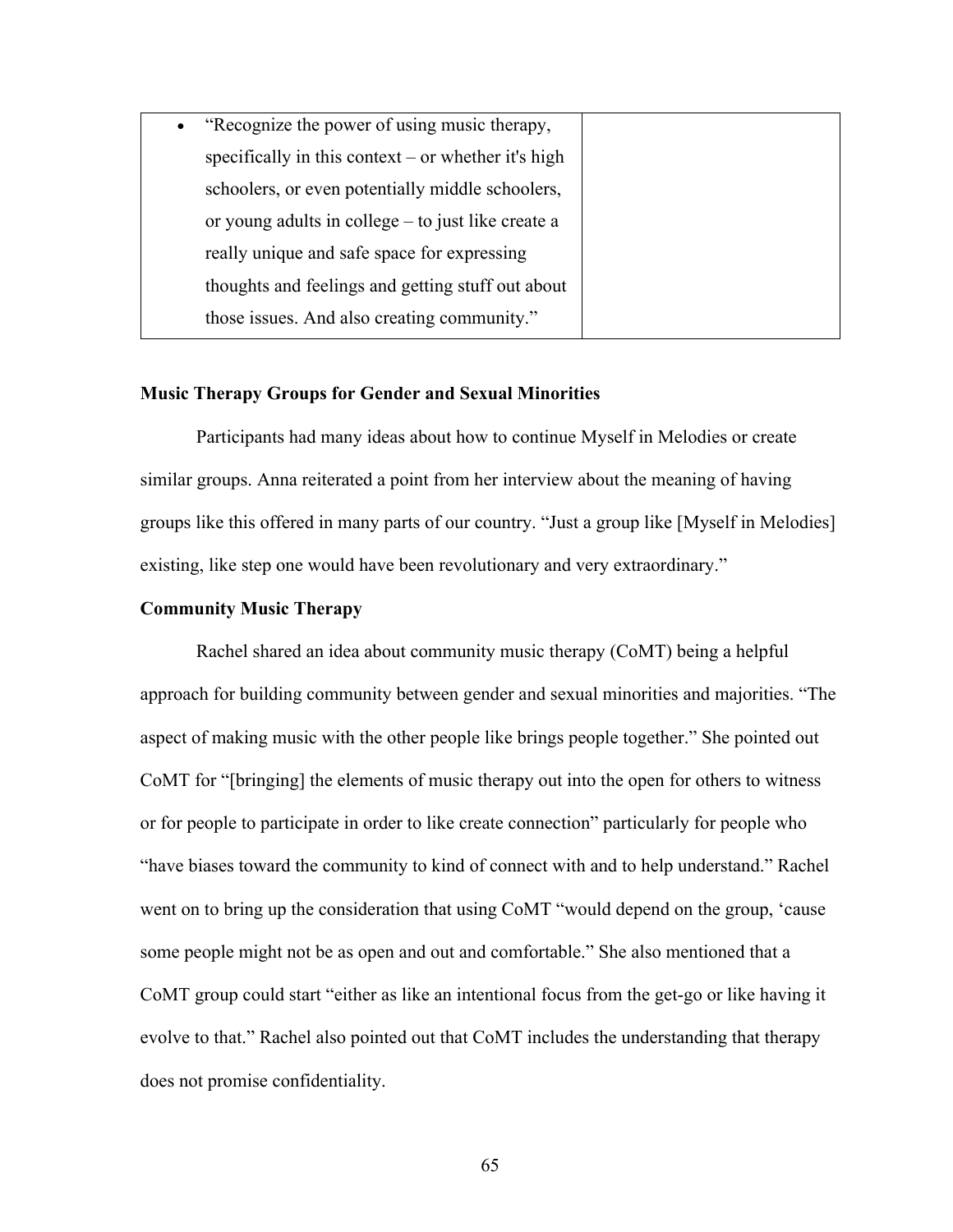| | |
|---|---|
| • "Recognize the power of using music therapy, specifically in this context – or whether it's high schoolers, or even potentially middle schoolers, or young adults in college – to just like create a really unique and safe space for expressing thoughts and feelings and getting stuff out about those issues. And also creating community." | |

**Music Therapy Groups for Gender and Sexual Minorities**

Participants had many ideas about how to continue Myself in Melodies or create similar groups. Anna reiterated a point from her interview about the meaning of having groups like this offered in many parts of our country. "Just a group like [Myself in Melodies] existing, like step one would have been revolutionary and very extraordinary."

**Community Music Therapy**

Rachel shared an idea about community music therapy (CoMT) being a helpful approach for building community between gender and sexual minorities and majorities. "The aspect of making music with the other people like brings people together." She pointed out CoMT for "[bringing] the elements of music therapy out into the open for others to witness or for people to participate in order to like create connection" particularly for people who "have biases toward the community to kind of connect with and to help understand." Rachel went on to bring up the consideration that using CoMT "would depend on the group, 'cause some people might not be as open and out and comfortable." She also mentioned that a CoMT group could start "either as like an intentional focus from the get-go or like having it evolve to that." Rachel also pointed out that CoMT includes the understanding that therapy does not promise confidentiality.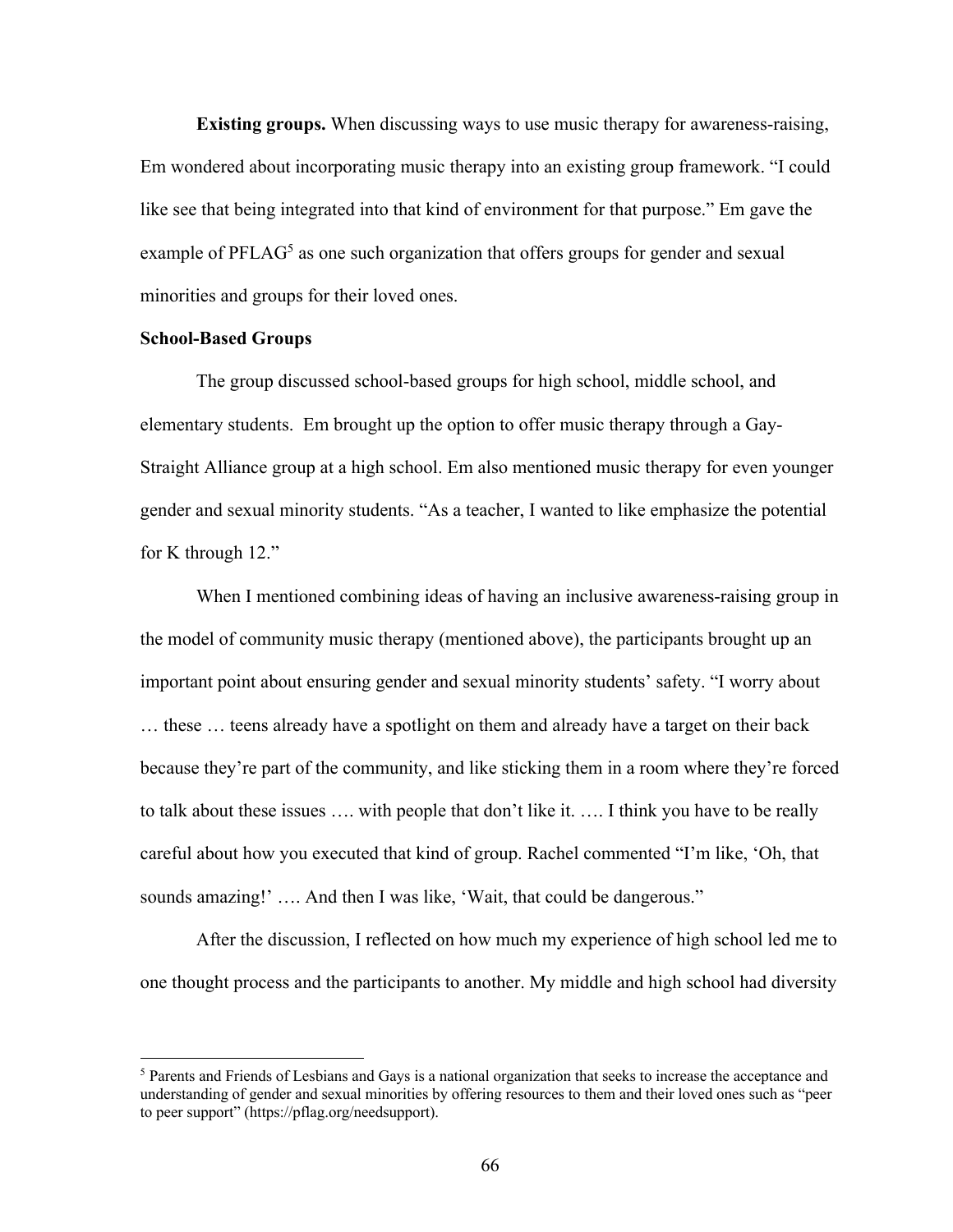**Existing groups.** When discussing ways to use music therapy for awareness-raising, Em wondered about incorporating music therapy into an existing group framework. "I could like see that being integrated into that kind of environment for that purpose." Em gave the example of PFLAG[5] as one such organization that offers groups for gender and sexual minorities and groups for their loved ones.

**School-Based Groups**

The group discussed school-based groups for high school, middle school, and elementary students. Em brought up the option to offer music therapy through a Gay-Straight Alliance group at a high school. Em also mentioned music therapy for even younger gender and sexual minority students. "As a teacher, I wanted to like emphasize the potential for K through 12."

When I mentioned combining ideas of having an inclusive awareness-raising group in the model of community music therapy (mentioned above), the participants brought up an important point about ensuring gender and sexual minority students' safety. "I worry about … these … teens already have a spotlight on them and already have a target on their back because they're part of the community, and like sticking them in a room where they're forced to talk about these issues …. with people that don't like it. …. I think you have to be really careful about how you executed that kind of group. Rachel commented "I'm like, 'Oh, that sounds amazing!' …. And then I was like, 'Wait, that could be dangerous."

After the discussion, I reflected on how much my experience of high school led me to one thought process and the participants to another. My middle and high school had diversity

[5] Parents and Friends of Lesbians and Gays is a national organization that seeks to increase the acceptance and understanding of gender and sexual minorities by offering resources to them and their loved ones such as "peer to peer support" (https://pflag.org/needsupport).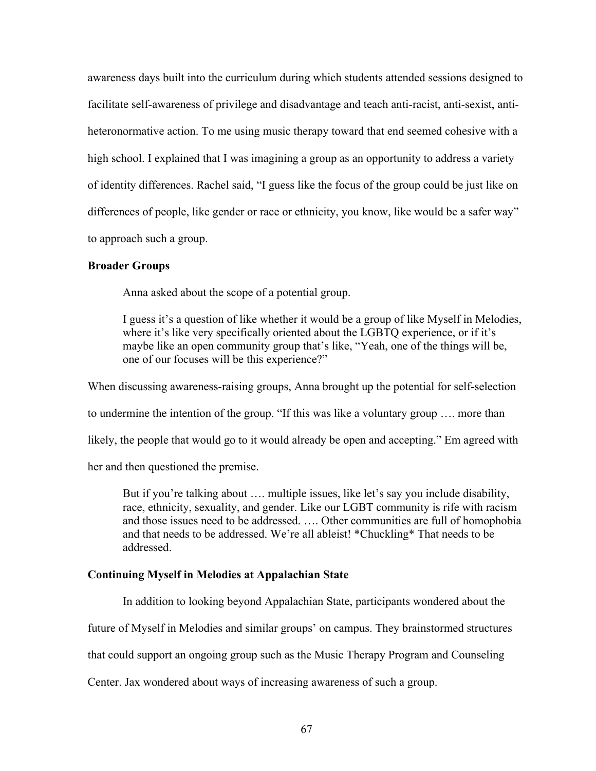awareness days built into the curriculum during which students attended sessions designed to facilitate self-awareness of privilege and disadvantage and teach anti-racist, anti-sexist, anti-heteronormative action. To me using music therapy toward that end seemed cohesive with a high school. I explained that I was imagining a group as an opportunity to address a variety of identity differences. Rachel said, "I guess like the focus of the group could be just like on differences of people, like gender or race or ethnicity, you know, like would be a safer way" to approach such a group.

**Broader Groups**

Anna asked about the scope of a potential group.

> I guess it's a question of like whether it would be a group of like Myself in Melodies, where it's like very specifically oriented about the LGBTQ experience, or if it's maybe like an open community group that's like, "Yeah, one of the things will be, one of our focuses will be this experience?"

When discussing awareness-raising groups, Anna brought up the potential for self-selection to undermine the intention of the group. "If this was like a voluntary group …. more than likely, the people that would go to it would already be open and accepting." Em agreed with her and then questioned the premise.

> But if you're talking about …. multiple issues, like let's say you include disability, race, ethnicity, sexuality, and gender. Like our LGBT community is rife with racism and those issues need to be addressed. …. Other communities are full of homophobia and that needs to be addressed. We're all ableist! *Chuckling* That needs to be addressed.

**Continuing Myself in Melodies at Appalachian State**

In addition to looking beyond Appalachian State, participants wondered about the future of Myself in Melodies and similar groups' on campus. They brainstormed structures that could support an ongoing group such as the Music Therapy Program and Counseling Center. Jax wondered about ways of increasing awareness of such a group.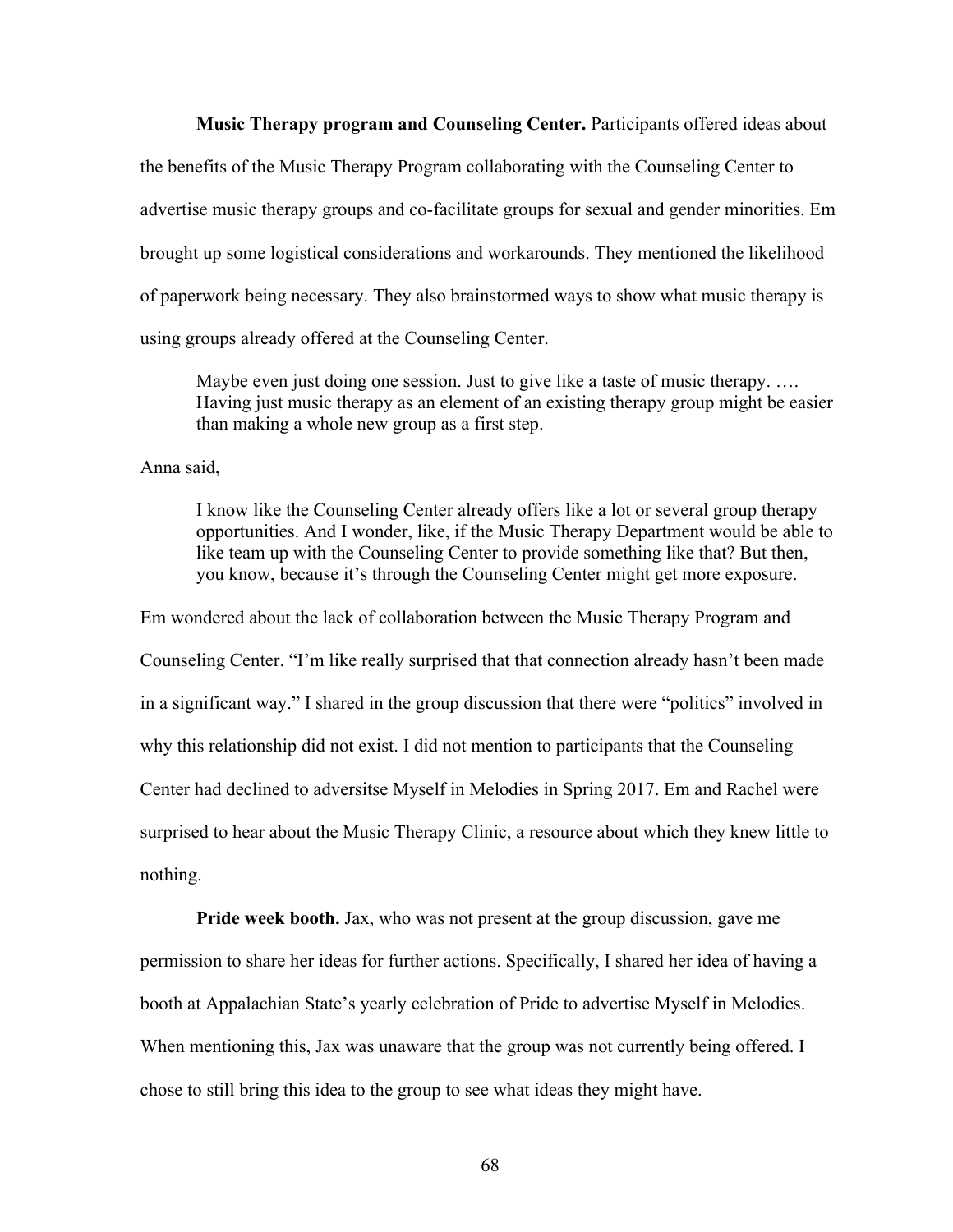**Music Therapy program and Counseling Center.** Participants offered ideas about the benefits of the Music Therapy Program collaborating with the Counseling Center to advertise music therapy groups and co-facilitate groups for sexual and gender minorities. Em brought up some logistical considerations and workarounds. They mentioned the likelihood of paperwork being necessary. They also brainstormed ways to show what music therapy is using groups already offered at the Counseling Center.

> Maybe even just doing one session. Just to give like a taste of music therapy. …. Having just music therapy as an element of an existing therapy group might be easier than making a whole new group as a first step.

Anna said,

> I know like the Counseling Center already offers like a lot or several group therapy opportunities. And I wonder, like, if the Music Therapy Department would be able to like team up with the Counseling Center to provide something like that? But then, you know, because it's through the Counseling Center might get more exposure.

Em wondered about the lack of collaboration between the Music Therapy Program and Counseling Center. "I'm like really surprised that that connection already hasn't been made in a significant way." I shared in the group discussion that there were "politics" involved in why this relationship did not exist. I did not mention to participants that the Counseling Center had declined to adversitse Myself in Melodies in Spring 2017. Em and Rachel were surprised to hear about the Music Therapy Clinic, a resource about which they knew little to nothing.

**Pride week booth.** Jax, who was not present at the group discussion, gave me permission to share her ideas for further actions. Specifically, I shared her idea of having a booth at Appalachian State's yearly celebration of Pride to advertise Myself in Melodies. When mentioning this, Jax was unaware that the group was not currently being offered. I chose to still bring this idea to the group to see what ideas they might have.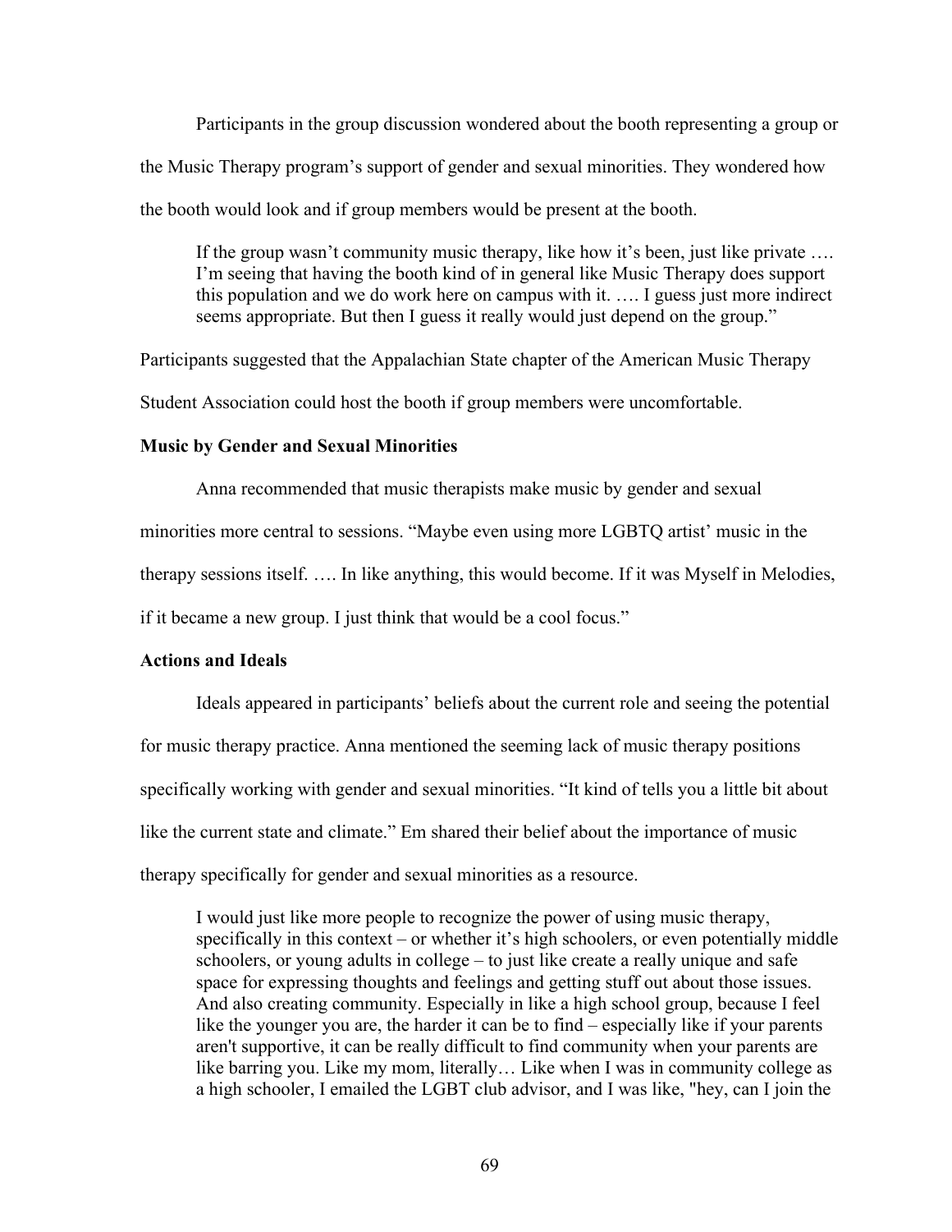Participants in the group discussion wondered about the booth representing a group or the Music Therapy program's support of gender and sexual minorities. They wondered how the booth would look and if group members would be present at the booth.

> If the group wasn't community music therapy, like how it's been, just like private …. I'm seeing that having the booth kind of in general like Music Therapy does support this population and we do work here on campus with it. …. I guess just more indirect seems appropriate. But then I guess it really would just depend on the group."

Participants suggested that the Appalachian State chapter of the American Music Therapy Student Association could host the booth if group members were uncomfortable.

**Music by Gender and Sexual Minorities**

Anna recommended that music therapists make music by gender and sexual minorities more central to sessions. "Maybe even using more LGBTQ artist' music in the therapy sessions itself. …. In like anything, this would become. If it was Myself in Melodies, if it became a new group. I just think that would be a cool focus."

**Actions and Ideals**

Ideals appeared in participants' beliefs about the current role and seeing the potential for music therapy practice. Anna mentioned the seeming lack of music therapy positions specifically working with gender and sexual minorities. "It kind of tells you a little bit about like the current state and climate." Em shared their belief about the importance of music therapy specifically for gender and sexual minorities as a resource.

> I would just like more people to recognize the power of using music therapy, specifically in this context – or whether it's high schoolers, or even potentially middle schoolers, or young adults in college – to just like create a really unique and safe space for expressing thoughts and feelings and getting stuff out about those issues. And also creating community. Especially in like a high school group, because I feel like the younger you are, the harder it can be to find – especially like if your parents aren't supportive, it can be really difficult to find community when your parents are like barring you. Like my mom, literally… Like when I was in community college as a high schooler, I emailed the LGBT club advisor, and I was like, "hey, can I join the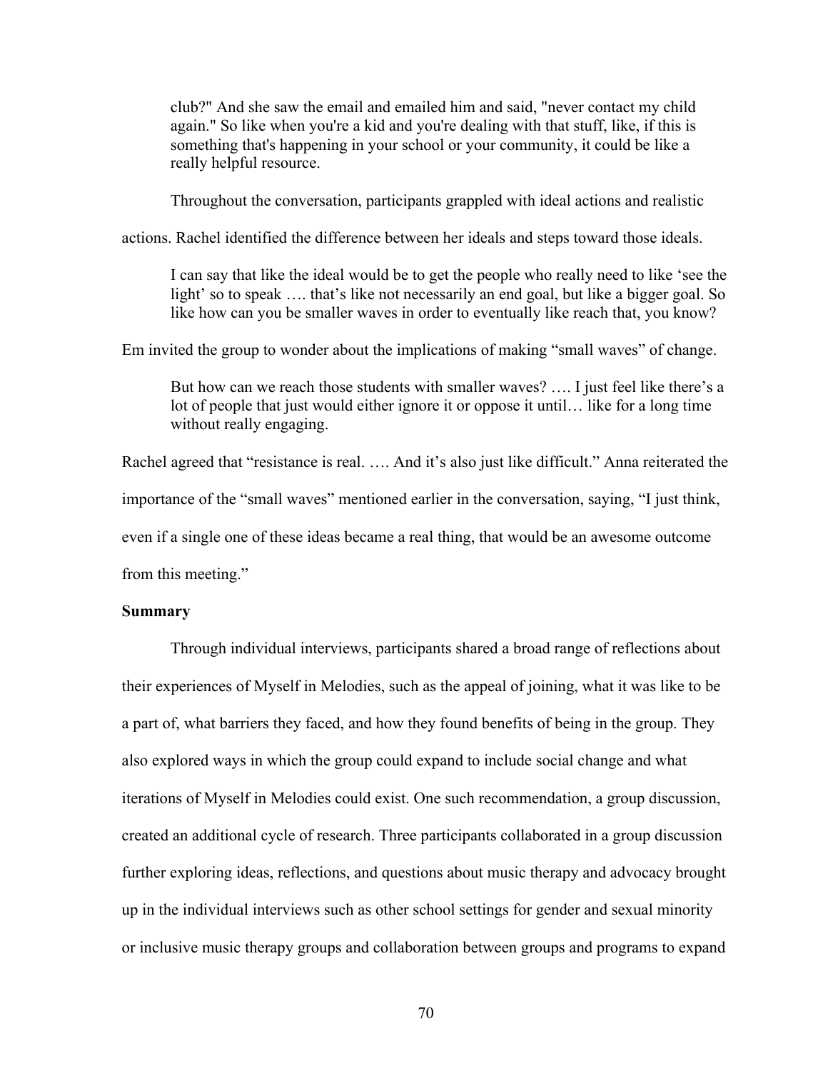> club?" And she saw the email and emailed him and said, "never contact my child again." So like when you're a kid and you're dealing with that stuff, like, if this is something that's happening in your school or your community, it could be like a really helpful resource.

Throughout the conversation, participants grappled with ideal actions and realistic actions. Rachel identified the difference between her ideals and steps toward those ideals.

> I can say that like the ideal would be to get the people who really need to like 'see the light' so to speak …. that's like not necessarily an end goal, but like a bigger goal. So like how can you be smaller waves in order to eventually like reach that, you know?

Em invited the group to wonder about the implications of making "small waves" of change.

> But how can we reach those students with smaller waves? …. I just feel like there's a lot of people that just would either ignore it or oppose it until… like for a long time without really engaging.

Rachel agreed that "resistance is real. …. And it's also just like difficult." Anna reiterated the importance of the "small waves" mentioned earlier in the conversation, saying, "I just think, even if a single one of these ideas became a real thing, that would be an awesome outcome from this meeting."

**Summary**

Through individual interviews, participants shared a broad range of reflections about their experiences of Myself in Melodies, such as the appeal of joining, what it was like to be a part of, what barriers they faced, and how they found benefits of being in the group. They also explored ways in which the group could expand to include social change and what iterations of Myself in Melodies could exist. One such recommendation, a group discussion, created an additional cycle of research. Three participants collaborated in a group discussion further exploring ideas, reflections, and questions about music therapy and advocacy brought up in the individual interviews such as other school settings for gender and sexual minority or inclusive music therapy groups and collaboration between groups and programs to expand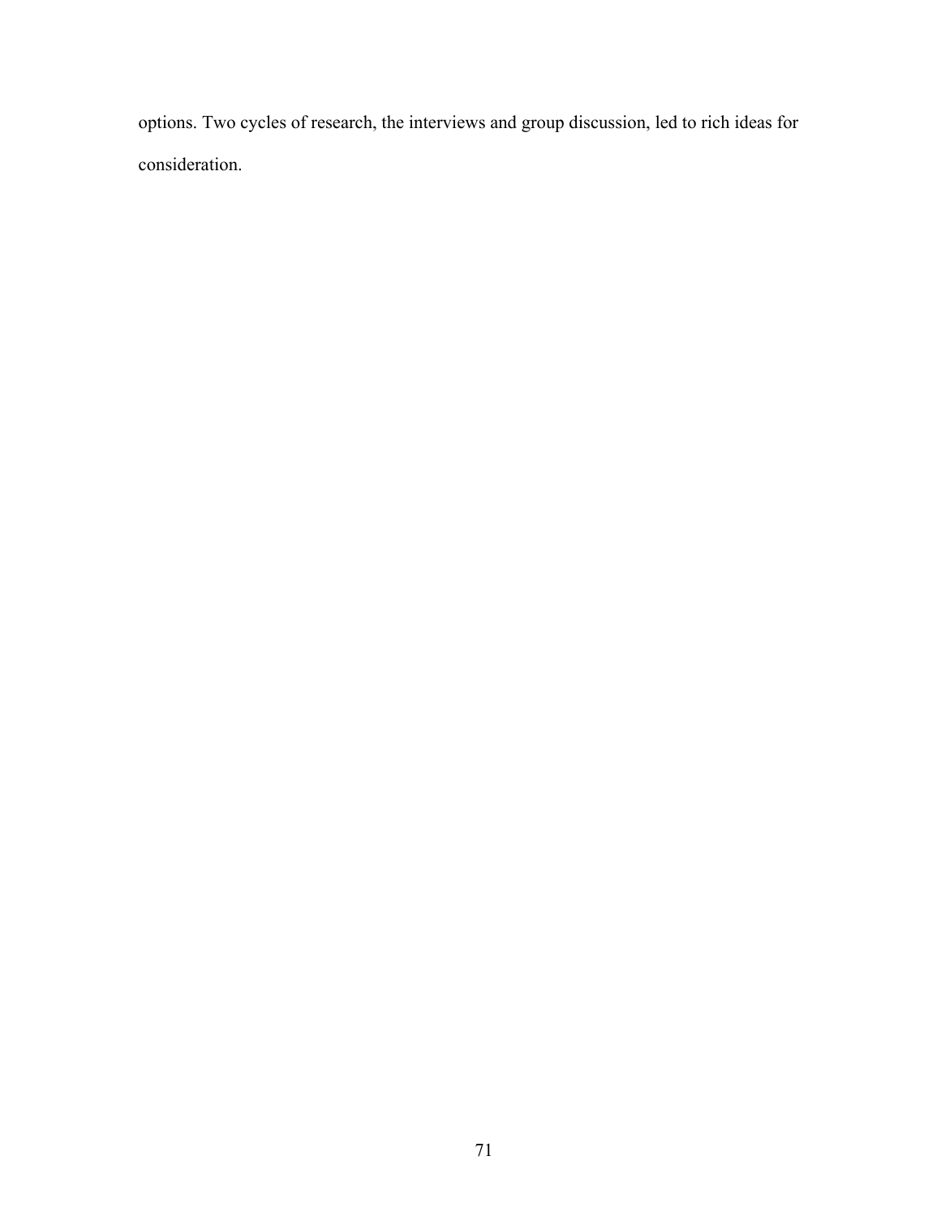options. Two cycles of research, the interviews and group discussion, led to rich ideas for consideration.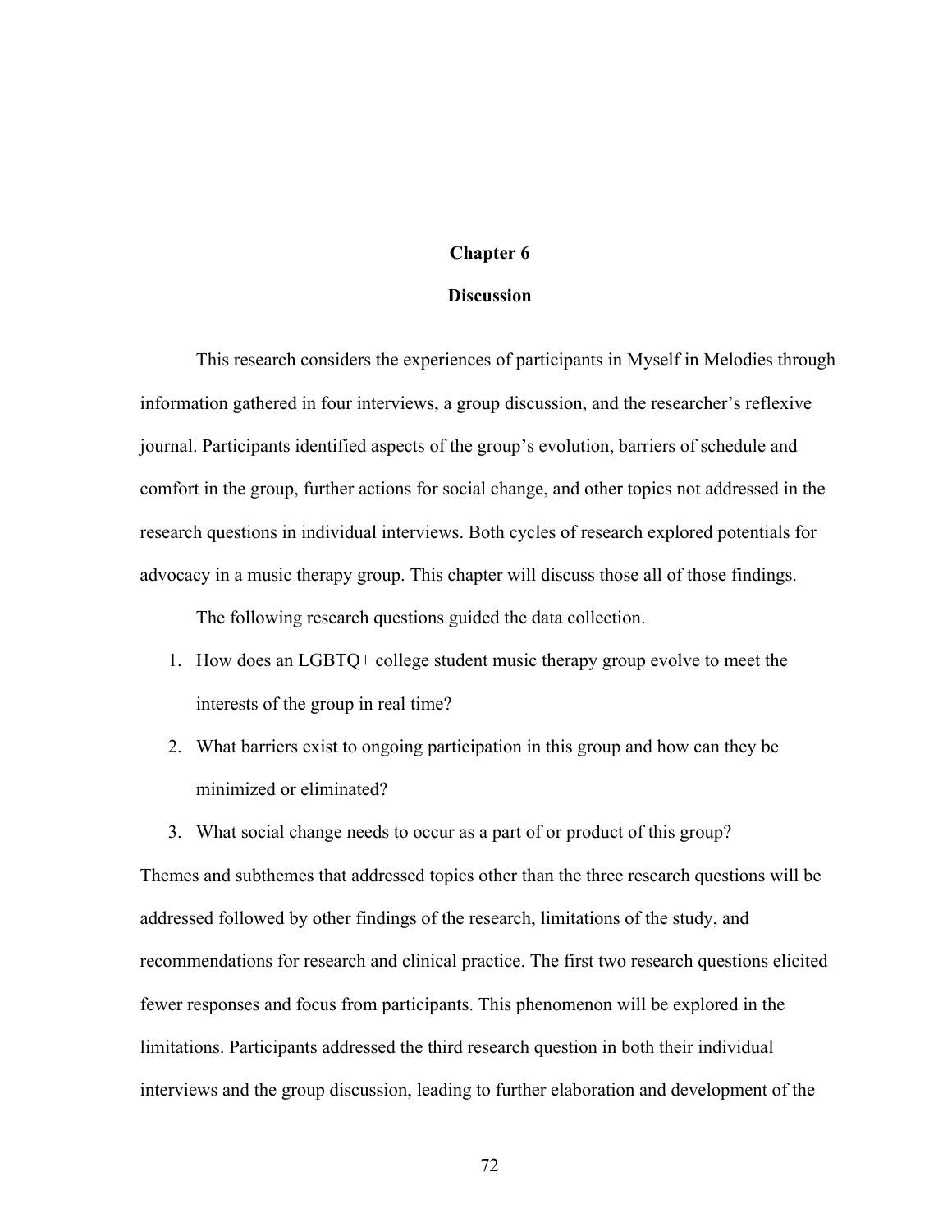# Chapter 6

## Discussion

This research considers the experiences of participants in Myself in Melodies through information gathered in four interviews, a group discussion, and the researcher's reflexive journal. Participants identified aspects of the group's evolution, barriers of schedule and comfort in the group, further actions for social change, and other topics not addressed in the research questions in individual interviews. Both cycles of research explored potentials for advocacy in a music therapy group. This chapter will discuss those all of those findings.

The following research questions guided the data collection.

1. How does an LGBTQ+ college student music therapy group evolve to meet the interests of the group in real time?
2. What barriers exist to ongoing participation in this group and how can they be minimized or eliminated?
3. What social change needs to occur as a part of or product of this group?

Themes and subthemes that addressed topics other than the three research questions will be addressed followed by other findings of the research, limitations of the study, and recommendations for research and clinical practice. The first two research questions elicited fewer responses and focus from participants. This phenomenon will be explored in the limitations. Participants addressed the third research question in both their individual interviews and the group discussion, leading to further elaboration and development of the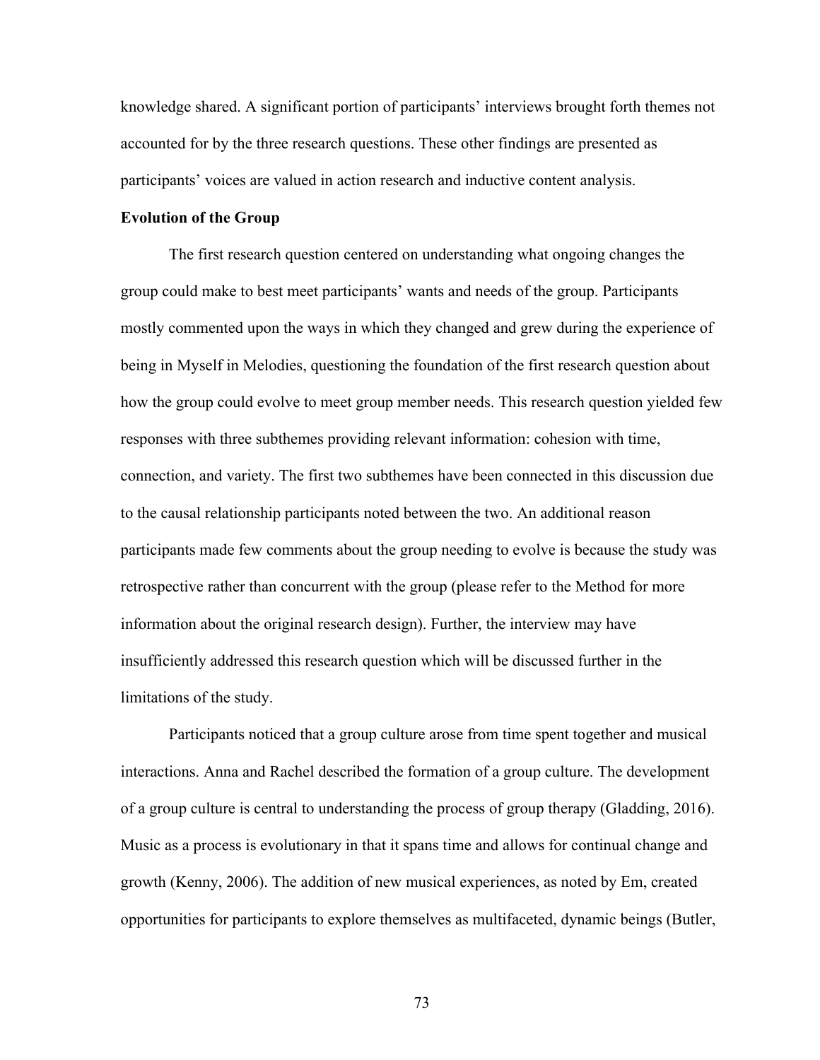knowledge shared. A significant portion of participants' interviews brought forth themes not accounted for by the three research questions. These other findings are presented as participants' voices are valued in action research and inductive content analysis.

**Evolution of the Group**

The first research question centered on understanding what ongoing changes the group could make to best meet participants' wants and needs of the group. Participants mostly commented upon the ways in which they changed and grew during the experience of being in Myself in Melodies, questioning the foundation of the first research question about how the group could evolve to meet group member needs. This research question yielded few responses with three subthemes providing relevant information: cohesion with time, connection, and variety. The first two subthemes have been connected in this discussion due to the causal relationship participants noted between the two. An additional reason participants made few comments about the group needing to evolve is because the study was retrospective rather than concurrent with the group (please refer to the Method for more information about the original research design). Further, the interview may have insufficiently addressed this research question which will be discussed further in the limitations of the study.

Participants noticed that a group culture arose from time spent together and musical interactions. Anna and Rachel described the formation of a group culture. The development of a group culture is central to understanding the process of group therapy (Gladding, 2016). Music as a process is evolutionary in that it spans time and allows for continual change and growth (Kenny, 2006). The addition of new musical experiences, as noted by Em, created opportunities for participants to explore themselves as multifaceted, dynamic beings (Butler,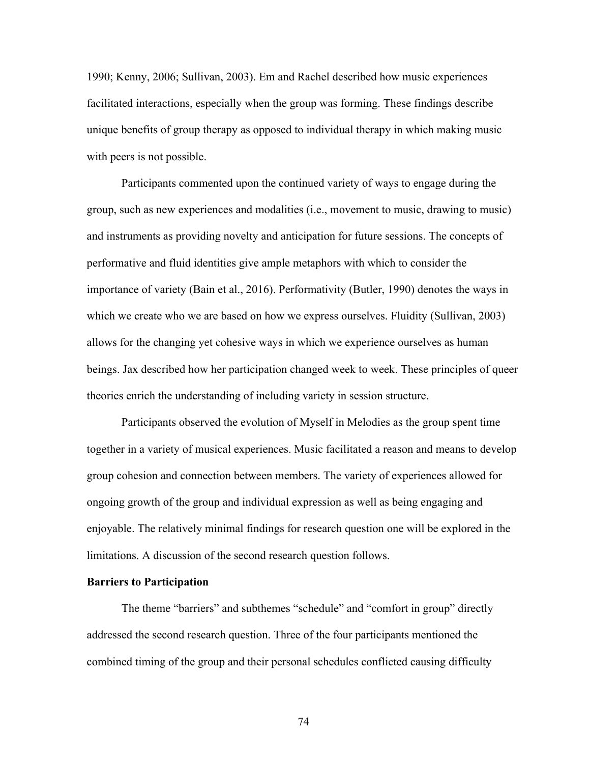1990; Kenny, 2006; Sullivan, 2003). Em and Rachel described how music experiences facilitated interactions, especially when the group was forming. These findings describe unique benefits of group therapy as opposed to individual therapy in which making music with peers is not possible.

Participants commented upon the continued variety of ways to engage during the group, such as new experiences and modalities (i.e., movement to music, drawing to music) and instruments as providing novelty and anticipation for future sessions. The concepts of performative and fluid identities give ample metaphors with which to consider the importance of variety (Bain et al., 2016). Performativity (Butler, 1990) denotes the ways in which we create who we are based on how we express ourselves. Fluidity (Sullivan, 2003) allows for the changing yet cohesive ways in which we experience ourselves as human beings. Jax described how her participation changed week to week. These principles of queer theories enrich the understanding of including variety in session structure.

Participants observed the evolution of Myself in Melodies as the group spent time together in a variety of musical experiences. Music facilitated a reason and means to develop group cohesion and connection between members. The variety of experiences allowed for ongoing growth of the group and individual expression as well as being engaging and enjoyable. The relatively minimal findings for research question one will be explored in the limitations. A discussion of the second research question follows.

**Barriers to Participation**

The theme "barriers" and subthemes "schedule" and "comfort in group" directly addressed the second research question. Three of the four participants mentioned the combined timing of the group and their personal schedules conflicted causing difficulty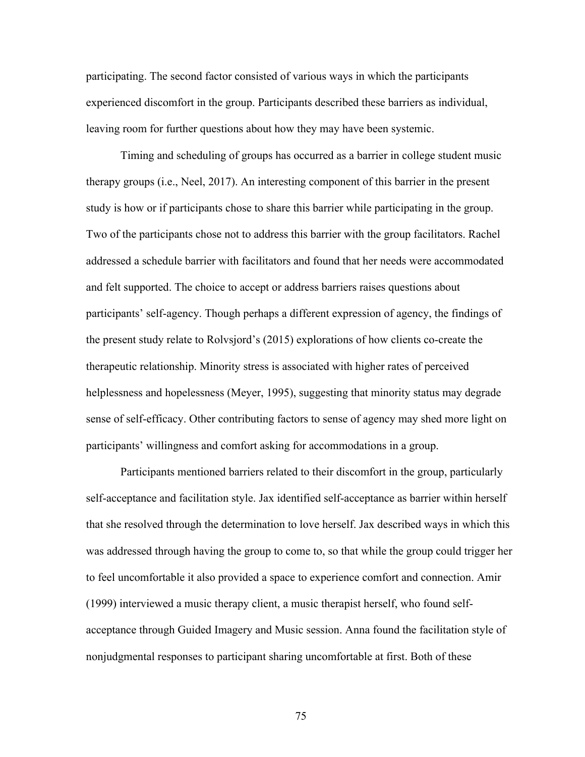participating. The second factor consisted of various ways in which the participants experienced discomfort in the group. Participants described these barriers as individual, leaving room for further questions about how they may have been systemic.

Timing and scheduling of groups has occurred as a barrier in college student music therapy groups (i.e., Neel, 2017). An interesting component of this barrier in the present study is how or if participants chose to share this barrier while participating in the group. Two of the participants chose not to address this barrier with the group facilitators. Rachel addressed a schedule barrier with facilitators and found that her needs were accommodated and felt supported. The choice to accept or address barriers raises questions about participants' self-agency. Though perhaps a different expression of agency, the findings of the present study relate to Rolvsjord's (2015) explorations of how clients co-create the therapeutic relationship. Minority stress is associated with higher rates of perceived helplessness and hopelessness (Meyer, 1995), suggesting that minority status may degrade sense of self-efficacy. Other contributing factors to sense of agency may shed more light on participants' willingness and comfort asking for accommodations in a group.

Participants mentioned barriers related to their discomfort in the group, particularly self-acceptance and facilitation style. Jax identified self-acceptance as barrier within herself that she resolved through the determination to love herself. Jax described ways in which this was addressed through having the group to come to, so that while the group could trigger her to feel uncomfortable it also provided a space to experience comfort and connection. Amir (1999) interviewed a music therapy client, a music therapist herself, who found self-acceptance through Guided Imagery and Music session. Anna found the facilitation style of nonjudgmental responses to participant sharing uncomfortable at first. Both of these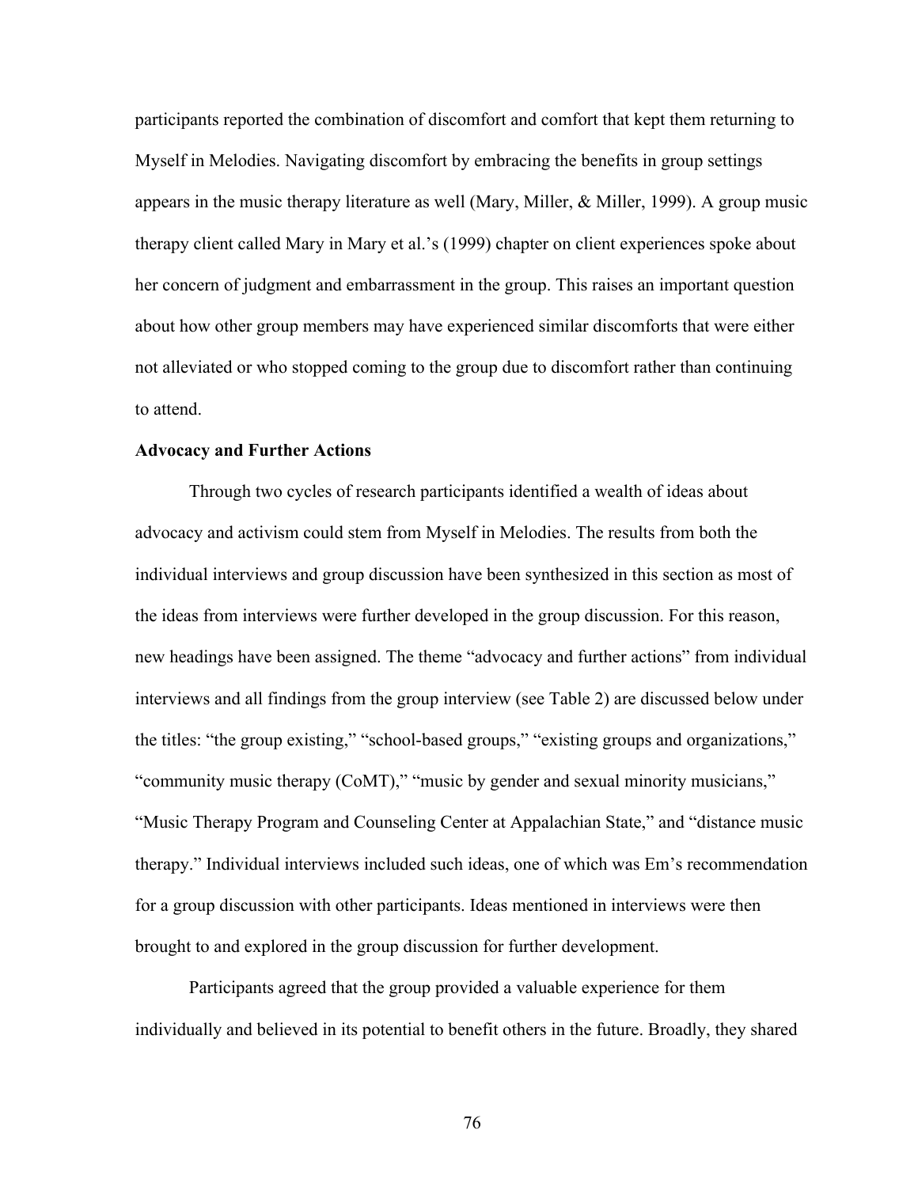participants reported the combination of discomfort and comfort that kept them returning to Myself in Melodies. Navigating discomfort by embracing the benefits in group settings appears in the music therapy literature as well (Mary, Miller, & Miller, 1999). A group music therapy client called Mary in Mary et al.'s (1999) chapter on client experiences spoke about her concern of judgment and embarrassment in the group. This raises an important question about how other group members may have experienced similar discomforts that were either not alleviated or who stopped coming to the group due to discomfort rather than continuing to attend.

**Advocacy and Further Actions**

Through two cycles of research participants identified a wealth of ideas about advocacy and activism could stem from Myself in Melodies. The results from both the individual interviews and group discussion have been synthesized in this section as most of the ideas from interviews were further developed in the group discussion. For this reason, new headings have been assigned. The theme "advocacy and further actions" from individual interviews and all findings from the group interview (see Table 2) are discussed below under the titles: "the group existing," "school-based groups," "existing groups and organizations," "community music therapy (CoMT)," "music by gender and sexual minority musicians," "Music Therapy Program and Counseling Center at Appalachian State," and "distance music therapy." Individual interviews included such ideas, one of which was Em's recommendation for a group discussion with other participants. Ideas mentioned in interviews were then brought to and explored in the group discussion for further development.

Participants agreed that the group provided a valuable experience for them individually and believed in its potential to benefit others in the future. Broadly, they shared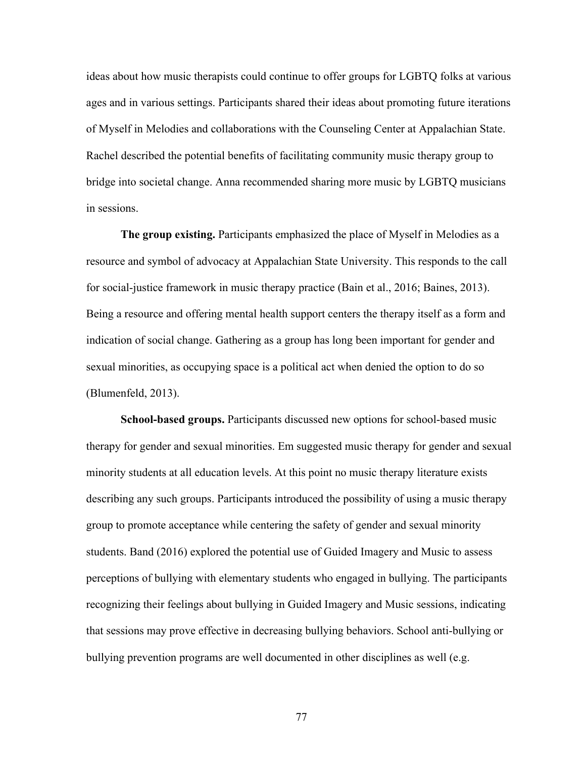ideas about how music therapists could continue to offer groups for LGBTQ folks at various ages and in various settings. Participants shared their ideas about promoting future iterations of Myself in Melodies and collaborations with the Counseling Center at Appalachian State. Rachel described the potential benefits of facilitating community music therapy group to bridge into societal change. Anna recommended sharing more music by LGBTQ musicians in sessions.

**The group existing.** Participants emphasized the place of Myself in Melodies as a resource and symbol of advocacy at Appalachian State University. This responds to the call for social-justice framework in music therapy practice (Bain et al., 2016; Baines, 2013). Being a resource and offering mental health support centers the therapy itself as a form and indication of social change. Gathering as a group has long been important for gender and sexual minorities, as occupying space is a political act when denied the option to do so (Blumenfeld, 2013).

**School-based groups.** Participants discussed new options for school-based music therapy for gender and sexual minorities. Em suggested music therapy for gender and sexual minority students at all education levels. At this point no music therapy literature exists describing any such groups. Participants introduced the possibility of using a music therapy group to promote acceptance while centering the safety of gender and sexual minority students. Band (2016) explored the potential use of Guided Imagery and Music to assess perceptions of bullying with elementary students who engaged in bullying. The participants recognizing their feelings about bullying in Guided Imagery and Music sessions, indicating that sessions may prove effective in decreasing bullying behaviors. School anti-bullying or bullying prevention programs are well documented in other disciplines as well (e.g.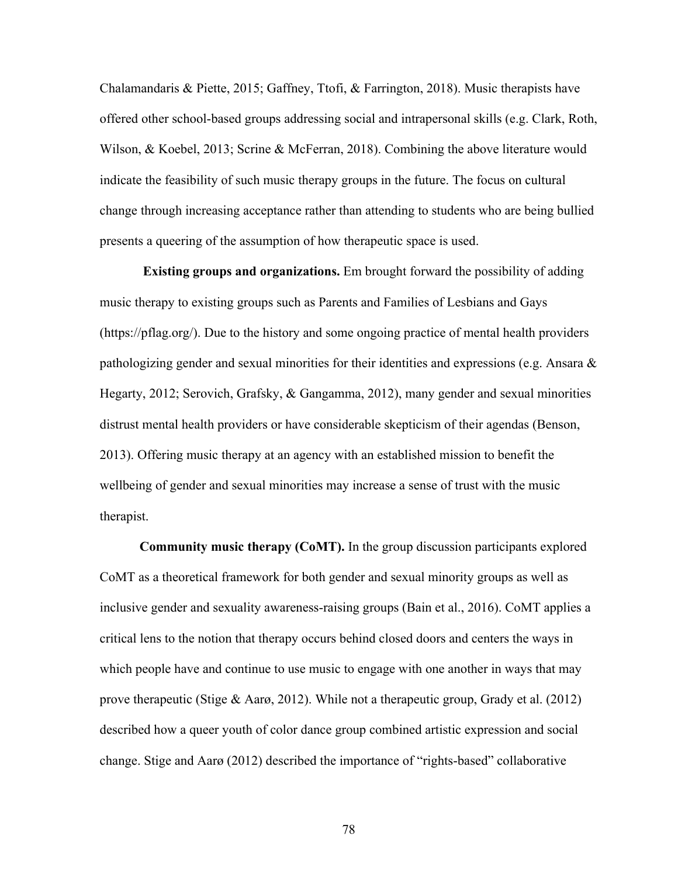Chalamandaris & Piette, 2015; Gaffney, Ttofi, & Farrington, 2018). Music therapists have offered other school-based groups addressing social and intrapersonal skills (e.g. Clark, Roth, Wilson, & Koebel, 2013; Scrine & McFerran, 2018). Combining the above literature would indicate the feasibility of such music therapy groups in the future. The focus on cultural change through increasing acceptance rather than attending to students who are being bullied presents a queering of the assumption of how therapeutic space is used.

**Existing groups and organizations.** Em brought forward the possibility of adding music therapy to existing groups such as Parents and Families of Lesbians and Gays (https://pflag.org/). Due to the history and some ongoing practice of mental health providers pathologizing gender and sexual minorities for their identities and expressions (e.g. Ansara & Hegarty, 2012; Serovich, Grafsky, & Gangamma, 2012), many gender and sexual minorities distrust mental health providers or have considerable skepticism of their agendas (Benson, 2013). Offering music therapy at an agency with an established mission to benefit the wellbeing of gender and sexual minorities may increase a sense of trust with the music therapist.

**Community music therapy (CoMT).** In the group discussion participants explored CoMT as a theoretical framework for both gender and sexual minority groups as well as inclusive gender and sexuality awareness-raising groups (Bain et al., 2016). CoMT applies a critical lens to the notion that therapy occurs behind closed doors and centers the ways in which people have and continue to use music to engage with one another in ways that may prove therapeutic (Stige & Aarø, 2012). While not a therapeutic group, Grady et al. (2012) described how a queer youth of color dance group combined artistic expression and social change. Stige and Aarø (2012) described the importance of "rights-based" collaborative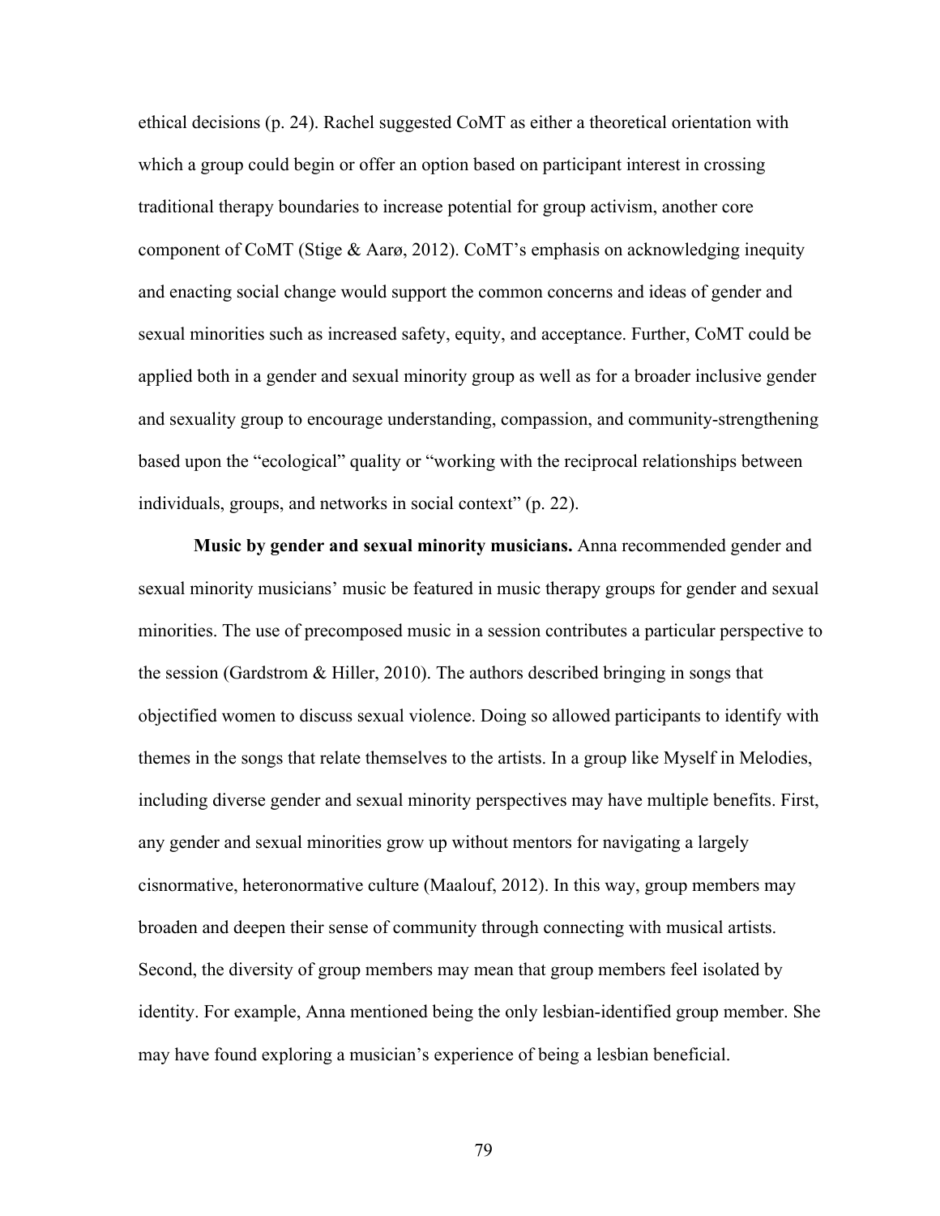ethical decisions (p. 24). Rachel suggested CoMT as either a theoretical orientation with which a group could begin or offer an option based on participant interest in crossing traditional therapy boundaries to increase potential for group activism, another core component of CoMT (Stige & Aarø, 2012). CoMT's emphasis on acknowledging inequity and enacting social change would support the common concerns and ideas of gender and sexual minorities such as increased safety, equity, and acceptance. Further, CoMT could be applied both in a gender and sexual minority group as well as for a broader inclusive gender and sexuality group to encourage understanding, compassion, and community-strengthening based upon the "ecological" quality or "working with the reciprocal relationships between individuals, groups, and networks in social context" (p. 22).

**Music by gender and sexual minority musicians.** Anna recommended gender and sexual minority musicians' music be featured in music therapy groups for gender and sexual minorities. The use of precomposed music in a session contributes a particular perspective to the session (Gardstrom & Hiller, 2010). The authors described bringing in songs that objectified women to discuss sexual violence. Doing so allowed participants to identify with themes in the songs that relate themselves to the artists. In a group like Myself in Melodies, including diverse gender and sexual minority perspectives may have multiple benefits. First, any gender and sexual minorities grow up without mentors for navigating a largely cisnormative, heteronormative culture (Maalouf, 2012). In this way, group members may broaden and deepen their sense of community through connecting with musical artists. Second, the diversity of group members may mean that group members feel isolated by identity. For example, Anna mentioned being the only lesbian-identified group member. She may have found exploring a musician's experience of being a lesbian beneficial.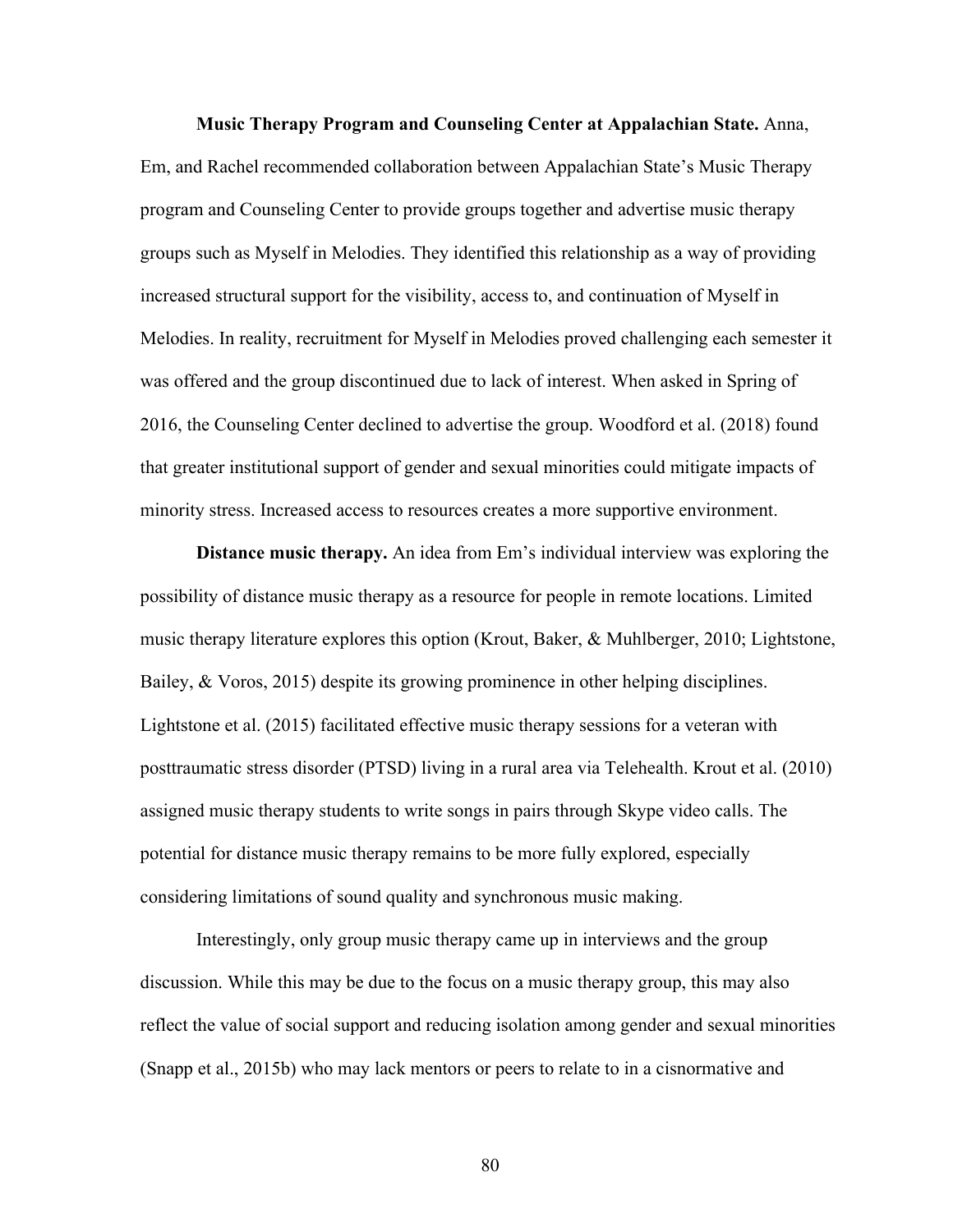**Music Therapy Program and Counseling Center at Appalachian State.** Anna, Em, and Rachel recommended collaboration between Appalachian State's Music Therapy program and Counseling Center to provide groups together and advertise music therapy groups such as Myself in Melodies. They identified this relationship as a way of providing increased structural support for the visibility, access to, and continuation of Myself in Melodies. In reality, recruitment for Myself in Melodies proved challenging each semester it was offered and the group discontinued due to lack of interest. When asked in Spring of 2016, the Counseling Center declined to advertise the group. Woodford et al. (2018) found that greater institutional support of gender and sexual minorities could mitigate impacts of minority stress. Increased access to resources creates a more supportive environment.

**Distance music therapy.** An idea from Em's individual interview was exploring the possibility of distance music therapy as a resource for people in remote locations. Limited music therapy literature explores this option (Krout, Baker, & Muhlberger, 2010; Lightstone, Bailey, & Voros, 2015) despite its growing prominence in other helping disciplines. Lightstone et al. (2015) facilitated effective music therapy sessions for a veteran with posttraumatic stress disorder (PTSD) living in a rural area via Telehealth. Krout et al. (2010) assigned music therapy students to write songs in pairs through Skype video calls. The potential for distance music therapy remains to be more fully explored, especially considering limitations of sound quality and synchronous music making.

Interestingly, only group music therapy came up in interviews and the group discussion. While this may be due to the focus on a music therapy group, this may also reflect the value of social support and reducing isolation among gender and sexual minorities (Snapp et al., 2015b) who may lack mentors or peers to relate to in a cisnormative and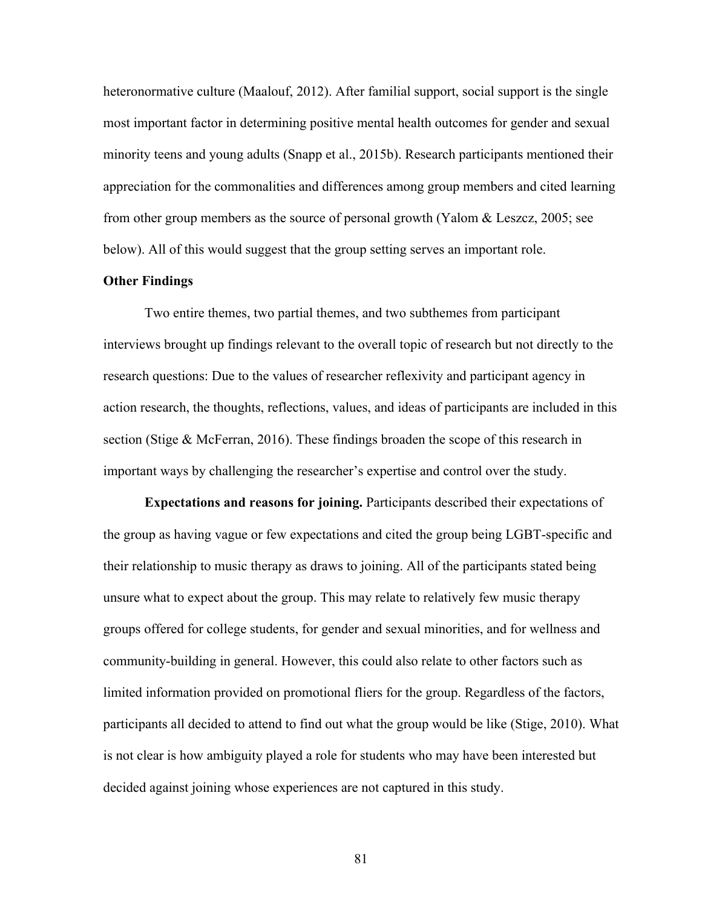heteronormative culture (Maalouf, 2012). After familial support, social support is the single most important factor in determining positive mental health outcomes for gender and sexual minority teens and young adults (Snapp et al., 2015b). Research participants mentioned their appreciation for the commonalities and differences among group members and cited learning from other group members as the source of personal growth (Yalom & Leszcz, 2005; see below). All of this would suggest that the group setting serves an important role.

### Other Findings

Two entire themes, two partial themes, and two subthemes from participant interviews brought up findings relevant to the overall topic of research but not directly to the research questions: Due to the values of researcher reflexivity and participant agency in action research, the thoughts, reflections, values, and ideas of participants are included in this section (Stige & McFerran, 2016). These findings broaden the scope of this research in important ways by challenging the researcher's expertise and control over the study.

**Expectations and reasons for joining.** Participants described their expectations of the group as having vague or few expectations and cited the group being LGBT-specific and their relationship to music therapy as draws to joining. All of the participants stated being unsure what to expect about the group. This may relate to relatively few music therapy groups offered for college students, for gender and sexual minorities, and for wellness and community-building in general. However, this could also relate to other factors such as limited information provided on promotional fliers for the group. Regardless of the factors, participants all decided to attend to find out what the group would be like (Stige, 2010). What is not clear is how ambiguity played a role for students who may have been interested but decided against joining whose experiences are not captured in this study.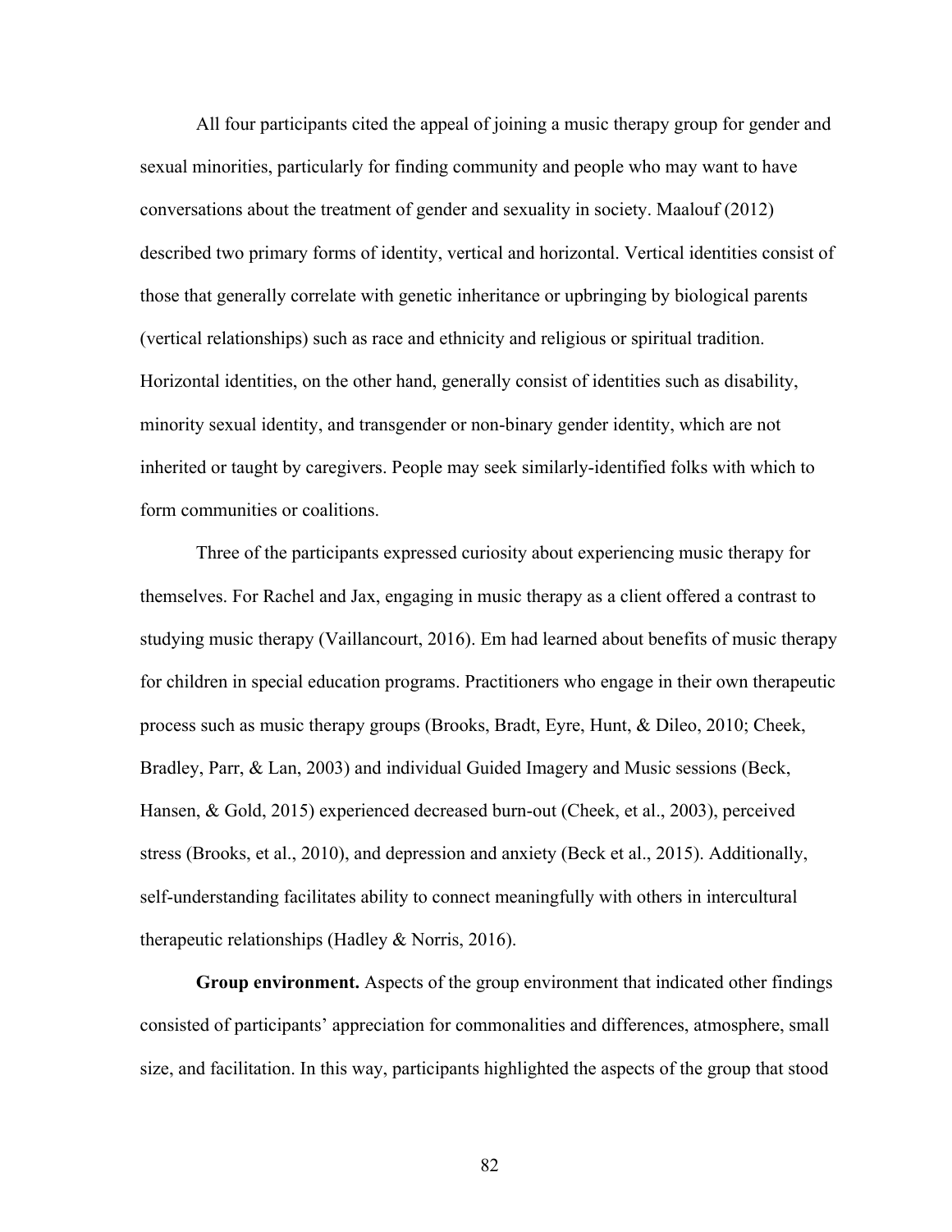All four participants cited the appeal of joining a music therapy group for gender and sexual minorities, particularly for finding community and people who may want to have conversations about the treatment of gender and sexuality in society. Maalouf (2012) described two primary forms of identity, vertical and horizontal. Vertical identities consist of those that generally correlate with genetic inheritance or upbringing by biological parents (vertical relationships) such as race and ethnicity and religious or spiritual tradition. Horizontal identities, on the other hand, generally consist of identities such as disability, minority sexual identity, and transgender or non-binary gender identity, which are not inherited or taught by caregivers. People may seek similarly-identified folks with which to form communities or coalitions.

Three of the participants expressed curiosity about experiencing music therapy for themselves. For Rachel and Jax, engaging in music therapy as a client offered a contrast to studying music therapy (Vaillancourt, 2016). Em had learned about benefits of music therapy for children in special education programs. Practitioners who engage in their own therapeutic process such as music therapy groups (Brooks, Bradt, Eyre, Hunt, & Dileo, 2010; Cheek, Bradley, Parr, & Lan, 2003) and individual Guided Imagery and Music sessions (Beck, Hansen, & Gold, 2015) experienced decreased burn-out (Cheek, et al., 2003), perceived stress (Brooks, et al., 2010), and depression and anxiety (Beck et al., 2015). Additionally, self-understanding facilitates ability to connect meaningfully with others in intercultural therapeutic relationships (Hadley & Norris, 2016).

**Group environment.** Aspects of the group environment that indicated other findings consisted of participants' appreciation for commonalities and differences, atmosphere, small size, and facilitation. In this way, participants highlighted the aspects of the group that stood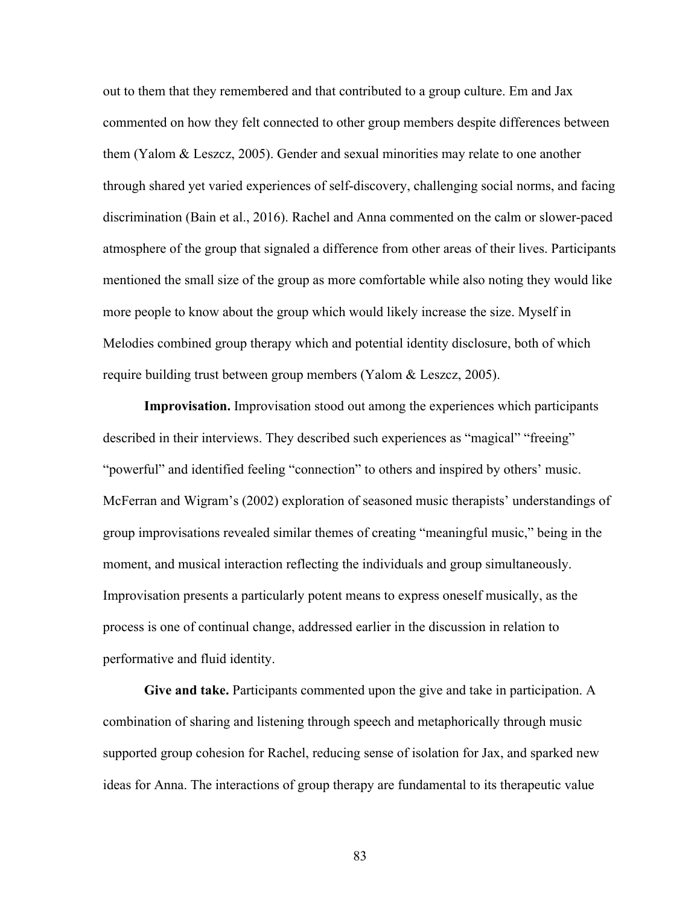out to them that they remembered and that contributed to a group culture. Em and Jax commented on how they felt connected to other group members despite differences between them (Yalom & Leszcz, 2005). Gender and sexual minorities may relate to one another through shared yet varied experiences of self-discovery, challenging social norms, and facing discrimination (Bain et al., 2016). Rachel and Anna commented on the calm or slower-paced atmosphere of the group that signaled a difference from other areas of their lives. Participants mentioned the small size of the group as more comfortable while also noting they would like more people to know about the group which would likely increase the size. Myself in Melodies combined group therapy which and potential identity disclosure, both of which require building trust between group members (Yalom & Leszcz, 2005).

**Improvisation.** Improvisation stood out among the experiences which participants described in their interviews. They described such experiences as "magical" "freeing" "powerful" and identified feeling "connection" to others and inspired by others' music. McFerran and Wigram's (2002) exploration of seasoned music therapists' understandings of group improvisations revealed similar themes of creating "meaningful music," being in the moment, and musical interaction reflecting the individuals and group simultaneously. Improvisation presents a particularly potent means to express oneself musically, as the process is one of continual change, addressed earlier in the discussion in relation to performative and fluid identity.

**Give and take.** Participants commented upon the give and take in participation. A combination of sharing and listening through speech and metaphorically through music supported group cohesion for Rachel, reducing sense of isolation for Jax, and sparked new ideas for Anna. The interactions of group therapy are fundamental to its therapeutic value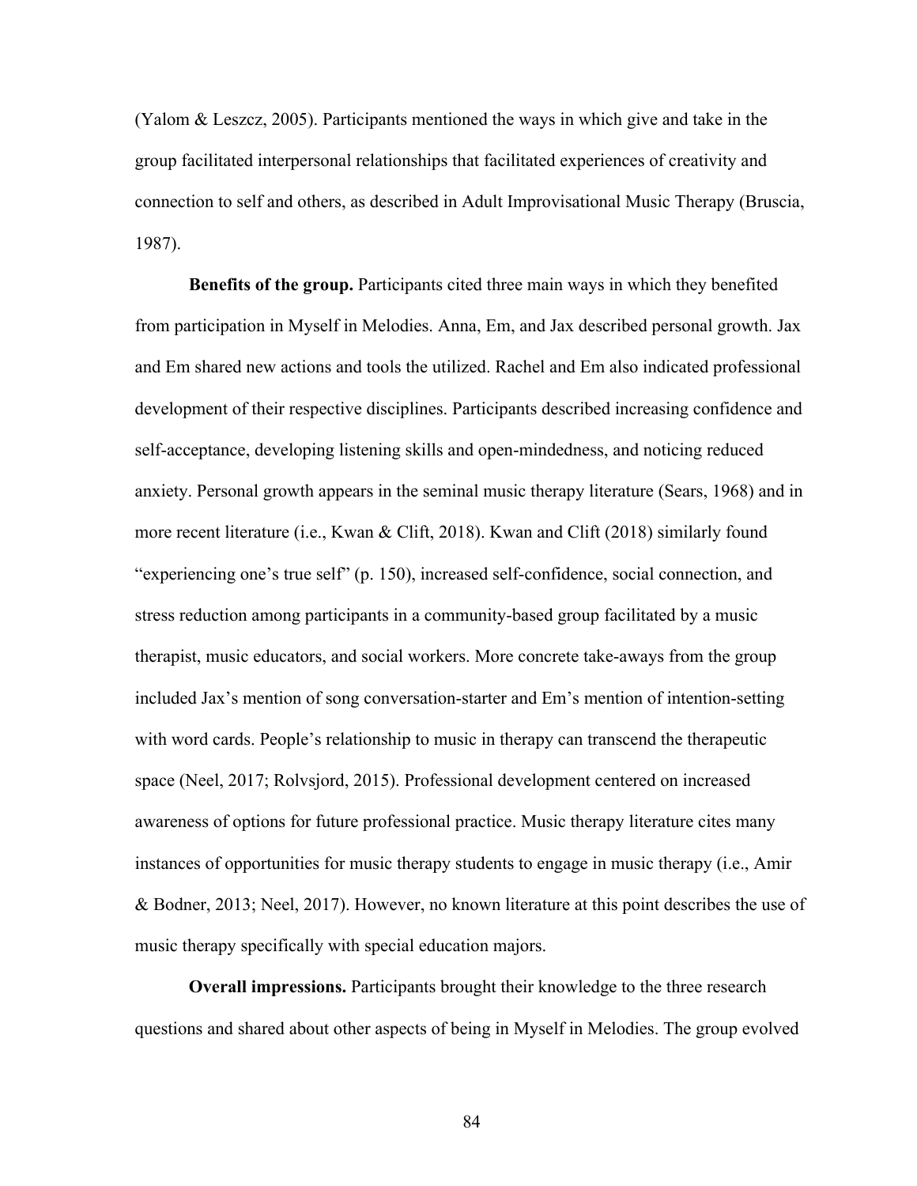(Yalom & Leszcz, 2005). Participants mentioned the ways in which give and take in the group facilitated interpersonal relationships that facilitated experiences of creativity and connection to self and others, as described in Adult Improvisational Music Therapy (Bruscia, 1987).

**Benefits of the group.** Participants cited three main ways in which they benefited from participation in Myself in Melodies. Anna, Em, and Jax described personal growth. Jax and Em shared new actions and tools the utilized. Rachel and Em also indicated professional development of their respective disciplines. Participants described increasing confidence and self-acceptance, developing listening skills and open-mindedness, and noticing reduced anxiety. Personal growth appears in the seminal music therapy literature (Sears, 1968) and in more recent literature (i.e., Kwan & Clift, 2018). Kwan and Clift (2018) similarly found "experiencing one's true self" (p. 150), increased self-confidence, social connection, and stress reduction among participants in a community-based group facilitated by a music therapist, music educators, and social workers. More concrete take-aways from the group included Jax's mention of song conversation-starter and Em's mention of intention-setting with word cards. People's relationship to music in therapy can transcend the therapeutic space (Neel, 2017; Rolvsjord, 2015). Professional development centered on increased awareness of options for future professional practice. Music therapy literature cites many instances of opportunities for music therapy students to engage in music therapy (i.e., Amir & Bodner, 2013; Neel, 2017). However, no known literature at this point describes the use of music therapy specifically with special education majors.

**Overall impressions.** Participants brought their knowledge to the three research questions and shared about other aspects of being in Myself in Melodies. The group evolved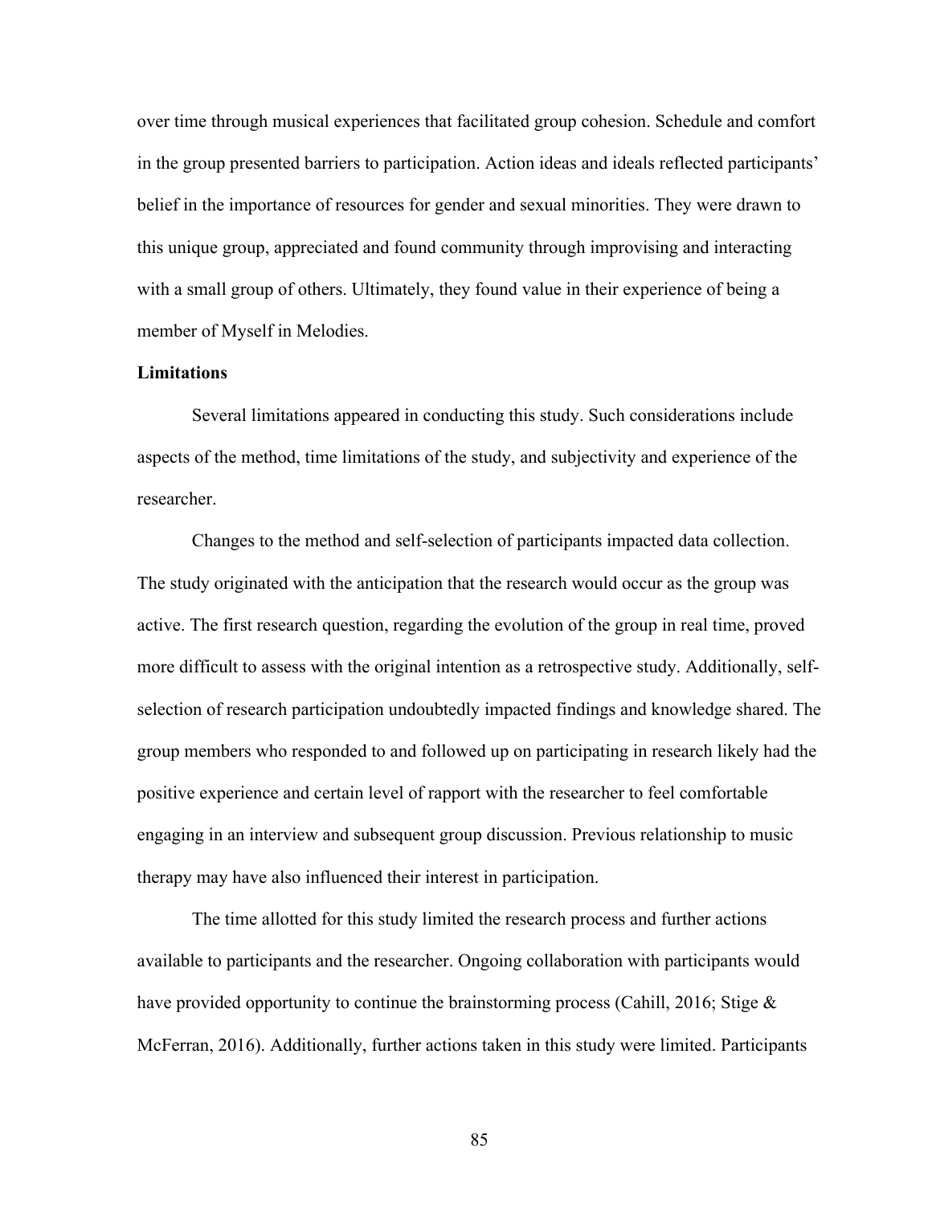over time through musical experiences that facilitated group cohesion. Schedule and comfort in the group presented barriers to participation. Action ideas and ideals reflected participants' belief in the importance of resources for gender and sexual minorities. They were drawn to this unique group, appreciated and found community through improvising and interacting with a small group of others. Ultimately, they found value in their experience of being a member of Myself in Melodies.

**Limitations**

Several limitations appeared in conducting this study. Such considerations include aspects of the method, time limitations of the study, and subjectivity and experience of the researcher.

Changes to the method and self-selection of participants impacted data collection. The study originated with the anticipation that the research would occur as the group was active. The first research question, regarding the evolution of the group in real time, proved more difficult to assess with the original intention as a retrospective study. Additionally, self-selection of research participation undoubtedly impacted findings and knowledge shared. The group members who responded to and followed up on participating in research likely had the positive experience and certain level of rapport with the researcher to feel comfortable engaging in an interview and subsequent group discussion. Previous relationship to music therapy may have also influenced their interest in participation.

The time allotted for this study limited the research process and further actions available to participants and the researcher. Ongoing collaboration with participants would have provided opportunity to continue the brainstorming process (Cahill, 2016; Stige & McFerran, 2016). Additionally, further actions taken in this study were limited. Participants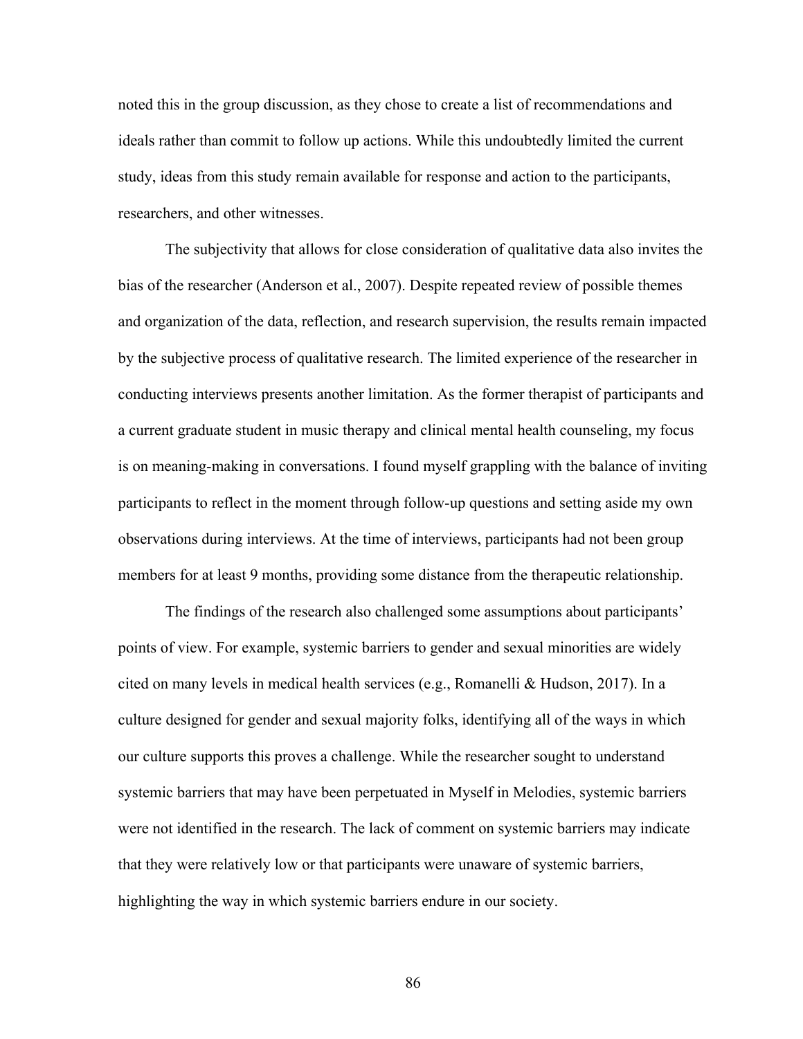noted this in the group discussion, as they chose to create a list of recommendations and ideals rather than commit to follow up actions. While this undoubtedly limited the current study, ideas from this study remain available for response and action to the participants, researchers, and other witnesses.

The subjectivity that allows for close consideration of qualitative data also invites the bias of the researcher (Anderson et al., 2007). Despite repeated review of possible themes and organization of the data, reflection, and research supervision, the results remain impacted by the subjective process of qualitative research. The limited experience of the researcher in conducting interviews presents another limitation. As the former therapist of participants and a current graduate student in music therapy and clinical mental health counseling, my focus is on meaning-making in conversations. I found myself grappling with the balance of inviting participants to reflect in the moment through follow-up questions and setting aside my own observations during interviews. At the time of interviews, participants had not been group members for at least 9 months, providing some distance from the therapeutic relationship.

The findings of the research also challenged some assumptions about participants' points of view. For example, systemic barriers to gender and sexual minorities are widely cited on many levels in medical health services (e.g., Romanelli & Hudson, 2017). In a culture designed for gender and sexual majority folks, identifying all of the ways in which our culture supports this proves a challenge. While the researcher sought to understand systemic barriers that may have been perpetuated in Myself in Melodies, systemic barriers were not identified in the research. The lack of comment on systemic barriers may indicate that they were relatively low or that participants were unaware of systemic barriers, highlighting the way in which systemic barriers endure in our society.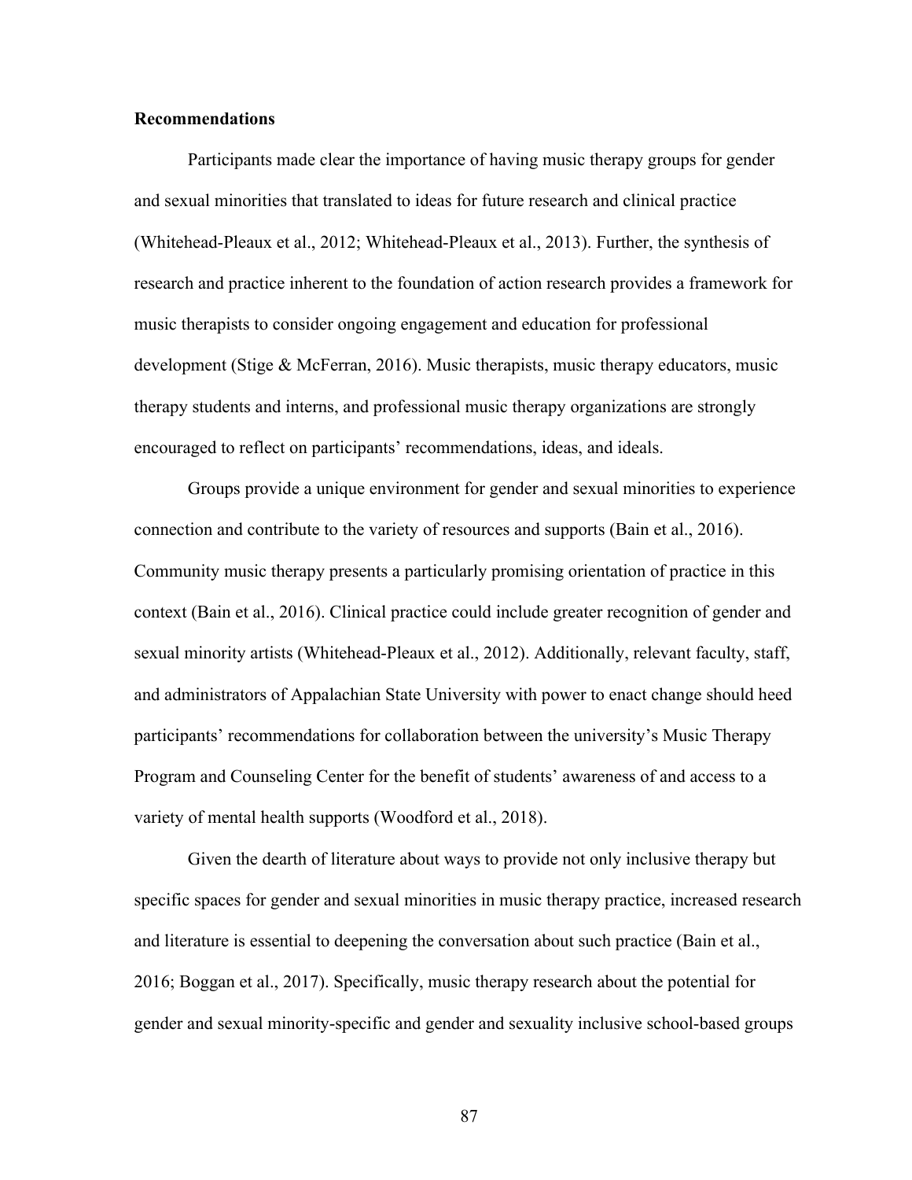**Recommendations**

Participants made clear the importance of having music therapy groups for gender and sexual minorities that translated to ideas for future research and clinical practice (Whitehead-Pleaux et al., 2012; Whitehead-Pleaux et al., 2013). Further, the synthesis of research and practice inherent to the foundation of action research provides a framework for music therapists to consider ongoing engagement and education for professional development (Stige & McFerran, 2016). Music therapists, music therapy educators, music therapy students and interns, and professional music therapy organizations are strongly encouraged to reflect on participants' recommendations, ideas, and ideals.

Groups provide a unique environment for gender and sexual minorities to experience connection and contribute to the variety of resources and supports (Bain et al., 2016). Community music therapy presents a particularly promising orientation of practice in this context (Bain et al., 2016). Clinical practice could include greater recognition of gender and sexual minority artists (Whitehead-Pleaux et al., 2012). Additionally, relevant faculty, staff, and administrators of Appalachian State University with power to enact change should heed participants' recommendations for collaboration between the university's Music Therapy Program and Counseling Center for the benefit of students' awareness of and access to a variety of mental health supports (Woodford et al., 2018).

Given the dearth of literature about ways to provide not only inclusive therapy but specific spaces for gender and sexual minorities in music therapy practice, increased research and literature is essential to deepening the conversation about such practice (Bain et al., 2016; Boggan et al., 2017). Specifically, music therapy research about the potential for gender and sexual minority-specific and gender and sexuality inclusive school-based groups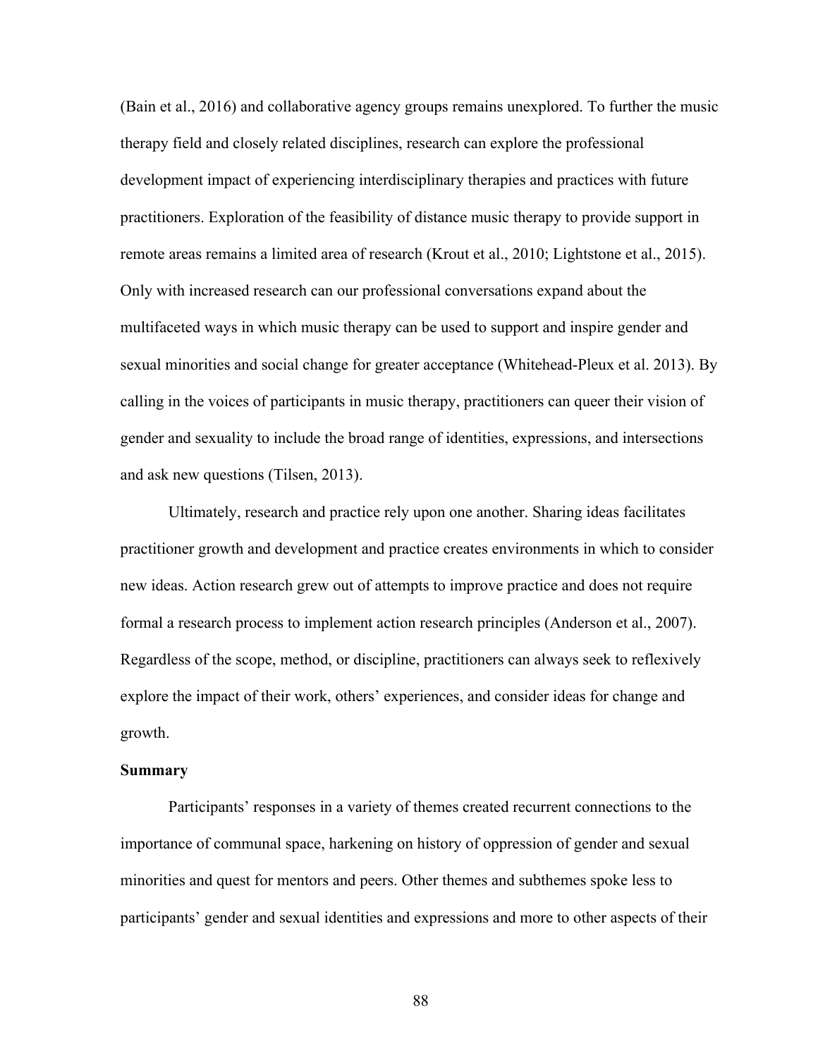(Bain et al., 2016) and collaborative agency groups remains unexplored. To further the music therapy field and closely related disciplines, research can explore the professional development impact of experiencing interdisciplinary therapies and practices with future practitioners. Exploration of the feasibility of distance music therapy to provide support in remote areas remains a limited area of research (Krout et al., 2010; Lightstone et al., 2015). Only with increased research can our professional conversations expand about the multifaceted ways in which music therapy can be used to support and inspire gender and sexual minorities and social change for greater acceptance (Whitehead-Pleux et al. 2013). By calling in the voices of participants in music therapy, practitioners can queer their vision of gender and sexuality to include the broad range of identities, expressions, and intersections and ask new questions (Tilsen, 2013).

Ultimately, research and practice rely upon one another. Sharing ideas facilitates practitioner growth and development and practice creates environments in which to consider new ideas. Action research grew out of attempts to improve practice and does not require formal a research process to implement action research principles (Anderson et al., 2007). Regardless of the scope, method, or discipline, practitioners can always seek to reflexively explore the impact of their work, others' experiences, and consider ideas for change and growth.

**Summary**

Participants' responses in a variety of themes created recurrent connections to the importance of communal space, harkening on history of oppression of gender and sexual minorities and quest for mentors and peers. Other themes and subthemes spoke less to participants' gender and sexual identities and expressions and more to other aspects of their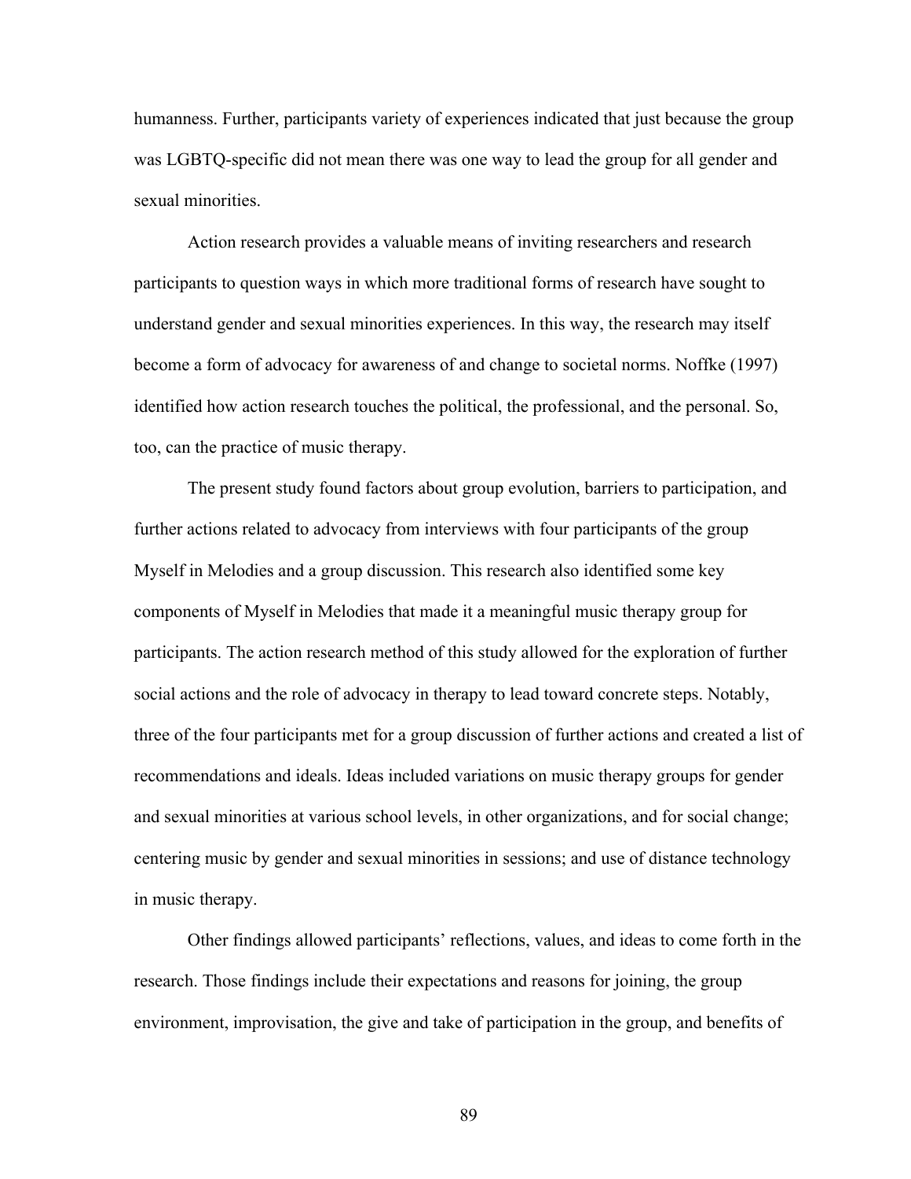humanness. Further, participants variety of experiences indicated that just because the group was LGBTQ-specific did not mean there was one way to lead the group for all gender and sexual minorities.

Action research provides a valuable means of inviting researchers and research participants to question ways in which more traditional forms of research have sought to understand gender and sexual minorities experiences. In this way, the research may itself become a form of advocacy for awareness of and change to societal norms. Noffke (1997) identified how action research touches the political, the professional, and the personal. So, too, can the practice of music therapy.

The present study found factors about group evolution, barriers to participation, and further actions related to advocacy from interviews with four participants of the group Myself in Melodies and a group discussion. This research also identified some key components of Myself in Melodies that made it a meaningful music therapy group for participants. The action research method of this study allowed for the exploration of further social actions and the role of advocacy in therapy to lead toward concrete steps. Notably, three of the four participants met for a group discussion of further actions and created a list of recommendations and ideals. Ideas included variations on music therapy groups for gender and sexual minorities at various school levels, in other organizations, and for social change; centering music by gender and sexual minorities in sessions; and use of distance technology in music therapy.

Other findings allowed participants' reflections, values, and ideas to come forth in the research. Those findings include their expectations and reasons for joining, the group environment, improvisation, the give and take of participation in the group, and benefits of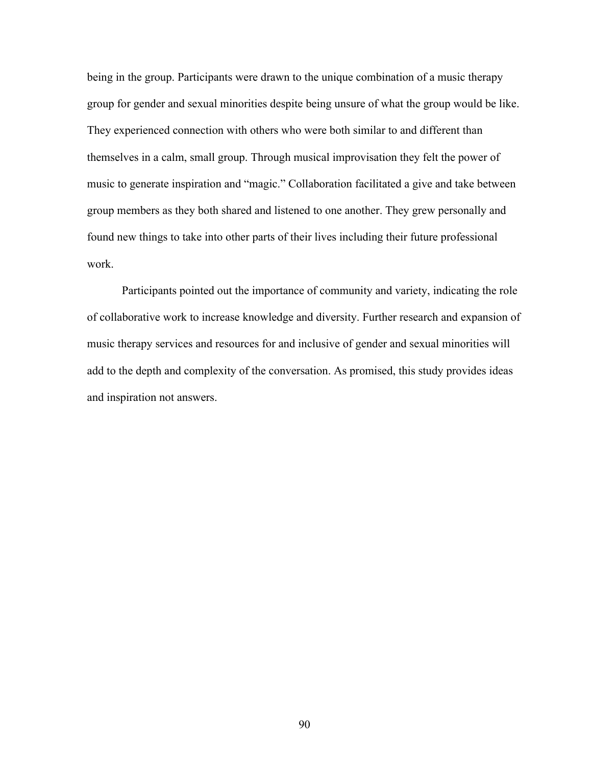being in the group. Participants were drawn to the unique combination of a music therapy group for gender and sexual minorities despite being unsure of what the group would be like. They experienced connection with others who were both similar to and different than themselves in a calm, small group. Through musical improvisation they felt the power of music to generate inspiration and "magic." Collaboration facilitated a give and take between group members as they both shared and listened to one another. They grew personally and found new things to take into other parts of their lives including their future professional work.

Participants pointed out the importance of community and variety, indicating the role of collaborative work to increase knowledge and diversity. Further research and expansion of music therapy services and resources for and inclusive of gender and sexual minorities will add to the depth and complexity of the conversation. As promised, this study provides ideas and inspiration not answers.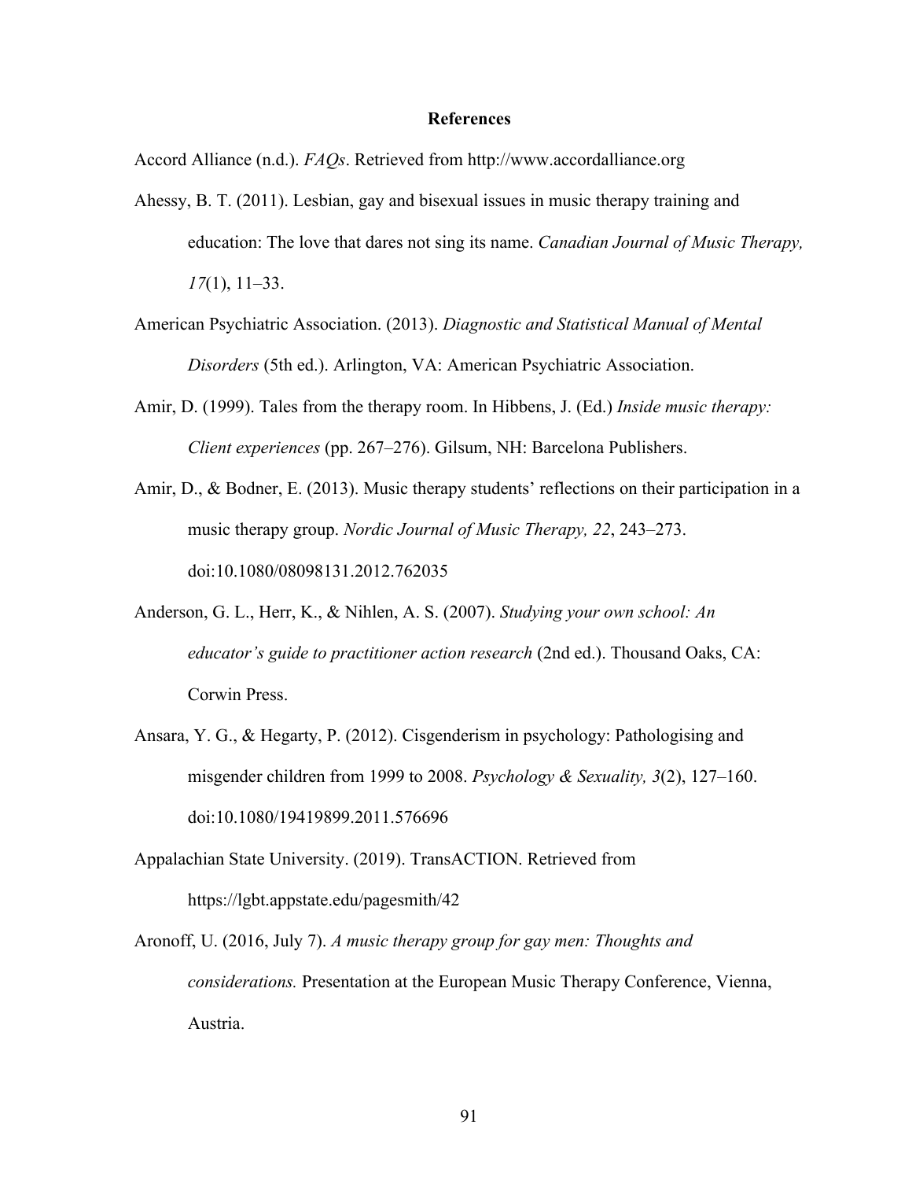# References

Accord Alliance (n.d.). *FAQs*. Retrieved from http://www.accordalliance.org

Ahessy, B. T. (2011). Lesbian, gay and bisexual issues in music therapy training and education: The love that dares not sing its name. *Canadian Journal of Music Therapy, 17*(1), 11–33.

American Psychiatric Association. (2013). *Diagnostic and Statistical Manual of Mental Disorders* (5th ed.). Arlington, VA: American Psychiatric Association.

Amir, D. (1999). Tales from the therapy room. In Hibbens, J. (Ed.) *Inside music therapy: Client experiences* (pp. 267–276). Gilsum, NH: Barcelona Publishers.

Amir, D., & Bodner, E. (2013). Music therapy students' reflections on their participation in a music therapy group. *Nordic Journal of Music Therapy, 22*, 243–273. doi:10.1080/08098131.2012.762035

Anderson, G. L., Herr, K., & Nihlen, A. S. (2007). *Studying your own school: An educator's guide to practitioner action research* (2nd ed.). Thousand Oaks, CA: Corwin Press.

Ansara, Y. G., & Hegarty, P. (2012). Cisgenderism in psychology: Pathologising and misgender children from 1999 to 2008. *Psychology & Sexuality, 3*(2), 127–160. doi:10.1080/19419899.2011.576696

Appalachian State University. (2019). TransACTION. Retrieved from https://lgbt.appstate.edu/pagesmith/42

Aronoff, U. (2016, July 7). *A music therapy group for gay men: Thoughts and considerations.* Presentation at the European Music Therapy Conference, Vienna, Austria.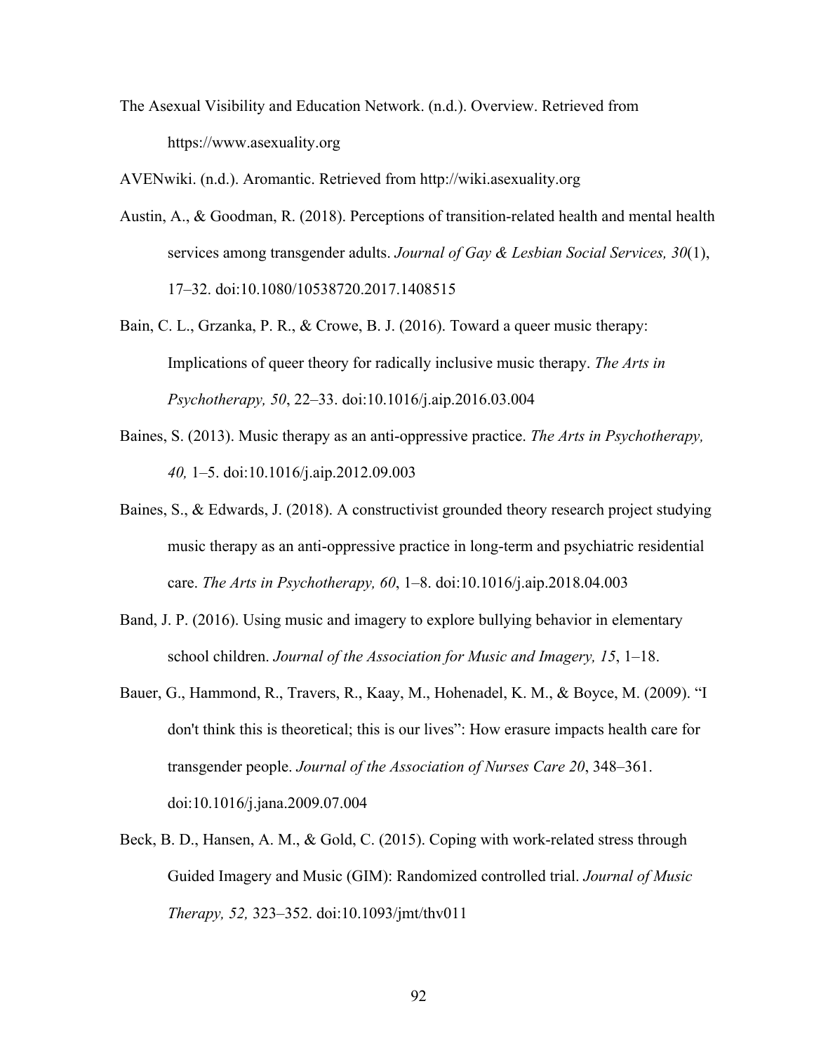The Asexual Visibility and Education Network. (n.d.). Overview. Retrieved from https://www.asexuality.org

AVENwiki. (n.d.). Aromantic. Retrieved from http://wiki.asexuality.org

Austin, A., & Goodman, R. (2018). Perceptions of transition-related health and mental health services among transgender adults. *Journal of Gay & Lesbian Social Services, 30*(1), 17–32. doi:10.1080/10538720.2017.1408515

Bain, C. L., Grzanka, P. R., & Crowe, B. J. (2016). Toward a queer music therapy: Implications of queer theory for radically inclusive music therapy. *The Arts in Psychotherapy, 50*, 22–33. doi:10.1016/j.aip.2016.03.004

Baines, S. (2013). Music therapy as an anti-oppressive practice. *The Arts in Psychotherapy, 40,* 1–5. doi:10.1016/j.aip.2012.09.003

Baines, S., & Edwards, J. (2018). A constructivist grounded theory research project studying music therapy as an anti-oppressive practice in long-term and psychiatric residential care. *The Arts in Psychotherapy, 60*, 1–8. doi:10.1016/j.aip.2018.04.003

Band, J. P. (2016). Using music and imagery to explore bullying behavior in elementary school children. *Journal of the Association for Music and Imagery, 15*, 1–18.

Bauer, G., Hammond, R., Travers, R., Kaay, M., Hohenadel, K. M., & Boyce, M. (2009). "I don't think this is theoretical; this is our lives": How erasure impacts health care for transgender people. *Journal of the Association of Nurses Care 20*, 348–361. doi:10.1016/j.jana.2009.07.004

Beck, B. D., Hansen, A. M., & Gold, C. (2015). Coping with work-related stress through Guided Imagery and Music (GIM): Randomized controlled trial. *Journal of Music Therapy, 52,* 323–352. doi:10.1093/jmt/thv011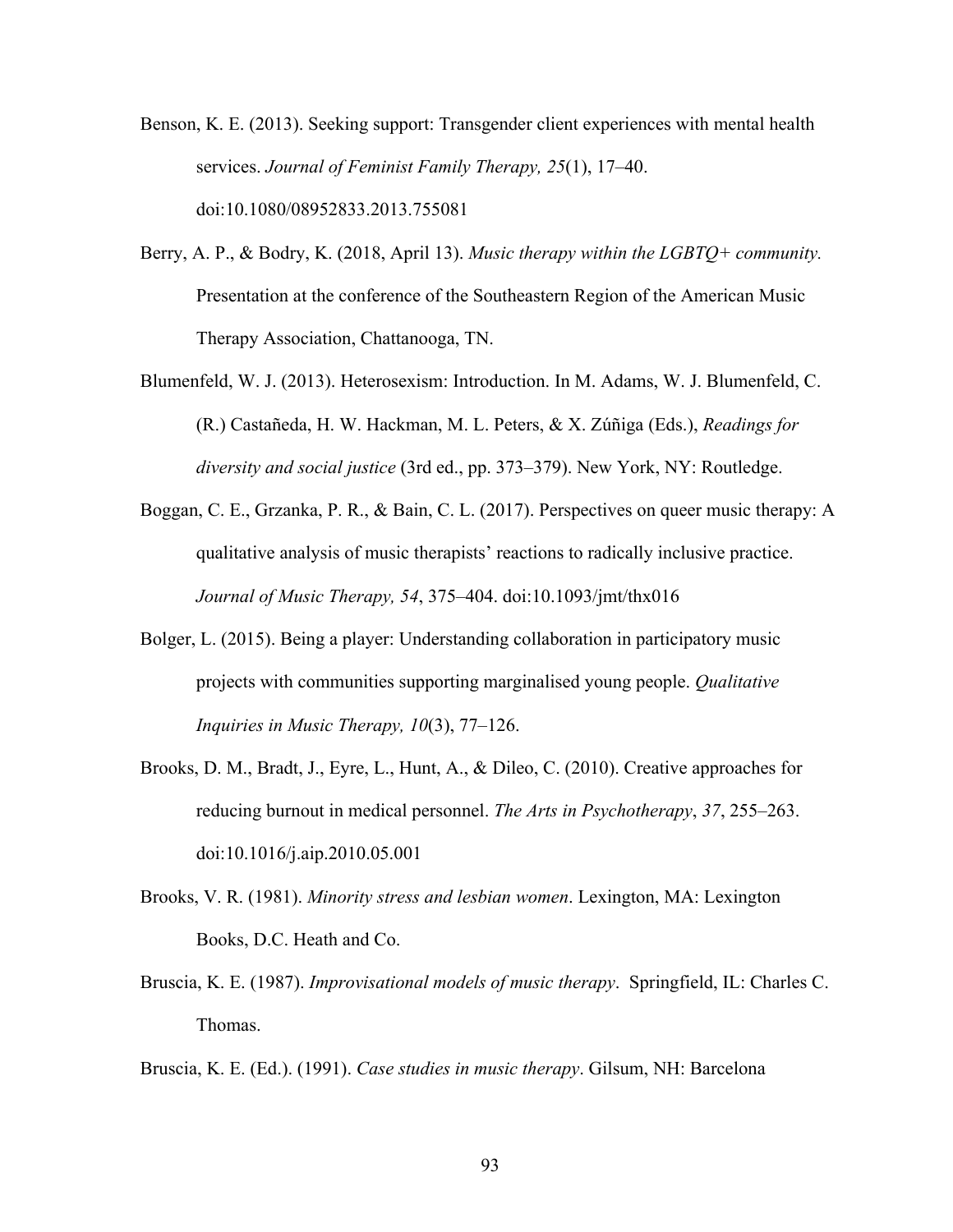Benson, K. E. (2013). Seeking support: Transgender client experiences with mental health services. *Journal of Feminist Family Therapy, 25*(1), 17–40. doi:10.1080/08952833.2013.755081

Berry, A. P., & Bodry, K. (2018, April 13). *Music therapy within the LGBTQ+ community.* Presentation at the conference of the Southeastern Region of the American Music Therapy Association, Chattanooga, TN.

Blumenfeld, W. J. (2013). Heterosexism: Introduction. In M. Adams, W. J. Blumenfeld, C. (R.) Castañeda, H. W. Hackman, M. L. Peters, & X. Zúñiga (Eds.), *Readings for diversity and social justice* (3rd ed., pp. 373–379). New York, NY: Routledge.

Boggan, C. E., Grzanka, P. R., & Bain, C. L. (2017). Perspectives on queer music therapy: A qualitative analysis of music therapists' reactions to radically inclusive practice. *Journal of Music Therapy, 54*, 375–404. doi:10.1093/jmt/thx016

Bolger, L. (2015). Being a player: Understanding collaboration in participatory music projects with communities supporting marginalised young people. *Qualitative Inquiries in Music Therapy, 10*(3), 77–126.

Brooks, D. M., Bradt, J., Eyre, L., Hunt, A., & Dileo, C. (2010). Creative approaches for reducing burnout in medical personnel. *The Arts in Psychotherapy*, *37*, 255–263. doi:10.1016/j.aip.2010.05.001

Brooks, V. R. (1981). *Minority stress and lesbian women*. Lexington, MA: Lexington Books, D.C. Heath and Co.

Bruscia, K. E. (1987). *Improvisational models of music therapy*. Springfield, IL: Charles C. Thomas.

Bruscia, K. E. (Ed.). (1991). *Case studies in music therapy*. Gilsum, NH: Barcelona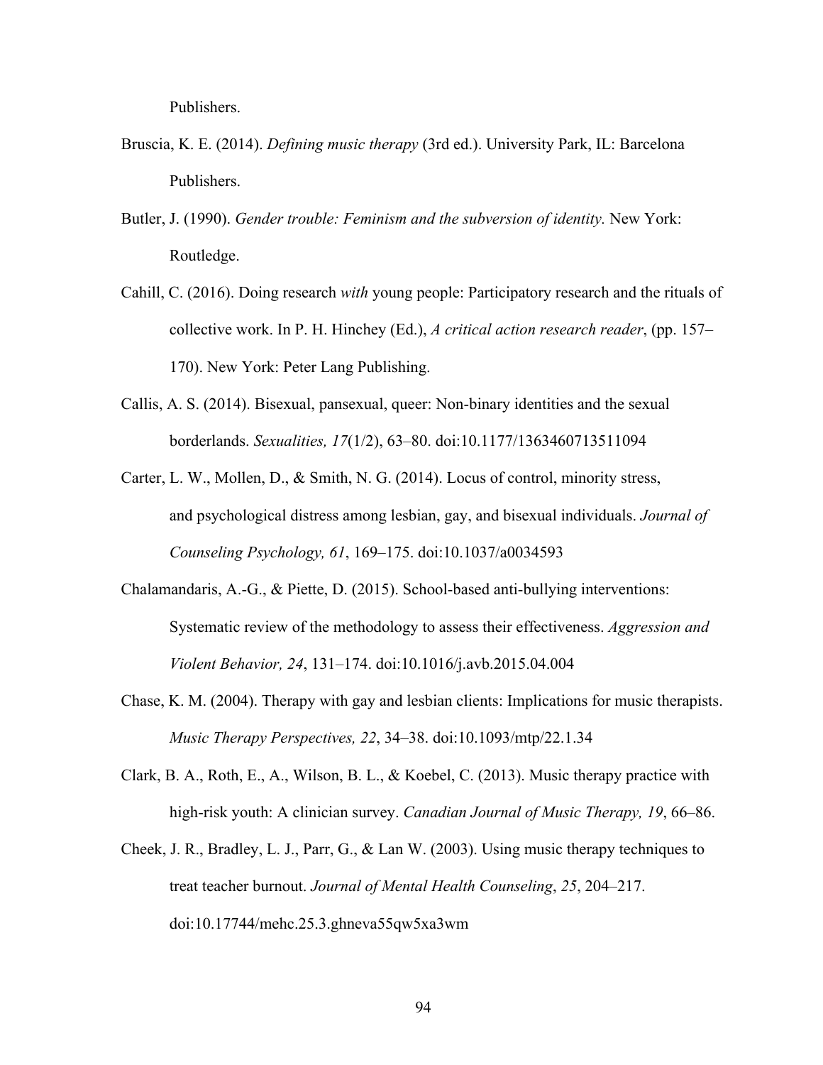Publishers.

Bruscia, K. E. (2014). *Defining music therapy* (3rd ed.). University Park, IL: Barcelona Publishers.

Butler, J. (1990). *Gender trouble: Feminism and the subversion of identity.* New York: Routledge.

Cahill, C. (2016). Doing research *with* young people: Participatory research and the rituals of collective work. In P. H. Hinchey (Ed.), *A critical action research reader*, (pp. 157–170). New York: Peter Lang Publishing.

Callis, A. S. (2014). Bisexual, pansexual, queer: Non-binary identities and the sexual borderlands. *Sexualities, 17*(1/2), 63–80. doi:10.1177/1363460713511094

Carter, L. W., Mollen, D., & Smith, N. G. (2014). Locus of control, minority stress, and psychological distress among lesbian, gay, and bisexual individuals. *Journal of Counseling Psychology, 61*, 169–175. doi:10.1037/a0034593

Chalamandaris, A.-G., & Piette, D. (2015). School-based anti-bullying interventions: Systematic review of the methodology to assess their effectiveness. *Aggression and Violent Behavior, 24*, 131–174. doi:10.1016/j.avb.2015.04.004

Chase, K. M. (2004). Therapy with gay and lesbian clients: Implications for music therapists. *Music Therapy Perspectives, 22*, 34–38. doi:10.1093/mtp/22.1.34

Clark, B. A., Roth, E., A., Wilson, B. L., & Koebel, C. (2013). Music therapy practice with high-risk youth: A clinician survey. *Canadian Journal of Music Therapy, 19*, 66–86.

Cheek, J. R., Bradley, L. J., Parr, G., & Lan W. (2003). Using music therapy techniques to treat teacher burnout. *Journal of Mental Health Counseling*, *25*, 204–217. doi:10.17744/mehc.25.3.ghneva55qw5xa3wm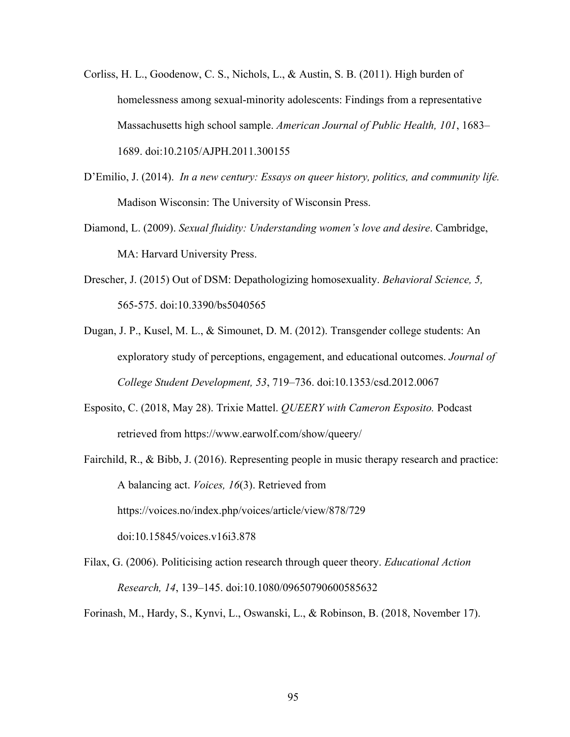Corliss, H. L., Goodenow, C. S., Nichols, L., & Austin, S. B. (2011). High burden of homelessness among sexual-minority adolescents: Findings from a representative Massachusetts high school sample. *American Journal of Public Health, 101*, 1683–1689. doi:10.2105/AJPH.2011.300155

D'Emilio, J. (2014). *In a new century: Essays on queer history, politics, and community life.* Madison Wisconsin: The University of Wisconsin Press.

Diamond, L. (2009). *Sexual fluidity: Understanding women's love and desire*. Cambridge, MA: Harvard University Press.

Drescher, J. (2015) Out of DSM: Depathologizing homosexuality. *Behavioral Science, 5,* 565-575. doi:10.3390/bs5040565

Dugan, J. P., Kusel, M. L., & Simounet, D. M. (2012). Transgender college students: An exploratory study of perceptions, engagement, and educational outcomes. *Journal of College Student Development, 53*, 719–736. doi:10.1353/csd.2012.0067

Esposito, C. (2018, May 28). Trixie Mattel. *QUEERY with Cameron Esposito.* Podcast retrieved from https://www.earwolf.com/show/queery/

Fairchild, R., & Bibb, J. (2016). Representing people in music therapy research and practice: A balancing act. *Voices, 16*(3). Retrieved from https://voices.no/index.php/voices/article/view/878/729 doi:10.15845/voices.v16i3.878

Filax, G. (2006). Politicising action research through queer theory. *Educational Action Research, 14*, 139–145. doi:10.1080/09650790600585632

Forinash, M., Hardy, S., Kynvi, L., Oswanski, L., & Robinson, B. (2018, November 17).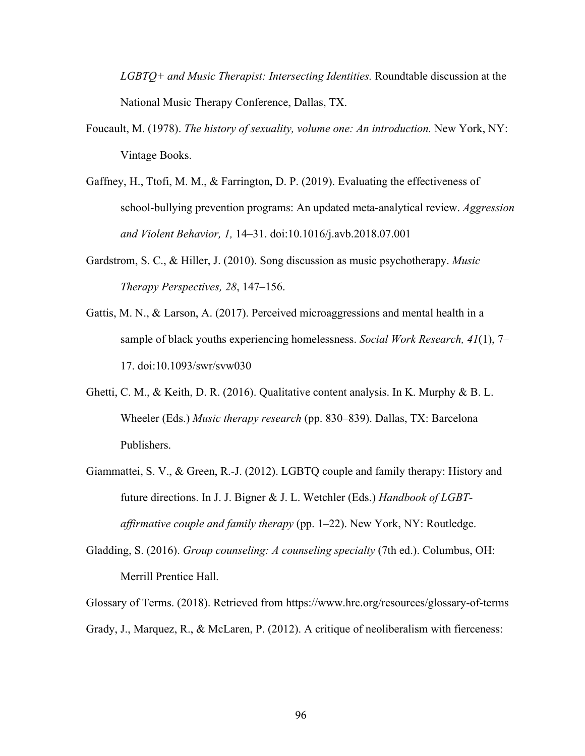*LGBTQ+ and Music Therapist: Intersecting Identities.* Roundtable discussion at the National Music Therapy Conference, Dallas, TX.

Foucault, M. (1978). *The history of sexuality, volume one: An introduction.* New York, NY: Vintage Books.

Gaffney, H., Ttofi, M. M., & Farrington, D. P. (2019). Evaluating the effectiveness of school-bullying prevention programs: An updated meta-analytical review. *Aggression and Violent Behavior, 1,* 14–31. doi:10.1016/j.avb.2018.07.001

Gardstrom, S. C., & Hiller, J. (2010). Song discussion as music psychotherapy. *Music Therapy Perspectives, 28*, 147–156.

Gattis, M. N., & Larson, A. (2017). Perceived microaggressions and mental health in a sample of black youths experiencing homelessness. *Social Work Research, 41*(1), 7–17. doi:10.1093/swr/svw030

Ghetti, C. M., & Keith, D. R. (2016). Qualitative content analysis. In K. Murphy & B. L. Wheeler (Eds.) *Music therapy research* (pp. 830–839). Dallas, TX: Barcelona Publishers.

Giammattei, S. V., & Green, R.-J. (2012). LGBTQ couple and family therapy: History and future directions. In J. J. Bigner & J. L. Wetchler (Eds.) *Handbook of LGBT-affirmative couple and family therapy* (pp. 1–22). New York, NY: Routledge.

Gladding, S. (2016). *Group counseling: A counseling specialty* (7th ed.). Columbus, OH: Merrill Prentice Hall.

Glossary of Terms. (2018). Retrieved from https://www.hrc.org/resources/glossary-of-terms

Grady, J., Marquez, R., & McLaren, P. (2012). A critique of neoliberalism with fierceness: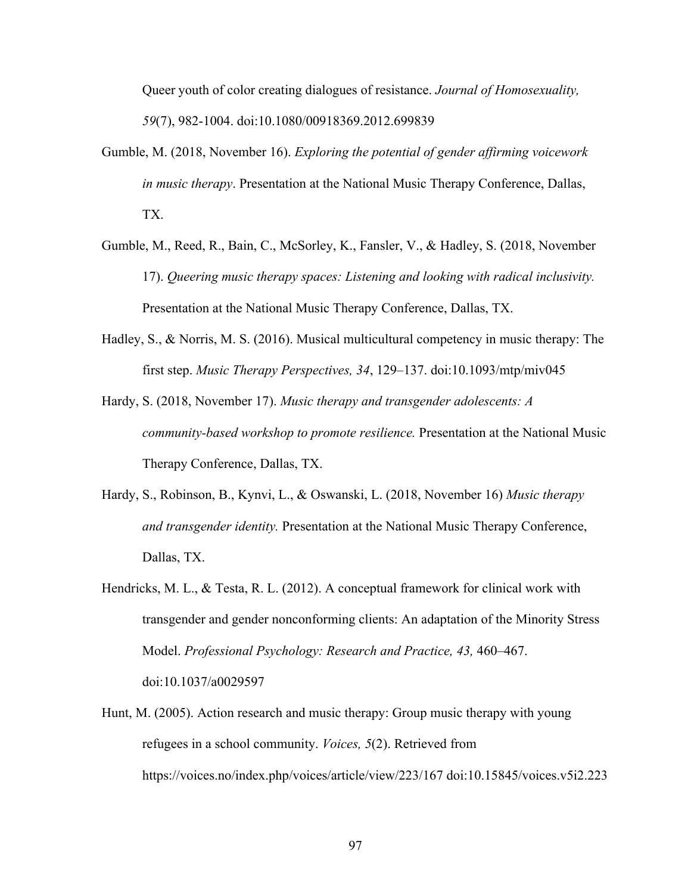Queer youth of color creating dialogues of resistance. *Journal of Homosexuality, 59*(7), 982-1004. doi:10.1080/00918369.2012.699839

Gumble, M. (2018, November 16). *Exploring the potential of gender affirming voicework in music therapy*. Presentation at the National Music Therapy Conference, Dallas, TX.

Gumble, M., Reed, R., Bain, C., McSorley, K., Fansler, V., & Hadley, S. (2018, November 17). *Queering music therapy spaces: Listening and looking with radical inclusivity.* Presentation at the National Music Therapy Conference, Dallas, TX.

Hadley, S., & Norris, M. S. (2016). Musical multicultural competency in music therapy: The first step. *Music Therapy Perspectives, 34*, 129–137. doi:10.1093/mtp/miv045

Hardy, S. (2018, November 17). *Music therapy and transgender adolescents: A community-based workshop to promote resilience.* Presentation at the National Music Therapy Conference, Dallas, TX.

Hardy, S., Robinson, B., Kynvi, L., & Oswanski, L. (2018, November 16) *Music therapy and transgender identity.* Presentation at the National Music Therapy Conference, Dallas, TX.

Hendricks, M. L., & Testa, R. L. (2012). A conceptual framework for clinical work with transgender and gender nonconforming clients: An adaptation of the Minority Stress Model. *Professional Psychology: Research and Practice, 43,* 460–467. doi:10.1037/a0029597

Hunt, M. (2005). Action research and music therapy: Group music therapy with young refugees in a school community. *Voices, 5*(2). Retrieved from https://voices.no/index.php/voices/article/view/223/167 doi:10.15845/voices.v5i2.223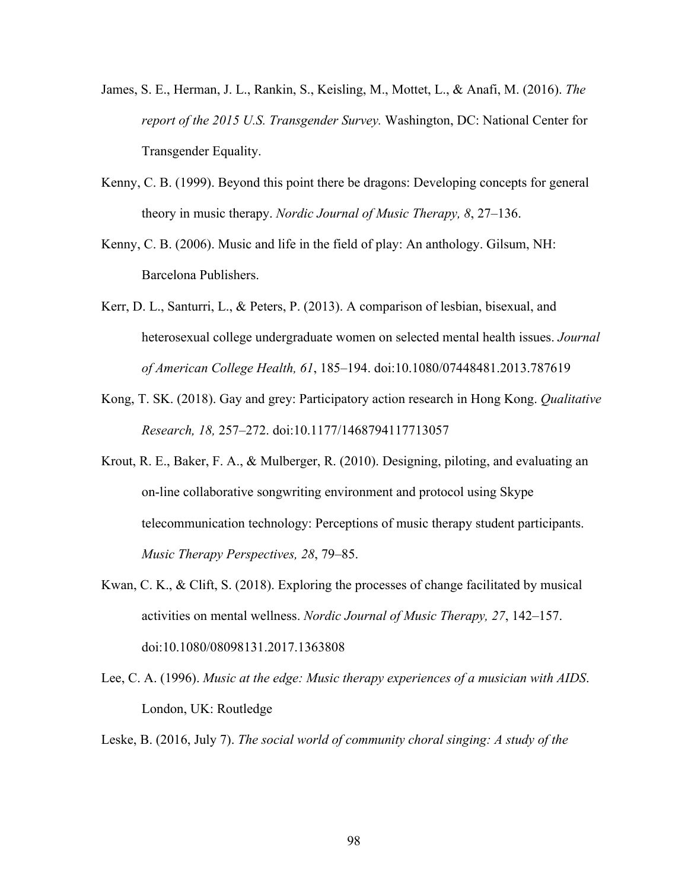James, S. E., Herman, J. L., Rankin, S., Keisling, M., Mottet, L., & Anafi, M. (2016). *The report of the 2015 U.S. Transgender Survey.* Washington, DC: National Center for Transgender Equality.

Kenny, C. B. (1999). Beyond this point there be dragons: Developing concepts for general theory in music therapy. *Nordic Journal of Music Therapy, 8*, 27–136.

Kenny, C. B. (2006). Music and life in the field of play: An anthology. Gilsum, NH: Barcelona Publishers.

Kerr, D. L., Santurri, L., & Peters, P. (2013). A comparison of lesbian, bisexual, and heterosexual college undergraduate women on selected mental health issues. *Journal of American College Health, 61*, 185–194. doi:10.1080/07448481.2013.787619

Kong, T. SK. (2018). Gay and grey: Participatory action research in Hong Kong. *Qualitative Research, 18,* 257–272. doi:10.1177/1468794117713057

Krout, R. E., Baker, F. A., & Mulberger, R. (2010). Designing, piloting, and evaluating an on-line collaborative songwriting environment and protocol using Skype telecommunication technology: Perceptions of music therapy student participants. *Music Therapy Perspectives, 28*, 79–85.

Kwan, C. K., & Clift, S. (2018). Exploring the processes of change facilitated by musical activities on mental wellness. *Nordic Journal of Music Therapy, 27*, 142–157. doi:10.1080/08098131.2017.1363808

Lee, C. A. (1996). *Music at the edge: Music therapy experiences of a musician with AIDS*. London, UK: Routledge

Leske, B. (2016, July 7). *The social world of community choral singing: A study of the*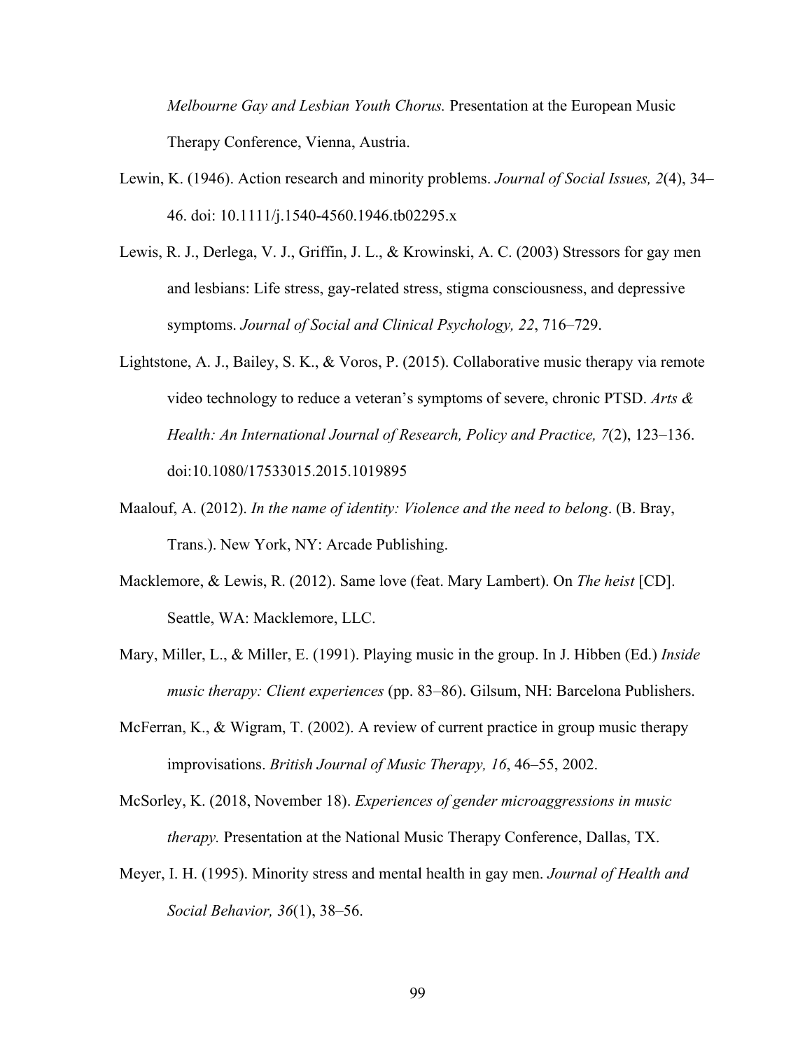*Melbourne Gay and Lesbian Youth Chorus.* Presentation at the European Music Therapy Conference, Vienna, Austria.

Lewin, K. (1946). Action research and minority problems. *Journal of Social Issues, 2*(4), 34–46. doi: 10.1111/j.1540-4560.1946.tb02295.x

Lewis, R. J., Derlega, V. J., Griffin, J. L., & Krowinski, A. C. (2003) Stressors for gay men and lesbians: Life stress, gay-related stress, stigma consciousness, and depressive symptoms. *Journal of Social and Clinical Psychology, 22*, 716–729.

Lightstone, A. J., Bailey, S. K., & Voros, P. (2015). Collaborative music therapy via remote video technology to reduce a veteran's symptoms of severe, chronic PTSD. *Arts & Health: An International Journal of Research, Policy and Practice, 7*(2), 123–136. doi:10.1080/17533015.2015.1019895

Maalouf, A. (2012). *In the name of identity: Violence and the need to belong*. (B. Bray, Trans.). New York, NY: Arcade Publishing.

Macklemore, & Lewis, R. (2012). Same love (feat. Mary Lambert). On *The heist* [CD]. Seattle, WA: Macklemore, LLC.

Mary, Miller, L., & Miller, E. (1991). Playing music in the group. In J. Hibben (Ed.) *Inside music therapy: Client experiences* (pp. 83–86). Gilsum, NH: Barcelona Publishers.

McFerran, K., & Wigram, T. (2002). A review of current practice in group music therapy improvisations. *British Journal of Music Therapy, 16*, 46–55, 2002.

McSorley, K. (2018, November 18). *Experiences of gender microaggressions in music therapy.* Presentation at the National Music Therapy Conference, Dallas, TX.

Meyer, I. H. (1995). Minority stress and mental health in gay men. *Journal of Health and Social Behavior, 36*(1), 38–56.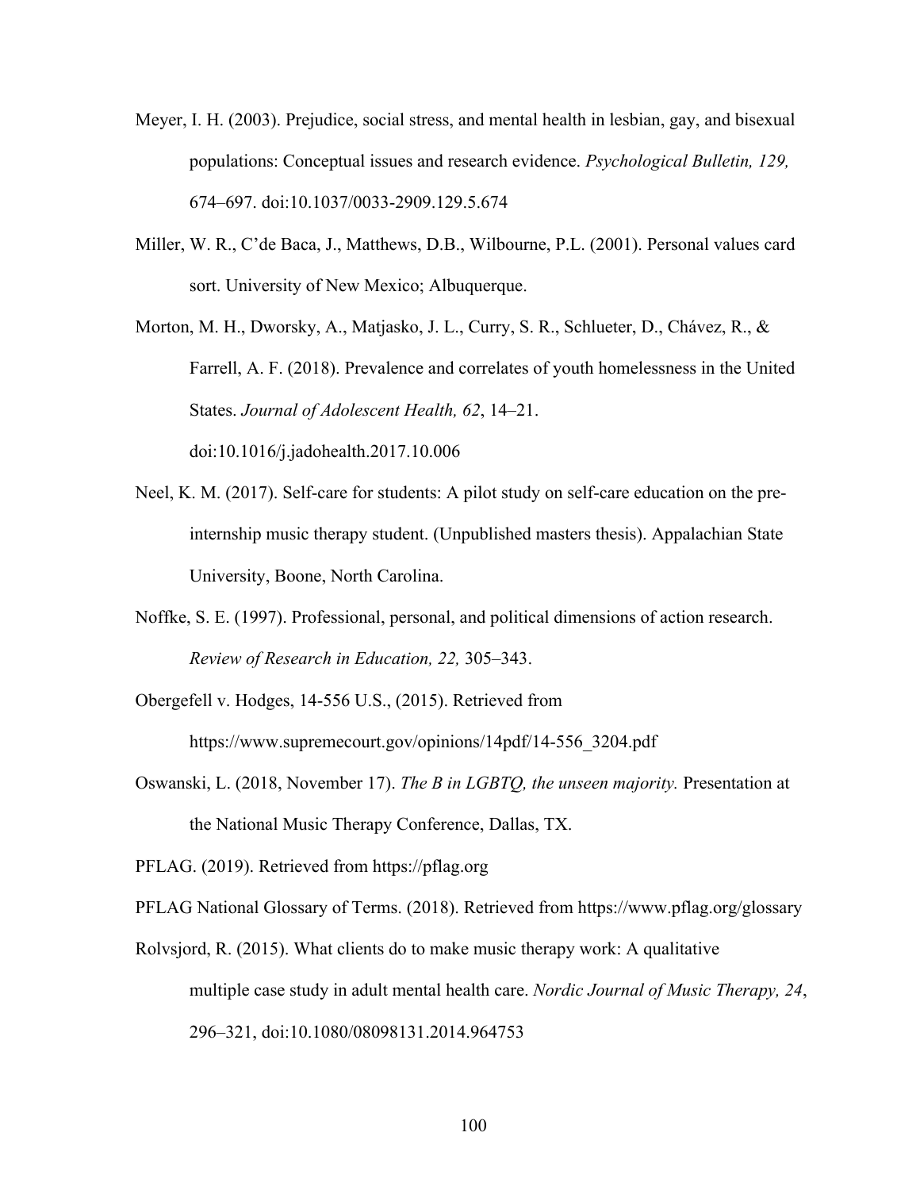Meyer, I. H. (2003). Prejudice, social stress, and mental health in lesbian, gay, and bisexual populations: Conceptual issues and research evidence. *Psychological Bulletin, 129,* 674–697. doi:10.1037/0033-2909.129.5.674

Miller, W. R., C'de Baca, J., Matthews, D.B., Wilbourne, P.L. (2001). Personal values card sort. University of New Mexico; Albuquerque.

Morton, M. H., Dworsky, A., Matjasko, J. L., Curry, S. R., Schlueter, D., Chávez, R., & Farrell, A. F. (2018). Prevalence and correlates of youth homelessness in the United States. *Journal of Adolescent Health, 62*, 14–21. doi:10.1016/j.jadohealth.2017.10.006

Neel, K. M. (2017). Self-care for students: A pilot study on self-care education on the pre-internship music therapy student. (Unpublished masters thesis). Appalachian State University, Boone, North Carolina.

Noffke, S. E. (1997). Professional, personal, and political dimensions of action research. *Review of Research in Education, 22,* 305–343.

Obergefell v. Hodges, 14-556 U.S., (2015). Retrieved from https://www.supremecourt.gov/opinions/14pdf/14-556_3204.pdf

Oswanski, L. (2018, November 17). *The B in LGBTQ, the unseen majority.* Presentation at the National Music Therapy Conference, Dallas, TX.

PFLAG. (2019). Retrieved from https://pflag.org

PFLAG National Glossary of Terms. (2018). Retrieved from https://www.pflag.org/glossary

Rolvsjord, R. (2015). What clients do to make music therapy work: A qualitative multiple case study in adult mental health care. *Nordic Journal of Music Therapy, 24*, 296–321, doi:10.1080/08098131.2014.964753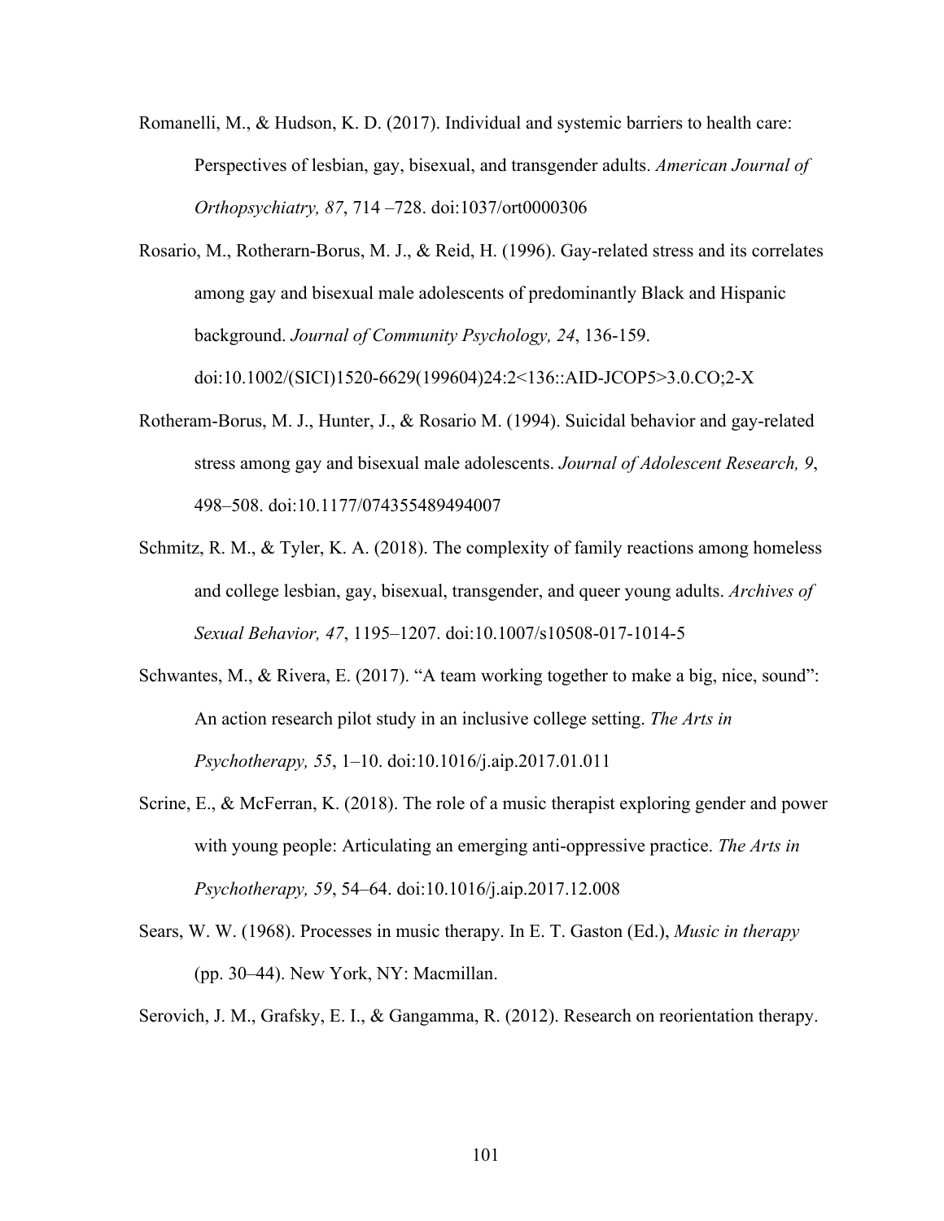Romanelli, M., & Hudson, K. D. (2017). Individual and systemic barriers to health care: Perspectives of lesbian, gay, bisexual, and transgender adults. *American Journal of Orthopsychiatry, 87*, 714 –728. doi:1037/ort0000306

Rosario, M., Rotherarn-Borus, M. J., & Reid, H. (1996). Gay-related stress and its correlates among gay and bisexual male adolescents of predominantly Black and Hispanic background. *Journal of Community Psychology, 24*, 136-159. doi:10.1002/(SICI)1520-6629(199604)24:2<136::AID-JCOP5>3.0.CO;2-X

Rotheram-Borus, M. J., Hunter, J., & Rosario M. (1994). Suicidal behavior and gay-related stress among gay and bisexual male adolescents. *Journal of Adolescent Research, 9*, 498–508. doi:10.1177/074355489494007

Schmitz, R. M., & Tyler, K. A. (2018). The complexity of family reactions among homeless and college lesbian, gay, bisexual, transgender, and queer young adults. *Archives of Sexual Behavior, 47*, 1195–1207. doi:10.1007/s10508-017-1014-5

Schwantes, M., & Rivera, E. (2017). "A team working together to make a big, nice, sound": An action research pilot study in an inclusive college setting. *The Arts in Psychotherapy, 55*, 1–10. doi:10.1016/j.aip.2017.01.011

Scrine, E., & McFerran, K. (2018). The role of a music therapist exploring gender and power with young people: Articulating an emerging anti-oppressive practice. *The Arts in Psychotherapy, 59*, 54–64. doi:10.1016/j.aip.2017.12.008

Sears, W. W. (1968). Processes in music therapy. In E. T. Gaston (Ed.), *Music in therapy* (pp. 30–44). New York, NY: Macmillan.

Serovich, J. M., Grafsky, E. I., & Gangamma, R. (2012). Research on reorientation therapy.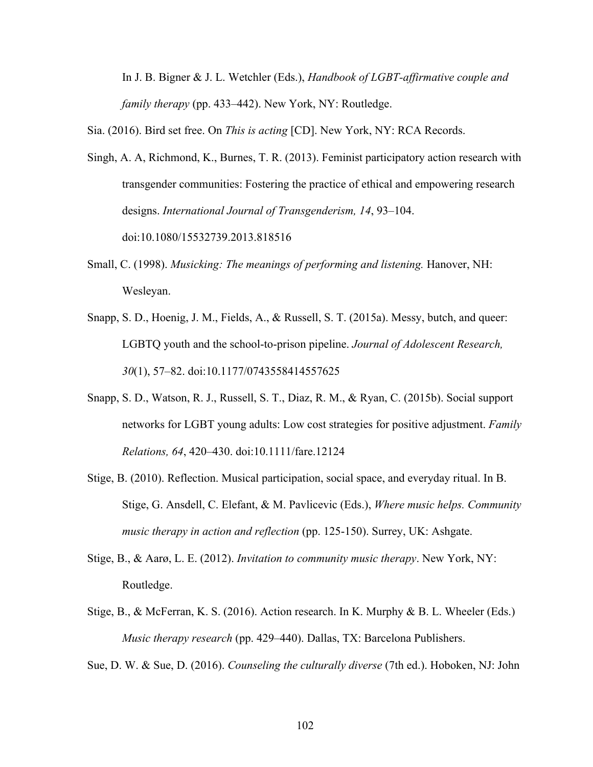In J. B. Bigner & J. L. Wetchler (Eds.), *Handbook of LGBT-affirmative couple and family therapy* (pp. 433–442). New York, NY: Routledge.

Sia. (2016). Bird set free. On *This is acting* [CD]. New York, NY: RCA Records.

Singh, A. A, Richmond, K., Burnes, T. R. (2013). Feminist participatory action research with transgender communities: Fostering the practice of ethical and empowering research designs. *International Journal of Transgenderism, 14*, 93–104. doi:10.1080/15532739.2013.818516

Small, C. (1998). *Musicking: The meanings of performing and listening.* Hanover, NH: Wesleyan.

Snapp, S. D., Hoenig, J. M., Fields, A., & Russell, S. T. (2015a). Messy, butch, and queer: LGBTQ youth and the school-to-prison pipeline. *Journal of Adolescent Research, 30*(1), 57–82. doi:10.1177/0743558414557625

Snapp, S. D., Watson, R. J., Russell, S. T., Diaz, R. M., & Ryan, C. (2015b). Social support networks for LGBT young adults: Low cost strategies for positive adjustment. *Family Relations, 64*, 420–430. doi:10.1111/fare.12124

Stige, B. (2010). Reflection. Musical participation, social space, and everyday ritual. In B. Stige, G. Ansdell, C. Elefant, & M. Pavlicevic (Eds.), *Where music helps. Community music therapy in action and reflection* (pp. 125-150). Surrey, UK: Ashgate.

Stige, B., & Aarø, L. E. (2012). *Invitation to community music therapy*. New York, NY: Routledge.

Stige, B., & McFerran, K. S. (2016). Action research. In K. Murphy & B. L. Wheeler (Eds.) *Music therapy research* (pp. 429–440). Dallas, TX: Barcelona Publishers.

Sue, D. W. & Sue, D. (2016). *Counseling the culturally diverse* (7th ed.). Hoboken, NJ: John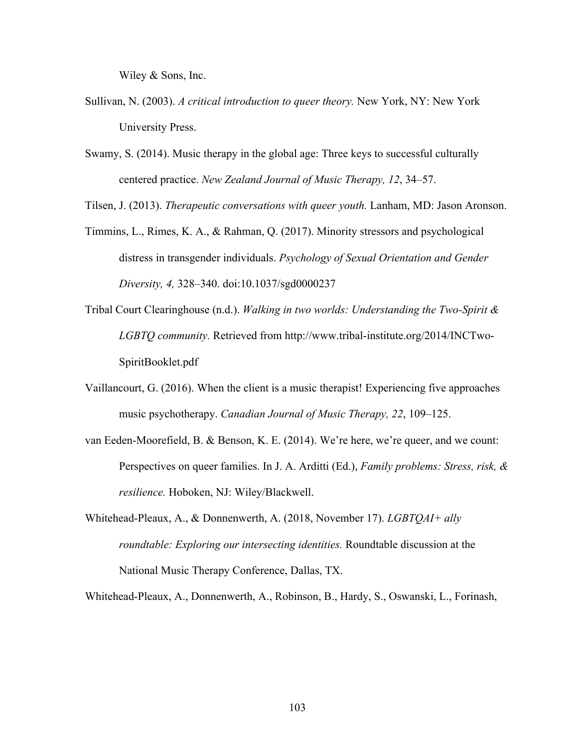Wiley & Sons, Inc.

Sullivan, N. (2003). *A critical introduction to queer theory.* New York, NY: New York University Press.

Swamy, S. (2014). Music therapy in the global age: Three keys to successful culturally centered practice. *New Zealand Journal of Music Therapy, 12*, 34–57.

Tilsen, J. (2013). *Therapeutic conversations with queer youth.* Lanham, MD: Jason Aronson.

Timmins, L., Rimes, K. A., & Rahman, Q. (2017). Minority stressors and psychological distress in transgender individuals. *Psychology of Sexual Orientation and Gender Diversity, 4,* 328–340. doi:10.1037/sgd0000237

Tribal Court Clearinghouse (n.d.). *Walking in two worlds: Understanding the Two-Spirit & LGBTQ community.* Retrieved from http://www.tribal-institute.org/2014/INCTwo-SpiritBooklet.pdf

Vaillancourt, G. (2016). When the client is a music therapist! Experiencing five approaches music psychotherapy. *Canadian Journal of Music Therapy, 22*, 109–125.

van Eeden-Moorefield, B. & Benson, K. E. (2014). We're here, we're queer, and we count: Perspectives on queer families. In J. A. Arditti (Ed.), *Family problems: Stress, risk, & resilience.* Hoboken, NJ: Wiley/Blackwell.

Whitehead-Pleaux, A., & Donnenwerth, A. (2018, November 17). *LGBTQAI+ ally roundtable: Exploring our intersecting identities.* Roundtable discussion at the National Music Therapy Conference, Dallas, TX.

Whitehead-Pleaux, A., Donnenwerth, A., Robinson, B., Hardy, S., Oswanski, L., Forinash,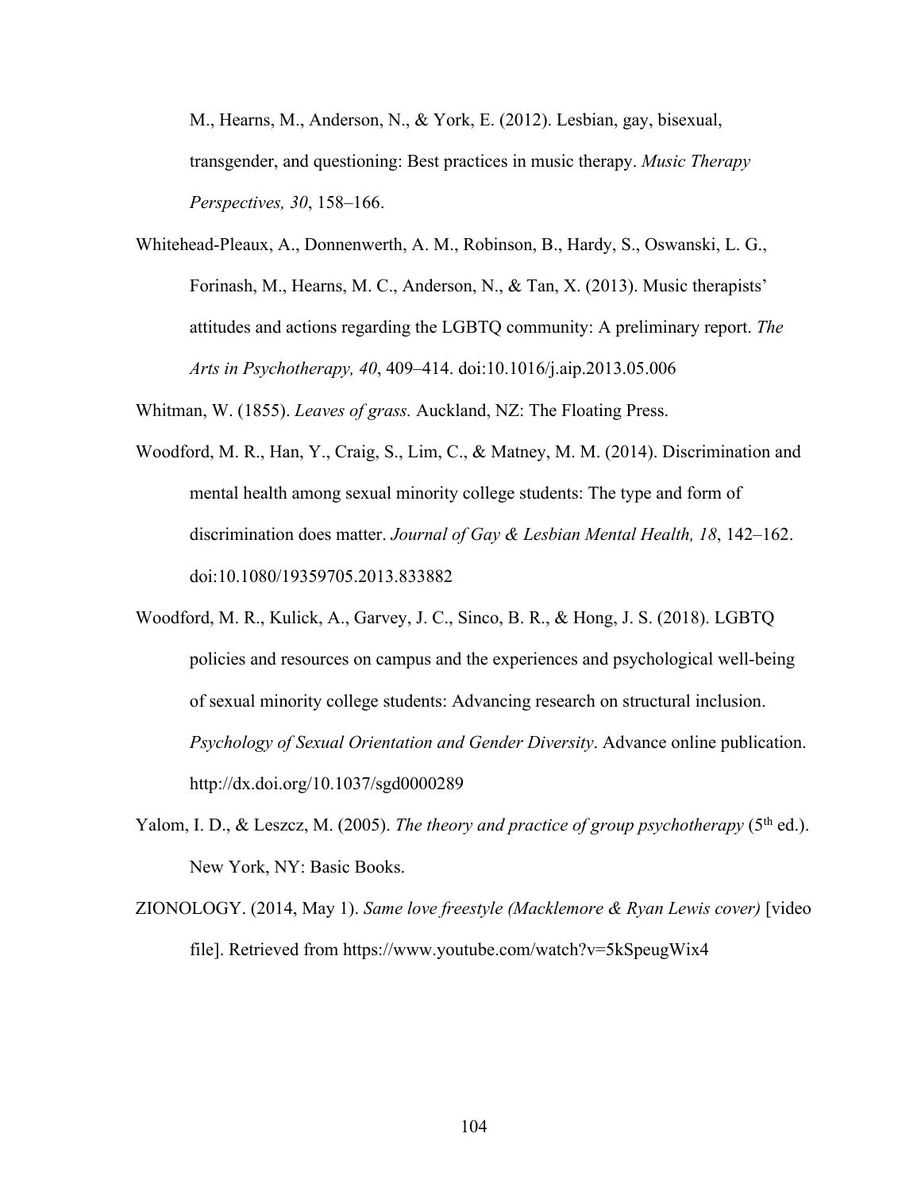M., Hearns, M., Anderson, N., & York, E. (2012). Lesbian, gay, bisexual, transgender, and questioning: Best practices in music therapy. *Music Therapy Perspectives, 30*, 158–166.

Whitehead-Pleaux, A., Donnenwerth, A. M., Robinson, B., Hardy, S., Oswanski, L. G., Forinash, M., Hearns, M. C., Anderson, N., & Tan, X. (2013). Music therapists' attitudes and actions regarding the LGBTQ community: A preliminary report. *The Arts in Psychotherapy, 40*, 409–414. doi:10.1016/j.aip.2013.05.006

Whitman, W. (1855). *Leaves of grass.* Auckland, NZ: The Floating Press.

Woodford, M. R., Han, Y., Craig, S., Lim, C., & Matney, M. M. (2014). Discrimination and mental health among sexual minority college students: The type and form of discrimination does matter. *Journal of Gay & Lesbian Mental Health, 18*, 142–162. doi:10.1080/19359705.2013.833882

Woodford, M. R., Kulick, A., Garvey, J. C., Sinco, B. R., & Hong, J. S. (2018). LGBTQ policies and resources on campus and the experiences and psychological well-being of sexual minority college students: Advancing research on structural inclusion. *Psychology of Sexual Orientation and Gender Diversity*. Advance online publication. http://dx.doi.org/10.1037/sgd0000289

Yalom, I. D., & Leszcz, M. (2005). *The theory and practice of group psychotherapy* (5th ed.). New York, NY: Basic Books.

ZIONOLOGY. (2014, May 1). *Same love freestyle (Macklemore & Ryan Lewis cover)* [video file]. Retrieved from https://www.youtube.com/watch?v=5kSpeugWix4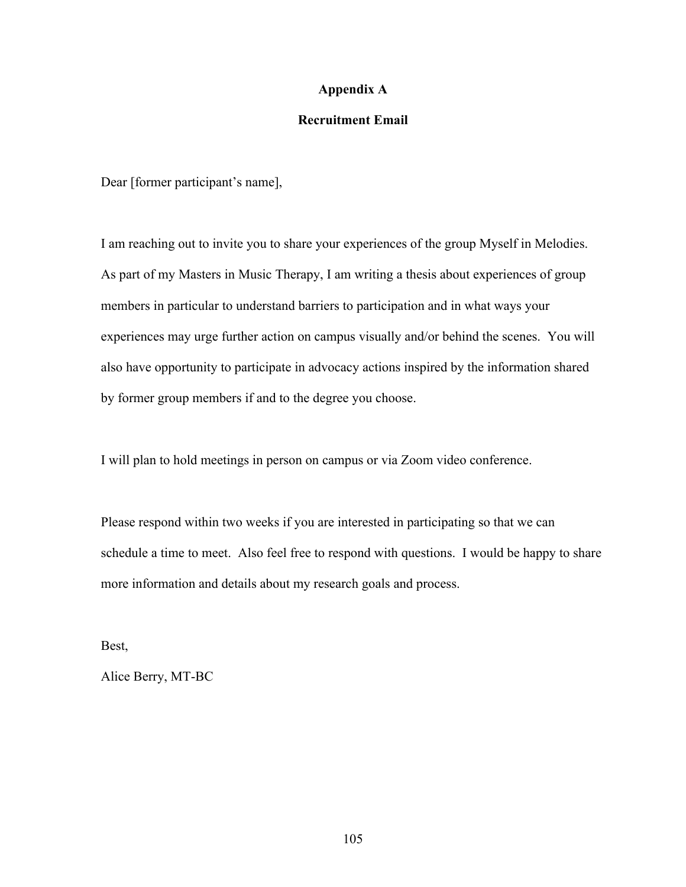# Appendix A

## Recruitment Email

Dear [former participant's name],

I am reaching out to invite you to share your experiences of the group Myself in Melodies. As part of my Masters in Music Therapy, I am writing a thesis about experiences of group members in particular to understand barriers to participation and in what ways your experiences may urge further action on campus visually and/or behind the scenes. You will also have opportunity to participate in advocacy actions inspired by the information shared by former group members if and to the degree you choose.

I will plan to hold meetings in person on campus or via Zoom video conference.

Please respond within two weeks if you are interested in participating so that we can schedule a time to meet. Also feel free to respond with questions. I would be happy to share more information and details about my research goals and process.

Best,

Alice Berry, MT-BC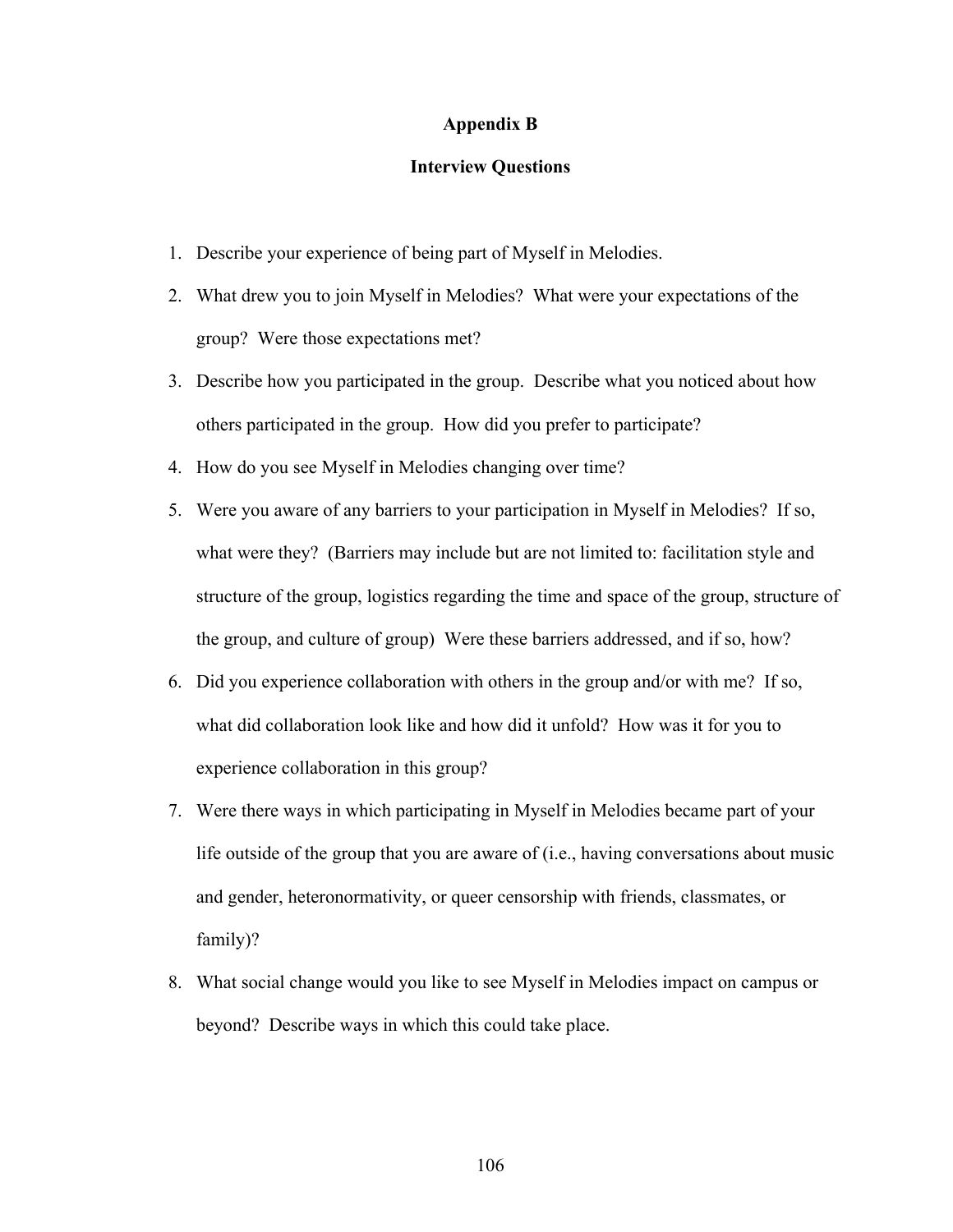# Appendix B

## Interview Questions

1. Describe your experience of being part of Myself in Melodies.
2. What drew you to join Myself in Melodies? What were your expectations of the group? Were those expectations met?
3. Describe how you participated in the group. Describe what you noticed about how others participated in the group. How did you prefer to participate?
4. How do you see Myself in Melodies changing over time?
5. Were you aware of any barriers to your participation in Myself in Melodies? If so, what were they? (Barriers may include but are not limited to: facilitation style and structure of the group, logistics regarding the time and space of the group, structure of the group, and culture of group) Were these barriers addressed, and if so, how?
6. Did you experience collaboration with others in the group and/or with me? If so, what did collaboration look like and how did it unfold? How was it for you to experience collaboration in this group?
7. Were there ways in which participating in Myself in Melodies became part of your life outside of the group that you are aware of (i.e., having conversations about music and gender, heteronormativity, or queer censorship with friends, classmates, or family)?
8. What social change would you like to see Myself in Melodies impact on campus or beyond? Describe ways in which this could take place.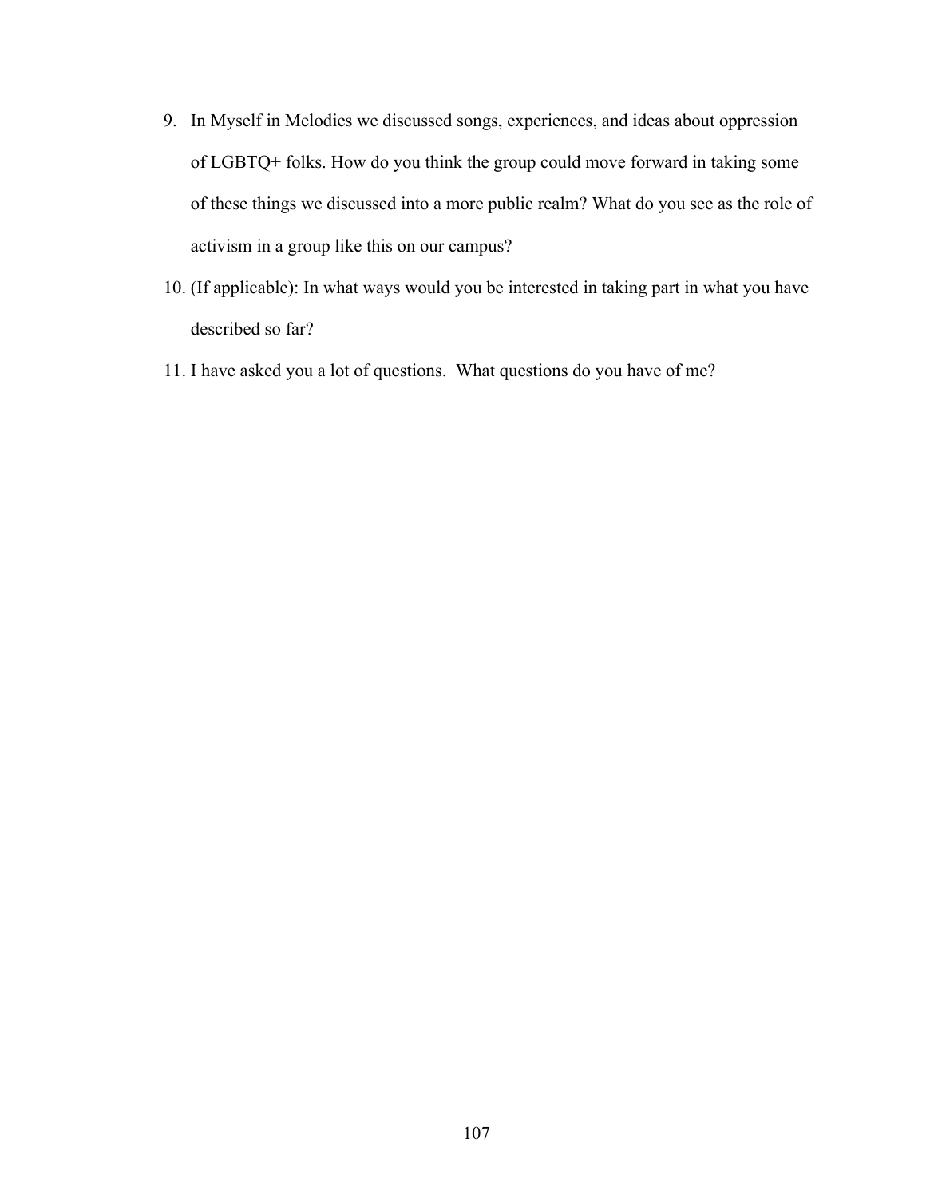9. In Myself in Melodies we discussed songs, experiences, and ideas about oppression of LGBTQ+ folks. How do you think the group could move forward in taking some of these things we discussed into a more public realm? What do you see as the role of activism in a group like this on our campus?
10. (If applicable): In what ways would you be interested in taking part in what you have described so far?
11. I have asked you a lot of questions. What questions do you have of me?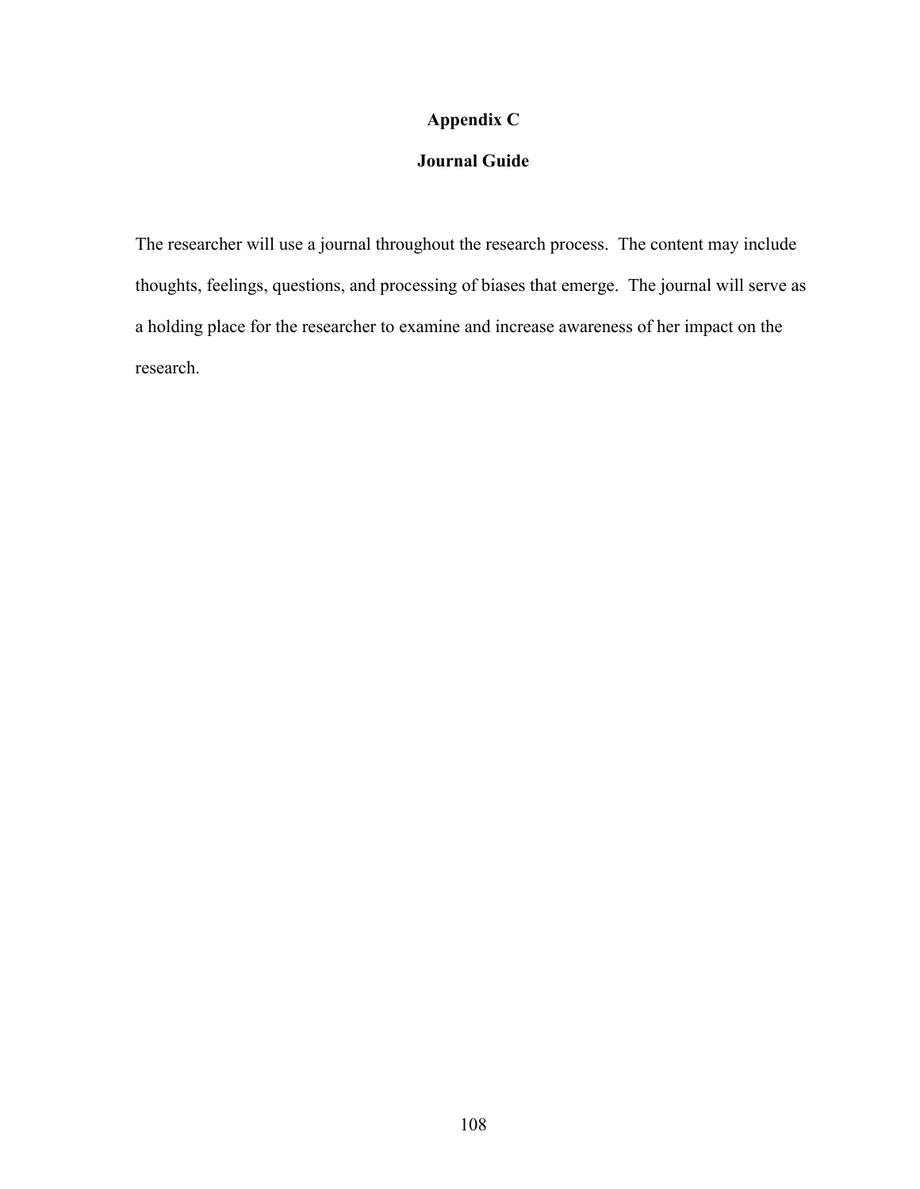# Appendix C

## Journal Guide

The researcher will use a journal throughout the research process. The content may include thoughts, feelings, questions, and processing of biases that emerge. The journal will serve as a holding place for the researcher to examine and increase awareness of her impact on the research.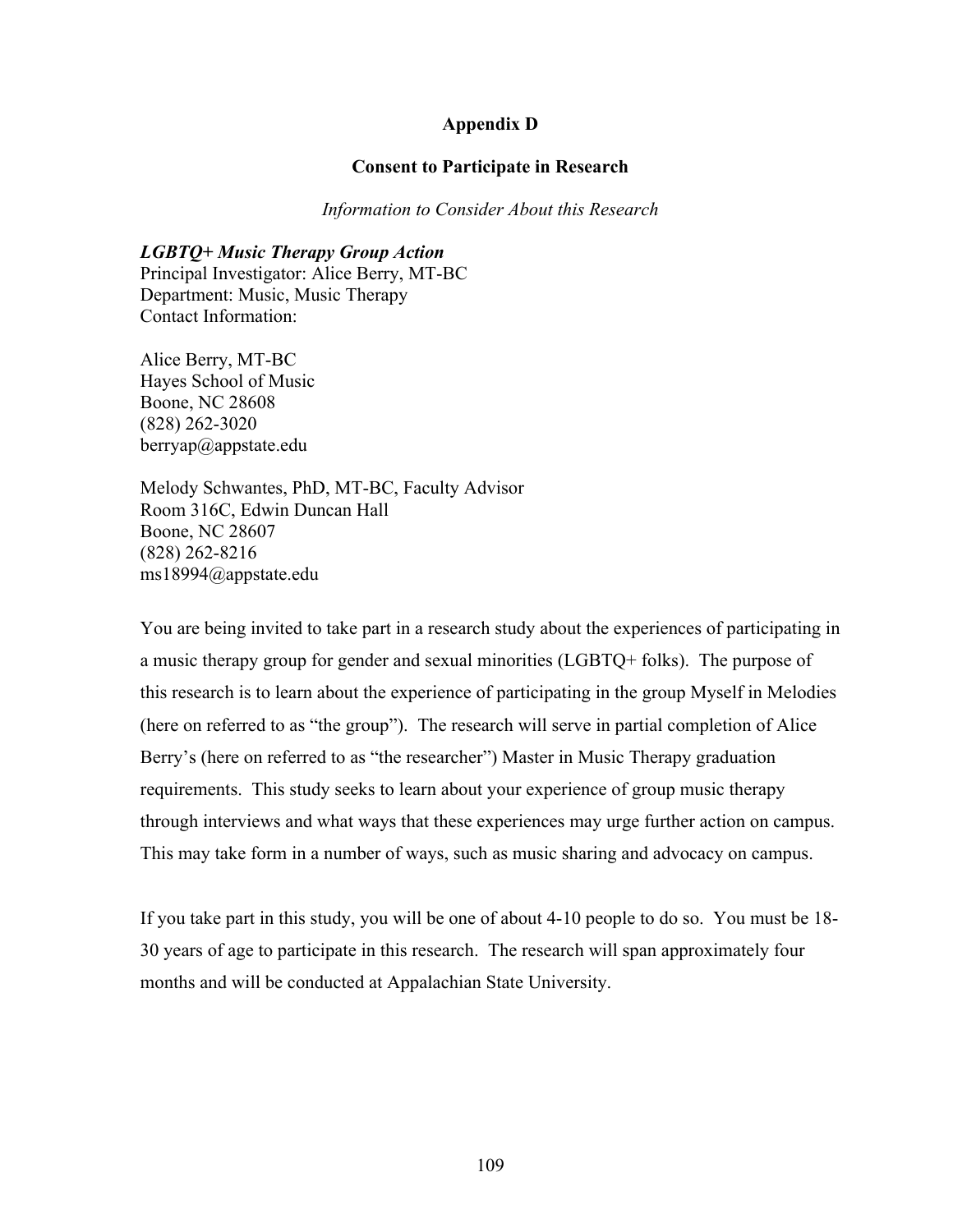# Appendix D

## Consent to Participate in Research

*Information to Consider About this Research*

***LGBTQ+ Music Therapy Group Action***
Principal Investigator: Alice Berry, MT-BC
Department: Music, Music Therapy
Contact Information:

Alice Berry, MT-BC
Hayes School of Music
Boone, NC 28608
(828) 262-3020
berryap@appstate.edu

Melody Schwantes, PhD, MT-BC, Faculty Advisor
Room 316C, Edwin Duncan Hall
Boone, NC 28607
(828) 262-8216
ms18994@appstate.edu

You are being invited to take part in a research study about the experiences of participating in a music therapy group for gender and sexual minorities (LGBTQ+ folks). The purpose of this research is to learn about the experience of participating in the group Myself in Melodies (here on referred to as "the group"). The research will serve in partial completion of Alice Berry's (here on referred to as "the researcher") Master in Music Therapy graduation requirements. This study seeks to learn about your experience of group music therapy through interviews and what ways that these experiences may urge further action on campus. This may take form in a number of ways, such as music sharing and advocacy on campus.

If you take part in this study, you will be one of about 4-10 people to do so. You must be 18-30 years of age to participate in this research. The research will span approximately four months and will be conducted at Appalachian State University.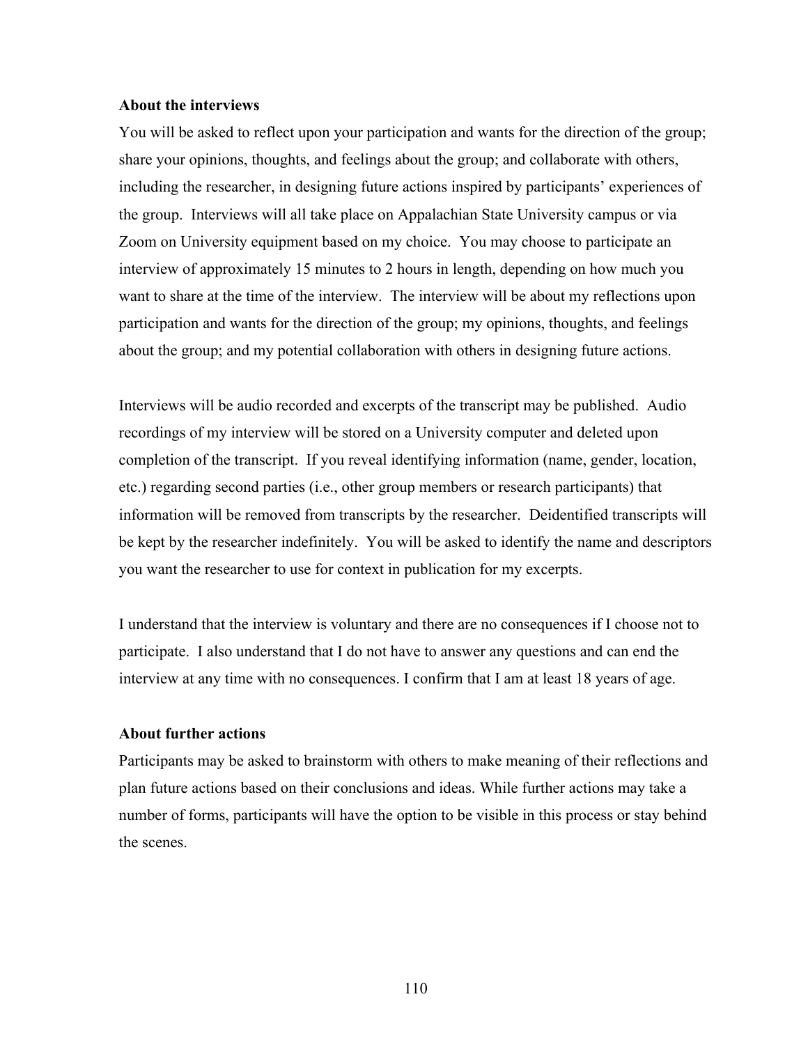**About the interviews**

You will be asked to reflect upon your participation and wants for the direction of the group; share your opinions, thoughts, and feelings about the group; and collaborate with others, including the researcher, in designing future actions inspired by participants' experiences of the group. Interviews will all take place on Appalachian State University campus or via Zoom on University equipment based on my choice. You may choose to participate an interview of approximately 15 minutes to 2 hours in length, depending on how much you want to share at the time of the interview. The interview will be about my reflections upon participation and wants for the direction of the group; my opinions, thoughts, and feelings about the group; and my potential collaboration with others in designing future actions.

Interviews will be audio recorded and excerpts of the transcript may be published. Audio recordings of my interview will be stored on a University computer and deleted upon completion of the transcript. If you reveal identifying information (name, gender, location, etc.) regarding second parties (i.e., other group members or research participants) that information will be removed from transcripts by the researcher. Deidentified transcripts will be kept by the researcher indefinitely. You will be asked to identify the name and descriptors you want the researcher to use for context in publication for my excerpts.

I understand that the interview is voluntary and there are no consequences if I choose not to participate. I also understand that I do not have to answer any questions and can end the interview at any time with no consequences. I confirm that I am at least 18 years of age.

**About further actions**

Participants may be asked to brainstorm with others to make meaning of their reflections and plan future actions based on their conclusions and ideas. While further actions may take a number of forms, participants will have the option to be visible in this process or stay behind the scenes.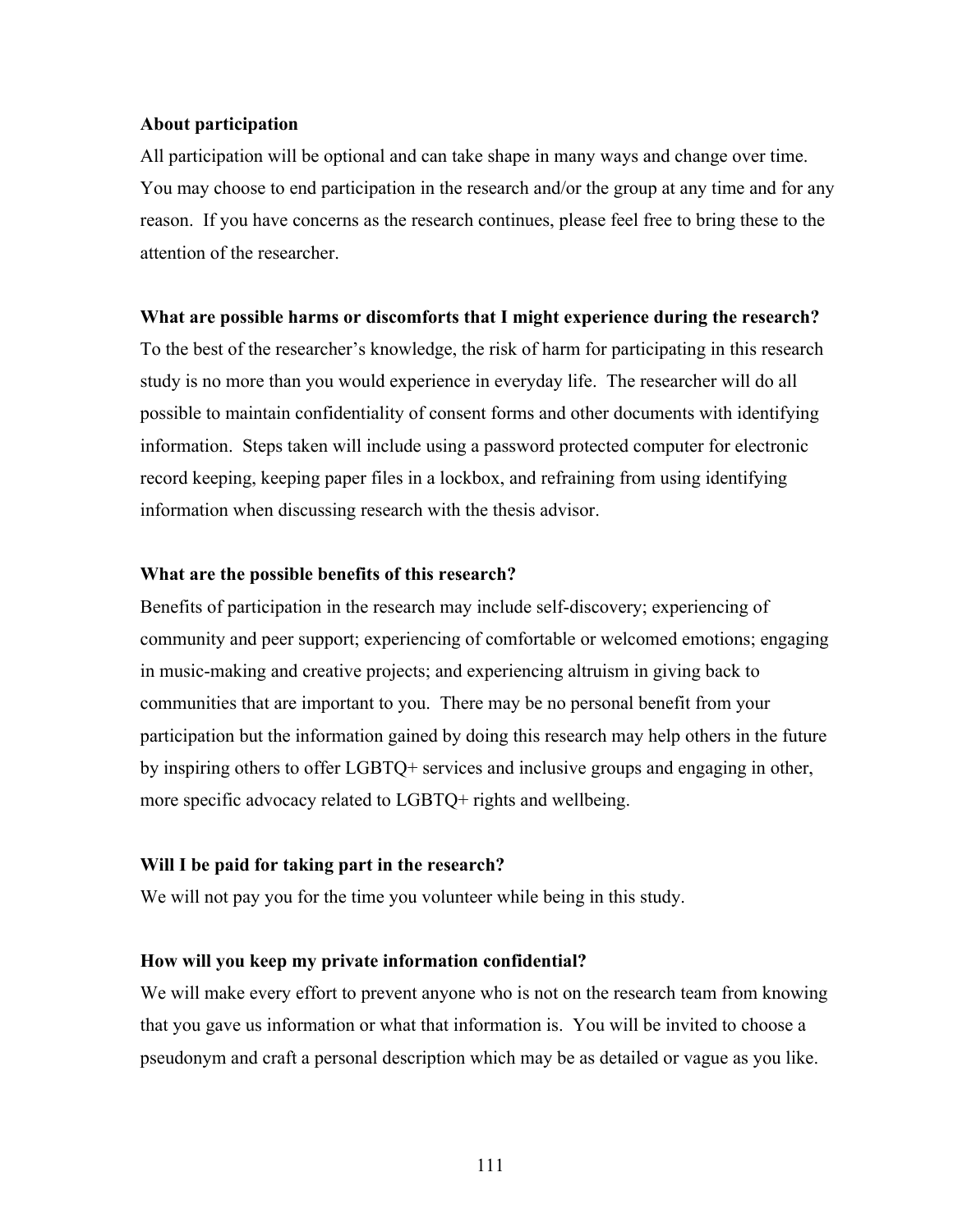**About participation**

All participation will be optional and can take shape in many ways and change over time. You may choose to end participation in the research and/or the group at any time and for any reason. If you have concerns as the research continues, please feel free to bring these to the attention of the researcher.

**What are possible harms or discomforts that I might experience during the research?**

To the best of the researcher's knowledge, the risk of harm for participating in this research study is no more than you would experience in everyday life. The researcher will do all possible to maintain confidentiality of consent forms and other documents with identifying information. Steps taken will include using a password protected computer for electronic record keeping, keeping paper files in a lockbox, and refraining from using identifying information when discussing research with the thesis advisor.

**What are the possible benefits of this research?**

Benefits of participation in the research may include self-discovery; experiencing of community and peer support; experiencing of comfortable or welcomed emotions; engaging in music-making and creative projects; and experiencing altruism in giving back to communities that are important to you. There may be no personal benefit from your participation but the information gained by doing this research may help others in the future by inspiring others to offer LGBTQ+ services and inclusive groups and engaging in other, more specific advocacy related to LGBTQ+ rights and wellbeing.

**Will I be paid for taking part in the research?**

We will not pay you for the time you volunteer while being in this study.

**How will you keep my private information confidential?**

We will make every effort to prevent anyone who is not on the research team from knowing that you gave us information or what that information is. You will be invited to choose a pseudonym and craft a personal description which may be as detailed or vague as you like.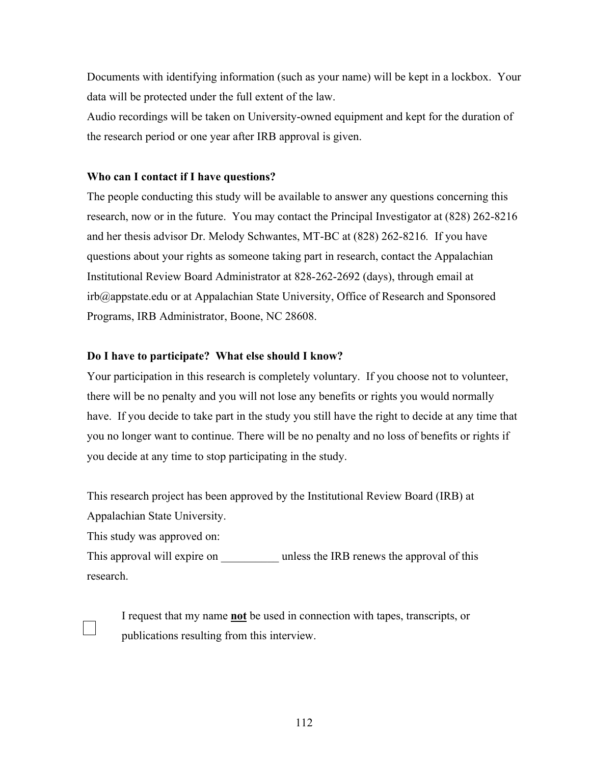Documents with identifying information (such as your name) will be kept in a lockbox. Your data will be protected under the full extent of the law.

Audio recordings will be taken on University-owned equipment and kept for the duration of the research period or one year after IRB approval is given.

**Who can I contact if I have questions?**

The people conducting this study will be available to answer any questions concerning this research, now or in the future. You may contact the Principal Investigator at (828) 262-8216 and her thesis advisor Dr. Melody Schwantes, MT-BC at (828) 262-8216. If you have questions about your rights as someone taking part in research, contact the Appalachian Institutional Review Board Administrator at 828-262-2692 (days), through email at irb@appstate.edu or at Appalachian State University, Office of Research and Sponsored Programs, IRB Administrator, Boone, NC 28608.

**Do I have to participate? What else should I know?**

Your participation in this research is completely voluntary. If you choose not to volunteer, there will be no penalty and you will not lose any benefits or rights you would normally have. If you decide to take part in the study you still have the right to decide at any time that you no longer want to continue. There will be no penalty and no loss of benefits or rights if you decide at any time to stop participating in the study.

This research project has been approved by the Institutional Review Board (IRB) at Appalachian State University.

This study was approved on:

This approval will expire on __________ unless the IRB renews the approval of this research.

☐ I request that my name **not** be used in connection with tapes, transcripts, or publications resulting from this interview.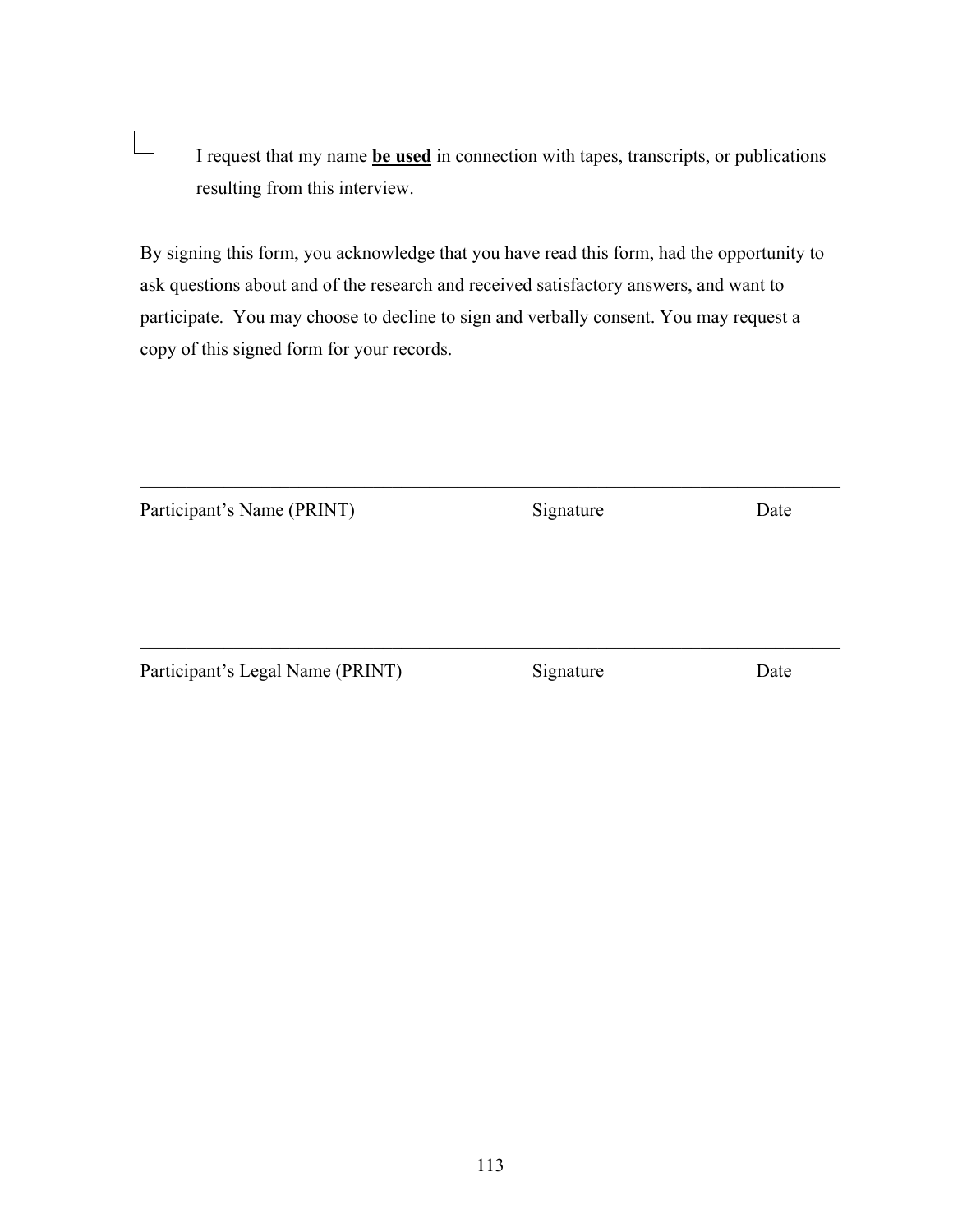☐ I request that my name **be used** in connection with tapes, transcripts, or publications resulting from this interview.

By signing this form, you acknowledge that you have read this form, had the opportunity to ask questions about and of the research and received satisfactory answers, and want to participate. You may choose to decline to sign and verbally consent. You may request a copy of this signed form for your records.

______________________________________________________________________

Participant's Name (PRINT) Signature Date

______________________________________________________________________

Participant's Legal Name (PRINT) Signature Date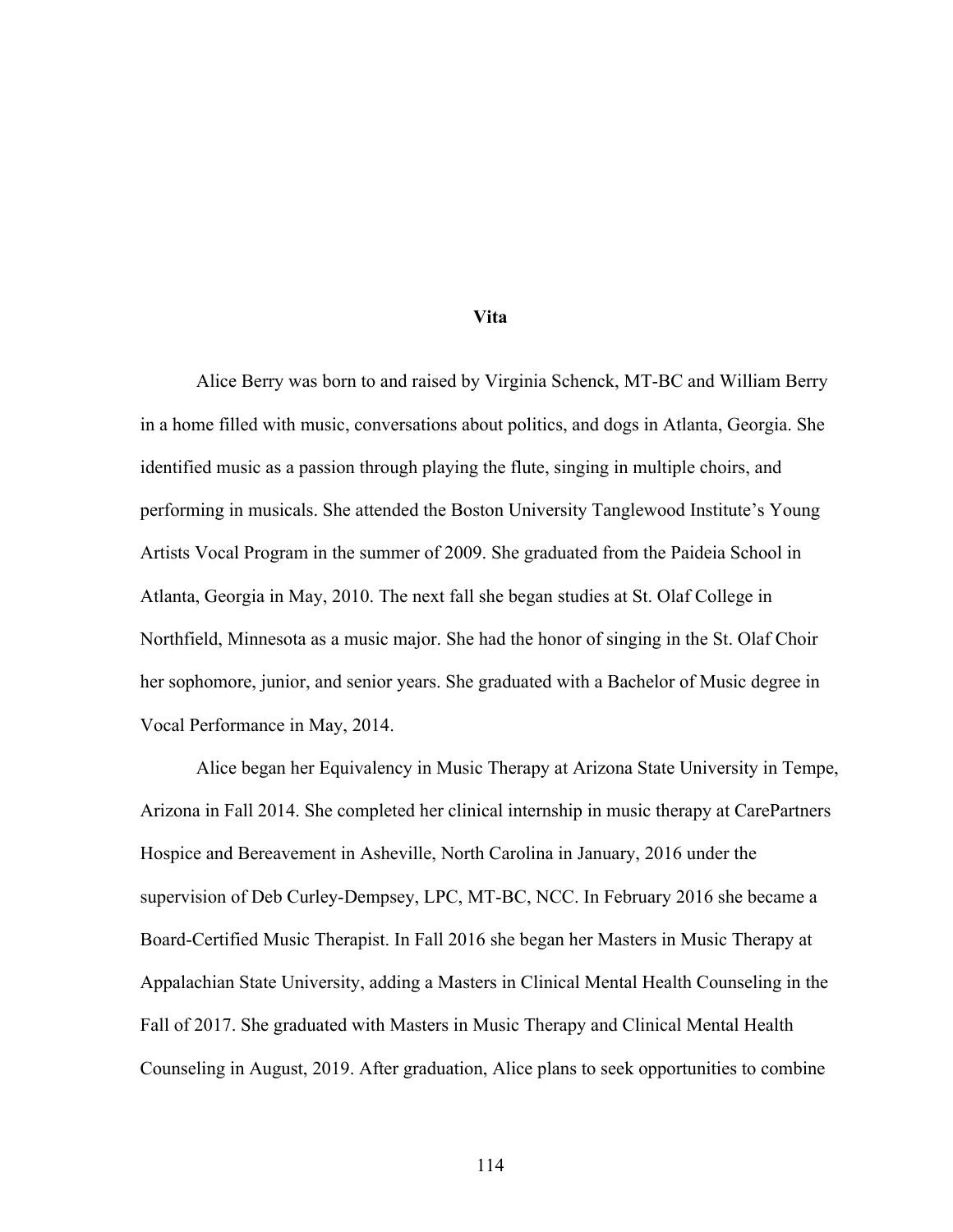# Vita

Alice Berry was born to and raised by Virginia Schenck, MT-BC and William Berry in a home filled with music, conversations about politics, and dogs in Atlanta, Georgia. She identified music as a passion through playing the flute, singing in multiple choirs, and performing in musicals. She attended the Boston University Tanglewood Institute's Young Artists Vocal Program in the summer of 2009. She graduated from the Paideia School in Atlanta, Georgia in May, 2010. The next fall she began studies at St. Olaf College in Northfield, Minnesota as a music major. She had the honor of singing in the St. Olaf Choir her sophomore, junior, and senior years. She graduated with a Bachelor of Music degree in Vocal Performance in May, 2014.

Alice began her Equivalency in Music Therapy at Arizona State University in Tempe, Arizona in Fall 2014. She completed her clinical internship in music therapy at CarePartners Hospice and Bereavement in Asheville, North Carolina in January, 2016 under the supervision of Deb Curley-Dempsey, LPC, MT-BC, NCC. In February 2016 she became a Board-Certified Music Therapist. In Fall 2016 she began her Masters in Music Therapy at Appalachian State University, adding a Masters in Clinical Mental Health Counseling in the Fall of 2017. She graduated with Masters in Music Therapy and Clinical Mental Health Counseling in August, 2019. After graduation, Alice plans to seek opportunities to combine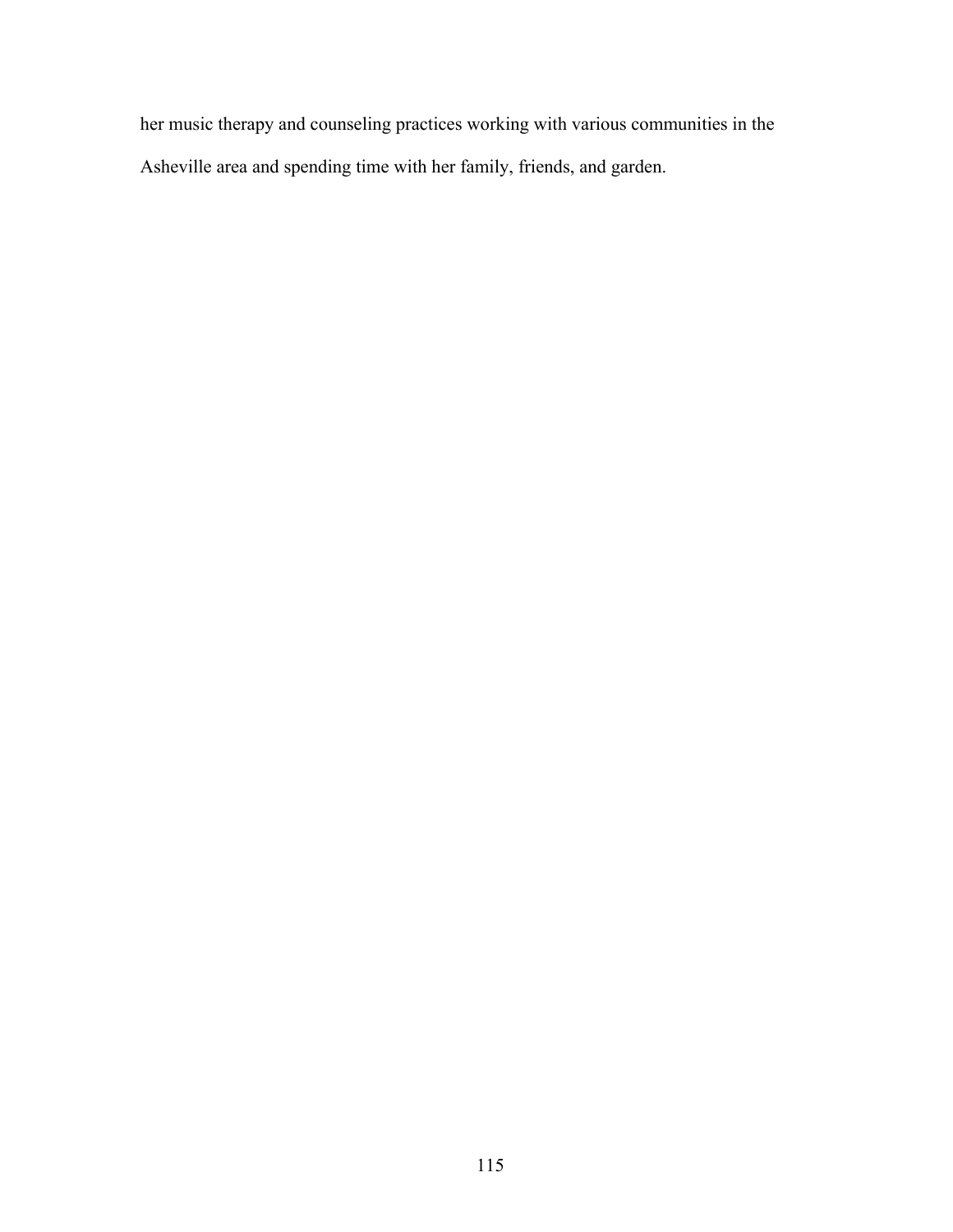her music therapy and counseling practices working with various communities in the Asheville area and spending time with her family, friends, and garden.